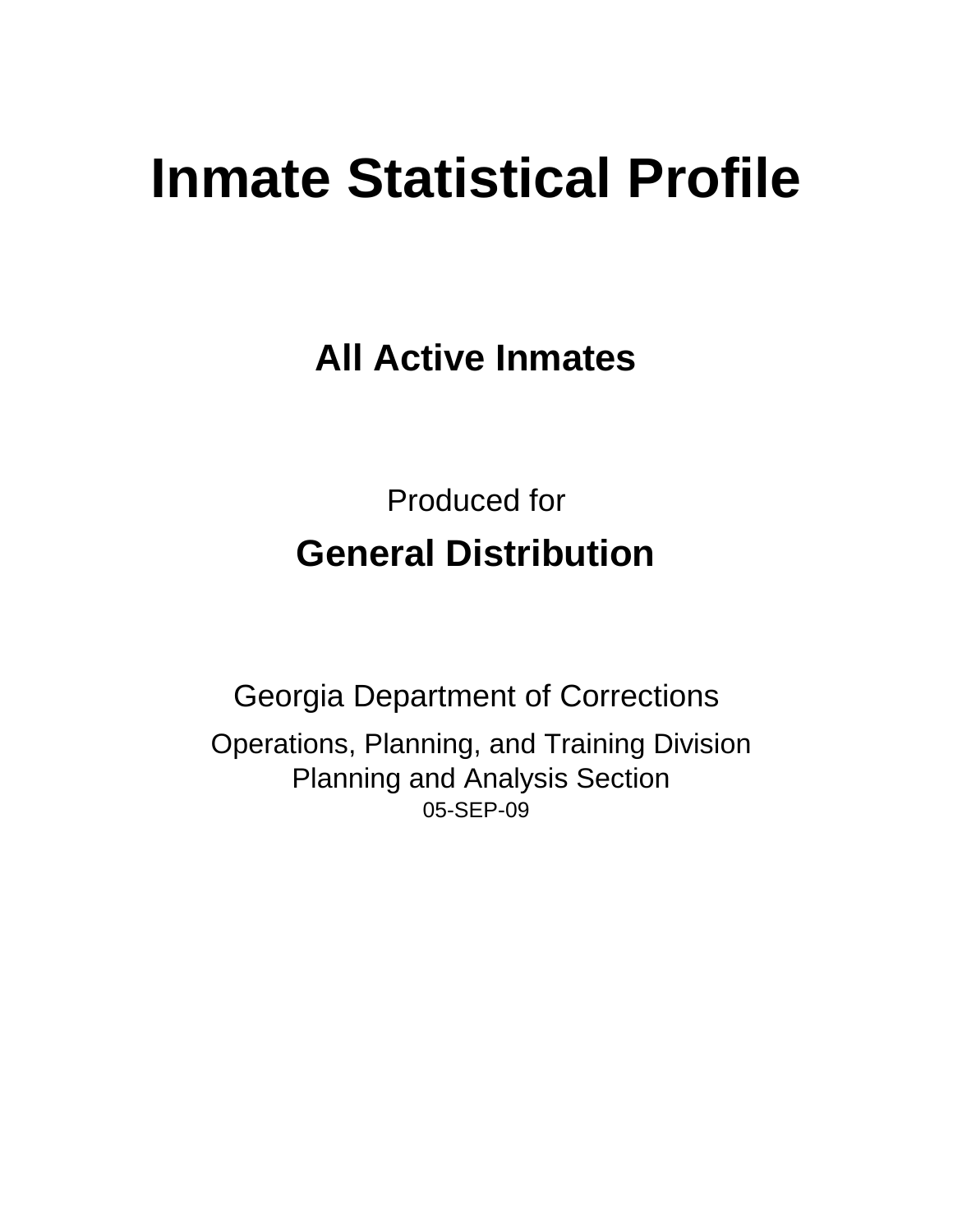# Inmate Statistical Profile

## All Active Inmates

Produced for

## General Distribution

Georgia Department of Corrections

Operations, Planning, and Training Division
Planning and Analysis Section
05-SEP-09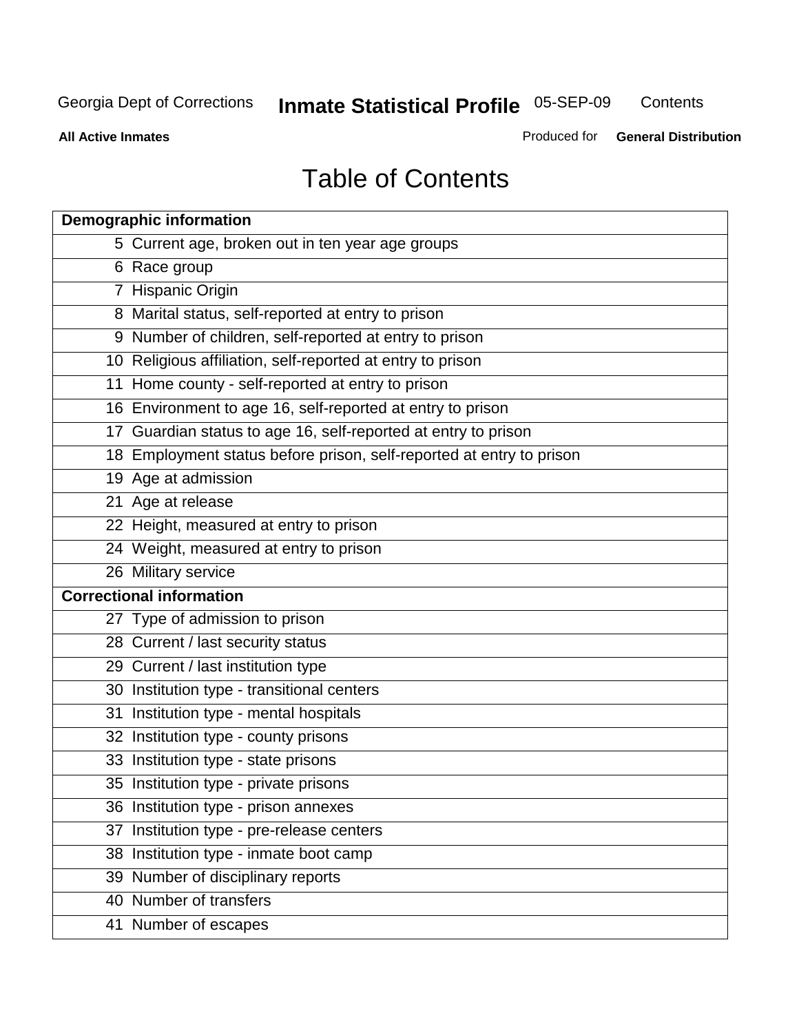Georgia Dept of Corrections **Inmate Statistical Profile** 05-SEP-09 Contents

**All Active Inmates** Produced for **General Distribution**

# Table of Contents

| **Demographic information** | |
|---|---|
| 5 | Current age, broken out in ten year age groups |
| 6 | Race group |
| 7 | Hispanic Origin |
| 8 | Marital status, self-reported at entry to prison |
| 9 | Number of children, self-reported at entry to prison |
| 10 | Religious affiliation, self-reported at entry to prison |
| 11 | Home county - self-reported at entry to prison |
| 16 | Environment to age 16, self-reported at entry to prison |
| 17 | Guardian status to age 16, self-reported at entry to prison |
| 18 | Employment status before prison, self-reported at entry to prison |
| 19 | Age at admission |
| 21 | Age at release |
| 22 | Height, measured at entry to prison |
| 24 | Weight, measured at entry to prison |
| 26 | Military service |
| **Correctional information** | |
| 27 | Type of admission to prison |
| 28 | Current / last security status |
| 29 | Current / last institution type |
| 30 | Institution type - transitional centers |
| 31 | Institution type - mental hospitals |
| 32 | Institution type - county prisons |
| 33 | Institution type - state prisons |
| 35 | Institution type - private prisons |
| 36 | Institution type - prison annexes |
| 37 | Institution type - pre-release centers |
| 38 | Institution type - inmate boot camp |
| 39 | Number of disciplinary reports |
| 40 | Number of transfers |
| 41 | Number of escapes |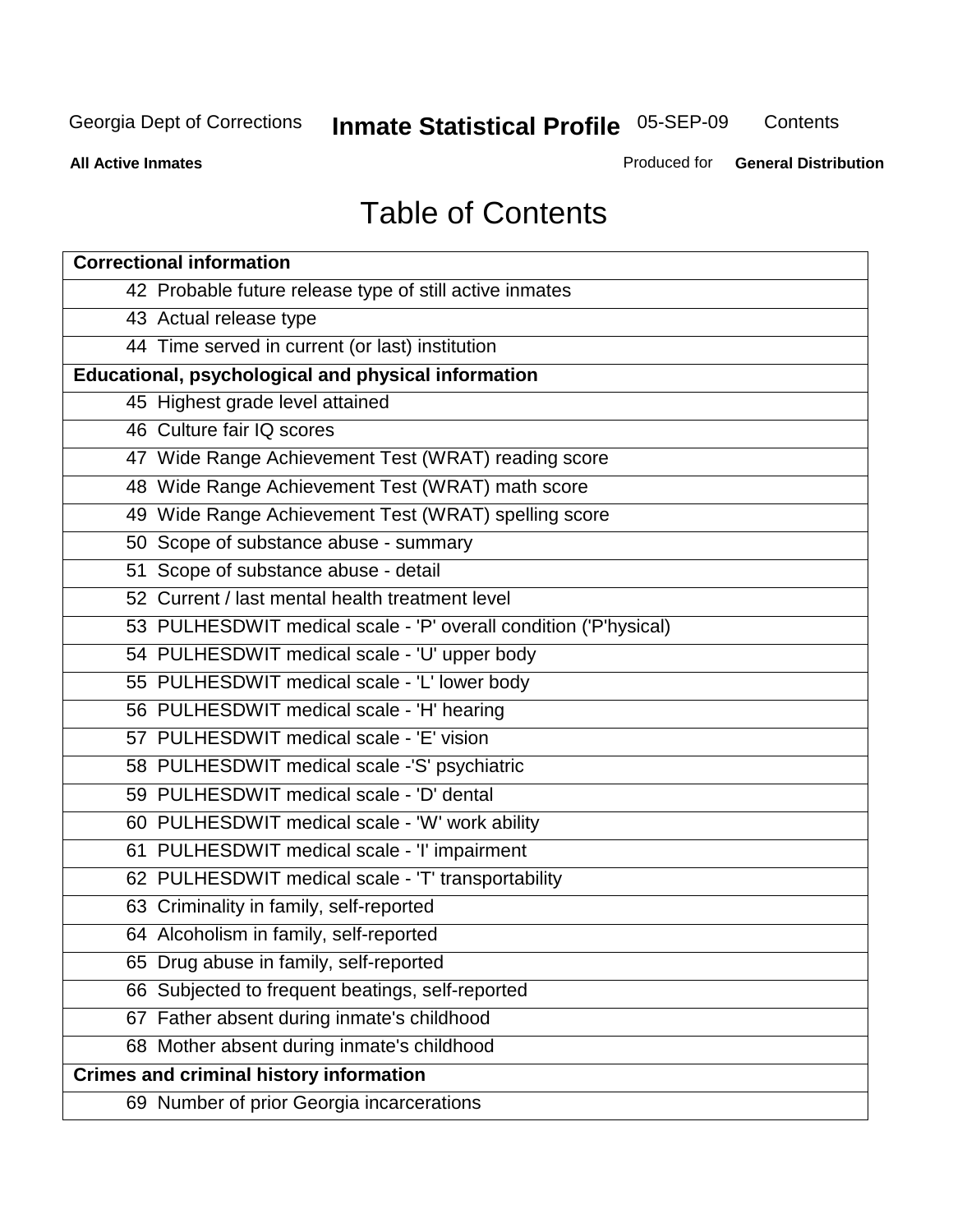# Table of Contents

| Correctional information | |
|---|---|
| 42 | Probable future release type of still active inmates |
| 43 | Actual release type |
| 44 | Time served in current (or last) institution |
| **Educational, psychological and physical information** | |
| 45 | Highest grade level attained |
| 46 | Culture fair IQ scores |
| 47 | Wide Range Achievement Test (WRAT) reading score |
| 48 | Wide Range Achievement Test (WRAT) math score |
| 49 | Wide Range Achievement Test (WRAT) spelling score |
| 50 | Scope of substance abuse - summary |
| 51 | Scope of substance abuse - detail |
| 52 | Current / last mental health treatment level |
| 53 | PULHESDWIT medical scale - 'P' overall condition ('P'hysical) |
| 54 | PULHESDWIT medical scale - 'U' upper body |
| 55 | PULHESDWIT medical scale - 'L' lower body |
| 56 | PULHESDWIT medical scale - 'H' hearing |
| 57 | PULHESDWIT medical scale - 'E' vision |
| 58 | PULHESDWIT medical scale -'S' psychiatric |
| 59 | PULHESDWIT medical scale - 'D' dental |
| 60 | PULHESDWIT medical scale - 'W' work ability |
| 61 | PULHESDWIT medical scale - 'I' impairment |
| 62 | PULHESDWIT medical scale - 'T' transportability |
| 63 | Criminality in family, self-reported |
| 64 | Alcoholism in family, self-reported |
| 65 | Drug abuse in family, self-reported |
| 66 | Subjected to frequent beatings, self-reported |
| 67 | Father absent during inmate's childhood |
| 68 | Mother absent during inmate's childhood |
| **Crimes and criminal history information** | |
| 69 | Number of prior Georgia incarcerations |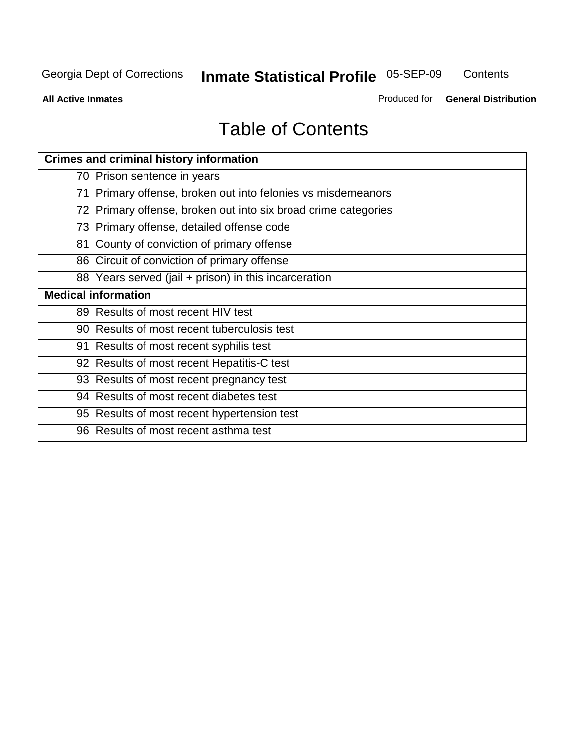# Table of Contents

| Crimes and criminal history information |
|---|
| 70 Prison sentence in years |
| 71 Primary offense, broken out into felonies vs misdemeanors |
| 72 Primary offense, broken out into six broad crime categories |
| 73 Primary offense, detailed offense code |
| 81 County of conviction of primary offense |
| 86 Circuit of conviction of primary offense |
| 88 Years served (jail + prison) in this incarceration |
| **Medical information** |
| 89 Results of most recent HIV test |
| 90 Results of most recent tuberculosis test |
| 91 Results of most recent syphilis test |
| 92 Results of most recent Hepatitis-C test |
| 93 Results of most recent pregnancy test |
| 94 Results of most recent diabetes test |
| 95 Results of most recent hypertension test |
| 96 Results of most recent asthma test |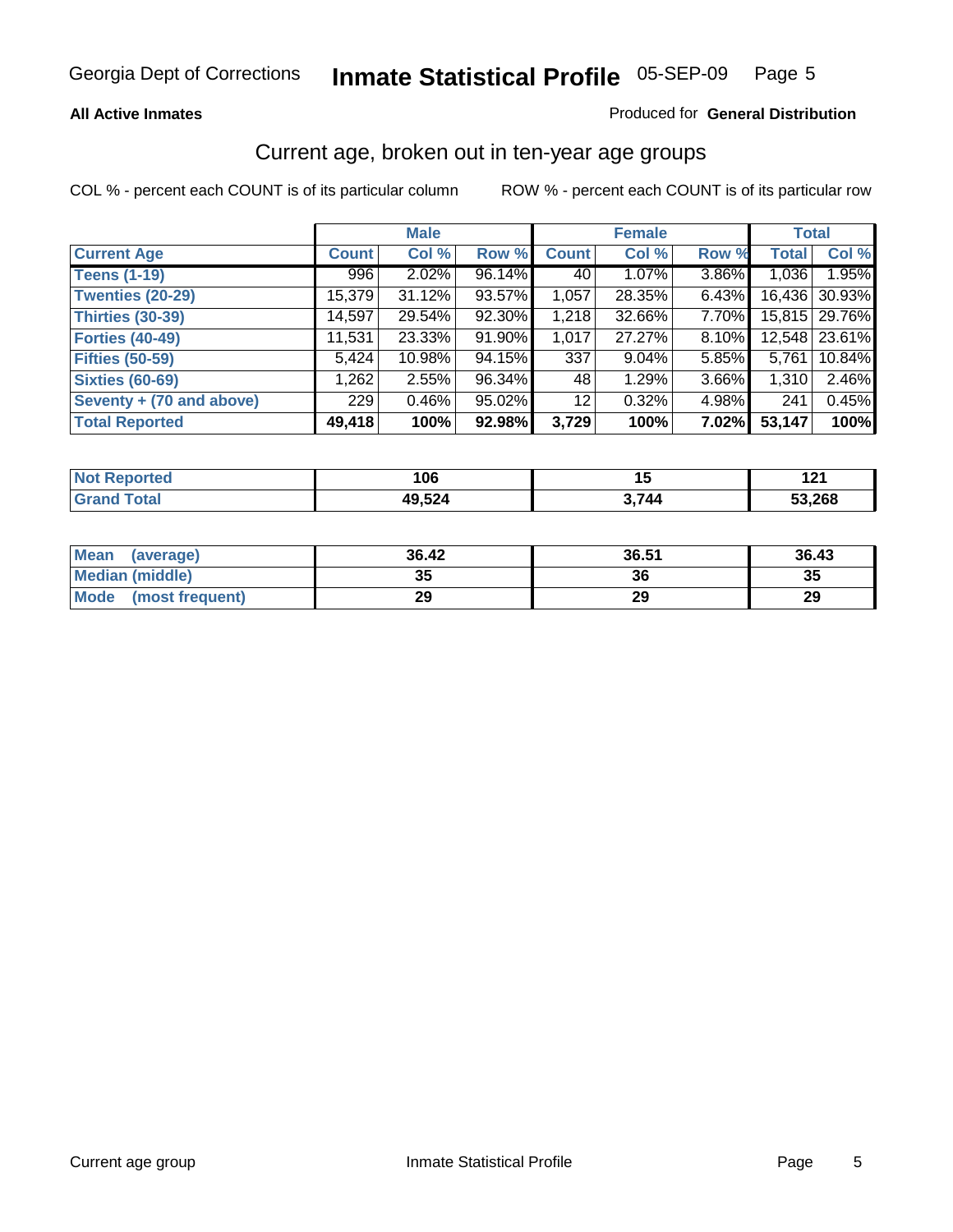**All Active Inmates** Produced for **General Distribution**

## Current age, broken out in ten-year age groups

COL % - percent each COUNT is of its particular column ROW % - percent each COUNT is of its particular row

| | Male | | | Female | | | Total | |
|---|---|---|---|---|---|---|---|---|
| **Current Age** | **Count** | **Col %** | **Row %** | **Count** | **Col %** | **Row %** | **Total** | **Col %** |
| **Teens (1-19)** | 996 | 2.02% | 96.14% | 40 | 1.07% | 3.86% | 1,036 | 1.95% |
| **Twenties (20-29)** | 15,379 | 31.12% | 93.57% | 1,057 | 28.35% | 6.43% | 16,436 | 30.93% |
| **Thirties (30-39)** | 14,597 | 29.54% | 92.30% | 1,218 | 32.66% | 7.70% | 15,815 | 29.76% |
| **Forties (40-49)** | 11,531 | 23.33% | 91.90% | 1,017 | 27.27% | 8.10% | 12,548 | 23.61% |
| **Fifties (50-59)** | 5,424 | 10.98% | 94.15% | 337 | 9.04% | 5.85% | 5,761 | 10.84% |
| **Sixties (60-69)** | 1,262 | 2.55% | 96.34% | 48 | 1.29% | 3.66% | 1,310 | 2.46% |
| **Seventy + (70 and above)** | 229 | 0.46% | 95.02% | 12 | 0.32% | 4.98% | 241 | 0.45% |
| **Total Reported** | **49,418** | **100%** | **92.98%** | **3,729** | **100%** | **7.02%** | **53,147** | **100%** |

| | Male | Female | Total |
|---|---|---|---|
| **Not Reported** | **106** | **15** | **121** |
| **Grand Total** | **49,524** | **3,744** | **53,268** |

| | Male | Female | Total |
|---|---|---|---|
| **Mean (average)** | **36.42** | **36.51** | **36.43** |
| **Median (middle)** | **35** | **36** | **35** |
| **Mode (most frequent)** | **29** | **29** | **29** |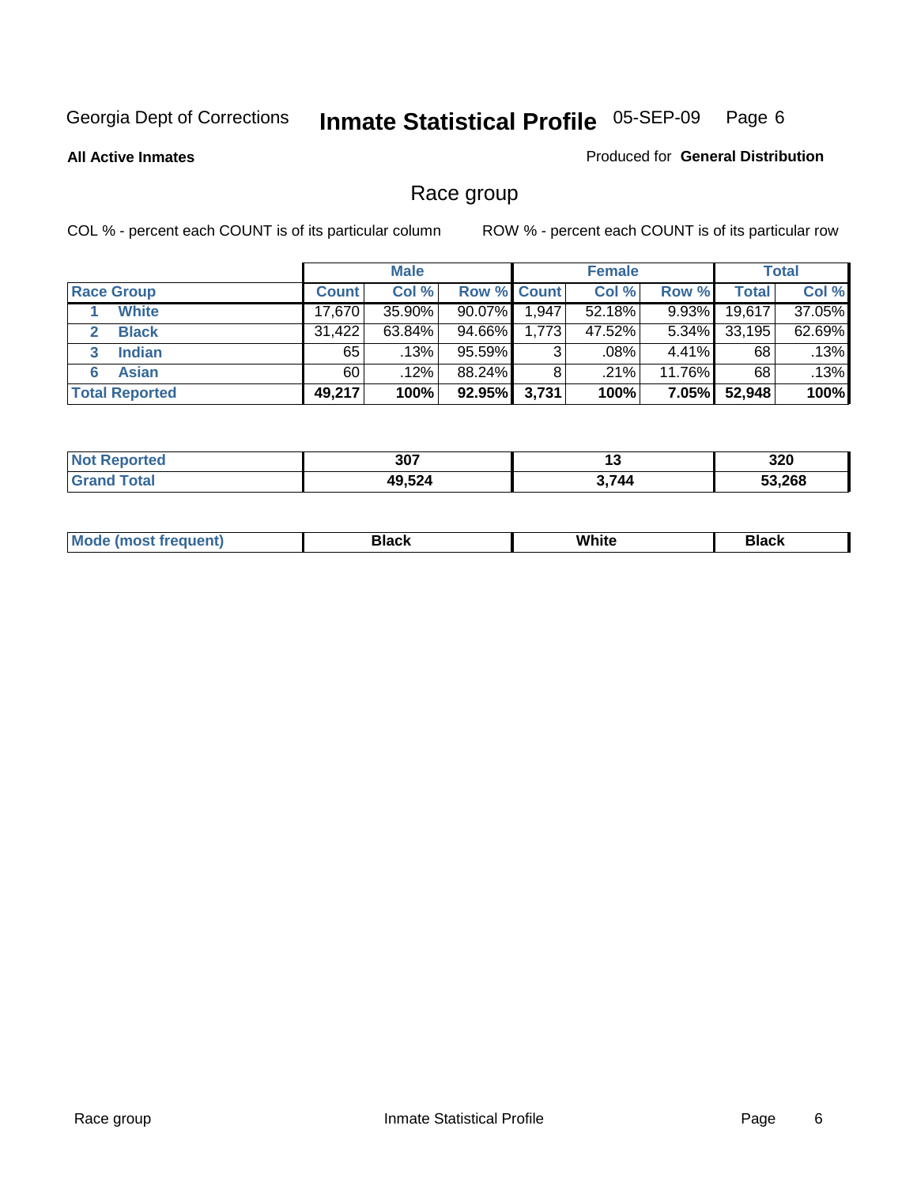Georgia Dept of Corrections **Inmate Statistical Profile** 05-SEP-09

**All Active Inmates**

Produced for **General Distribution**

## Race group

COL % - percent each COUNT is of its particular column

ROW % - percent each COUNT is of its particular row

| | Male | | | Female | | | Total | |
|---|---|---|---|---|---|---|---|---|
| **Race Group** | **Count** | **Col %** | **Row %** | **Count** | **Col %** | **Row %** | **Total** | **Col %** |
| 1 **White** | 17,670 | 35.90% | 90.07% | 1,947 | 52.18% | 9.93% | 19,617 | 37.05% |
| 2 **Black** | 31,422 | 63.84% | 94.66% | 1,773 | 47.52% | 5.34% | 33,195 | 62.69% |
| 3 **Indian** | 65 | .13% | 95.59% | 3 | .08% | 4.41% | 68 | .13% |
| 6 **Asian** | 60 | .12% | 88.24% | 8 | .21% | 11.76% | 68 | .13% |
| **Total Reported** | **49,217** | **100%** | **92.95%** | **3,731** | **100%** | **7.05%** | **52,948** | **100%** |

| | Male | Female | Total |
|---|---|---|---|
| **Not Reported** | **307** | **13** | **320** |
| **Grand Total** | **49,524** | **3,744** | **53,268** |

| | Male | Female | Total |
|---|---|---|---|
| **Mode (most frequent)** | **Black** | **White** | **Black** |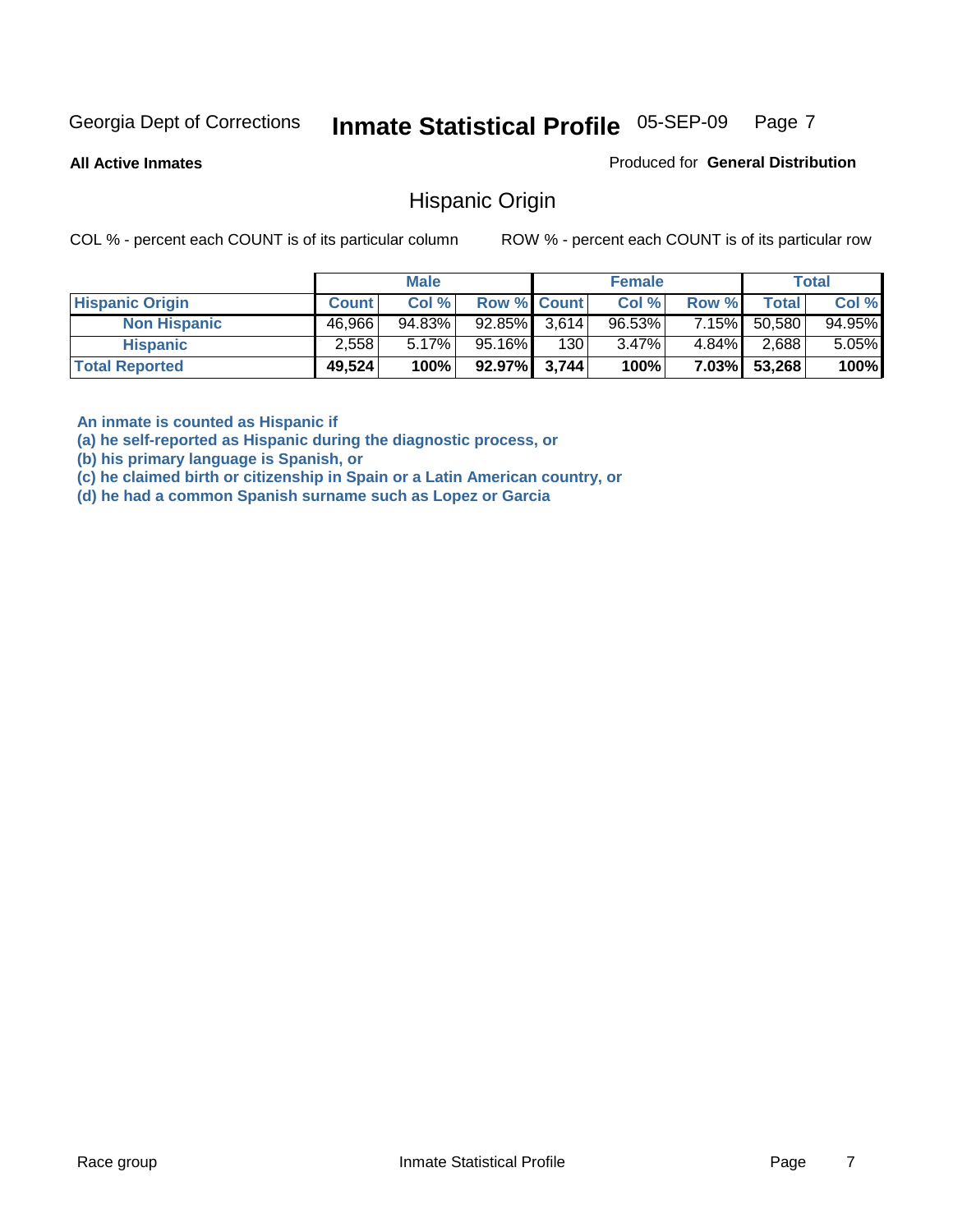Georgia Dept of Corrections **Inmate Statistical Profile** 05-SEP-09 Page 7

**All Active Inmates**

Produced for **General Distribution**

## Hispanic Origin

COL % - percent each COUNT is of its particular column ROW % - percent each COUNT is of its particular row

| | Male | | | Female | | | Total | |
|---|---|---|---|---|---|---|---|---|
| **Hispanic Origin** | **Count** | **Col %** | **Row %** | **Count** | **Col %** | **Row %** | **Total** | **Col %** |
| **Non Hispanic** | 46,966 | 94.83% | 92.85% | 3,614 | 96.53% | 7.15% | 50,580 | 94.95% |
| **Hispanic** | 2,558 | 5.17% | 95.16% | 130 | 3.47% | 4.84% | 2,688 | 5.05% |
| **Total Reported** | **49,524** | **100%** | **92.97%** | **3,744** | **100%** | **7.03%** | **53,268** | **100%** |

**An inmate is counted as Hispanic if**
**(a) he self-reported as Hispanic during the diagnostic process, or**
**(b) his primary language is Spanish, or**
**(c) he claimed birth or citizenship in Spain or a Latin American country, or**
**(d) he had a common Spanish surname such as Lopez or Garcia**

Race group Inmate Statistical Profile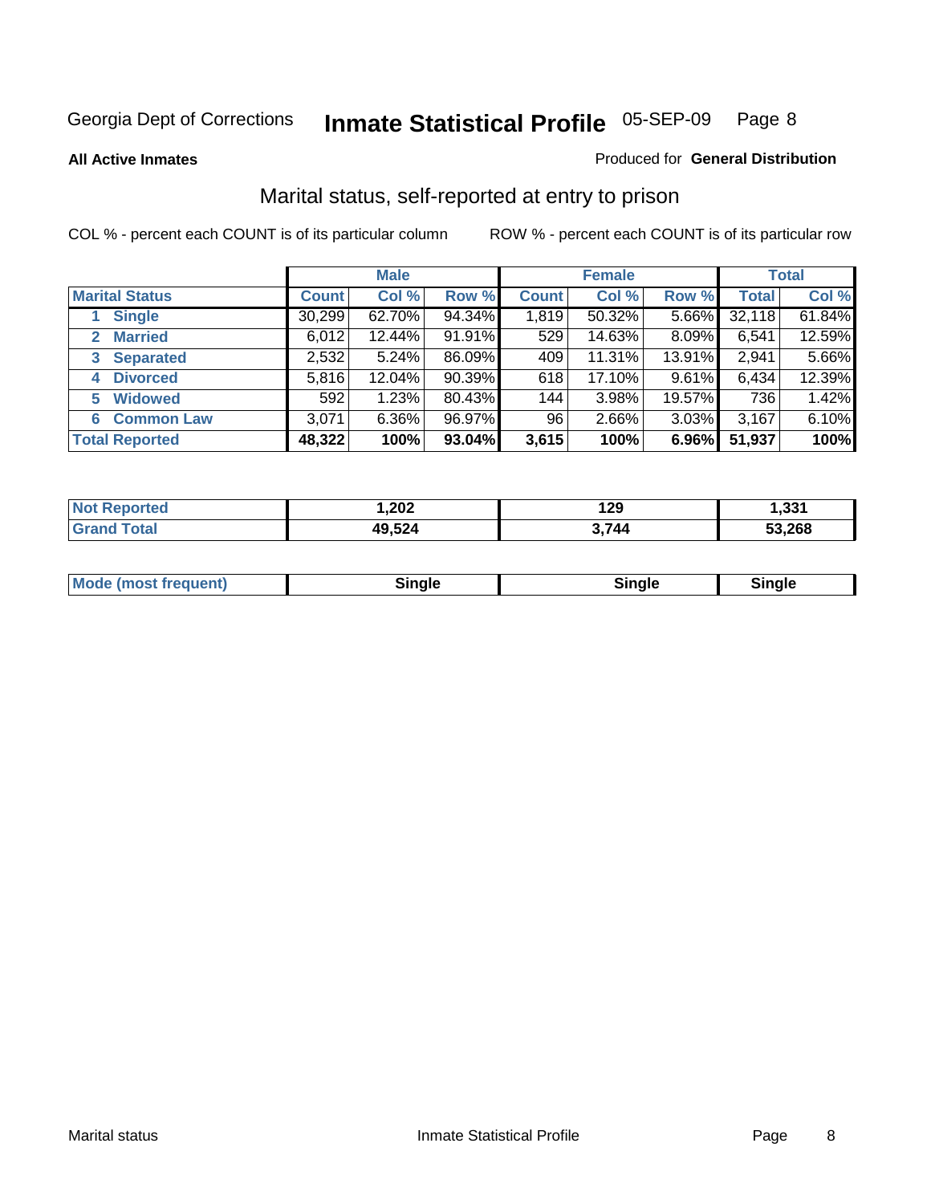Georgia Dept of Corrections **Inmate Statistical Profile** 05-SEP-09

**All Active Inmates**

Produced for **General Distribution**

## Marital status, self-reported at entry to prison

COL % - percent each COUNT is of its particular column

ROW % - percent each COUNT is of its particular row

| | Male | | | Female | | | Total | |
|---|---|---|---|---|---|---|---|---|
| **Marital Status** | **Count** | **Col %** | **Row %** | **Count** | **Col %** | **Row %** | **Total** | **Col %** |
| 1 Single | 30,299 | 62.70% | 94.34% | 1,819 | 50.32% | 5.66% | 32,118 | 61.84% |
| 2 Married | 6,012 | 12.44% | 91.91% | 529 | 14.63% | 8.09% | 6,541 | 12.59% |
| 3 Separated | 2,532 | 5.24% | 86.09% | 409 | 11.31% | 13.91% | 2,941 | 5.66% |
| 4 Divorced | 5,816 | 12.04% | 90.39% | 618 | 17.10% | 9.61% | 6,434 | 12.39% |
| 5 Widowed | 592 | 1.23% | 80.43% | 144 | 3.98% | 19.57% | 736 | 1.42% |
| 6 Common Law | 3,071 | 6.36% | 96.97% | 96 | 2.66% | 3.03% | 3,167 | 6.10% |
| **Total Reported** | **48,322** | **100%** | **93.04%** | **3,615** | **100%** | **6.96%** | **51,937** | **100%** |

| | Male | Female | Total |
|---|---|---|---|
| Not Reported | 1,202 | 129 | 1,331 |
| Grand Total | 49,524 | 3,744 | 53,268 |

| | Male | Female | Total |
|---|---|---|---|
| Mode (most frequent) | Single | Single | Single |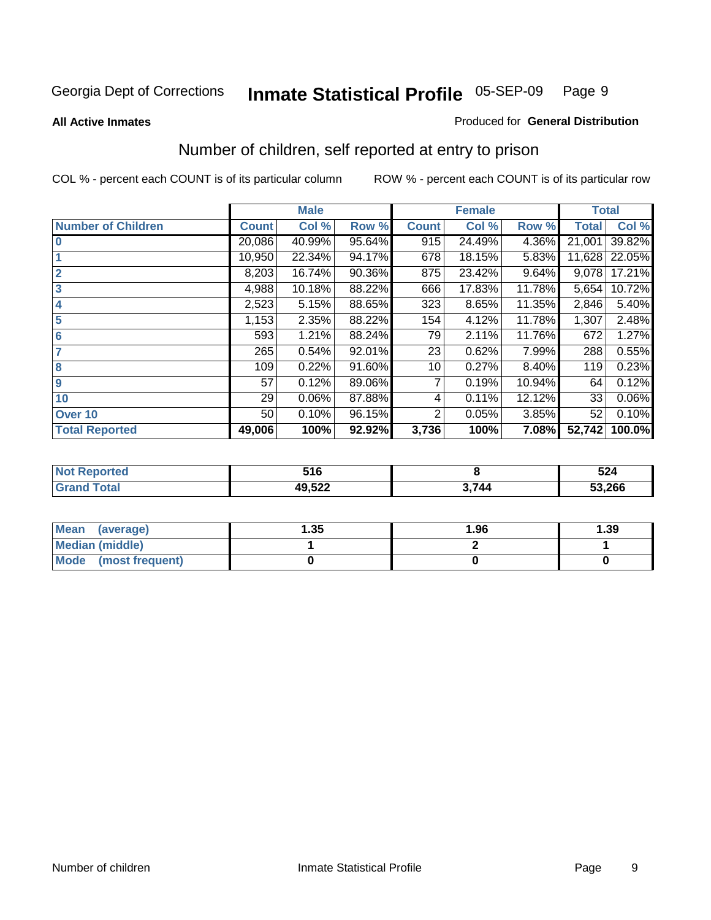Georgia Dept of Corrections **Inmate Statistical Profile** 05-SEP-09

**All Active Inmates** Produced for **General Distribution**

## Number of children, self reported at entry to prison

COL % - percent each COUNT is of its particular column    ROW % - percent each COUNT is of its particular row

| | Male | | | Female | | | Total | |
|---|---|---|---|---|---|---|---|---|
| **Number of Children** | **Count** | **Col %** | **Row %** | **Count** | **Col %** | **Row %** | **Total** | **Col %** |
| **0** | 20,086 | 40.99% | 95.64% | 915 | 24.49% | 4.36% | 21,001 | 39.82% |
| **1** | 10,950 | 22.34% | 94.17% | 678 | 18.15% | 5.83% | 11,628 | 22.05% |
| **2** | 8,203 | 16.74% | 90.36% | 875 | 23.42% | 9.64% | 9,078 | 17.21% |
| **3** | 4,988 | 10.18% | 88.22% | 666 | 17.83% | 11.78% | 5,654 | 10.72% |
| **4** | 2,523 | 5.15% | 88.65% | 323 | 8.65% | 11.35% | 2,846 | 5.40% |
| **5** | 1,153 | 2.35% | 88.22% | 154 | 4.12% | 11.78% | 1,307 | 2.48% |
| **6** | 593 | 1.21% | 88.24% | 79 | 2.11% | 11.76% | 672 | 1.27% |
| **7** | 265 | 0.54% | 92.01% | 23 | 0.62% | 7.99% | 288 | 0.55% |
| **8** | 109 | 0.22% | 91.60% | 10 | 0.27% | 8.40% | 119 | 0.23% |
| **9** | 57 | 0.12% | 89.06% | 7 | 0.19% | 10.94% | 64 | 0.12% |
| **10** | 29 | 0.06% | 87.88% | 4 | 0.11% | 12.12% | 33 | 0.06% |
| **Over 10** | 50 | 0.10% | 96.15% | 2 | 0.05% | 3.85% | 52 | 0.10% |
| **Total Reported** | **49,006** | **100%** | **92.92%** | **3,736** | **100%** | **7.08%** | **52,742** | **100.0%** |

| | Male | Female | Total |
|---|---|---|---|
| **Not Reported** | **516** | **8** | **524** |
| **Grand Total** | **49,522** | **3,744** | **53,266** |

| | Male | Female | Total |
|---|---|---|---|
| **Mean (average)** | **1.35** | **1.96** | **1.39** |
| **Median (middle)** | **1** | **2** | **1** |
| **Mode (most frequent)** | **0** | **0** | **0** |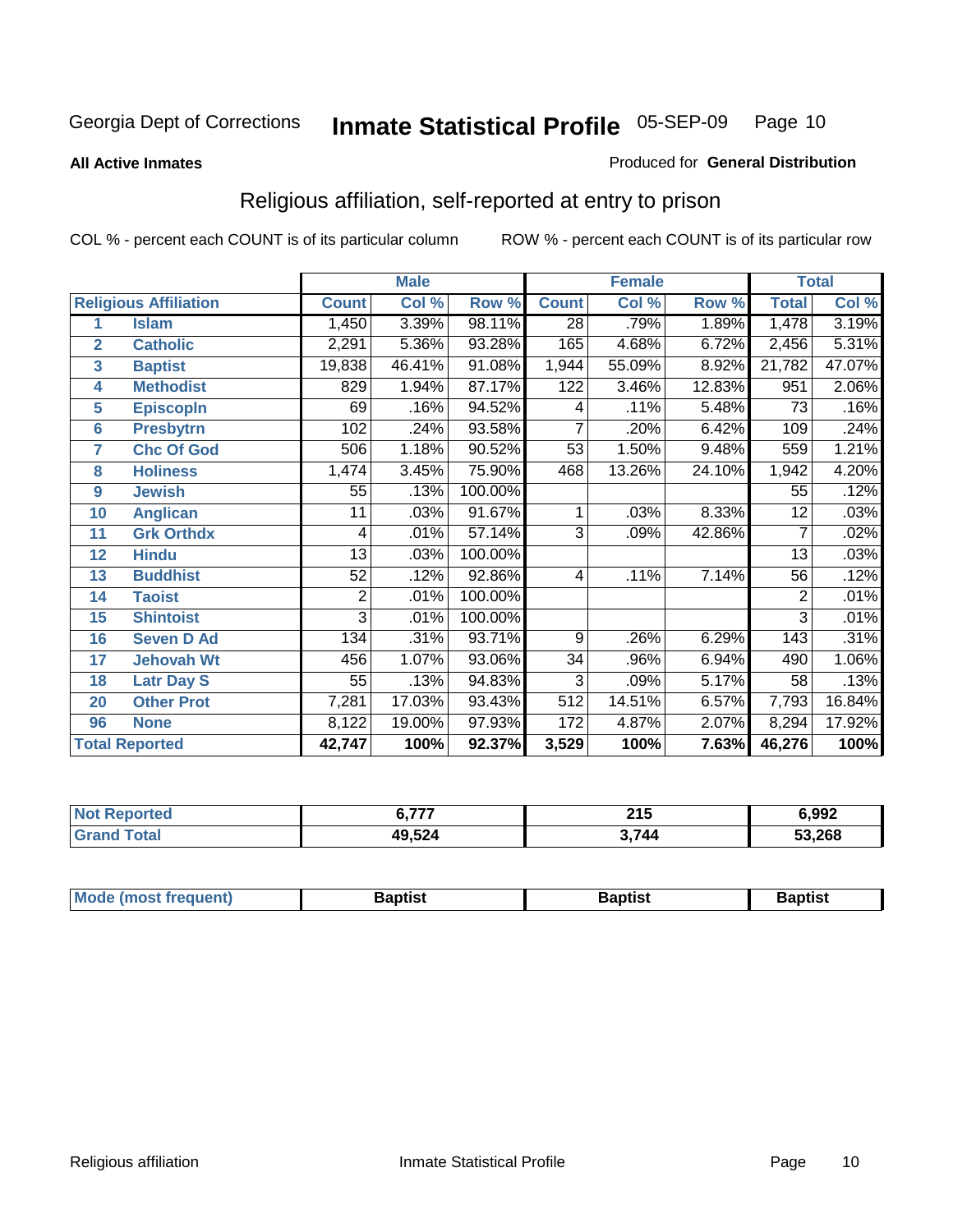Georgia Dept of Corrections **Inmate Statistical Profile** 05-SEP-09

**All Active Inmates**

Produced for **General Distribution**

## Religious affiliation, self-reported at entry to prison

COL % - percent each COUNT is of its particular column ROW % - percent each COUNT is of its particular row

| Religious Affiliation | | Male | | | Female | | | Total | |
|---|---|---|---|---|---|---|---|---|---|
| | | Count | Col % | Row % | Count | Col % | Row % | Total | Col % |
| 1 | Islam | 1,450 | 3.39% | 98.11% | 28 | .79% | 1.89% | 1,478 | 3.19% |
| 2 | Catholic | 2,291 | 5.36% | 93.28% | 165 | 4.68% | 6.72% | 2,456 | 5.31% |
| 3 | Baptist | 19,838 | 46.41% | 91.08% | 1,944 | 55.09% | 8.92% | 21,782 | 47.07% |
| 4 | Methodist | 829 | 1.94% | 87.17% | 122 | 3.46% | 12.83% | 951 | 2.06% |
| 5 | Episcopln | 69 | .16% | 94.52% | 4 | .11% | 5.48% | 73 | .16% |
| 6 | Presbytrn | 102 | .24% | 93.58% | 7 | .20% | 6.42% | 109 | .24% |
| 7 | Chc Of God | 506 | 1.18% | 90.52% | 53 | 1.50% | 9.48% | 559 | 1.21% |
| 8 | Holiness | 1,474 | 3.45% | 75.90% | 468 | 13.26% | 24.10% | 1,942 | 4.20% |
| 9 | Jewish | 55 | .13% | 100.00% | | | | 55 | .12% |
| 10 | Anglican | 11 | .03% | 91.67% | 1 | .03% | 8.33% | 12 | .03% |
| 11 | Grk Orthdx | 4 | .01% | 57.14% | 3 | .09% | 42.86% | 7 | .02% |
| 12 | Hindu | 13 | .03% | 100.00% | | | | 13 | .03% |
| 13 | Buddhist | 52 | .12% | 92.86% | 4 | .11% | 7.14% | 56 | .12% |
| 14 | Taoist | 2 | .01% | 100.00% | | | | 2 | .01% |
| 15 | Shintoist | 3 | .01% | 100.00% | | | | 3 | .01% |
| 16 | Seven D Ad | 134 | .31% | 93.71% | 9 | .26% | 6.29% | 143 | .31% |
| 17 | Jehovah Wt | 456 | 1.07% | 93.06% | 34 | .96% | 6.94% | 490 | 1.06% |
| 18 | Latr Day S | 55 | .13% | 94.83% | 3 | .09% | 5.17% | 58 | .13% |
| 20 | Other Prot | 7,281 | 17.03% | 93.43% | 512 | 14.51% | 6.57% | 7,793 | 16.84% |
| 96 | None | 8,122 | 19.00% | 97.93% | 172 | 4.87% | 2.07% | 8,294 | 17.92% |
| **Total Reported** | | **42,747** | **100%** | **92.37%** | **3,529** | **100%** | **7.63%** | **46,276** | **100%** |

| | Male | Female | Total |
|---|---|---|---|
| Not Reported | **6,777** | **215** | **6,992** |
| Grand Total | **49,524** | **3,744** | **53,268** |

| | Male | Female | Total |
|---|---|---|---|
| Mode (most frequent) | **Baptist** | **Baptist** | **Baptist** |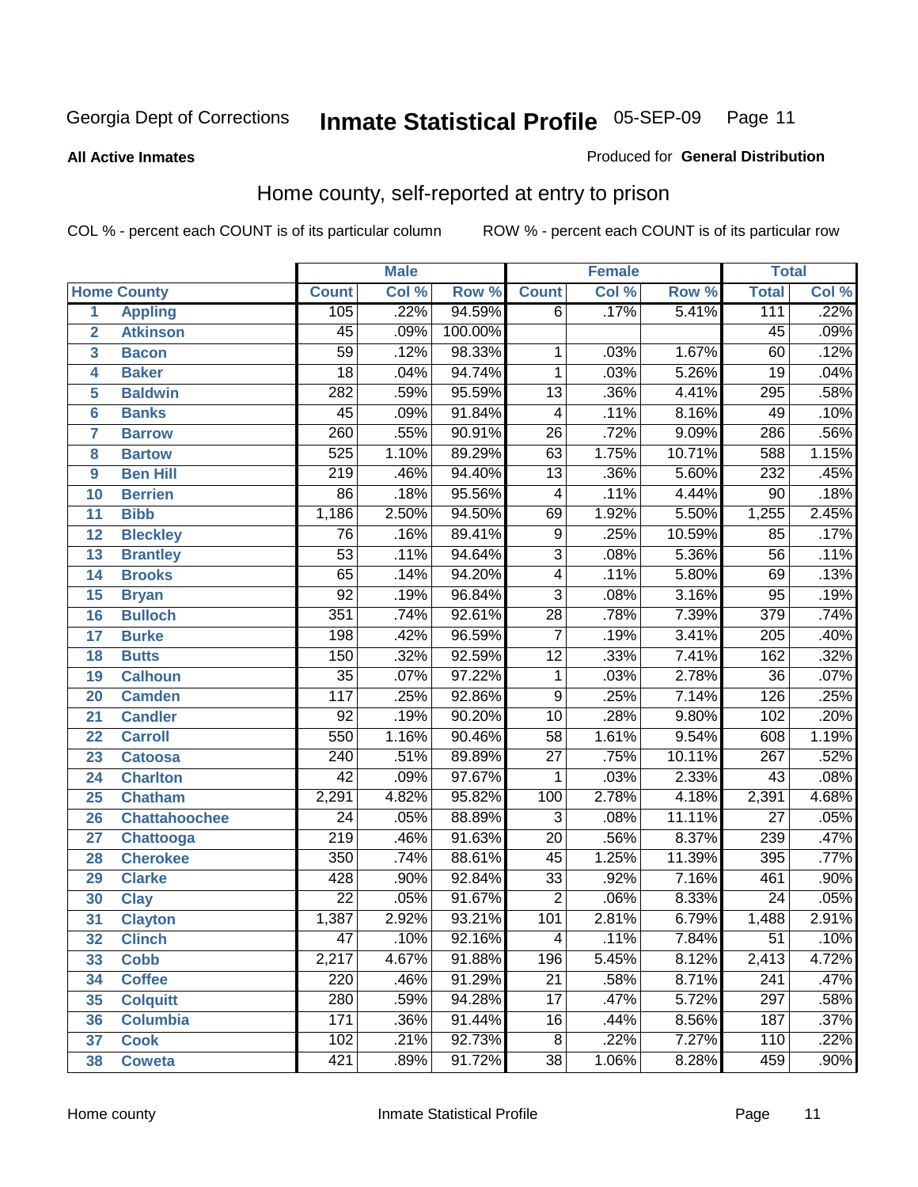Georgia Dept of Corrections **Inmate Statistical Profile** 05-SEP-09

**All Active Inmates**

Produced for **General Distribution**

## Home county, self-reported at entry to prison

COL % - percent each COUNT is of its particular column    ROW % - percent each COUNT is of its particular row

| | | Male | | | Female | | | Total | |
|---|---|---|---|---|---|---|---|---|---|
| **Home County** | | **Count** | **Col %** | **Row %** | **Count** | **Col %** | **Row %** | **Total** | **Col %** |
| 1 | Appling | 105 | .22% | 94.59% | 6 | .17% | 5.41% | 111 | .22% |
| 2 | Atkinson | 45 | .09% | 100.00% | | | | 45 | .09% |
| 3 | Bacon | 59 | .12% | 98.33% | 1 | .03% | 1.67% | 60 | .12% |
| 4 | Baker | 18 | .04% | 94.74% | 1 | .03% | 5.26% | 19 | .04% |
| 5 | Baldwin | 282 | .59% | 95.59% | 13 | .36% | 4.41% | 295 | .58% |
| 6 | Banks | 45 | .09% | 91.84% | 4 | .11% | 8.16% | 49 | .10% |
| 7 | Barrow | 260 | .55% | 90.91% | 26 | .72% | 9.09% | 286 | .56% |
| 8 | Bartow | 525 | 1.10% | 89.29% | 63 | 1.75% | 10.71% | 588 | 1.15% |
| 9 | Ben Hill | 219 | .46% | 94.40% | 13 | .36% | 5.60% | 232 | .45% |
| 10 | Berrien | 86 | .18% | 95.56% | 4 | .11% | 4.44% | 90 | .18% |
| 11 | Bibb | 1,186 | 2.50% | 94.50% | 69 | 1.92% | 5.50% | 1,255 | 2.45% |
| 12 | Bleckley | 76 | .16% | 89.41% | 9 | .25% | 10.59% | 85 | .17% |
| 13 | Brantley | 53 | .11% | 94.64% | 3 | .08% | 5.36% | 56 | .11% |
| 14 | Brooks | 65 | .14% | 94.20% | 4 | .11% | 5.80% | 69 | .13% |
| 15 | Bryan | 92 | .19% | 96.84% | 3 | .08% | 3.16% | 95 | .19% |
| 16 | Bulloch | 351 | .74% | 92.61% | 28 | .78% | 7.39% | 379 | .74% |
| 17 | Burke | 198 | .42% | 96.59% | 7 | .19% | 3.41% | 205 | .40% |
| 18 | Butts | 150 | .32% | 92.59% | 12 | .33% | 7.41% | 162 | .32% |
| 19 | Calhoun | 35 | .07% | 97.22% | 1 | .03% | 2.78% | 36 | .07% |
| 20 | Camden | 117 | .25% | 92.86% | 9 | .25% | 7.14% | 126 | .25% |
| 21 | Candler | 92 | .19% | 90.20% | 10 | .28% | 9.80% | 102 | .20% |
| 22 | Carroll | 550 | 1.16% | 90.46% | 58 | 1.61% | 9.54% | 608 | 1.19% |
| 23 | Catoosa | 240 | .51% | 89.89% | 27 | .75% | 10.11% | 267 | .52% |
| 24 | Charlton | 42 | .09% | 97.67% | 1 | .03% | 2.33% | 43 | .08% |
| 25 | Chatham | 2,291 | 4.82% | 95.82% | 100 | 2.78% | 4.18% | 2,391 | 4.68% |
| 26 | Chattahoochee | 24 | .05% | 88.89% | 3 | .08% | 11.11% | 27 | .05% |
| 27 | Chattooga | 219 | .46% | 91.63% | 20 | .56% | 8.37% | 239 | .47% |
| 28 | Cherokee | 350 | .74% | 88.61% | 45 | 1.25% | 11.39% | 395 | .77% |
| 29 | Clarke | 428 | .90% | 92.84% | 33 | .92% | 7.16% | 461 | .90% |
| 30 | Clay | 22 | .05% | 91.67% | 2 | .06% | 8.33% | 24 | .05% |
| 31 | Clayton | 1,387 | 2.92% | 93.21% | 101 | 2.81% | 6.79% | 1,488 | 2.91% |
| 32 | Clinch | 47 | .10% | 92.16% | 4 | .11% | 7.84% | 51 | .10% |
| 33 | Cobb | 2,217 | 4.67% | 91.88% | 196 | 5.45% | 8.12% | 2,413 | 4.72% |
| 34 | Coffee | 220 | .46% | 91.29% | 21 | .58% | 8.71% | 241 | .47% |
| 35 | Colquitt | 280 | .59% | 94.28% | 17 | .47% | 5.72% | 297 | .58% |
| 36 | Columbia | 171 | .36% | 91.44% | 16 | .44% | 8.56% | 187 | .37% |
| 37 | Cook | 102 | .21% | 92.73% | 8 | .22% | 7.27% | 110 | .22% |
| 38 | Coweta | 421 | .89% | 91.72% | 38 | 1.06% | 8.28% | 459 | .90% |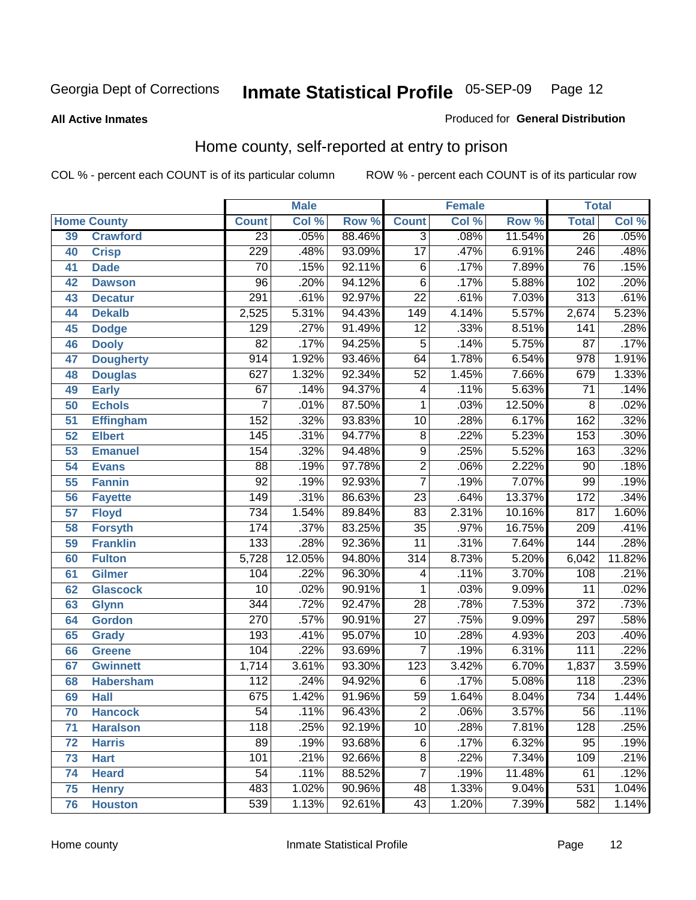Georgia Dept of Corrections **Inmate Statistical Profile** 05-SEP-09 Page 12

**All Active Inmates**

Produced for **General Distribution**

## Home county, self-reported at entry to prison

COL % - percent each COUNT is of its particular column ROW % - percent each COUNT is of its particular row

| Home County | | Male | | | Female | | | Total | |
|---|---|---|---|---|---|---|---|---|---|
| | | Count | Col % | Row % | Count | Col % | Row % | Total | Col % |
| 39 | Crawford | 23 | .05% | 88.46% | 3 | .08% | 11.54% | 26 | .05% |
| 40 | Crisp | 229 | .48% | 93.09% | 17 | .47% | 6.91% | 246 | .48% |
| 41 | Dade | 70 | .15% | 92.11% | 6 | .17% | 7.89% | 76 | .15% |
| 42 | Dawson | 96 | .20% | 94.12% | 6 | .17% | 5.88% | 102 | .20% |
| 43 | Decatur | 291 | .61% | 92.97% | 22 | .61% | 7.03% | 313 | .61% |
| 44 | Dekalb | 2,525 | 5.31% | 94.43% | 149 | 4.14% | 5.57% | 2,674 | 5.23% |
| 45 | Dodge | 129 | .27% | 91.49% | 12 | .33% | 8.51% | 141 | .28% |
| 46 | Dooly | 82 | .17% | 94.25% | 5 | .14% | 5.75% | 87 | .17% |
| 47 | Dougherty | 914 | 1.92% | 93.46% | 64 | 1.78% | 6.54% | 978 | 1.91% |
| 48 | Douglas | 627 | 1.32% | 92.34% | 52 | 1.45% | 7.66% | 679 | 1.33% |
| 49 | Early | 67 | .14% | 94.37% | 4 | .11% | 5.63% | 71 | .14% |
| 50 | Echols | 7 | .01% | 87.50% | 1 | .03% | 12.50% | 8 | .02% |
| 51 | Effingham | 152 | .32% | 93.83% | 10 | .28% | 6.17% | 162 | .32% |
| 52 | Elbert | 145 | .31% | 94.77% | 8 | .22% | 5.23% | 153 | .30% |
| 53 | Emanuel | 154 | .32% | 94.48% | 9 | .25% | 5.52% | 163 | .32% |
| 54 | Evans | 88 | .19% | 97.78% | 2 | .06% | 2.22% | 90 | .18% |
| 55 | Fannin | 92 | .19% | 92.93% | 7 | .19% | 7.07% | 99 | .19% |
| 56 | Fayette | 149 | .31% | 86.63% | 23 | .64% | 13.37% | 172 | .34% |
| 57 | Floyd | 734 | 1.54% | 89.84% | 83 | 2.31% | 10.16% | 817 | 1.60% |
| 58 | Forsyth | 174 | .37% | 83.25% | 35 | .97% | 16.75% | 209 | .41% |
| 59 | Franklin | 133 | .28% | 92.36% | 11 | .31% | 7.64% | 144 | .28% |
| 60 | Fulton | 5,728 | 12.05% | 94.80% | 314 | 8.73% | 5.20% | 6,042 | 11.82% |
| 61 | Gilmer | 104 | .22% | 96.30% | 4 | .11% | 3.70% | 108 | .21% |
| 62 | Glascock | 10 | .02% | 90.91% | 1 | .03% | 9.09% | 11 | .02% |
| 63 | Glynn | 344 | .72% | 92.47% | 28 | .78% | 7.53% | 372 | .73% |
| 64 | Gordon | 270 | .57% | 90.91% | 27 | .75% | 9.09% | 297 | .58% |
| 65 | Grady | 193 | .41% | 95.07% | 10 | .28% | 4.93% | 203 | .40% |
| 66 | Greene | 104 | .22% | 93.69% | 7 | .19% | 6.31% | 111 | .22% |
| 67 | Gwinnett | 1,714 | 3.61% | 93.30% | 123 | 3.42% | 6.70% | 1,837 | 3.59% |
| 68 | Habersham | 112 | .24% | 94.92% | 6 | .17% | 5.08% | 118 | .23% |
| 69 | Hall | 675 | 1.42% | 91.96% | 59 | 1.64% | 8.04% | 734 | 1.44% |
| 70 | Hancock | 54 | .11% | 96.43% | 2 | .06% | 3.57% | 56 | .11% |
| 71 | Haralson | 118 | .25% | 92.19% | 10 | .28% | 7.81% | 128 | .25% |
| 72 | Harris | 89 | .19% | 93.68% | 6 | .17% | 6.32% | 95 | .19% |
| 73 | Hart | 101 | .21% | 92.66% | 8 | .22% | 7.34% | 109 | .21% |
| 74 | Heard | 54 | .11% | 88.52% | 7 | .19% | 11.48% | 61 | .12% |
| 75 | Henry | 483 | 1.02% | 90.96% | 48 | 1.33% | 9.04% | 531 | 1.04% |
| 76 | Houston | 539 | 1.13% | 92.61% | 43 | 1.20% | 7.39% | 582 | 1.14% |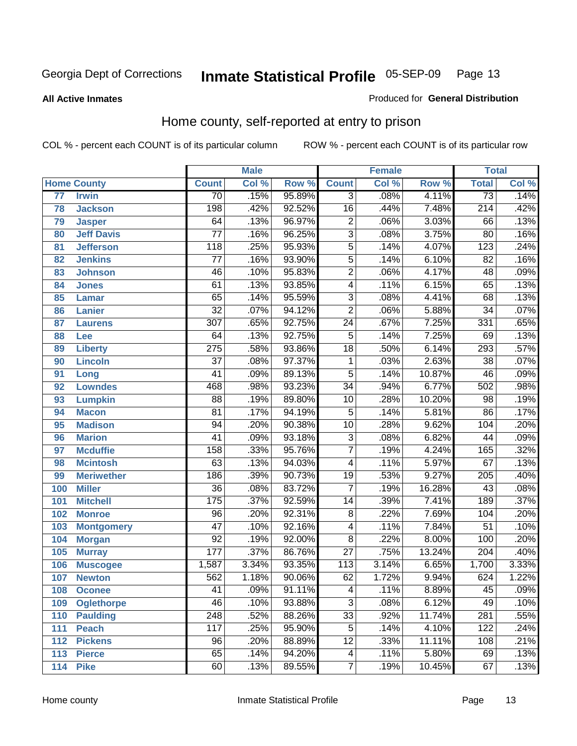Georgia Dept of Corrections **Inmate Statistical Profile** 05-SEP-09

**All Active Inmates**

Produced for **General Distribution**

## Home county, self-reported at entry to prison

COL % - percent each COUNT is of its particular column

ROW % - percent each COUNT is of its particular row

| | | Male | | | Female | | | Total | |
|---|---|---|---|---|---|---|---|---|---|
| **Home County** | | **Count** | **Col %** | **Row %** | **Count** | **Col %** | **Row %** | **Total** | **Col %** |
| 77 | Irwin | 70 | .15% | 95.89% | 3 | .08% | 4.11% | 73 | .14% |
| 78 | Jackson | 198 | .42% | 92.52% | 16 | .44% | 7.48% | 214 | .42% |
| 79 | Jasper | 64 | .13% | 96.97% | 2 | .06% | 3.03% | 66 | .13% |
| 80 | Jeff Davis | 77 | .16% | 96.25% | 3 | .08% | 3.75% | 80 | .16% |
| 81 | Jefferson | 118 | .25% | 95.93% | 5 | .14% | 4.07% | 123 | .24% |
| 82 | Jenkins | 77 | .16% | 93.90% | 5 | .14% | 6.10% | 82 | .16% |
| 83 | Johnson | 46 | .10% | 95.83% | 2 | .06% | 4.17% | 48 | .09% |
| 84 | Jones | 61 | .13% | 93.85% | 4 | .11% | 6.15% | 65 | .13% |
| 85 | Lamar | 65 | .14% | 95.59% | 3 | .08% | 4.41% | 68 | .13% |
| 86 | Lanier | 32 | .07% | 94.12% | 2 | .06% | 5.88% | 34 | .07% |
| 87 | Laurens | 307 | .65% | 92.75% | 24 | .67% | 7.25% | 331 | .65% |
| 88 | Lee | 64 | .13% | 92.75% | 5 | .14% | 7.25% | 69 | .13% |
| 89 | Liberty | 275 | .58% | 93.86% | 18 | .50% | 6.14% | 293 | .57% |
| 90 | Lincoln | 37 | .08% | 97.37% | 1 | .03% | 2.63% | 38 | .07% |
| 91 | Long | 41 | .09% | 89.13% | 5 | .14% | 10.87% | 46 | .09% |
| 92 | Lowndes | 468 | .98% | 93.23% | 34 | .94% | 6.77% | 502 | .98% |
| 93 | Lumpkin | 88 | .19% | 89.80% | 10 | .28% | 10.20% | 98 | .19% |
| 94 | Macon | 81 | .17% | 94.19% | 5 | .14% | 5.81% | 86 | .17% |
| 95 | Madison | 94 | .20% | 90.38% | 10 | .28% | 9.62% | 104 | .20% |
| 96 | Marion | 41 | .09% | 93.18% | 3 | .08% | 6.82% | 44 | .09% |
| 97 | Mcduffie | 158 | .33% | 95.76% | 7 | .19% | 4.24% | 165 | .32% |
| 98 | Mcintosh | 63 | .13% | 94.03% | 4 | .11% | 5.97% | 67 | .13% |
| 99 | Meriwether | 186 | .39% | 90.73% | 19 | .53% | 9.27% | 205 | .40% |
| 100 | Miller | 36 | .08% | 83.72% | 7 | .19% | 16.28% | 43 | .08% |
| 101 | Mitchell | 175 | .37% | 92.59% | 14 | .39% | 7.41% | 189 | .37% |
| 102 | Monroe | 96 | .20% | 92.31% | 8 | .22% | 7.69% | 104 | .20% |
| 103 | Montgomery | 47 | .10% | 92.16% | 4 | .11% | 7.84% | 51 | .10% |
| 104 | Morgan | 92 | .19% | 92.00% | 8 | .22% | 8.00% | 100 | .20% |
| 105 | Murray | 177 | .37% | 86.76% | 27 | .75% | 13.24% | 204 | .40% |
| 106 | Muscogee | 1,587 | 3.34% | 93.35% | 113 | 3.14% | 6.65% | 1,700 | 3.33% |
| 107 | Newton | 562 | 1.18% | 90.06% | 62 | 1.72% | 9.94% | 624 | 1.22% |
| 108 | Oconee | 41 | .09% | 91.11% | 4 | .11% | 8.89% | 45 | .09% |
| 109 | Oglethorpe | 46 | .10% | 93.88% | 3 | .08% | 6.12% | 49 | .10% |
| 110 | Paulding | 248 | .52% | 88.26% | 33 | .92% | 11.74% | 281 | .55% |
| 111 | Peach | 117 | .25% | 95.90% | 5 | .14% | 4.10% | 122 | .24% |
| 112 | Pickens | 96 | .20% | 88.89% | 12 | .33% | 11.11% | 108 | .21% |
| 113 | Pierce | 65 | .14% | 94.20% | 4 | .11% | 5.80% | 69 | .13% |
| 114 | Pike | 60 | .13% | 89.55% | 7 | .19% | 10.45% | 67 | .13% |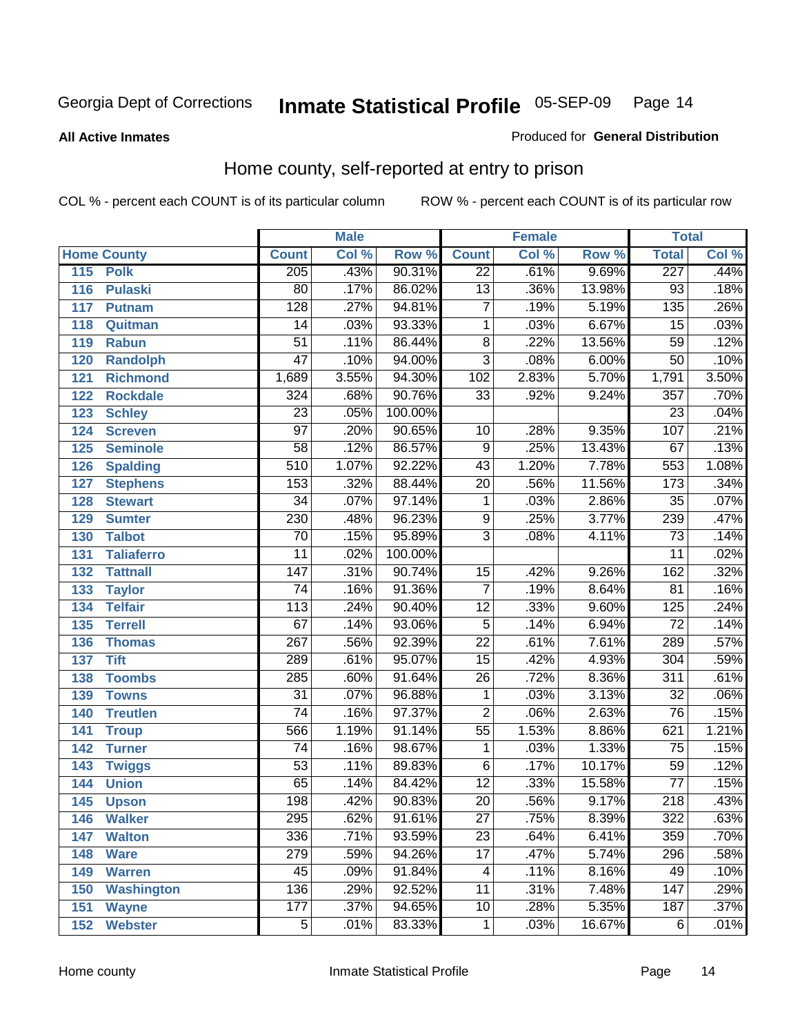Georgia Dept of Corrections

# Inmate Statistical Profile 05-SEP-09

**All Active Inmates**

Produced for **General Distribution**

## Home county, self-reported at entry to prison

COL % - percent each COUNT is of its particular column    ROW % - percent each COUNT is of its particular row

| Home County | | Male | | | Female | | | Total | |
|---|---|---|---|---|---|---|---|---|---|
| | | Count | Col % | Row % | Count | Col % | Row % | Total | Col % |
| 115 | Polk | 205 | .43% | 90.31% | 22 | .61% | 9.69% | 227 | .44% |
| 116 | Pulaski | 80 | .17% | 86.02% | 13 | .36% | 13.98% | 93 | .18% |
| 117 | Putnam | 128 | .27% | 94.81% | 7 | .19% | 5.19% | 135 | .26% |
| 118 | Quitman | 14 | .03% | 93.33% | 1 | .03% | 6.67% | 15 | .03% |
| 119 | Rabun | 51 | .11% | 86.44% | 8 | .22% | 13.56% | 59 | .12% |
| 120 | Randolph | 47 | .10% | 94.00% | 3 | .08% | 6.00% | 50 | .10% |
| 121 | Richmond | 1,689 | 3.55% | 94.30% | 102 | 2.83% | 5.70% | 1,791 | 3.50% |
| 122 | Rockdale | 324 | .68% | 90.76% | 33 | .92% | 9.24% | 357 | .70% |
| 123 | Schley | 23 | .05% | 100.00% | | | | 23 | .04% |
| 124 | Screven | 97 | .20% | 90.65% | 10 | .28% | 9.35% | 107 | .21% |
| 125 | Seminole | 58 | .12% | 86.57% | 9 | .25% | 13.43% | 67 | .13% |
| 126 | Spalding | 510 | 1.07% | 92.22% | 43 | 1.20% | 7.78% | 553 | 1.08% |
| 127 | Stephens | 153 | .32% | 88.44% | 20 | .56% | 11.56% | 173 | .34% |
| 128 | Stewart | 34 | .07% | 97.14% | 1 | .03% | 2.86% | 35 | .07% |
| 129 | Sumter | 230 | .48% | 96.23% | 9 | .25% | 3.77% | 239 | .47% |
| 130 | Talbot | 70 | .15% | 95.89% | 3 | .08% | 4.11% | 73 | .14% |
| 131 | Taliaferro | 11 | .02% | 100.00% | | | | 11 | .02% |
| 132 | Tattnall | 147 | .31% | 90.74% | 15 | .42% | 9.26% | 162 | .32% |
| 133 | Taylor | 74 | .16% | 91.36% | 7 | .19% | 8.64% | 81 | .16% |
| 134 | Telfair | 113 | .24% | 90.40% | 12 | .33% | 9.60% | 125 | .24% |
| 135 | Terrell | 67 | .14% | 93.06% | 5 | .14% | 6.94% | 72 | .14% |
| 136 | Thomas | 267 | .56% | 92.39% | 22 | .61% | 7.61% | 289 | .57% |
| 137 | Tift | 289 | .61% | 95.07% | 15 | .42% | 4.93% | 304 | .59% |
| 138 | Toombs | 285 | .60% | 91.64% | 26 | .72% | 8.36% | 311 | .61% |
| 139 | Towns | 31 | .07% | 96.88% | 1 | .03% | 3.13% | 32 | .06% |
| 140 | Treutlen | 74 | .16% | 97.37% | 2 | .06% | 2.63% | 76 | .15% |
| 141 | Troup | 566 | 1.19% | 91.14% | 55 | 1.53% | 8.86% | 621 | 1.21% |
| 142 | Turner | 74 | .16% | 98.67% | 1 | .03% | 1.33% | 75 | .15% |
| 143 | Twiggs | 53 | .11% | 89.83% | 6 | .17% | 10.17% | 59 | .12% |
| 144 | Union | 65 | .14% | 84.42% | 12 | .33% | 15.58% | 77 | .15% |
| 145 | Upson | 198 | .42% | 90.83% | 20 | .56% | 9.17% | 218 | .43% |
| 146 | Walker | 295 | .62% | 91.61% | 27 | .75% | 8.39% | 322 | .63% |
| 147 | Walton | 336 | .71% | 93.59% | 23 | .64% | 6.41% | 359 | .70% |
| 148 | Ware | 279 | .59% | 94.26% | 17 | .47% | 5.74% | 296 | .58% |
| 149 | Warren | 45 | .09% | 91.84% | 4 | .11% | 8.16% | 49 | .10% |
| 150 | Washington | 136 | .29% | 92.52% | 11 | .31% | 7.48% | 147 | .29% |
| 151 | Wayne | 177 | .37% | 94.65% | 10 | .28% | 5.35% | 187 | .37% |
| 152 | Webster | 5 | .01% | 83.33% | 1 | .03% | 16.67% | 6 | .01% |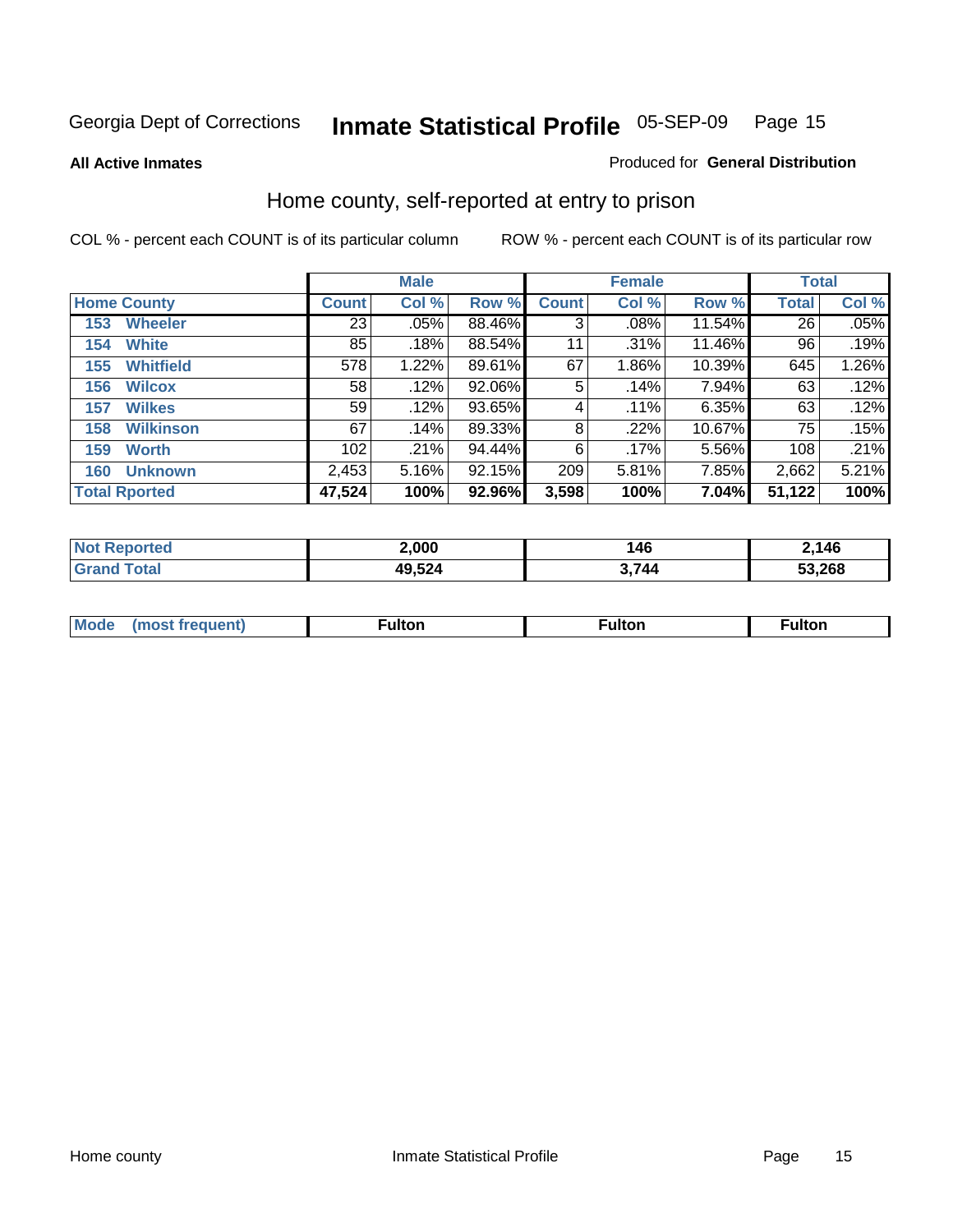Georgia Dept of Corrections **Inmate Statistical Profile** 05-SEP-09

**All Active Inmates**

Produced for **General Distribution**

## Home county, self-reported at entry to prison

COL % - percent each COUNT is of its particular column

ROW % - percent each COUNT is of its particular row

| Home County | Male | | | Female | | | Total | |
|---|---|---|---|---|---|---|---|---|
| | Count | Col % | Row % | Count | Col % | Row % | Total | Col % |
| 153 Wheeler | 23 | .05% | 88.46% | 3 | .08% | 11.54% | 26 | .05% |
| 154 White | 85 | .18% | 88.54% | 11 | .31% | 11.46% | 96 | .19% |
| 155 Whitfield | 578 | 1.22% | 89.61% | 67 | 1.86% | 10.39% | 645 | 1.26% |
| 156 Wilcox | 58 | .12% | 92.06% | 5 | .14% | 7.94% | 63 | .12% |
| 157 Wilkes | 59 | .12% | 93.65% | 4 | .11% | 6.35% | 63 | .12% |
| 158 Wilkinson | 67 | .14% | 89.33% | 8 | .22% | 10.67% | 75 | .15% |
| 159 Worth | 102 | .21% | 94.44% | 6 | .17% | 5.56% | 108 | .21% |
| 160 Unknown | 2,453 | 5.16% | 92.15% | 209 | 5.81% | 7.85% | 2,662 | 5.21% |
| **Total Rported** | **47,524** | **100%** | **92.96%** | **3,598** | **100%** | **7.04%** | **51,122** | **100%** |

| | Male | Female | Total |
|---|---|---|---|
| Not Reported | 2,000 | 146 | 2,146 |
| Grand Total | 49,524 | 3,744 | 53,268 |

| | Male | Female | Total |
|---|---|---|---|
| Mode (most frequent) | Fulton | Fulton | Fulton |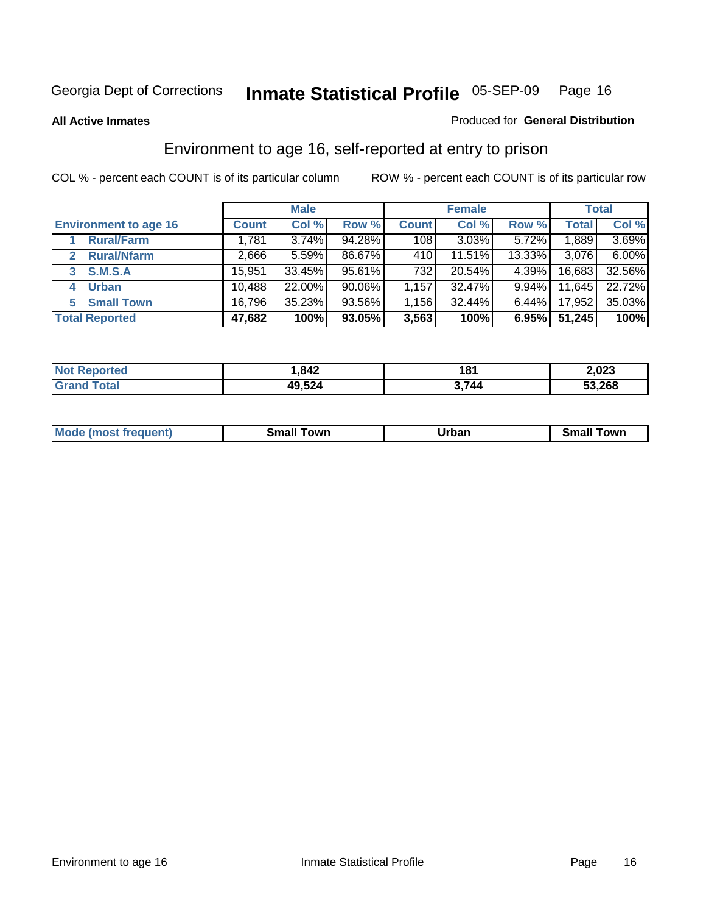Georgia Dept of Corrections **Inmate Statistical Profile** 05-SEP-09

**All Active Inmates**

Produced for **General Distribution**

## Environment to age 16, self-reported at entry to prison

COL % - percent each COUNT is of its particular column

ROW % - percent each COUNT is of its particular row

| | Male | | | Female | | | Total | |
|---|---|---|---|---|---|---|---|---|
| **Environment to age 16** | **Count** | **Col %** | **Row %** | **Count** | **Col %** | **Row %** | **Total** | **Col %** |
| 1 Rural/Farm | 1,781 | 3.74% | 94.28% | 108 | 3.03% | 5.72% | 1,889 | 3.69% |
| 2 Rural/Nfarm | 2,666 | 5.59% | 86.67% | 410 | 11.51% | 13.33% | 3,076 | 6.00% |
| 3 S.M.S.A | 15,951 | 33.45% | 95.61% | 732 | 20.54% | 4.39% | 16,683 | 32.56% |
| 4 Urban | 10,488 | 22.00% | 90.06% | 1,157 | 32.47% | 9.94% | 11,645 | 22.72% |
| 5 Small Town | 16,796 | 35.23% | 93.56% | 1,156 | 32.44% | 6.44% | 17,952 | 35.03% |
| **Total Reported** | **47,682** | **100%** | **93.05%** | **3,563** | **100%** | **6.95%** | **51,245** | **100%** |

| | Male | Female | Total |
|---|---|---|---|
| Not Reported | 1,842 | 181 | 2,023 |
| Grand Total | 49,524 | 3,744 | 53,268 |

| | Male | Female | Total |
|---|---|---|---|
| Mode (most frequent) | Small Town | Urban | Small Town |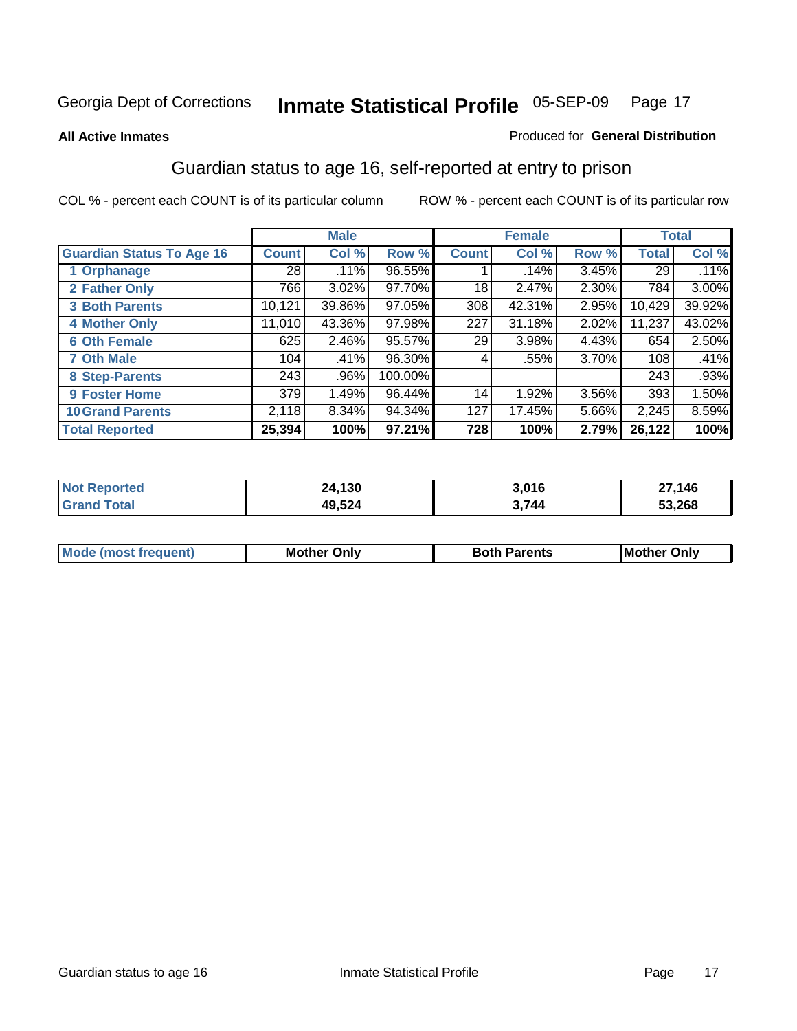Georgia Dept of Corrections **Inmate Statistical Profile** 05-SEP-09

**All Active Inmates**

Produced for **General Distribution**

## Guardian status to age 16, self-reported at entry to prison

COL % - percent each COUNT is of its particular column    ROW % - percent each COUNT is of its particular row

| | Male | | | Female | | | Total | |
|---|---|---|---|---|---|---|---|---|
| **Guardian Status To Age 16** | **Count** | **Col %** | **Row %** | **Count** | **Col %** | **Row %** | **Total** | **Col %** |
| 1 Orphanage | 28 | .11% | 96.55% | 1 | .14% | 3.45% | 29 | .11% |
| 2 Father Only | 766 | 3.02% | 97.70% | 18 | 2.47% | 2.30% | 784 | 3.00% |
| 3 Both Parents | 10,121 | 39.86% | 97.05% | 308 | 42.31% | 2.95% | 10,429 | 39.92% |
| 4 Mother Only | 11,010 | 43.36% | 97.98% | 227 | 31.18% | 2.02% | 11,237 | 43.02% |
| 6 Oth Female | 625 | 2.46% | 95.57% | 29 | 3.98% | 4.43% | 654 | 2.50% |
| 7 Oth Male | 104 | .41% | 96.30% | 4 | .55% | 3.70% | 108 | .41% |
| 8 Step-Parents | 243 | .96% | 100.00% | | | | 243 | .93% |
| 9 Foster Home | 379 | 1.49% | 96.44% | 14 | 1.92% | 3.56% | 393 | 1.50% |
| 10 Grand Parents | 2,118 | 8.34% | 94.34% | 127 | 17.45% | 5.66% | 2,245 | 8.59% |
| **Total Reported** | **25,394** | **100%** | **97.21%** | **728** | **100%** | **2.79%** | **26,122** | **100%** |

| | Male | Female | Total |
|---|---|---|---|
| Not Reported | 24,130 | 3,016 | 27,146 |
| Grand Total | 49,524 | 3,744 | 53,268 |

| | Male | Female | Total |
|---|---|---|---|
| Mode (most frequent) | Mother Only | Both Parents | Mother Only |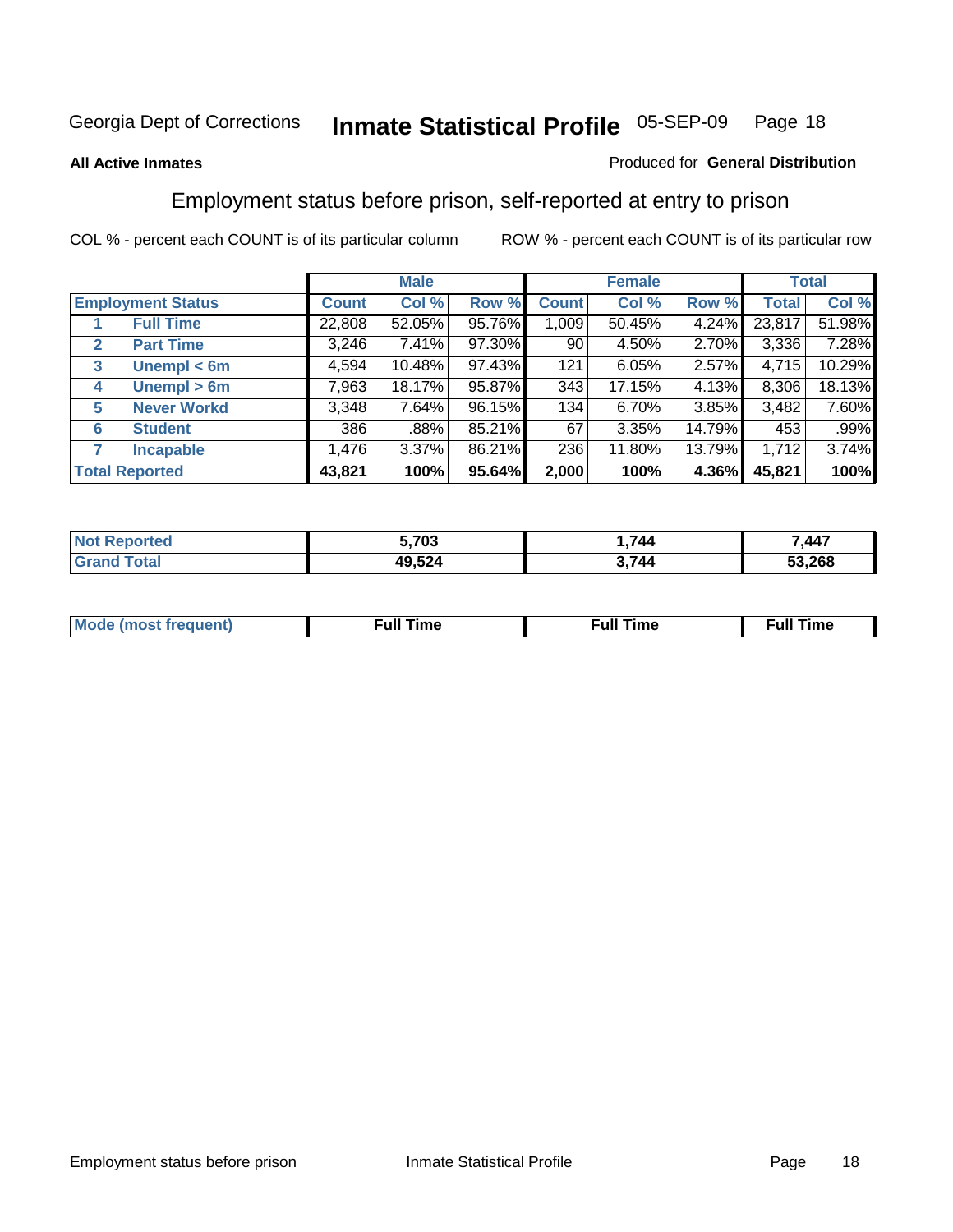Georgia Dept of Corrections **Inmate Statistical Profile** 05-SEP-09

**All Active Inmates**

Produced for **General Distribution**

## Employment status before prison, self-reported at entry to prison

COL % - percent each COUNT is of its particular column    ROW % - percent each COUNT is of its particular row

| | | Male | | | Female | | | Total | |
|---|---|---|---|---|---|---|---|---|---|
| **Employment Status** | | **Count** | **Col %** | **Row %** | **Count** | **Col %** | **Row %** | **Total** | **Col %** |
| 1 | Full Time | 22,808 | 52.05% | 95.76% | 1,009 | 50.45% | 4.24% | 23,817 | 51.98% |
| 2 | Part Time | 3,246 | 7.41% | 97.30% | 90 | 4.50% | 2.70% | 3,336 | 7.28% |
| 3 | Unempl < 6m | 4,594 | 10.48% | 97.43% | 121 | 6.05% | 2.57% | 4,715 | 10.29% |
| 4 | Unempl > 6m | 7,963 | 18.17% | 95.87% | 343 | 17.15% | 4.13% | 8,306 | 18.13% |
| 5 | Never Workd | 3,348 | 7.64% | 96.15% | 134 | 6.70% | 3.85% | 3,482 | 7.60% |
| 6 | Student | 386 | .88% | 85.21% | 67 | 3.35% | 14.79% | 453 | .99% |
| 7 | Incapable | 1,476 | 3.37% | 86.21% | 236 | 11.80% | 13.79% | 1,712 | 3.74% |
| **Total Reported** | | **43,821** | **100%** | **95.64%** | **2,000** | **100%** | **4.36%** | **45,821** | **100%** |

| | Male | Female | Total |
|---|---|---|---|
| Not Reported | 5,703 | 1,744 | 7,447 |
| Grand Total | 49,524 | 3,744 | 53,268 |

| | Male | Female | Total |
|---|---|---|---|
| Mode (most frequent) | Full Time | Full Time | Full Time |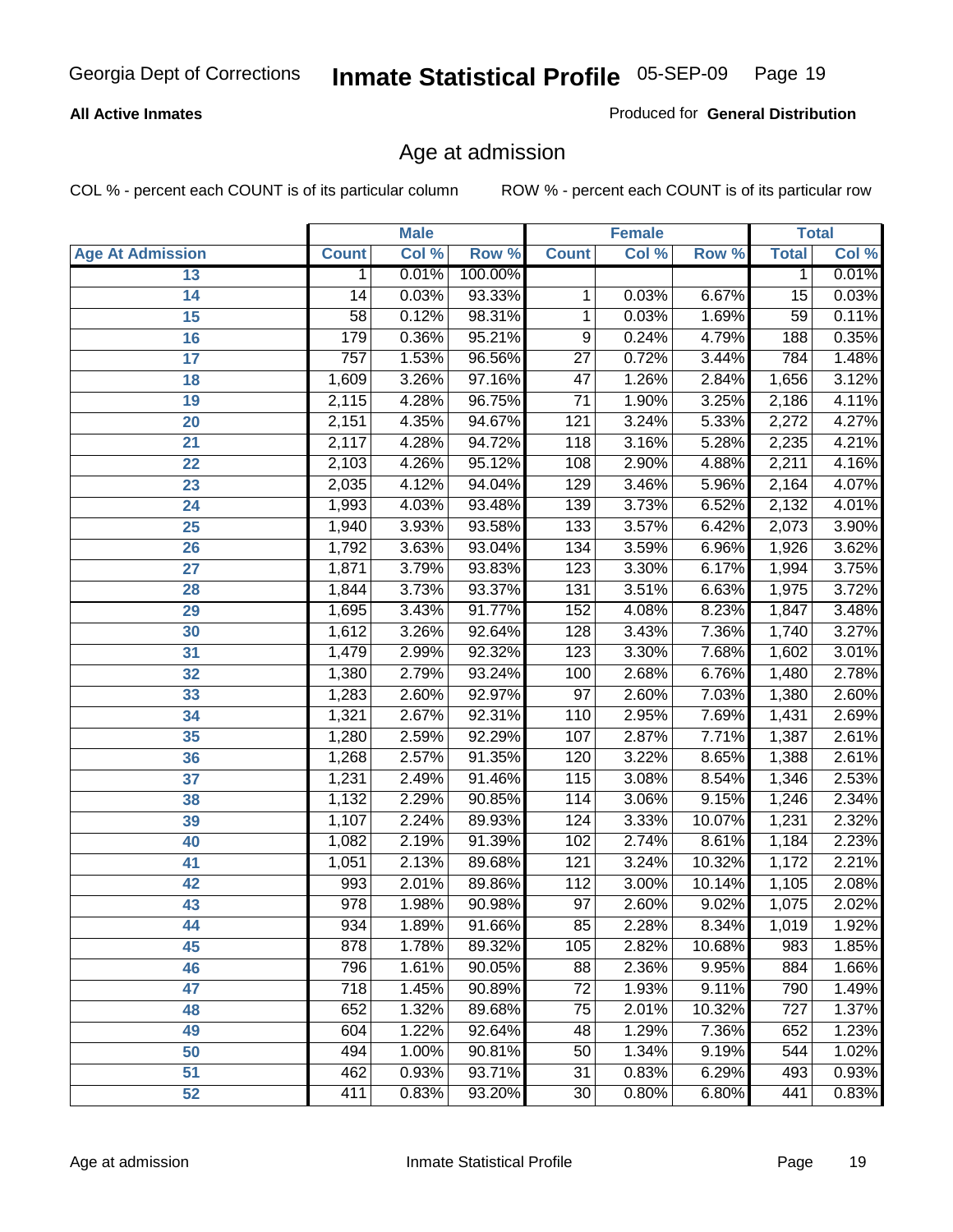Georgia Dept of Corrections **Inmate Statistical Profile** 05-SEP-09

**All Active Inmates**

Produced for **General Distribution**

## Age at admission

COL % - percent each COUNT is of its particular column ROW % - percent each COUNT is of its particular row

| | Male | | | Female | | | Total | |
|---|---|---|---|---|---|---|---|---|
| **Age At Admission** | **Count** | **Col %** | **Row %** | **Count** | **Col %** | **Row %** | **Total** | **Col %** |
| 13 | 1 | 0.01% | 100.00% | | | | 1 | 0.01% |
| 14 | 14 | 0.03% | 93.33% | 1 | 0.03% | 6.67% | 15 | 0.03% |
| 15 | 58 | 0.12% | 98.31% | 1 | 0.03% | 1.69% | 59 | 0.11% |
| 16 | 179 | 0.36% | 95.21% | 9 | 0.24% | 4.79% | 188 | 0.35% |
| 17 | 757 | 1.53% | 96.56% | 27 | 0.72% | 3.44% | 784 | 1.48% |
| 18 | 1,609 | 3.26% | 97.16% | 47 | 1.26% | 2.84% | 1,656 | 3.12% |
| 19 | 2,115 | 4.28% | 96.75% | 71 | 1.90% | 3.25% | 2,186 | 4.11% |
| 20 | 2,151 | 4.35% | 94.67% | 121 | 3.24% | 5.33% | 2,272 | 4.27% |
| 21 | 2,117 | 4.28% | 94.72% | 118 | 3.16% | 5.28% | 2,235 | 4.21% |
| 22 | 2,103 | 4.26% | 95.12% | 108 | 2.90% | 4.88% | 2,211 | 4.16% |
| 23 | 2,035 | 4.12% | 94.04% | 129 | 3.46% | 5.96% | 2,164 | 4.07% |
| 24 | 1,993 | 4.03% | 93.48% | 139 | 3.73% | 6.52% | 2,132 | 4.01% |
| 25 | 1,940 | 3.93% | 93.58% | 133 | 3.57% | 6.42% | 2,073 | 3.90% |
| 26 | 1,792 | 3.63% | 93.04% | 134 | 3.59% | 6.96% | 1,926 | 3.62% |
| 27 | 1,871 | 3.79% | 93.83% | 123 | 3.30% | 6.17% | 1,994 | 3.75% |
| 28 | 1,844 | 3.73% | 93.37% | 131 | 3.51% | 6.63% | 1,975 | 3.72% |
| 29 | 1,695 | 3.43% | 91.77% | 152 | 4.08% | 8.23% | 1,847 | 3.48% |
| 30 | 1,612 | 3.26% | 92.64% | 128 | 3.43% | 7.36% | 1,740 | 3.27% |
| 31 | 1,479 | 2.99% | 92.32% | 123 | 3.30% | 7.68% | 1,602 | 3.01% |
| 32 | 1,380 | 2.79% | 93.24% | 100 | 2.68% | 6.76% | 1,480 | 2.78% |
| 33 | 1,283 | 2.60% | 92.97% | 97 | 2.60% | 7.03% | 1,380 | 2.60% |
| 34 | 1,321 | 2.67% | 92.31% | 110 | 2.95% | 7.69% | 1,431 | 2.69% |
| 35 | 1,280 | 2.59% | 92.29% | 107 | 2.87% | 7.71% | 1,387 | 2.61% |
| 36 | 1,268 | 2.57% | 91.35% | 120 | 3.22% | 8.65% | 1,388 | 2.61% |
| 37 | 1,231 | 2.49% | 91.46% | 115 | 3.08% | 8.54% | 1,346 | 2.53% |
| 38 | 1,132 | 2.29% | 90.85% | 114 | 3.06% | 9.15% | 1,246 | 2.34% |
| 39 | 1,107 | 2.24% | 89.93% | 124 | 3.33% | 10.07% | 1,231 | 2.32% |
| 40 | 1,082 | 2.19% | 91.39% | 102 | 2.74% | 8.61% | 1,184 | 2.23% |
| 41 | 1,051 | 2.13% | 89.68% | 121 | 3.24% | 10.32% | 1,172 | 2.21% |
| 42 | 993 | 2.01% | 89.86% | 112 | 3.00% | 10.14% | 1,105 | 2.08% |
| 43 | 978 | 1.98% | 90.98% | 97 | 2.60% | 9.02% | 1,075 | 2.02% |
| 44 | 934 | 1.89% | 91.66% | 85 | 2.28% | 8.34% | 1,019 | 1.92% |
| 45 | 878 | 1.78% | 89.32% | 105 | 2.82% | 10.68% | 983 | 1.85% |
| 46 | 796 | 1.61% | 90.05% | 88 | 2.36% | 9.95% | 884 | 1.66% |
| 47 | 718 | 1.45% | 90.89% | 72 | 1.93% | 9.11% | 790 | 1.49% |
| 48 | 652 | 1.32% | 89.68% | 75 | 2.01% | 10.32% | 727 | 1.37% |
| 49 | 604 | 1.22% | 92.64% | 48 | 1.29% | 7.36% | 652 | 1.23% |
| 50 | 494 | 1.00% | 90.81% | 50 | 1.34% | 9.19% | 544 | 1.02% |
| 51 | 462 | 0.93% | 93.71% | 31 | 0.83% | 6.29% | 493 | 0.93% |
| 52 | 411 | 0.83% | 93.20% | 30 | 0.80% | 6.80% | 441 | 0.83% |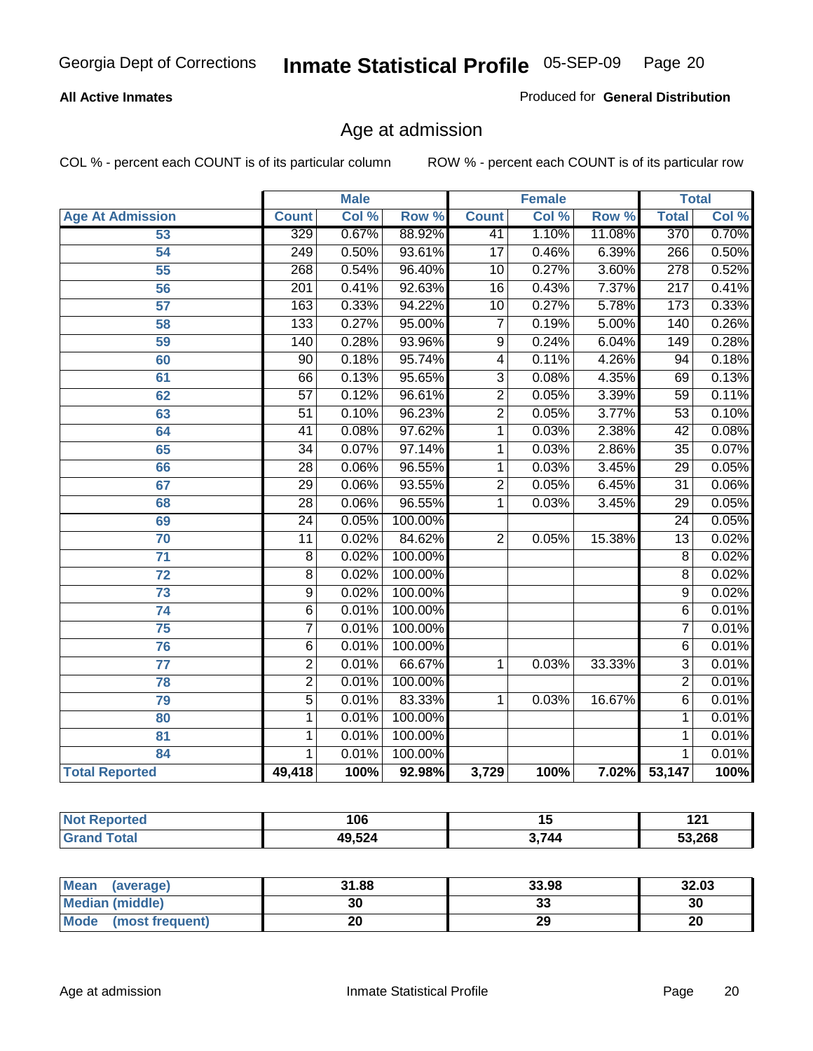Georgia Dept of Corrections **Inmate Statistical Profile** 05-SEP-09

**All Active Inmates**

Produced for **General Distribution**

## Age at admission

COL % - percent each COUNT is of its particular column ROW % - percent each COUNT is of its particular row

| | Male | | | Female | | | Total | |
|---|---|---|---|---|---|---|---|---|
| **Age At Admission** | **Count** | **Col %** | **Row %** | **Count** | **Col %** | **Row %** | **Total** | **Col %** |
| 53 | 329 | 0.67% | 88.92% | 41 | 1.10% | 11.08% | 370 | 0.70% |
| 54 | 249 | 0.50% | 93.61% | 17 | 0.46% | 6.39% | 266 | 0.50% |
| 55 | 268 | 0.54% | 96.40% | 10 | 0.27% | 3.60% | 278 | 0.52% |
| 56 | 201 | 0.41% | 92.63% | 16 | 0.43% | 7.37% | 217 | 0.41% |
| 57 | 163 | 0.33% | 94.22% | 10 | 0.27% | 5.78% | 173 | 0.33% |
| 58 | 133 | 0.27% | 95.00% | 7 | 0.19% | 5.00% | 140 | 0.26% |
| 59 | 140 | 0.28% | 93.96% | 9 | 0.24% | 6.04% | 149 | 0.28% |
| 60 | 90 | 0.18% | 95.74% | 4 | 0.11% | 4.26% | 94 | 0.18% |
| 61 | 66 | 0.13% | 95.65% | 3 | 0.08% | 4.35% | 69 | 0.13% |
| 62 | 57 | 0.12% | 96.61% | 2 | 0.05% | 3.39% | 59 | 0.11% |
| 63 | 51 | 0.10% | 96.23% | 2 | 0.05% | 3.77% | 53 | 0.10% |
| 64 | 41 | 0.08% | 97.62% | 1 | 0.03% | 2.38% | 42 | 0.08% |
| 65 | 34 | 0.07% | 97.14% | 1 | 0.03% | 2.86% | 35 | 0.07% |
| 66 | 28 | 0.06% | 96.55% | 1 | 0.03% | 3.45% | 29 | 0.05% |
| 67 | 29 | 0.06% | 93.55% | 2 | 0.05% | 6.45% | 31 | 0.06% |
| 68 | 28 | 0.06% | 96.55% | 1 | 0.03% | 3.45% | 29 | 0.05% |
| 69 | 24 | 0.05% | 100.00% | | | | 24 | 0.05% |
| 70 | 11 | 0.02% | 84.62% | 2 | 0.05% | 15.38% | 13 | 0.02% |
| 71 | 8 | 0.02% | 100.00% | | | | 8 | 0.02% |
| 72 | 8 | 0.02% | 100.00% | | | | 8 | 0.02% |
| 73 | 9 | 0.02% | 100.00% | | | | 9 | 0.02% |
| 74 | 6 | 0.01% | 100.00% | | | | 6 | 0.01% |
| 75 | 7 | 0.01% | 100.00% | | | | 7 | 0.01% |
| 76 | 6 | 0.01% | 100.00% | | | | 6 | 0.01% |
| 77 | 2 | 0.01% | 66.67% | 1 | 0.03% | 33.33% | 3 | 0.01% |
| 78 | 2 | 0.01% | 100.00% | | | | 2 | 0.01% |
| 79 | 5 | 0.01% | 83.33% | 1 | 0.03% | 16.67% | 6 | 0.01% |
| 80 | 1 | 0.01% | 100.00% | | | | 1 | 0.01% |
| 81 | 1 | 0.01% | 100.00% | | | | 1 | 0.01% |
| 84 | 1 | 0.01% | 100.00% | | | | 1 | 0.01% |
| **Total Reported** | **49,418** | **100%** | **92.98%** | **3,729** | **100%** | **7.02%** | **53,147** | **100%** |

| | Male | Female | Total |
|---|---|---|---|
| **Not Reported** | **106** | **15** | **121** |
| **Grand Total** | **49,524** | **3,744** | **53,268** |

| | Male | Female | Total |
|---|---|---|---|
| **Mean (average)** | **31.88** | **33.98** | **32.03** |
| **Median (middle)** | **30** | **33** | **30** |
| **Mode (most frequent)** | **20** | **29** | **20** |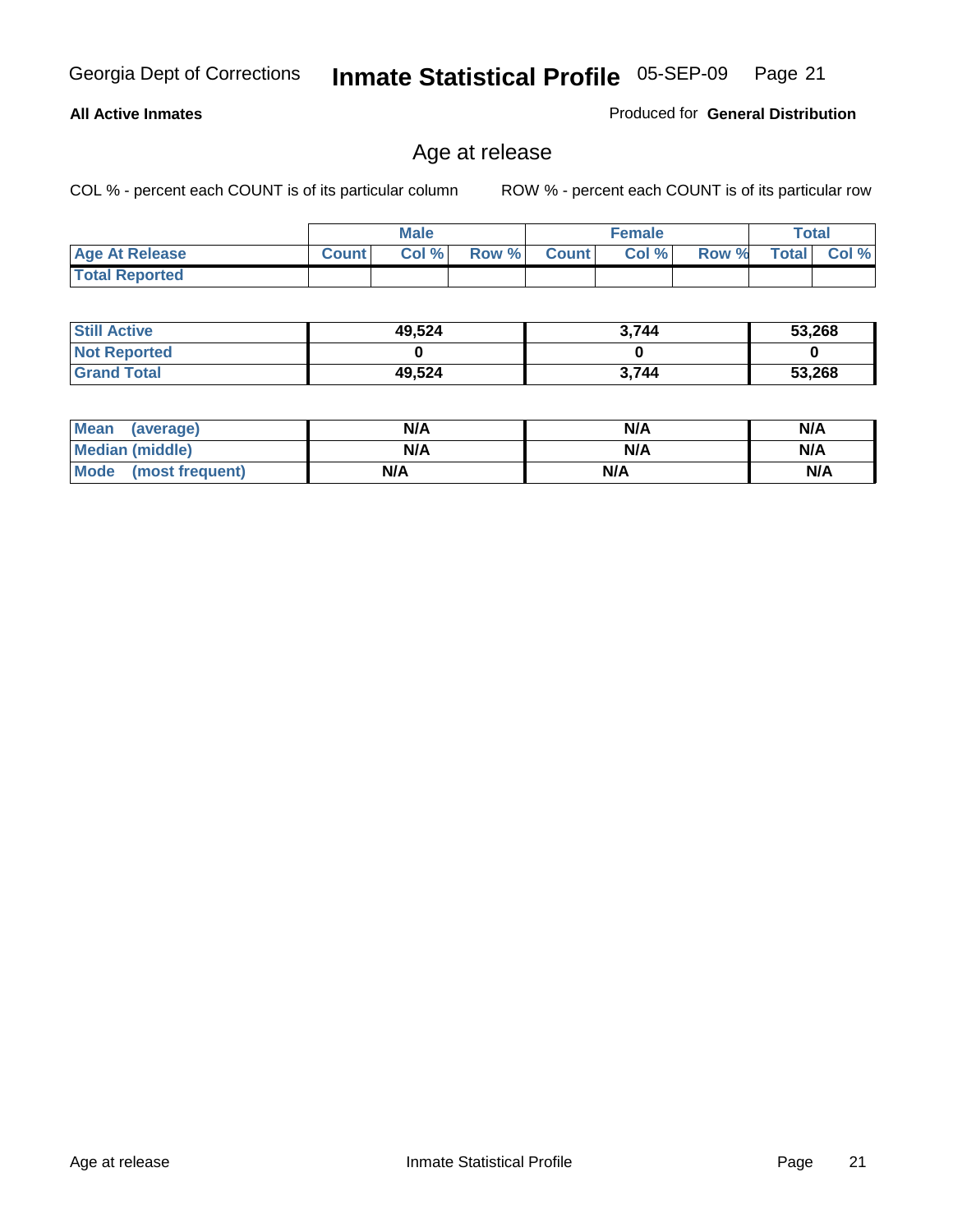**All Active Inmates** Produced for **General Distribution**

## Age at release

COL % - percent each COUNT is of its particular column ROW % - percent each COUNT is of its particular row

| | Male | | | Female | | | Total | |
|---|---|---|---|---|---|---|---|---|
| **Age At Release** | **Count** | **Col %** | **Row %** | **Count** | **Col %** | **Row %** | **Total** | **Col %** |
| **Total Reported** | | | | | | | | |

| | Male | Female | Total |
|---|---|---|---|
| **Still Active** | **49,524** | **3,744** | **53,268** |
| **Not Reported** | **0** | **0** | **0** |
| **Grand Total** | **49,524** | **3,744** | **53,268** |

| | Male | Female | Total |
|---|---|---|---|
| **Mean (average)** | **N/A** | **N/A** | **N/A** |
| **Median (middle)** | **N/A** | **N/A** | **N/A** |
| **Mode (most frequent)** | **N/A** | **N/A** | **N/A** |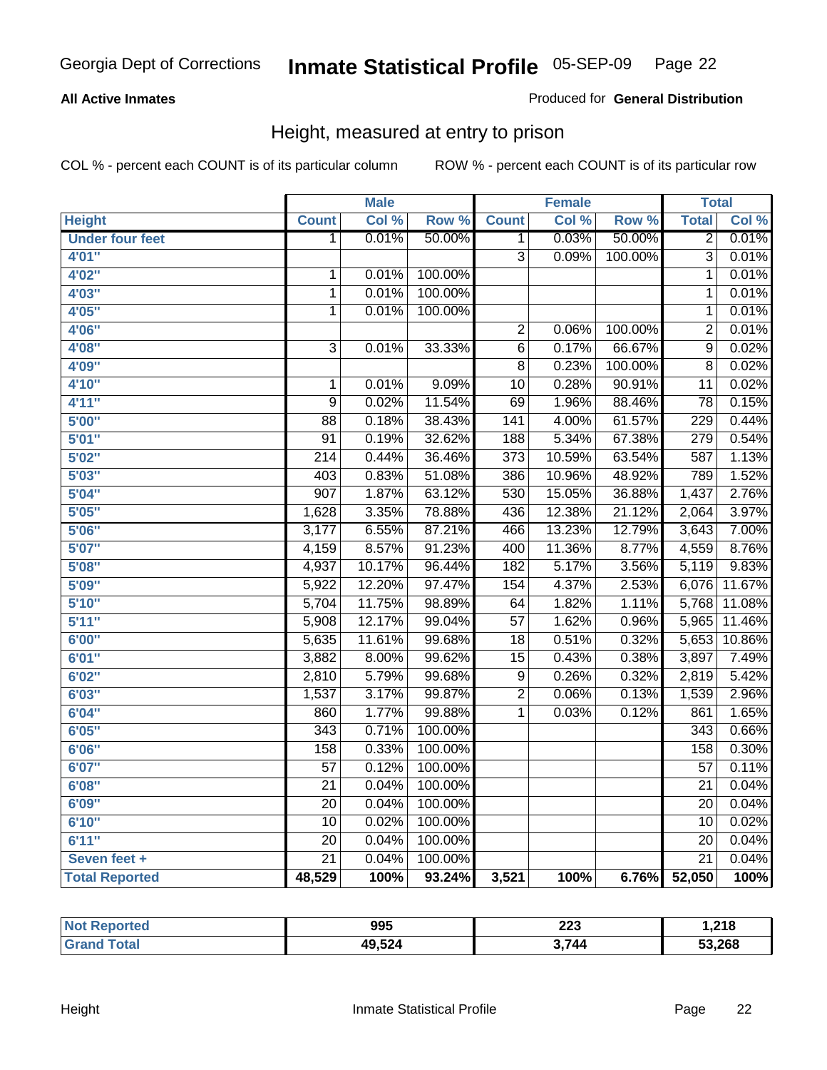Georgia Dept of Corrections **Inmate Statistical Profile** 05-SEP-09

**All Active Inmates**

Produced for **General Distribution**

## Height, measured at entry to prison

COL % - percent each COUNT is of its particular column ROW % - percent each COUNT is of its particular row

| Height | Male | | | Female | | | Total | |
|---|---|---|---|---|---|---|---|---|
| | Count | Col % | Row % | Count | Col % | Row % | Total | Col % |
| Under four feet | 1 | 0.01% | 50.00% | 1 | 0.03% | 50.00% | 2 | 0.01% |
| 4'01" | | | | 3 | 0.09% | 100.00% | 3 | 0.01% |
| 4'02" | 1 | 0.01% | 100.00% | | | | 1 | 0.01% |
| 4'03" | 1 | 0.01% | 100.00% | | | | 1 | 0.01% |
| 4'05" | 1 | 0.01% | 100.00% | | | | 1 | 0.01% |
| 4'06" | | | | 2 | 0.06% | 100.00% | 2 | 0.01% |
| 4'08" | 3 | 0.01% | 33.33% | 6 | 0.17% | 66.67% | 9 | 0.02% |
| 4'09" | | | | 8 | 0.23% | 100.00% | 8 | 0.02% |
| 4'10" | 1 | 0.01% | 9.09% | 10 | 0.28% | 90.91% | 11 | 0.02% |
| 4'11" | 9 | 0.02% | 11.54% | 69 | 1.96% | 88.46% | 78 | 0.15% |
| 5'00" | 88 | 0.18% | 38.43% | 141 | 4.00% | 61.57% | 229 | 0.44% |
| 5'01" | 91 | 0.19% | 32.62% | 188 | 5.34% | 67.38% | 279 | 0.54% |
| 5'02" | 214 | 0.44% | 36.46% | 373 | 10.59% | 63.54% | 587 | 1.13% |
| 5'03" | 403 | 0.83% | 51.08% | 386 | 10.96% | 48.92% | 789 | 1.52% |
| 5'04" | 907 | 1.87% | 63.12% | 530 | 15.05% | 36.88% | 1,437 | 2.76% |
| 5'05" | 1,628 | 3.35% | 78.88% | 436 | 12.38% | 21.12% | 2,064 | 3.97% |
| 5'06" | 3,177 | 6.55% | 87.21% | 466 | 13.23% | 12.79% | 3,643 | 7.00% |
| 5'07" | 4,159 | 8.57% | 91.23% | 400 | 11.36% | 8.77% | 4,559 | 8.76% |
| 5'08" | 4,937 | 10.17% | 96.44% | 182 | 5.17% | 3.56% | 5,119 | 9.83% |
| 5'09" | 5,922 | 12.20% | 97.47% | 154 | 4.37% | 2.53% | 6,076 | 11.67% |
| 5'10" | 5,704 | 11.75% | 98.89% | 64 | 1.82% | 1.11% | 5,768 | 11.08% |
| 5'11" | 5,908 | 12.17% | 99.04% | 57 | 1.62% | 0.96% | 5,965 | 11.46% |
| 6'00" | 5,635 | 11.61% | 99.68% | 18 | 0.51% | 0.32% | 5,653 | 10.86% |
| 6'01" | 3,882 | 8.00% | 99.62% | 15 | 0.43% | 0.38% | 3,897 | 7.49% |
| 6'02" | 2,810 | 5.79% | 99.68% | 9 | 0.26% | 0.32% | 2,819 | 5.42% |
| 6'03" | 1,537 | 3.17% | 99.87% | 2 | 0.06% | 0.13% | 1,539 | 2.96% |
| 6'04" | 860 | 1.77% | 99.88% | 1 | 0.03% | 0.12% | 861 | 1.65% |
| 6'05" | 343 | 0.71% | 100.00% | | | | 343 | 0.66% |
| 6'06" | 158 | 0.33% | 100.00% | | | | 158 | 0.30% |
| 6'07" | 57 | 0.12% | 100.00% | | | | 57 | 0.11% |
| 6'08" | 21 | 0.04% | 100.00% | | | | 21 | 0.04% |
| 6'09" | 20 | 0.04% | 100.00% | | | | 20 | 0.04% |
| 6'10" | 10 | 0.02% | 100.00% | | | | 10 | 0.02% |
| 6'11" | 20 | 0.04% | 100.00% | | | | 20 | 0.04% |
| Seven feet + | 21 | 0.04% | 100.00% | | | | 21 | 0.04% |
| **Total Reported** | **48,529** | **100%** | **93.24%** | **3,521** | **100%** | **6.76%** | **52,050** | **100%** |

| | Male | Female | Total |
|---|---|---|---|
| Not Reported | 995 | 223 | 1,218 |
| Grand Total | 49,524 | 3,744 | 53,268 |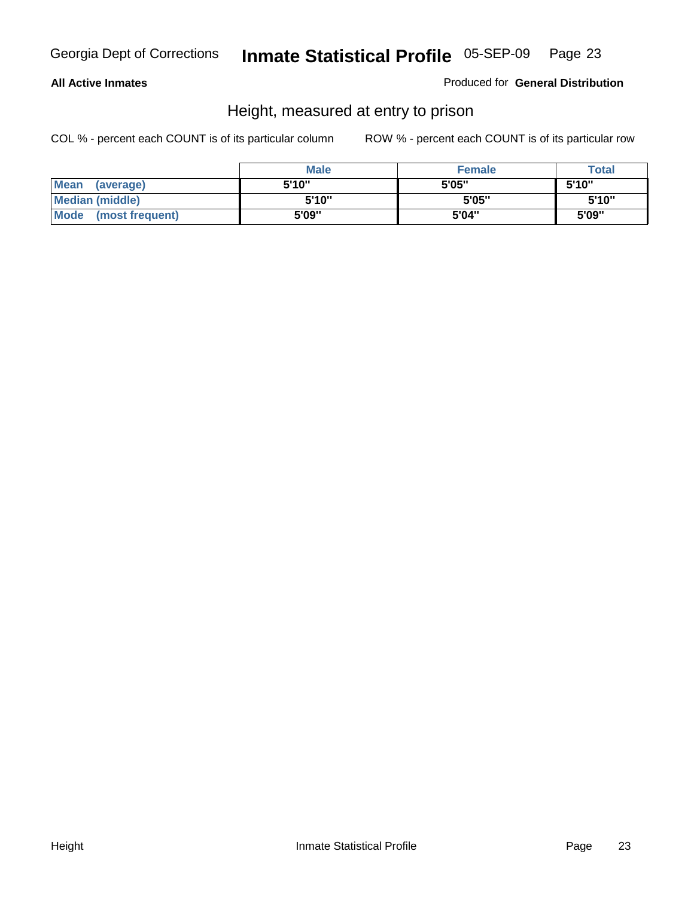**All Active Inmates**

Produced for **General Distribution**

## Height, measured at entry to prison

COL % - percent each COUNT is of its particular column

ROW % - percent each COUNT is of its particular row

| | Male | Female | Total |
|---|---|---|---|
| Mean (average) | 5'10" | 5'05" | 5'10" |
| Median (middle) | 5'10" | 5'05" | 5'10" |
| Mode (most frequent) | 5'09" | 5'04" | 5'09" |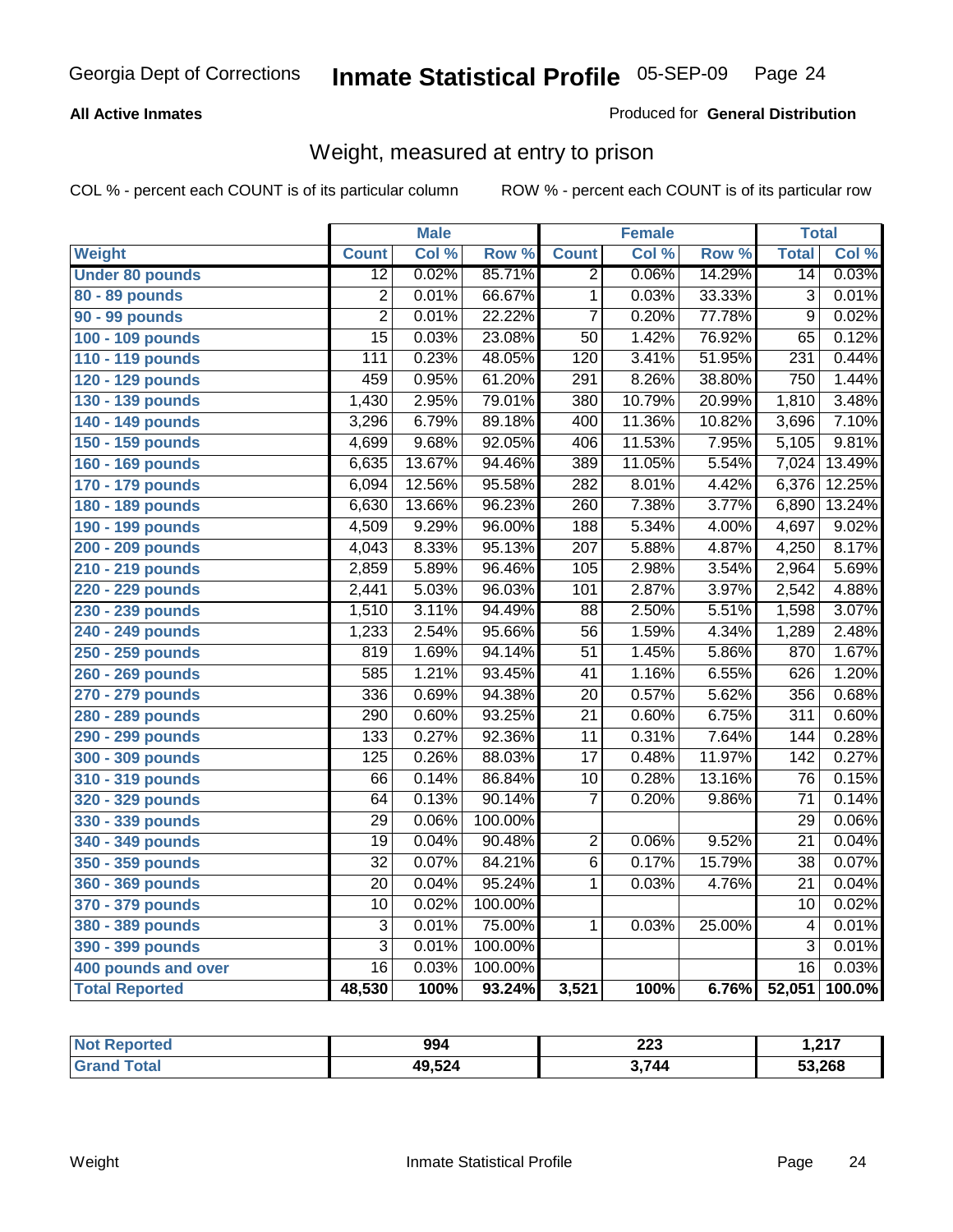Georgia Dept of Corrections **Inmate Statistical Profile** 05-SEP-09

**All Active Inmates**

Produced for **General Distribution**

## Weight, measured at entry to prison

COL % - percent each COUNT is of its particular column ROW % - percent each COUNT is of its particular row

| | Male | | | Female | | | Total | |
|---|---|---|---|---|---|---|---|---|
| Weight | Count | Col % | Row % | Count | Col % | Row % | Total | Col % |
| Under 80 pounds | 12 | 0.02% | 85.71% | 2 | 0.06% | 14.29% | 14 | 0.03% |
| 80 - 89 pounds | 2 | 0.01% | 66.67% | 1 | 0.03% | 33.33% | 3 | 0.01% |
| 90 - 99 pounds | 2 | 0.01% | 22.22% | 7 | 0.20% | 77.78% | 9 | 0.02% |
| 100 - 109 pounds | 15 | 0.03% | 23.08% | 50 | 1.42% | 76.92% | 65 | 0.12% |
| 110 - 119 pounds | 111 | 0.23% | 48.05% | 120 | 3.41% | 51.95% | 231 | 0.44% |
| 120 - 129 pounds | 459 | 0.95% | 61.20% | 291 | 8.26% | 38.80% | 750 | 1.44% |
| 130 - 139 pounds | 1,430 | 2.95% | 79.01% | 380 | 10.79% | 20.99% | 1,810 | 3.48% |
| 140 - 149 pounds | 3,296 | 6.79% | 89.18% | 400 | 11.36% | 10.82% | 3,696 | 7.10% |
| 150 - 159 pounds | 4,699 | 9.68% | 92.05% | 406 | 11.53% | 7.95% | 5,105 | 9.81% |
| 160 - 169 pounds | 6,635 | 13.67% | 94.46% | 389 | 11.05% | 5.54% | 7,024 | 13.49% |
| 170 - 179 pounds | 6,094 | 12.56% | 95.58% | 282 | 8.01% | 4.42% | 6,376 | 12.25% |
| 180 - 189 pounds | 6,630 | 13.66% | 96.23% | 260 | 7.38% | 3.77% | 6,890 | 13.24% |
| 190 - 199 pounds | 4,509 | 9.29% | 96.00% | 188 | 5.34% | 4.00% | 4,697 | 9.02% |
| 200 - 209 pounds | 4,043 | 8.33% | 95.13% | 207 | 5.88% | 4.87% | 4,250 | 8.17% |
| 210 - 219 pounds | 2,859 | 5.89% | 96.46% | 105 | 2.98% | 3.54% | 2,964 | 5.69% |
| 220 - 229 pounds | 2,441 | 5.03% | 96.03% | 101 | 2.87% | 3.97% | 2,542 | 4.88% |
| 230 - 239 pounds | 1,510 | 3.11% | 94.49% | 88 | 2.50% | 5.51% | 1,598 | 3.07% |
| 240 - 249 pounds | 1,233 | 2.54% | 95.66% | 56 | 1.59% | 4.34% | 1,289 | 2.48% |
| 250 - 259 pounds | 819 | 1.69% | 94.14% | 51 | 1.45% | 5.86% | 870 | 1.67% |
| 260 - 269 pounds | 585 | 1.21% | 93.45% | 41 | 1.16% | 6.55% | 626 | 1.20% |
| 270 - 279 pounds | 336 | 0.69% | 94.38% | 20 | 0.57% | 5.62% | 356 | 0.68% |
| 280 - 289 pounds | 290 | 0.60% | 93.25% | 21 | 0.60% | 6.75% | 311 | 0.60% |
| 290 - 299 pounds | 133 | 0.27% | 92.36% | 11 | 0.31% | 7.64% | 144 | 0.28% |
| 300 - 309 pounds | 125 | 0.26% | 88.03% | 17 | 0.48% | 11.97% | 142 | 0.27% |
| 310 - 319 pounds | 66 | 0.14% | 86.84% | 10 | 0.28% | 13.16% | 76 | 0.15% |
| 320 - 329 pounds | 64 | 0.13% | 90.14% | 7 | 0.20% | 9.86% | 71 | 0.14% |
| 330 - 339 pounds | 29 | 0.06% | 100.00% | | | | 29 | 0.06% |
| 340 - 349 pounds | 19 | 0.04% | 90.48% | 2 | 0.06% | 9.52% | 21 | 0.04% |
| 350 - 359 pounds | 32 | 0.07% | 84.21% | 6 | 0.17% | 15.79% | 38 | 0.07% |
| 360 - 369 pounds | 20 | 0.04% | 95.24% | 1 | 0.03% | 4.76% | 21 | 0.04% |
| 370 - 379 pounds | 10 | 0.02% | 100.00% | | | | 10 | 0.02% |
| 380 - 389 pounds | 3 | 0.01% | 75.00% | 1 | 0.03% | 25.00% | 4 | 0.01% |
| 390 - 399 pounds | 3 | 0.01% | 100.00% | | | | 3 | 0.01% |
| 400 pounds and over | 16 | 0.03% | 100.00% | | | | 16 | 0.03% |
| **Total Reported** | **48,530** | **100%** | **93.24%** | **3,521** | **100%** | **6.76%** | **52,051** | **100.0%** |

| | Male | Female | Total |
|---|---|---|---|
| Not Reported | 994 | 223 | 1,217 |
| Grand Total | 49,524 | 3,744 | 53,268 |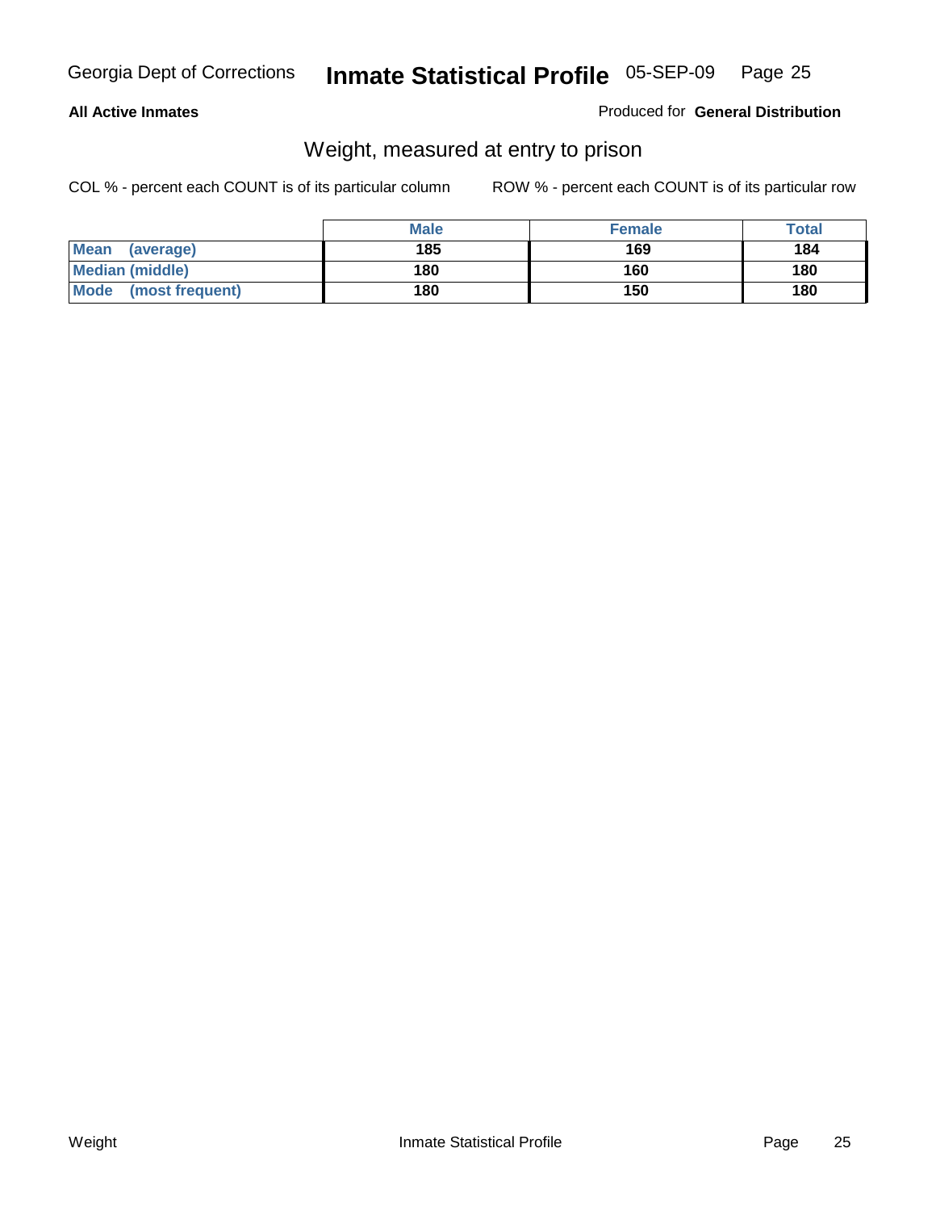**All Active Inmates**

Produced for **General Distribution**

## Weight, measured at entry to prison

COL % - percent each COUNT is of its particular column

ROW % - percent each COUNT is of its particular row

| | Male | Female | Total |
|---|---|---|---|
| **Mean (average)** | 185 | 169 | 184 |
| **Median (middle)** | 180 | 160 | 180 |
| **Mode (most frequent)** | 180 | 150 | 180 |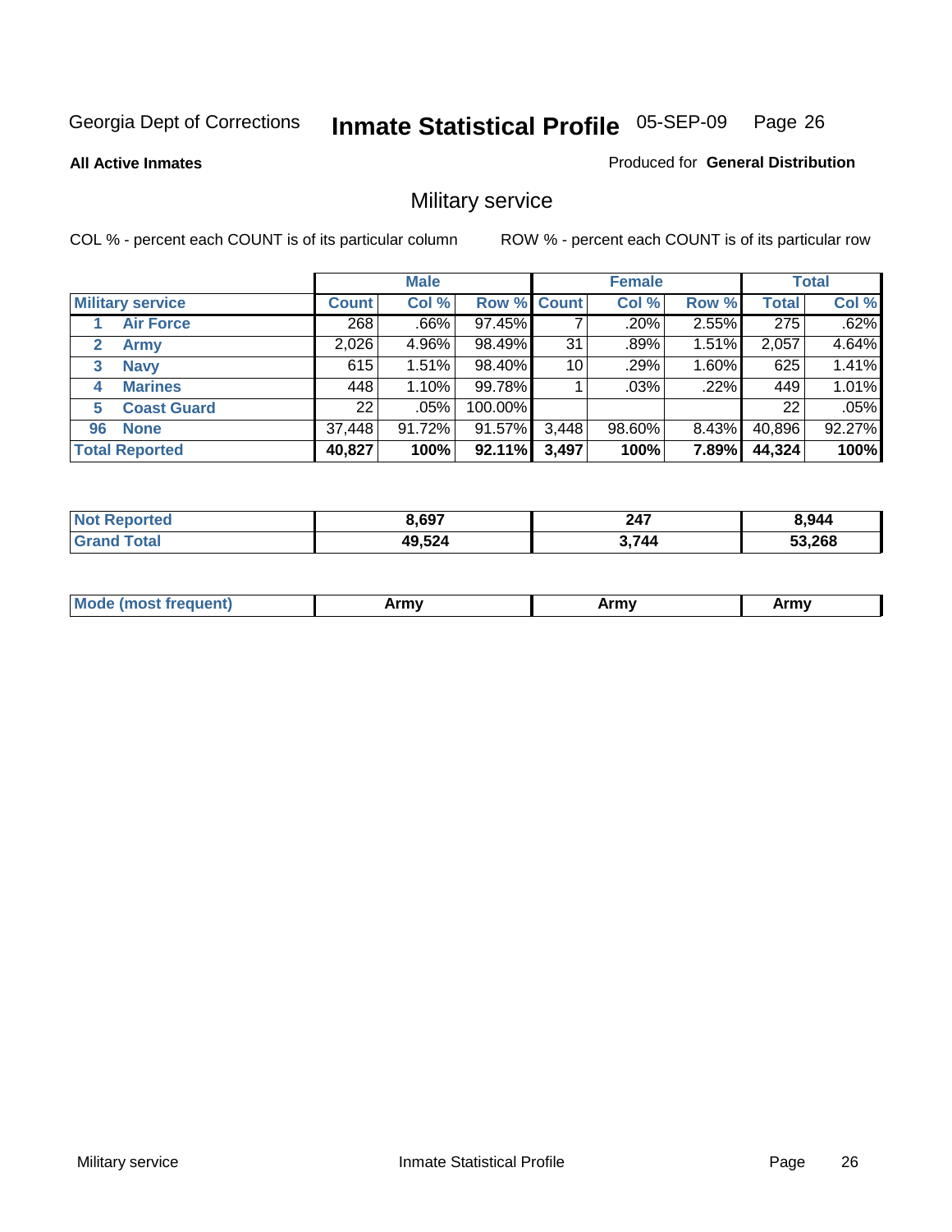Georgia Dept of Corrections **Inmate Statistical Profile** 05-SEP-09

**All Active Inmates**

Produced for **General Distribution**

## Military service

COL % - percent each COUNT is of its particular column

ROW % - percent each COUNT is of its particular row

| | | Male | | | Female | | | Total | |
|---|---|---|---|---|---|---|---|---|---|
| **Military service** | | **Count** | **Col %** | **Row %** | **Count** | **Col %** | **Row %** | **Total** | **Col %** |
| 1 | **Air Force** | 268 | .66% | 97.45% | 7 | .20% | 2.55% | 275 | .62% |
| 2 | **Army** | 2,026 | 4.96% | 98.49% | 31 | .89% | 1.51% | 2,057 | 4.64% |
| 3 | **Navy** | 615 | 1.51% | 98.40% | 10 | .29% | 1.60% | 625 | 1.41% |
| 4 | **Marines** | 448 | 1.10% | 99.78% | 1 | .03% | .22% | 449 | 1.01% |
| 5 | **Coast Guard** | 22 | .05% | 100.00% | | | | 22 | .05% |
| 96 | **None** | 37,448 | 91.72% | 91.57% | 3,448 | 98.60% | 8.43% | 40,896 | 92.27% |
| **Total Reported** | | **40,827** | **100%** | **92.11%** | **3,497** | **100%** | **7.89%** | **44,324** | **100%** |

| | Male | Female | Total |
|---|---|---|---|
| **Not Reported** | **8,697** | **247** | **8,944** |
| **Grand Total** | **49,524** | **3,744** | **53,268** |

| | Male | Female | Total |
|---|---|---|---|
| **Mode (most frequent)** | **Army** | **Army** | **Army** |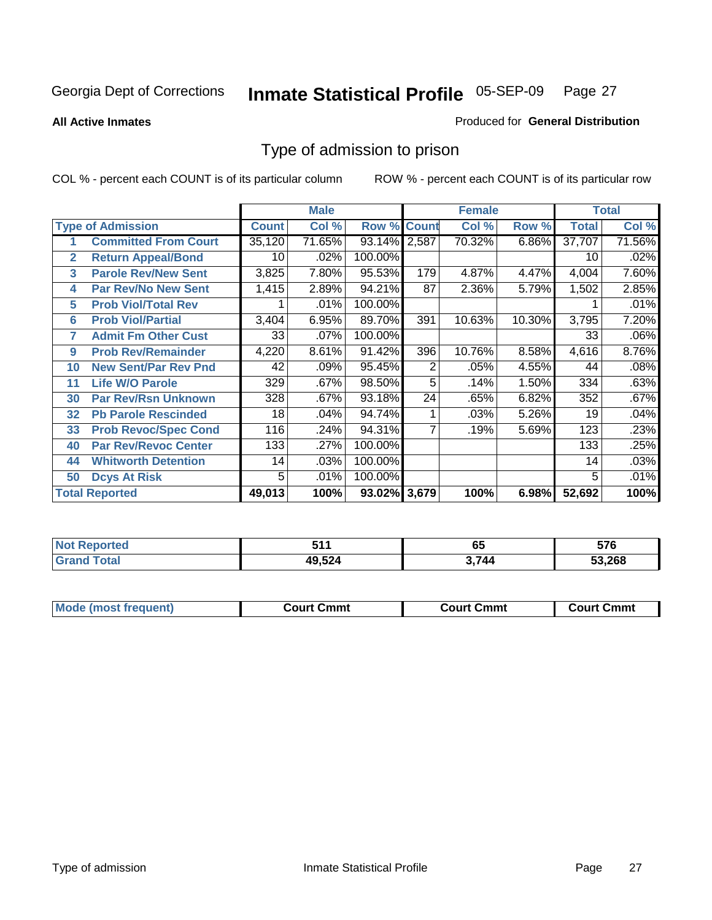Georgia Dept of Corrections **Inmate Statistical Profile** 05-SEP-09

**All Active Inmates**

Produced for **General Distribution**

## Type of admission to prison

COL % - percent each COUNT is of its particular column

ROW % - percent each COUNT is of its particular row

| | | Male | | | Female | | | Total | |
|---|---|---|---|---|---|---|---|---|---|
| **Type of Admission** | | **Count** | **Col %** | **Row %** | **Count** | **Col %** | **Row %** | **Total** | **Col %** |
| 1 | Committed From Court | 35,120 | 71.65% | 93.14% | 2,587 | 70.32% | 6.86% | 37,707 | 71.56% |
| 2 | Return Appeal/Bond | 10 | .02% | 100.00% | | | | 10 | .02% |
| 3 | Parole Rev/New Sent | 3,825 | 7.80% | 95.53% | 179 | 4.87% | 4.47% | 4,004 | 7.60% |
| 4 | Par Rev/No New Sent | 1,415 | 2.89% | 94.21% | 87 | 2.36% | 5.79% | 1,502 | 2.85% |
| 5 | Prob Viol/Total Rev | 1 | .01% | 100.00% | | | | 1 | .01% |
| 6 | Prob Viol/Partial | 3,404 | 6.95% | 89.70% | 391 | 10.63% | 10.30% | 3,795 | 7.20% |
| 7 | Admit Fm Other Cust | 33 | .07% | 100.00% | | | | 33 | .06% |
| 9 | Prob Rev/Remainder | 4,220 | 8.61% | 91.42% | 396 | 10.76% | 8.58% | 4,616 | 8.76% |
| 10 | New Sent/Par Rev Pnd | 42 | .09% | 95.45% | 2 | .05% | 4.55% | 44 | .08% |
| 11 | Life W/O Parole | 329 | .67% | 98.50% | 5 | .14% | 1.50% | 334 | .63% |
| 30 | Par Rev/Rsn Unknown | 328 | .67% | 93.18% | 24 | .65% | 6.82% | 352 | .67% |
| 32 | Pb Parole Rescinded | 18 | .04% | 94.74% | 1 | .03% | 5.26% | 19 | .04% |
| 33 | Prob Revoc/Spec Cond | 116 | .24% | 94.31% | 7 | .19% | 5.69% | 123 | .23% |
| 40 | Par Rev/Revoc Center | 133 | .27% | 100.00% | | | | 133 | .25% |
| 44 | Whitworth Detention | 14 | .03% | 100.00% | | | | 14 | .03% |
| 50 | Dcys At Risk | 5 | .01% | 100.00% | | | | 5 | .01% |
| **Total Reported** | | **49,013** | **100%** | **93.02%** | **3,679** | **100%** | **6.98%** | **52,692** | **100%** |

| | Male | Female | Total |
|---|---|---|---|
| **Not Reported** | **511** | **65** | **576** |
| **Grand Total** | **49,524** | **3,744** | **53,268** |

| | Male | Female | Total |
|---|---|---|---|
| **Mode (most frequent)** | **Court Cmmt** | **Court Cmmt** | **Court Cmmt** |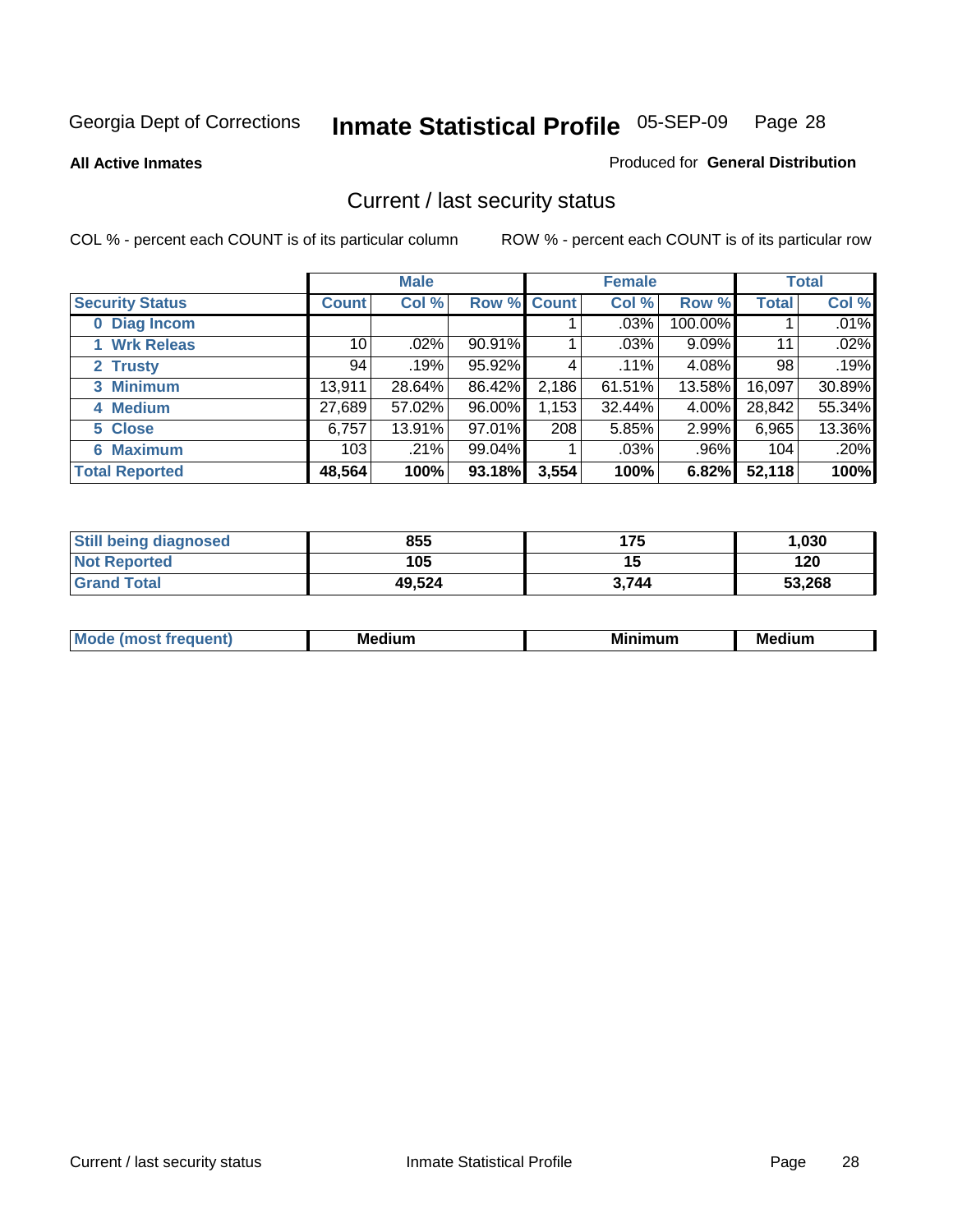Georgia Dept of Corrections **Inmate Statistical Profile** 05-SEP-09

**All Active Inmates**

Produced for **General Distribution**

## Current / last security status

COL % - percent each COUNT is of its particular column

ROW % - percent each COUNT is of its particular row

| | Male | | | Female | | | Total | |
|---|---|---|---|---|---|---|---|---|
| **Security Status** | **Count** | **Col %** | **Row %** | **Count** | **Col %** | **Row %** | **Total** | **Col %** |
| 0 Diag Incom | | | | 1 | .03% | 100.00% | 1 | .01% |
| 1 Wrk Releas | 10 | .02% | 90.91% | 1 | .03% | 9.09% | 11 | .02% |
| 2 Trusty | 94 | .19% | 95.92% | 4 | .11% | 4.08% | 98 | .19% |
| 3 Minimum | 13,911 | 28.64% | 86.42% | 2,186 | 61.51% | 13.58% | 16,097 | 30.89% |
| 4 Medium | 27,689 | 57.02% | 96.00% | 1,153 | 32.44% | 4.00% | 28,842 | 55.34% |
| 5 Close | 6,757 | 13.91% | 97.01% | 208 | 5.85% | 2.99% | 6,965 | 13.36% |
| 6 Maximum | 103 | .21% | 99.04% | 1 | .03% | .96% | 104 | .20% |
| **Total Reported** | **48,564** | **100%** | **93.18%** | **3,554** | **100%** | **6.82%** | **52,118** | **100%** |

| | Male | Female | Total |
|---|---|---|---|
| Still being diagnosed | 855 | 175 | 1,030 |
| Not Reported | 105 | 15 | 120 |
| Grand Total | 49,524 | 3,744 | 53,268 |

| | Male | Female | Total |
|---|---|---|---|
| Mode (most frequent) | Medium | Minimum | Medium |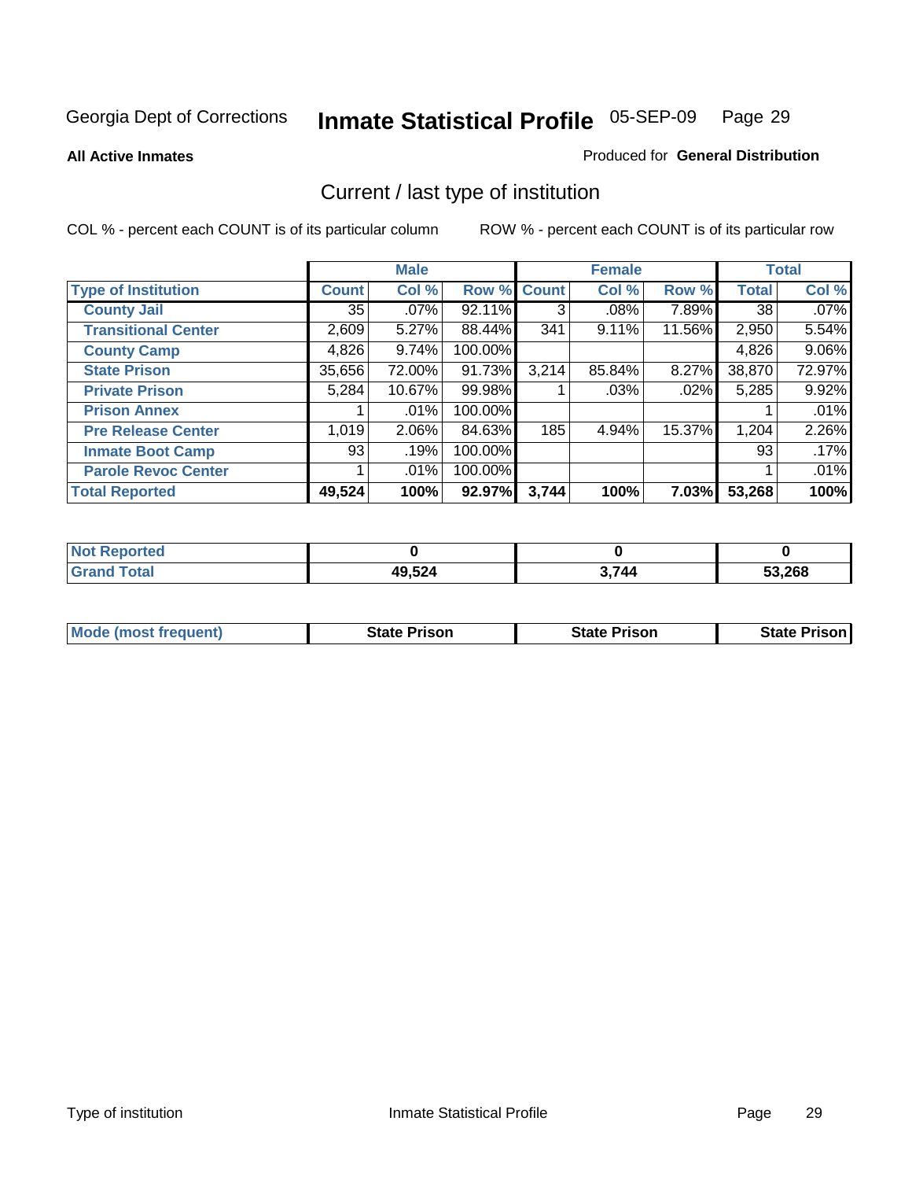Georgia Dept of Corrections **Inmate Statistical Profile** 05-SEP-09 Page 29

**All Active Inmates**

Produced for **General Distribution**

## Current / last type of institution

COL % - percent each COUNT is of its particular column

ROW % - percent each COUNT is of its particular row

| | Male | | | Female | | | Total | |
|---|---|---|---|---|---|---|---|---|
| **Type of Institution** | **Count** | **Col %** | **Row %** | **Count** | **Col %** | **Row %** | **Total** | **Col %** |
| **County Jail** | 35 | .07% | 92.11% | 3 | .08% | 7.89% | 38 | .07% |
| **Transitional Center** | 2,609 | 5.27% | 88.44% | 341 | 9.11% | 11.56% | 2,950 | 5.54% |
| **County Camp** | 4,826 | 9.74% | 100.00% | | | | 4,826 | 9.06% |
| **State Prison** | 35,656 | 72.00% | 91.73% | 3,214 | 85.84% | 8.27% | 38,870 | 72.97% |
| **Private Prison** | 5,284 | 10.67% | 99.98% | 1 | .03% | .02% | 5,285 | 9.92% |
| **Prison Annex** | 1 | .01% | 100.00% | | | | 1 | .01% |
| **Pre Release Center** | 1,019 | 2.06% | 84.63% | 185 | 4.94% | 15.37% | 1,204 | 2.26% |
| **Inmate Boot Camp** | 93 | .19% | 100.00% | | | | 93 | .17% |
| **Parole Revoc Center** | 1 | .01% | 100.00% | | | | 1 | .01% |
| **Total Reported** | **49,524** | **100%** | **92.97%** | **3,744** | **100%** | **7.03%** | **53,268** | **100%** |

| | Male | Female | Total |
|---|---|---|---|
| **Not Reported** | **0** | **0** | **0** |
| **Grand Total** | **49,524** | **3,744** | **53,268** |

| | Male | Female | Total |
|---|---|---|---|
| **Mode (most frequent)** | **State Prison** | **State Prison** | **State Prison** |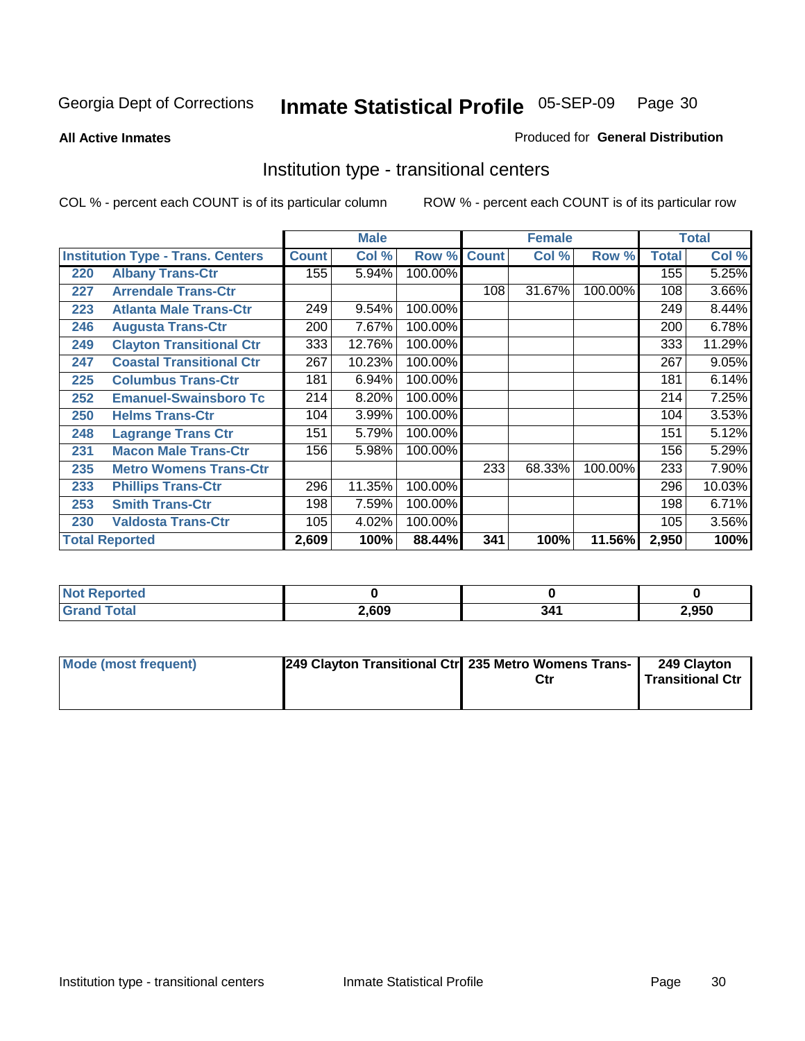Georgia Dept of Corrections

# Inmate Statistical Profile 05-SEP-09

**All Active Inmates**

Produced for **General Distribution**

## Institution type - transitional centers

COL % - percent each COUNT is of its particular column

ROW % - percent each COUNT is of its particular row

| Institution Type - Trans. Centers | | Male | | | Female | | | Total | |
|---|---|---|---|---|---|---|---|---|---|
| | | Count | Col % | Row % | Count | Col % | Row % | Total | Col % |
| 220 | Albany Trans-Ctr | 155 | 5.94% | 100.00% | | | | 155 | 5.25% |
| 227 | Arrendale Trans-Ctr | | | | 108 | 31.67% | 100.00% | 108 | 3.66% |
| 223 | Atlanta Male Trans-Ctr | 249 | 9.54% | 100.00% | | | | 249 | 8.44% |
| 246 | Augusta Trans-Ctr | 200 | 7.67% | 100.00% | | | | 200 | 6.78% |
| 249 | Clayton Transitional Ctr | 333 | 12.76% | 100.00% | | | | 333 | 11.29% |
| 247 | Coastal Transitional Ctr | 267 | 10.23% | 100.00% | | | | 267 | 9.05% |
| 225 | Columbus Trans-Ctr | 181 | 6.94% | 100.00% | | | | 181 | 6.14% |
| 252 | Emanuel-Swainsboro Tc | 214 | 8.20% | 100.00% | | | | 214 | 7.25% |
| 250 | Helms Trans-Ctr | 104 | 3.99% | 100.00% | | | | 104 | 3.53% |
| 248 | Lagrange Trans Ctr | 151 | 5.79% | 100.00% | | | | 151 | 5.12% |
| 231 | Macon Male Trans-Ctr | 156 | 5.98% | 100.00% | | | | 156 | 5.29% |
| 235 | Metro Womens Trans-Ctr | | | | 233 | 68.33% | 100.00% | 233 | 7.90% |
| 233 | Phillips Trans-Ctr | 296 | 11.35% | 100.00% | | | | 296 | 10.03% |
| 253 | Smith Trans-Ctr | 198 | 7.59% | 100.00% | | | | 198 | 6.71% |
| 230 | Valdosta Trans-Ctr | 105 | 4.02% | 100.00% | | | | 105 | 3.56% |
| **Total Reported** | | **2,609** | **100%** | **88.44%** | **341** | **100%** | **11.56%** | **2,950** | **100%** |

| | Male | Female | Total |
|---|---|---|---|
| Not Reported | 0 | 0 | 0 |
| Grand Total | 2,609 | 341 | 2,950 |

| | Male | Female | Total |
|---|---|---|---|
| Mode (most frequent) | 249 Clayton Transitional Ctr | 235 Metro Womens Trans-Ctr | 249 Clayton Transitional Ctr |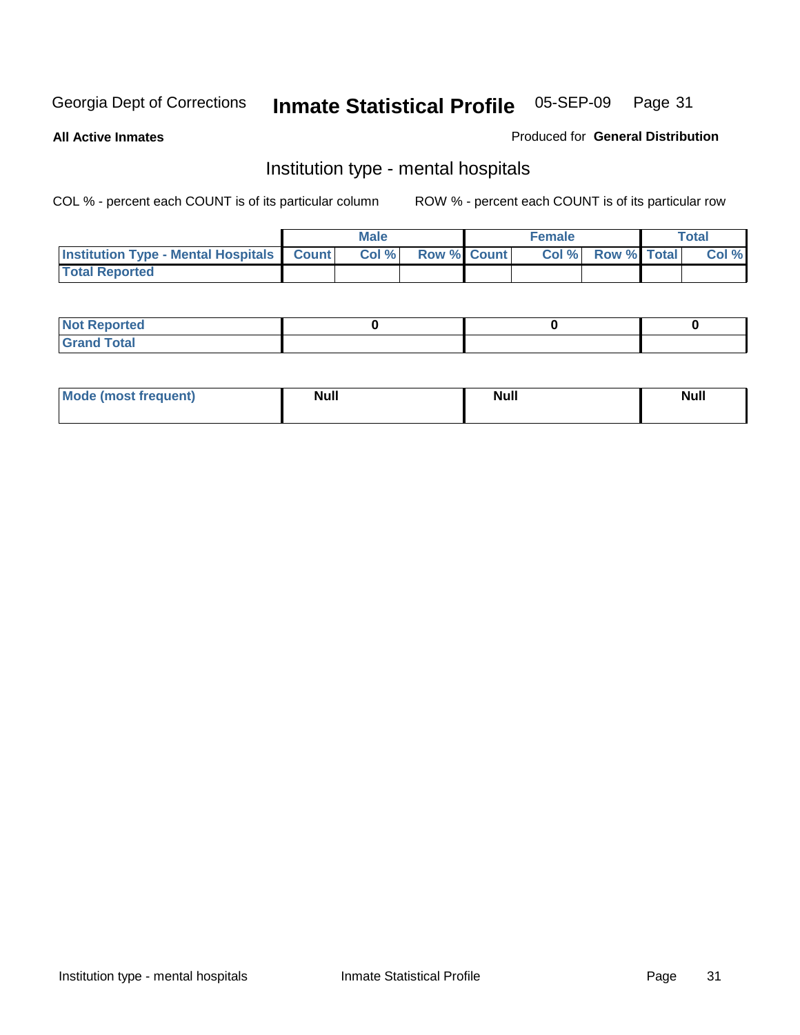Georgia Dept of Corrections **Inmate Statistical Profile** 05-SEP-09

**All Active Inmates** Produced for **General Distribution**

## Institution type - mental hospitals

COL % - percent each COUNT is of its particular column

ROW % - percent each COUNT is of its particular row

| | Male | | | Female | | | Total | |
|---|---|---|---|---|---|---|---|---|
| **Institution Type - Mental Hospitals** | **Count** | **Col %** | **Row %** | **Count** | **Col %** | **Row %** | **Total** | **Col %** |
| **Total Reported** | | | | | | | | |

| | Male | Female | Total |
|---|---|---|---|
| **Not Reported** | **0** | **0** | **0** |
| **Grand Total** | | | |

| | Male | Female | Total |
|---|---|---|---|
| **Mode (most frequent)** | **Null** | **Null** | **Null** |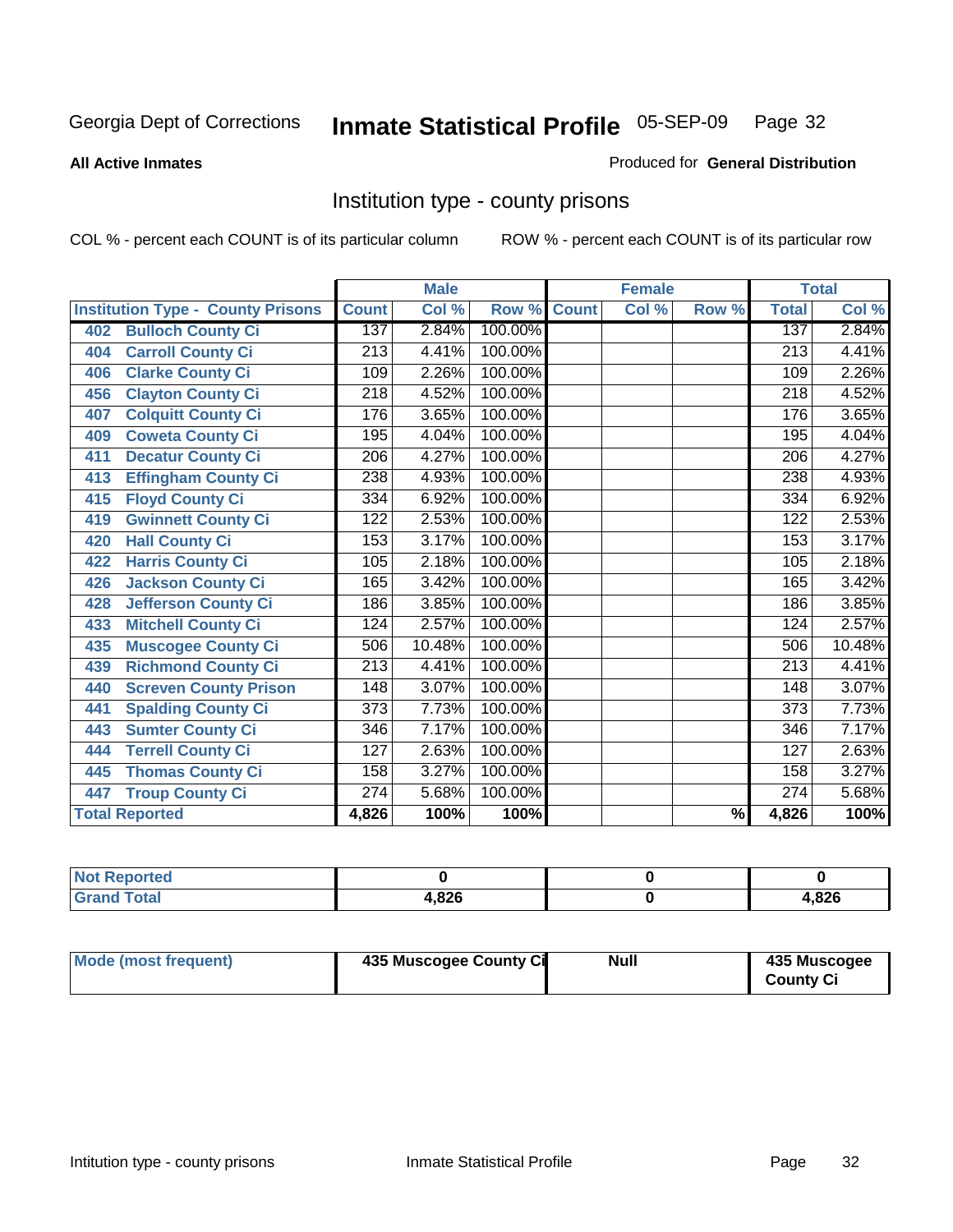Georgia Dept of Corrections **Inmate Statistical Profile** 05-SEP-09

**All Active Inmates**

Produced for **General Distribution**

## Institution type - county prisons

COL % - percent each COUNT is of its particular column

ROW % - percent each COUNT is of its particular row

| Institution Type - County Prisons | Male | | | Female | | | Total | |
|---|---|---|---|---|---|---|---|---|
| | Count | Col % | Row % | Count | Col % | Row % | Total | Col % |
| 402 Bulloch County Ci | 137 | 2.84% | 100.00% | | | | 137 | 2.84% |
| 404 Carroll County Ci | 213 | 4.41% | 100.00% | | | | 213 | 4.41% |
| 406 Clarke County Ci | 109 | 2.26% | 100.00% | | | | 109 | 2.26% |
| 456 Clayton County Ci | 218 | 4.52% | 100.00% | | | | 218 | 4.52% |
| 407 Colquitt County Ci | 176 | 3.65% | 100.00% | | | | 176 | 3.65% |
| 409 Coweta County Ci | 195 | 4.04% | 100.00% | | | | 195 | 4.04% |
| 411 Decatur County Ci | 206 | 4.27% | 100.00% | | | | 206 | 4.27% |
| 413 Effingham County Ci | 238 | 4.93% | 100.00% | | | | 238 | 4.93% |
| 415 Floyd County Ci | 334 | 6.92% | 100.00% | | | | 334 | 6.92% |
| 419 Gwinnett County Ci | 122 | 2.53% | 100.00% | | | | 122 | 2.53% |
| 420 Hall County Ci | 153 | 3.17% | 100.00% | | | | 153 | 3.17% |
| 422 Harris County Ci | 105 | 2.18% | 100.00% | | | | 105 | 2.18% |
| 426 Jackson County Ci | 165 | 3.42% | 100.00% | | | | 165 | 3.42% |
| 428 Jefferson County Ci | 186 | 3.85% | 100.00% | | | | 186 | 3.85% |
| 433 Mitchell County Ci | 124 | 2.57% | 100.00% | | | | 124 | 2.57% |
| 435 Muscogee County Ci | 506 | 10.48% | 100.00% | | | | 506 | 10.48% |
| 439 Richmond County Ci | 213 | 4.41% | 100.00% | | | | 213 | 4.41% |
| 440 Screven County Prison | 148 | 3.07% | 100.00% | | | | 148 | 3.07% |
| 441 Spalding County Ci | 373 | 7.73% | 100.00% | | | | 373 | 7.73% |
| 443 Sumter County Ci | 346 | 7.17% | 100.00% | | | | 346 | 7.17% |
| 444 Terrell County Ci | 127 | 2.63% | 100.00% | | | | 127 | 2.63% |
| 445 Thomas County Ci | 158 | 3.27% | 100.00% | | | | 158 | 3.27% |
| 447 Troup County Ci | 274 | 5.68% | 100.00% | | | | 274 | 5.68% |
| **Total Reported** | **4,826** | **100%** | **100%** | | | **%** | **4,826** | **100%** |

| | Male | Female | Total |
|---|---|---|---|
| Not Reported | 0 | 0 | 0 |
| Grand Total | 4,826 | 0 | 4,826 |

| | Male | Female | Total |
|---|---|---|---|
| Mode (most frequent) | 435 Muscogee County Ci | Null | 435 Muscogee County Ci |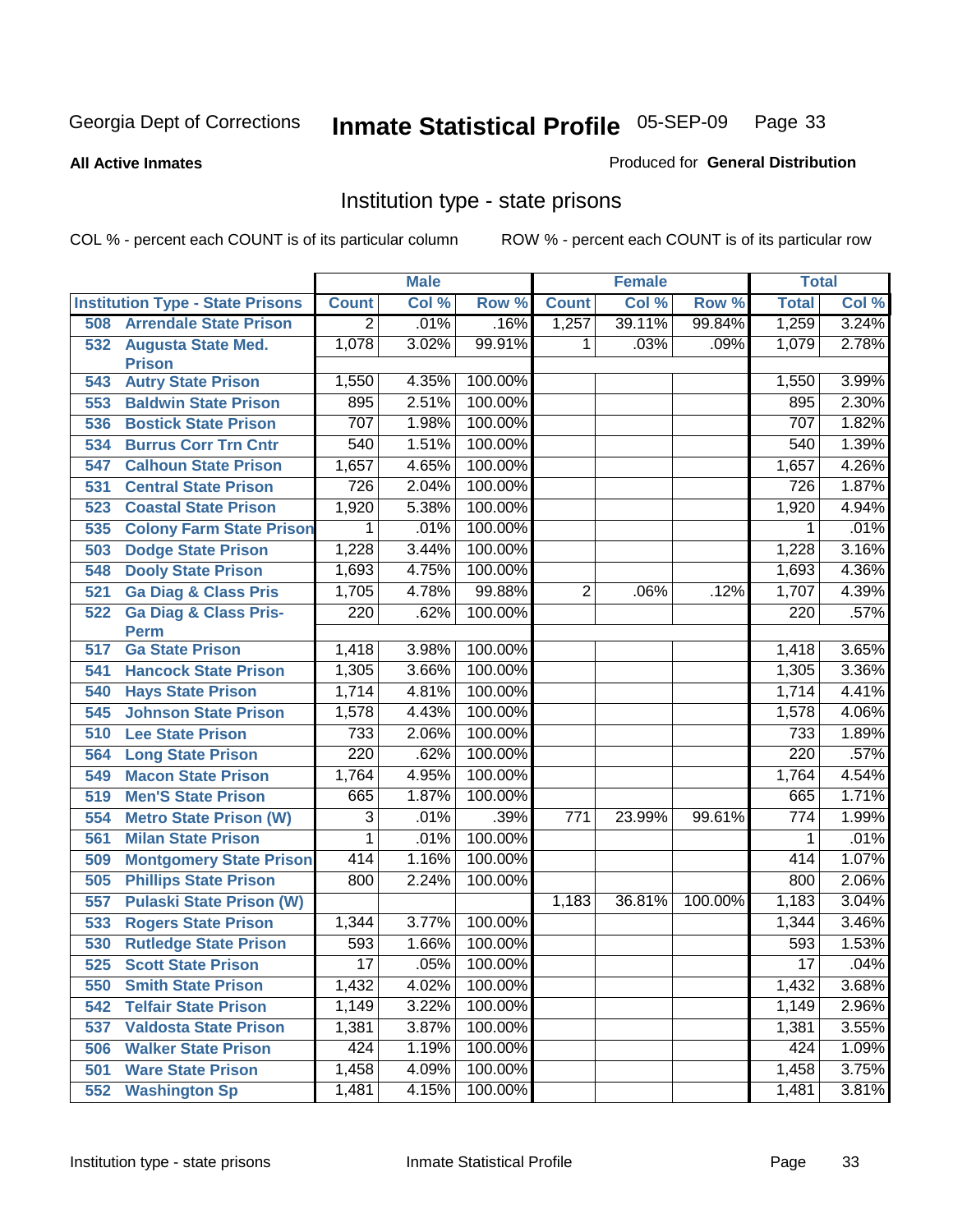Georgia Dept of Corrections **Inmate Statistical Profile** 05-SEP-09

**All Active Inmates**

Produced for **General Distribution**

## Institution type - state prisons

COL % - percent each COUNT is of its particular column ROW % - percent each COUNT is of its particular row

| Institution Type - State Prisons | Male | | | Female | | | Total | |
|---|---|---|---|---|---|---|---|---|
| | Count | Col % | Row % | Count | Col % | Row % | Total | Col % |
| 508 Arrendale State Prison | 2 | .01% | .16% | 1,257 | 39.11% | 99.84% | 1,259 | 3.24% |
| 532 Augusta State Med. Prison | 1,078 | 3.02% | 99.91% | 1 | .03% | .09% | 1,079 | 2.78% |
| 543 Autry State Prison | 1,550 | 4.35% | 100.00% | | | | 1,550 | 3.99% |
| 553 Baldwin State Prison | 895 | 2.51% | 100.00% | | | | 895 | 2.30% |
| 536 Bostick State Prison | 707 | 1.98% | 100.00% | | | | 707 | 1.82% |
| 534 Burrus Corr Trn Cntr | 540 | 1.51% | 100.00% | | | | 540 | 1.39% |
| 547 Calhoun State Prison | 1,657 | 4.65% | 100.00% | | | | 1,657 | 4.26% |
| 531 Central State Prison | 726 | 2.04% | 100.00% | | | | 726 | 1.87% |
| 523 Coastal State Prison | 1,920 | 5.38% | 100.00% | | | | 1,920 | 4.94% |
| 535 Colony Farm State Prison | 1 | .01% | 100.00% | | | | 1 | .01% |
| 503 Dodge State Prison | 1,228 | 3.44% | 100.00% | | | | 1,228 | 3.16% |
| 548 Dooly State Prison | 1,693 | 4.75% | 100.00% | | | | 1,693 | 4.36% |
| 521 Ga Diag & Class Pris | 1,705 | 4.78% | 99.88% | 2 | .06% | .12% | 1,707 | 4.39% |
| 522 Ga Diag & Class Pris-Perm | 220 | .62% | 100.00% | | | | 220 | .57% |
| 517 Ga State Prison | 1,418 | 3.98% | 100.00% | | | | 1,418 | 3.65% |
| 541 Hancock State Prison | 1,305 | 3.66% | 100.00% | | | | 1,305 | 3.36% |
| 540 Hays State Prison | 1,714 | 4.81% | 100.00% | | | | 1,714 | 4.41% |
| 545 Johnson State Prison | 1,578 | 4.43% | 100.00% | | | | 1,578 | 4.06% |
| 510 Lee State Prison | 733 | 2.06% | 100.00% | | | | 733 | 1.89% |
| 564 Long State Prison | 220 | .62% | 100.00% | | | | 220 | .57% |
| 549 Macon State Prison | 1,764 | 4.95% | 100.00% | | | | 1,764 | 4.54% |
| 519 Men'S State Prison | 665 | 1.87% | 100.00% | | | | 665 | 1.71% |
| 554 Metro State Prison (W) | 3 | .01% | .39% | 771 | 23.99% | 99.61% | 774 | 1.99% |
| 561 Milan State Prison | 1 | .01% | 100.00% | | | | 1 | .01% |
| 509 Montgomery State Prison | 414 | 1.16% | 100.00% | | | | 414 | 1.07% |
| 505 Phillips State Prison | 800 | 2.24% | 100.00% | | | | 800 | 2.06% |
| 557 Pulaski State Prison (W) | | | | 1,183 | 36.81% | 100.00% | 1,183 | 3.04% |
| 533 Rogers State Prison | 1,344 | 3.77% | 100.00% | | | | 1,344 | 3.46% |
| 530 Rutledge State Prison | 593 | 1.66% | 100.00% | | | | 593 | 1.53% |
| 525 Scott State Prison | 17 | .05% | 100.00% | | | | 17 | .04% |
| 550 Smith State Prison | 1,432 | 4.02% | 100.00% | | | | 1,432 | 3.68% |
| 542 Telfair State Prison | 1,149 | 3.22% | 100.00% | | | | 1,149 | 2.96% |
| 537 Valdosta State Prison | 1,381 | 3.87% | 100.00% | | | | 1,381 | 3.55% |
| 506 Walker State Prison | 424 | 1.19% | 100.00% | | | | 424 | 1.09% |
| 501 Ware State Prison | 1,458 | 4.09% | 100.00% | | | | 1,458 | 3.75% |
| 552 Washington Sp | 1,481 | 4.15% | 100.00% | | | | 1,481 | 3.81% |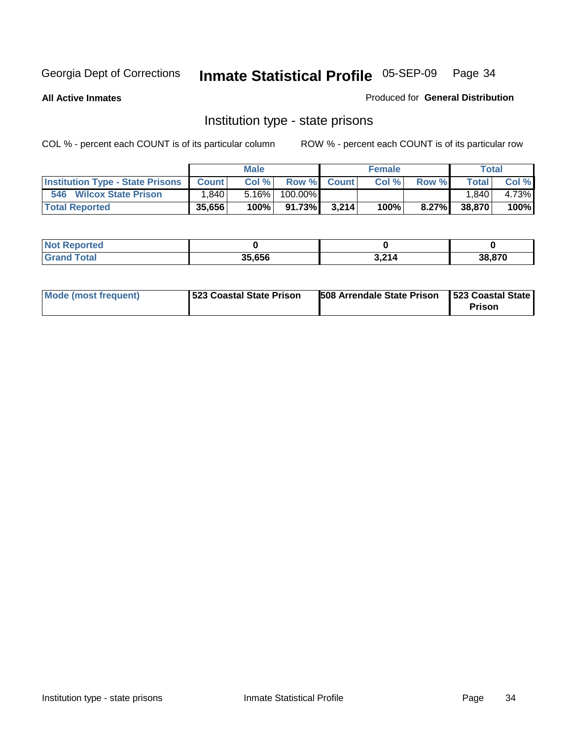Georgia Dept of Corrections **Inmate Statistical Profile** 05-SEP-09

**All Active Inmates**

Produced for **General Distribution**

## Institution type - state prisons

COL % - percent each COUNT is of its particular column    ROW % - percent each COUNT is of its particular row

| | Male | | | Female | | | Total | |
|---|---|---|---|---|---|---|---|---|
| **Institution Type - State Prisons** | **Count** | **Col %** | **Row %** | **Count** | **Col %** | **Row %** | **Total** | **Col %** |
| 546 Wilcox State Prison | 1,840 | 5.16% | 100.00% | | | | 1,840 | 4.73% |
| **Total Reported** | **35,656** | **100%** | **91.73%** | **3,214** | **100%** | **8.27%** | **38,870** | **100%** |

| | Male | Female | Total |
|---|---|---|---|
| **Not Reported** | **0** | **0** | **0** |
| **Grand Total** | **35,656** | **3,214** | **38,870** |

| | Male | Female | Total |
|---|---|---|---|
| **Mode (most frequent)** | **523 Coastal State Prison** | **508 Arrendale State Prison** | **523 Coastal State Prison** |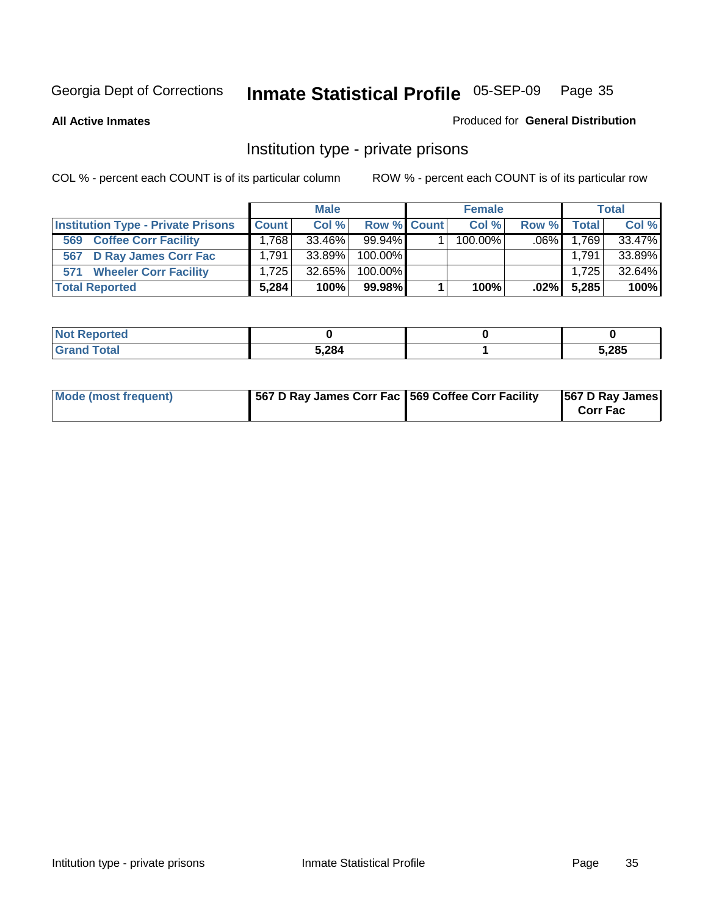Georgia Dept of Corrections **Inmate Statistical Profile** 05-SEP-09

**All Active Inmates**

Produced for **General Distribution**

## Institution type - private prisons

COL % - percent each COUNT is of its particular column

ROW % - percent each COUNT is of its particular row

| | Male | | | Female | | | Total | |
|---|---|---|---|---|---|---|---|---|
| **Institution Type - Private Prisons** | **Count** | **Col %** | **Row %** | **Count** | **Col %** | **Row %** | **Total** | **Col %** |
| 569 Coffee Corr Facility | 1,768 | 33.46% | 99.94% | 1 | 100.00% | .06% | 1,769 | 33.47% |
| 567 D Ray James Corr Fac | 1,791 | 33.89% | 100.00% | | | | 1,791 | 33.89% |
| 571 Wheeler Corr Facility | 1,725 | 32.65% | 100.00% | | | | 1,725 | 32.64% |
| **Total Reported** | **5,284** | **100%** | **99.98%** | **1** | **100%** | **.02%** | **5,285** | **100%** |

| | Male | Female | Total |
|---|---|---|---|
| **Not Reported** | **0** | **0** | **0** |
| **Grand Total** | **5,284** | **1** | **5,285** |

| | Male | Female | Total |
|---|---|---|---|
| **Mode (most frequent)** | **567 D Ray James Corr Fac** | **569 Coffee Corr Facility** | **567 D Ray James Corr Fac** |

Intitution type - private prisons

Inmate Statistical Profile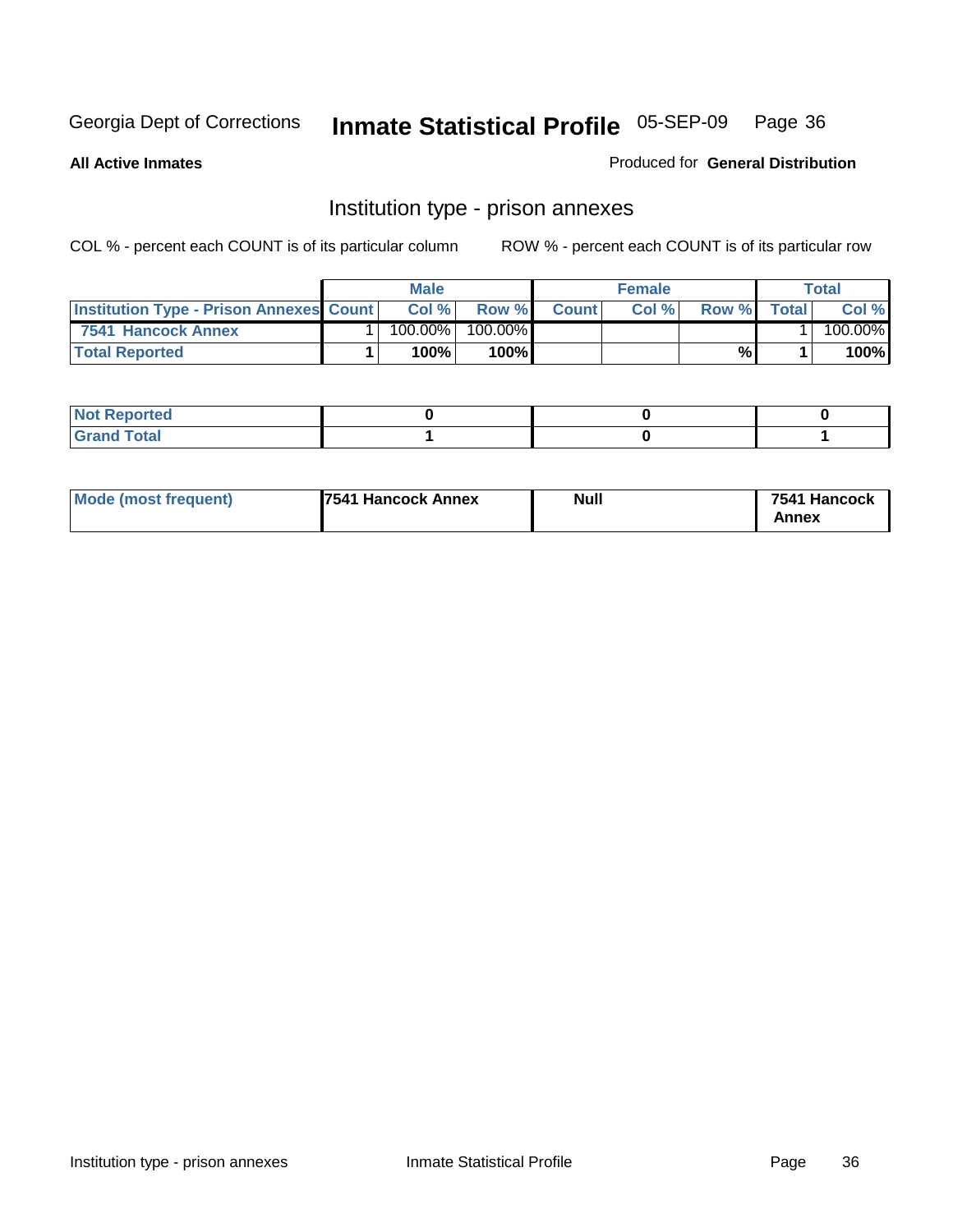Georgia Dept of Corrections **Inmate Statistical Profile** 05-SEP-09

**All Active Inmates**

Produced for **General Distribution**

## Institution type - prison annexes

COL % - percent each COUNT is of its particular column ROW % - percent each COUNT is of its particular row

| | Male | | | Female | | | Total | |
|---|---|---|---|---|---|---|---|---|
| **Institution Type - Prison Annexes** | **Count** | **Col %** | **Row %** | **Count** | **Col %** | **Row %** | **Total** | **Col %** |
| 7541 Hancock Annex | 1 | 100.00% | 100.00% | | | | 1 | 100.00% |
| **Total Reported** | **1** | **100%** | **100%** | | | **%** | **1** | **100%** |

| | Male | Female | Total |
|---|---|---|---|
| **Not Reported** | **0** | **0** | **0** |
| **Grand Total** | **1** | **0** | **1** |

| | Male | Female | Total |
|---|---|---|---|
| **Mode (most frequent)** | **7541 Hancock Annex** | **Null** | **7541 Hancock Annex** |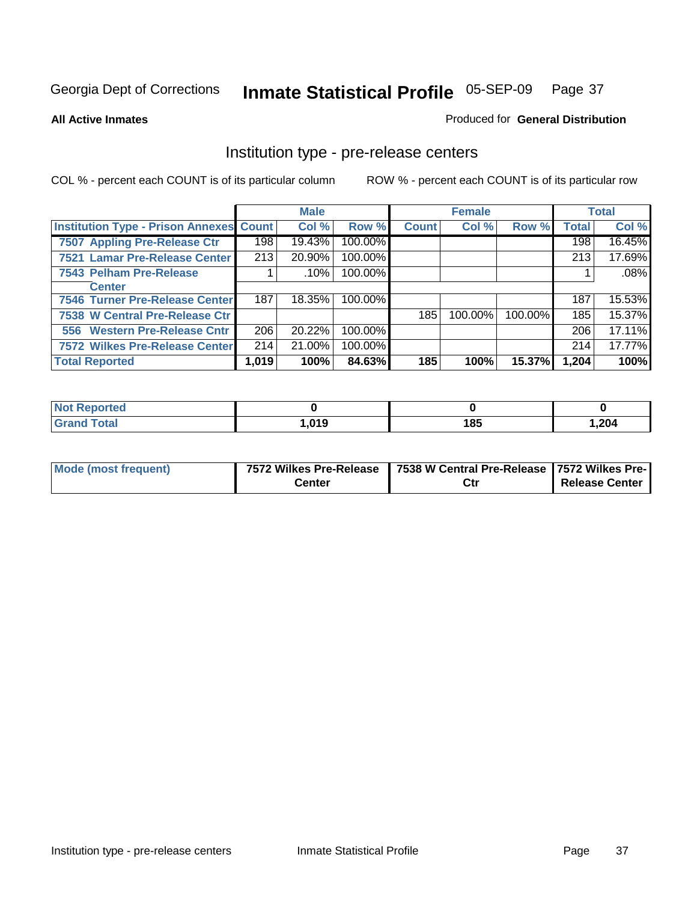Georgia Dept of Corrections **Inmate Statistical Profile** 05-SEP-09

**All Active Inmates**

Produced for **General Distribution**

## Institution type - pre-release centers

COL % - percent each COUNT is of its particular column    ROW % - percent each COUNT is of its particular row

| | Male | | | Female | | | Total | |
|---|---|---|---|---|---|---|---|---|
| **Institution Type - Prison Annexes** | **Count** | **Col %** | **Row %** | **Count** | **Col %** | **Row %** | **Total** | **Col %** |
| 7507 Appling Pre-Release Ctr | 198 | 19.43% | 100.00% | | | | 198 | 16.45% |
| 7521 Lamar Pre-Release Center | 213 | 20.90% | 100.00% | | | | 213 | 17.69% |
| 7543 Pelham Pre-Release Center | 1 | .10% | 100.00% | | | | 1 | .08% |
| 7546 Turner Pre-Release Center | 187 | 18.35% | 100.00% | | | | 187 | 15.53% |
| 7538 W Central Pre-Release Ctr | | | | 185 | 100.00% | 100.00% | 185 | 15.37% |
| 556 Western Pre-Release Cntr | 206 | 20.22% | 100.00% | | | | 206 | 17.11% |
| 7572 Wilkes Pre-Release Center | 214 | 21.00% | 100.00% | | | | 214 | 17.77% |
| **Total Reported** | **1,019** | **100%** | **84.63%** | **185** | **100%** | **15.37%** | **1,204** | **100%** |

| | Male | Female | Total |
|---|---|---|---|
| **Not Reported** | **0** | **0** | **0** |
| **Grand Total** | **1,019** | **185** | **1,204** |

| | Male | Female | Total |
|---|---|---|---|
| **Mode (most frequent)** | **7572 Wilkes Pre-Release Center** | **7538 W Central Pre-Release Ctr** | **7572 Wilkes Pre-Release Center** |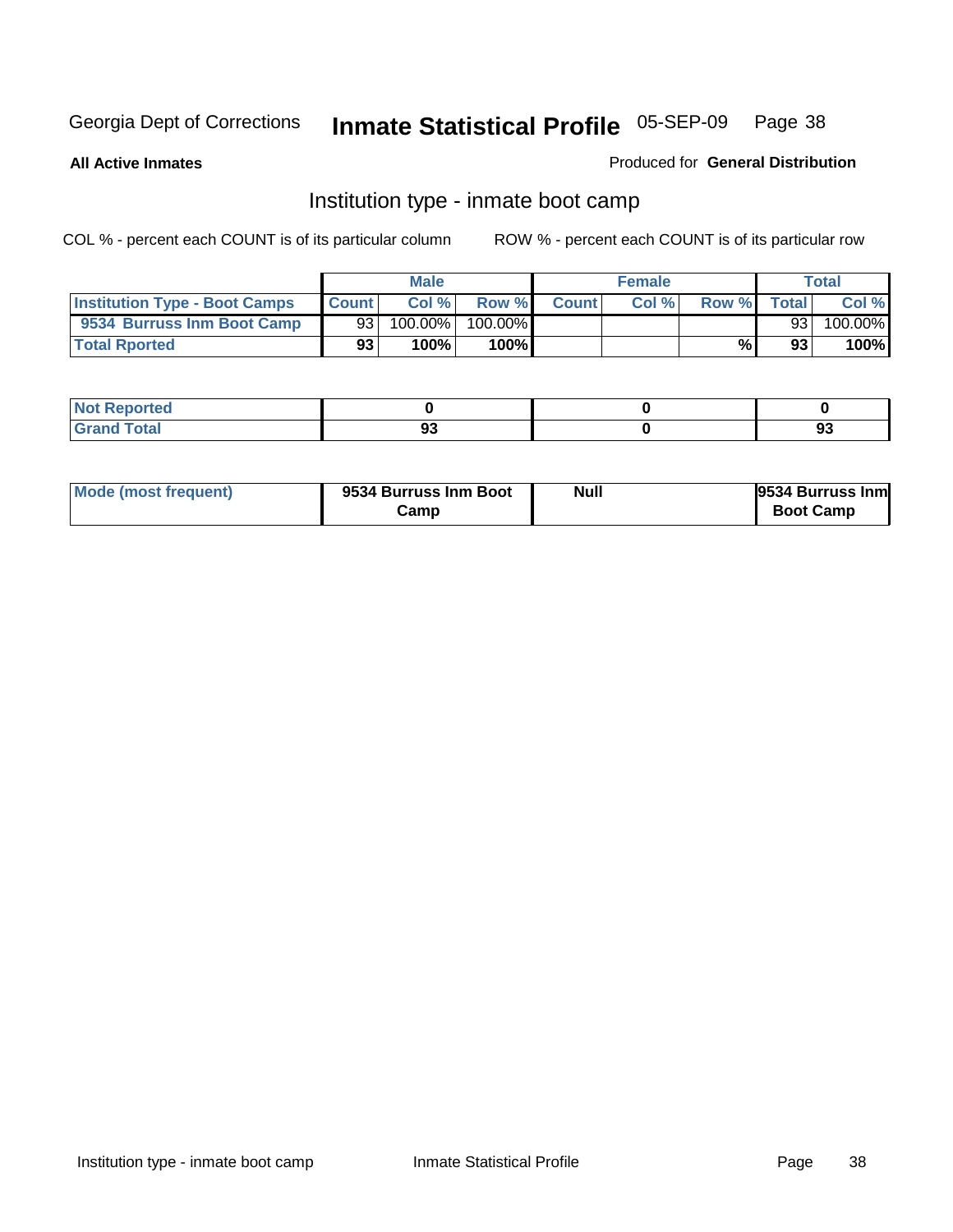Georgia Dept of Corrections **Inmate Statistical Profile** 05-SEP-09

**All Active Inmates**

Produced for **General Distribution**

## Institution type - inmate boot camp

COL % - percent each COUNT is of its particular column

ROW % - percent each COUNT is of its particular row

| | Male | | | Female | | | Total | |
|---|---|---|---|---|---|---|---|---|
| **Institution Type - Boot Camps** | **Count** | **Col %** | **Row %** | **Count** | **Col %** | **Row %** | **Total** | **Col %** |
| **9534 Burruss Inm Boot Camp** | 93 | 100.00% | 100.00% | | | | 93 | 100.00% |
| **Total Rported** | **93** | **100%** | **100%** | | | **%** | **93** | **100%** |

| | Male | Female | Total |
|---|---|---|---|
| **Not Reported** | **0** | **0** | **0** |
| **Grand Total** | **93** | **0** | **93** |

| | Male | Female | Total |
|---|---|---|---|
| **Mode (most frequent)** | **9534 Burruss Inm Boot Camp** | **Null** | **9534 Burruss Inm Boot Camp** |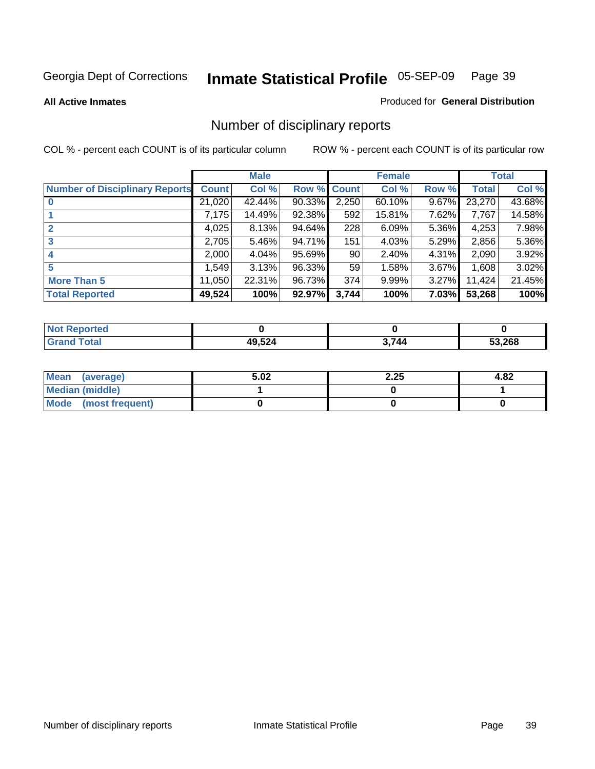Georgia Dept of Corrections **Inmate Statistical Profile** 05-SEP-09

**All Active Inmates**

Produced for **General Distribution**

## Number of disciplinary reports

COL % - percent each COUNT is of its particular column ROW % - percent each COUNT is of its particular row

| | Male | | | Female | | | Total | |
|---|---|---|---|---|---|---|---|---|
| **Number of Disciplinary Reports** | **Count** | **Col %** | **Row %** | **Count** | **Col %** | **Row %** | **Total** | **Col %** |
| **0** | 21,020 | 42.44% | 90.33% | 2,250 | 60.10% | 9.67% | 23,270 | 43.68% |
| **1** | 7,175 | 14.49% | 92.38% | 592 | 15.81% | 7.62% | 7,767 | 14.58% |
| **2** | 4,025 | 8.13% | 94.64% | 228 | 6.09% | 5.36% | 4,253 | 7.98% |
| **3** | 2,705 | 5.46% | 94.71% | 151 | 4.03% | 5.29% | 2,856 | 5.36% |
| **4** | 2,000 | 4.04% | 95.69% | 90 | 2.40% | 4.31% | 2,090 | 3.92% |
| **5** | 1,549 | 3.13% | 96.33% | 59 | 1.58% | 3.67% | 1,608 | 3.02% |
| **More Than 5** | 11,050 | 22.31% | 96.73% | 374 | 9.99% | 3.27% | 11,424 | 21.45% |
| **Total Reported** | **49,524** | **100%** | **92.97%** | **3,744** | **100%** | **7.03%** | **53,268** | **100%** |

| | Male | Female | Total |
|---|---|---|---|
| **Not Reported** | **0** | **0** | **0** |
| **Grand Total** | **49,524** | **3,744** | **53,268** |

| | Male | Female | Total |
|---|---|---|---|
| **Mean (average)** | **5.02** | **2.25** | **4.82** |
| **Median (middle)** | **1** | **0** | **1** |
| **Mode (most frequent)** | **0** | **0** | **0** |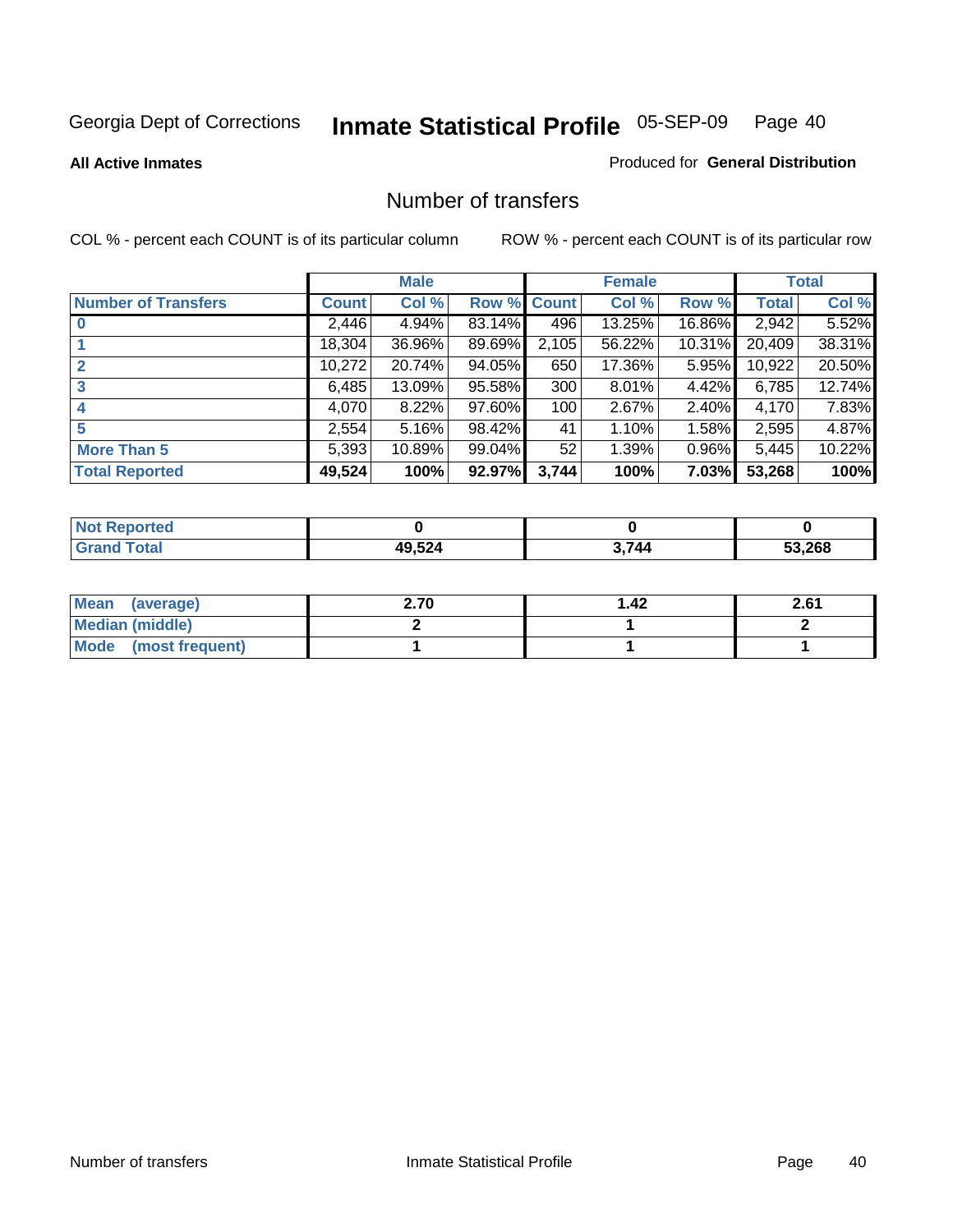Georgia Dept of Corrections **Inmate Statistical Profile** 05-SEP-09 Page 40

**All Active Inmates**

Produced for **General Distribution**

# Number of transfers

COL % - percent each COUNT is of its particular column

ROW % - percent each COUNT is of its particular row

| | Male | | | Female | | | Total | |
|---|---|---|---|---|---|---|---|---|
| **Number of Transfers** | **Count** | **Col %** | **Row %** | **Count** | **Col %** | **Row %** | **Total** | **Col %** |
| **0** | 2,446 | 4.94% | 83.14% | 496 | 13.25% | 16.86% | 2,942 | 5.52% |
| **1** | 18,304 | 36.96% | 89.69% | 2,105 | 56.22% | 10.31% | 20,409 | 38.31% |
| **2** | 10,272 | 20.74% | 94.05% | 650 | 17.36% | 5.95% | 10,922 | 20.50% |
| **3** | 6,485 | 13.09% | 95.58% | 300 | 8.01% | 4.42% | 6,785 | 12.74% |
| **4** | 4,070 | 8.22% | 97.60% | 100 | 2.67% | 2.40% | 4,170 | 7.83% |
| **5** | 2,554 | 5.16% | 98.42% | 41 | 1.10% | 1.58% | 2,595 | 4.87% |
| **More Than 5** | 5,393 | 10.89% | 99.04% | 52 | 1.39% | 0.96% | 5,445 | 10.22% |
| **Total Reported** | **49,524** | **100%** | **92.97%** | **3,744** | **100%** | **7.03%** | **53,268** | **100%** |

| | Male | Female | Total |
|---|---|---|---|
| **Not Reported** | **0** | **0** | **0** |
| **Grand Total** | **49,524** | **3,744** | **53,268** |

| | Male | Female | Total |
|---|---|---|---|
| **Mean (average)** | **2.70** | **1.42** | **2.61** |
| **Median (middle)** | **2** | **1** | **2** |
| **Mode (most frequent)** | **1** | **1** | **1** |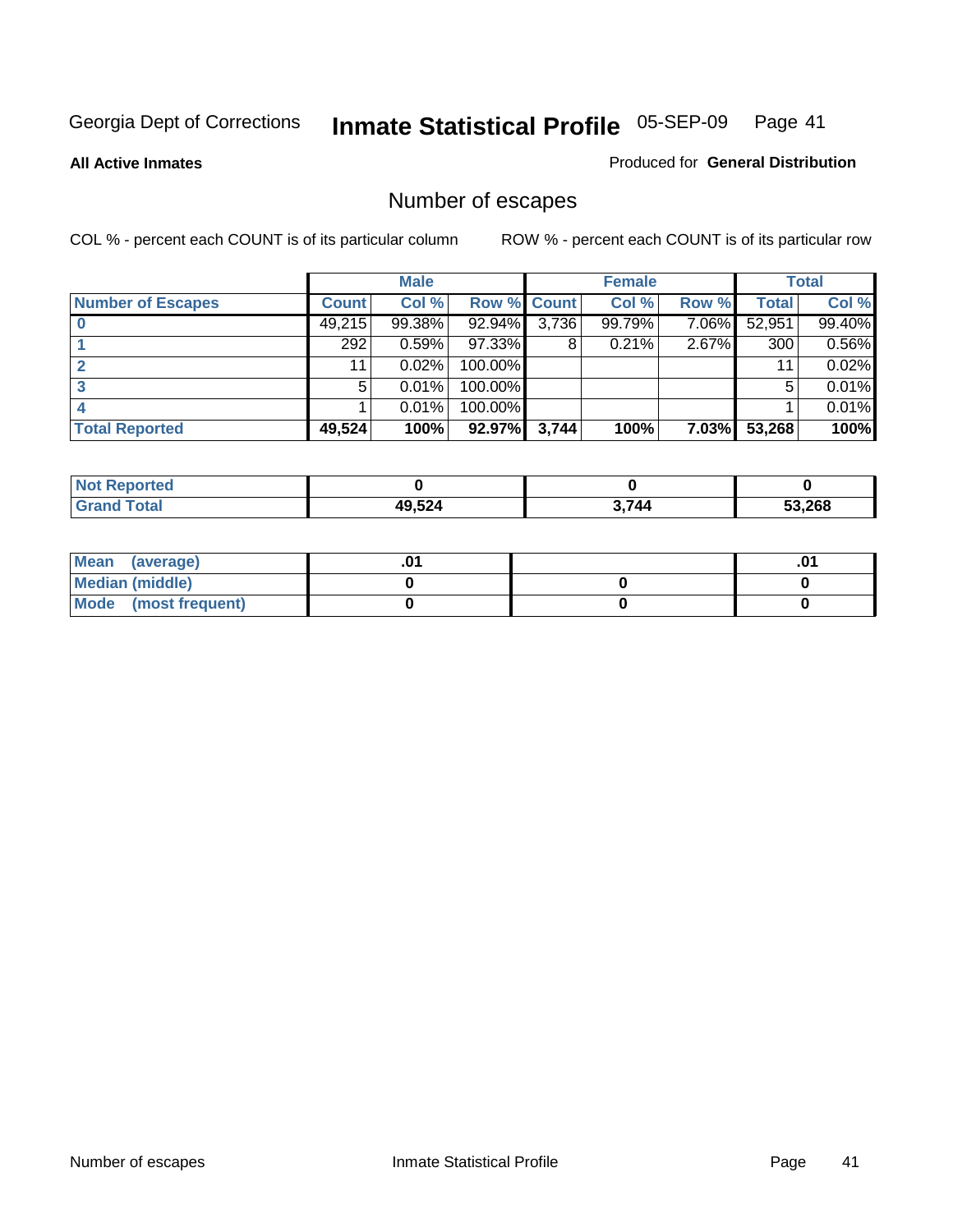Georgia Dept of Corrections **Inmate Statistical Profile** 05-SEP-09

**All Active Inmates**

Produced for **General Distribution**

## Number of escapes

COL % - percent each COUNT is of its particular column ROW % - percent each COUNT is of its particular row

| | Male | | | Female | | | Total | |
|---|---|---|---|---|---|---|---|---|
| **Number of Escapes** | **Count** | **Col %** | **Row %** | **Count** | **Col %** | **Row %** | **Total** | **Col %** |
| **0** | 49,215 | 99.38% | 92.94% | 3,736 | 99.79% | 7.06% | 52,951 | 99.40% |
| **1** | 292 | 0.59% | 97.33% | 8 | 0.21% | 2.67% | 300 | 0.56% |
| **2** | 11 | 0.02% | 100.00% | | | | 11 | 0.02% |
| **3** | 5 | 0.01% | 100.00% | | | | 5 | 0.01% |
| **4** | 1 | 0.01% | 100.00% | | | | 1 | 0.01% |
| **Total Reported** | **49,524** | **100%** | **92.97%** | **3,744** | **100%** | **7.03%** | **53,268** | **100%** |

| | Male | Female | Total |
|---|---|---|---|
| **Not Reported** | **0** | **0** | **0** |
| **Grand Total** | **49,524** | **3,744** | **53,268** |

| | Male | Female | Total |
|---|---|---|---|
| **Mean (average)** | **.01** | | **.01** |
| **Median (middle)** | **0** | **0** | **0** |
| **Mode (most frequent)** | **0** | **0** | **0** |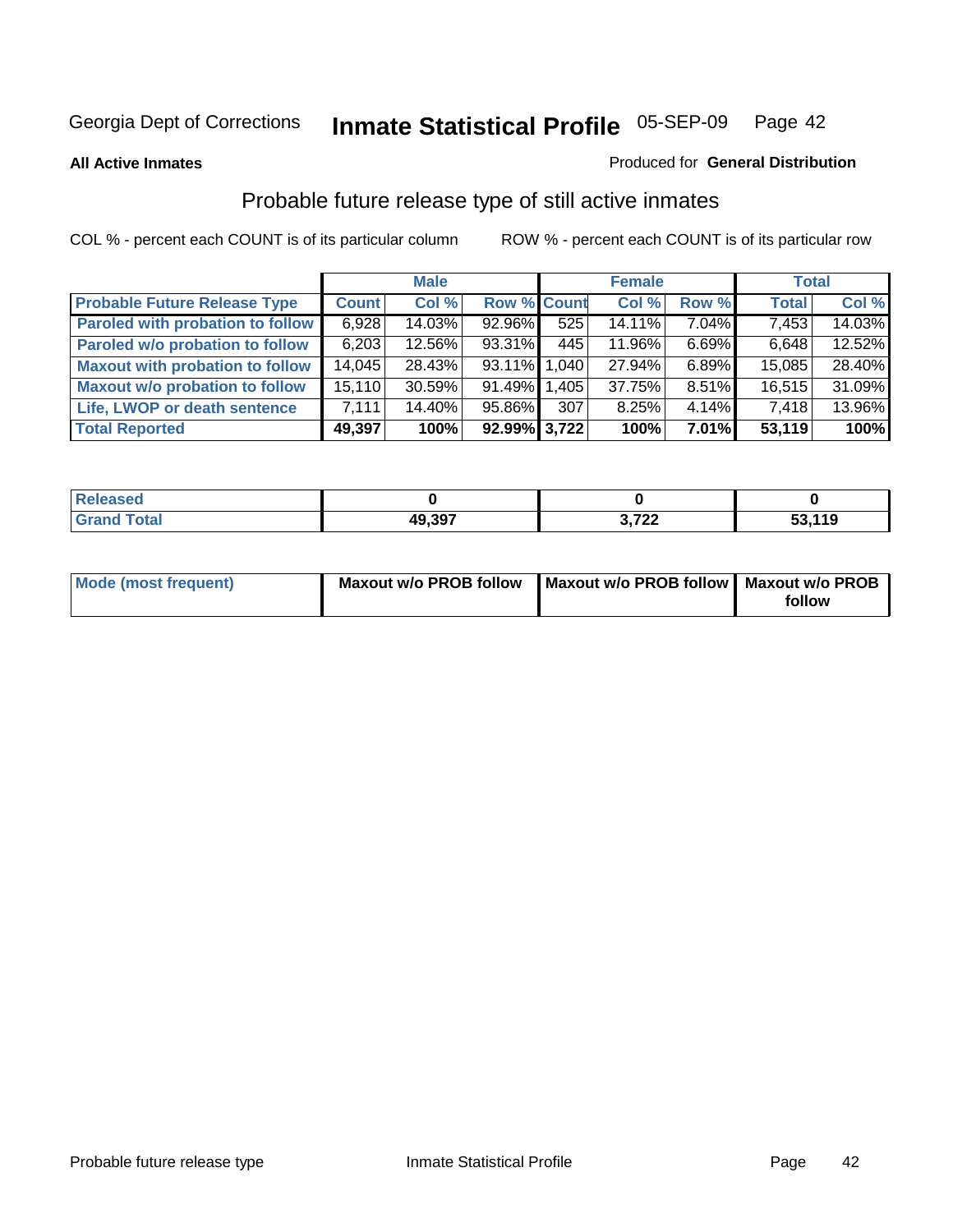Georgia Dept of Corrections **Inmate Statistical Profile** 05-SEP-09

**All Active Inmates**

Produced for **General Distribution**

## Probable future release type of still active inmates

COL % - percent each COUNT is of its particular column ROW % - percent each COUNT is of its particular row

| | Male | | | Female | | | Total | |
|---|---|---|---|---|---|---|---|---|
| **Probable Future Release Type** | **Count** | **Col %** | **Row %** | **Count** | **Col %** | **Row %** | **Total** | **Col %** |
| **Paroled with probation to follow** | 6,928 | 14.03% | 92.96% | 525 | 14.11% | 7.04% | 7,453 | 14.03% |
| **Paroled w/o probation to follow** | 6,203 | 12.56% | 93.31% | 445 | 11.96% | 6.69% | 6,648 | 12.52% |
| **Maxout with probation to follow** | 14,045 | 28.43% | 93.11% | 1,040 | 27.94% | 6.89% | 15,085 | 28.40% |
| **Maxout w/o probation to follow** | 15,110 | 30.59% | 91.49% | 1,405 | 37.75% | 8.51% | 16,515 | 31.09% |
| **Life, LWOP or death sentence** | 7,111 | 14.40% | 95.86% | 307 | 8.25% | 4.14% | 7,418 | 13.96% |
| **Total Reported** | **49,397** | **100%** | **92.99%** | **3,722** | **100%** | **7.01%** | **53,119** | **100%** |

| | Male | Female | Total |
|---|---|---|---|
| **Released** | **0** | **0** | **0** |
| **Grand Total** | **49,397** | **3,722** | **53,119** |

| | Male | Female | Total |
|---|---|---|---|
| **Mode (most frequent)** | **Maxout w/o PROB follow** | **Maxout w/o PROB follow** | **Maxout w/o PROB follow** |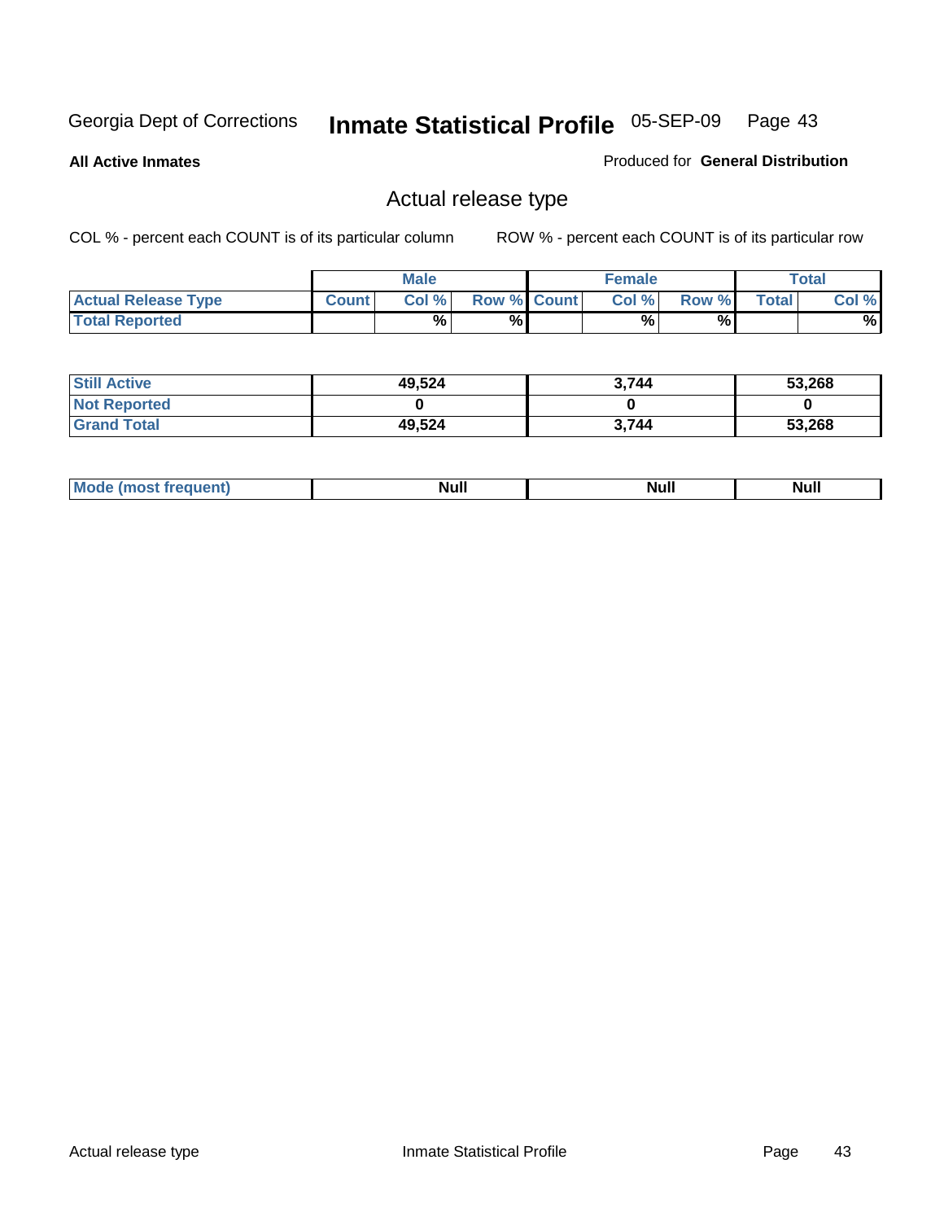Georgia Dept of Corrections **Inmate Statistical Profile** 05-SEP-09

**All Active Inmates**

Produced for **General Distribution**

## Actual release type

COL % - percent each COUNT is of its particular column

ROW % - percent each COUNT is of its particular row

| | Male | | | Female | | | Total | |
|---|---|---|---|---|---|---|---|---|
| **Actual Release Type** | **Count** | **Col %** | **Row %** | **Count** | **Col %** | **Row %** | **Total** | **Col %** |
| **Total Reported** | | % | % | | % | % | | % |

| | Male | Female | Total |
|---|---|---|---|
| **Still Active** | 49,524 | 3,744 | 53,268 |
| **Not Reported** | 0 | 0 | 0 |
| **Grand Total** | 49,524 | 3,744 | 53,268 |

| | Male | Female | Total |
|---|---|---|---|
| **Mode (most frequent)** | Null | Null | Null |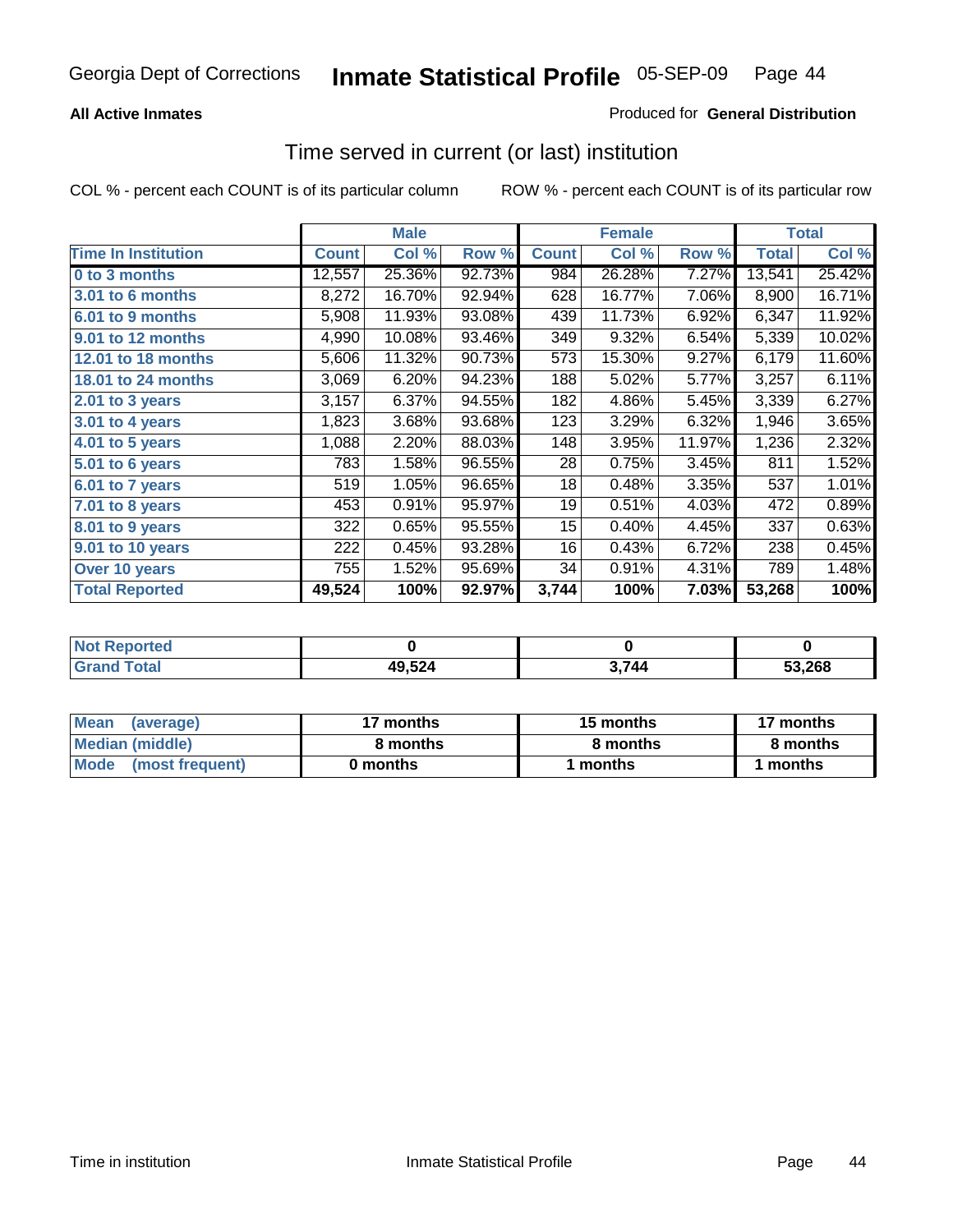Georgia Dept of Corrections **Inmate Statistical Profile** 05-SEP-09

**All Active Inmates**

Produced for **General Distribution**

## Time served in current (or last) institution

COL % - percent each COUNT is of its particular column

ROW % - percent each COUNT is of its particular row

| | Male | | | Female | | | Total | |
|---|---|---|---|---|---|---|---|---|
| **Time In Institution** | **Count** | **Col %** | **Row %** | **Count** | **Col %** | **Row %** | **Total** | **Col %** |
| **0 to 3 months** | 12,557 | 25.36% | 92.73% | 984 | 26.28% | 7.27% | 13,541 | 25.42% |
| **3.01 to 6 months** | 8,272 | 16.70% | 92.94% | 628 | 16.77% | 7.06% | 8,900 | 16.71% |
| **6.01 to 9 months** | 5,908 | 11.93% | 93.08% | 439 | 11.73% | 6.92% | 6,347 | 11.92% |
| **9.01 to 12 months** | 4,990 | 10.08% | 93.46% | 349 | 9.32% | 6.54% | 5,339 | 10.02% |
| **12.01 to 18 months** | 5,606 | 11.32% | 90.73% | 573 | 15.30% | 9.27% | 6,179 | 11.60% |
| **18.01 to 24 months** | 3,069 | 6.20% | 94.23% | 188 | 5.02% | 5.77% | 3,257 | 6.11% |
| **2.01 to 3 years** | 3,157 | 6.37% | 94.55% | 182 | 4.86% | 5.45% | 3,339 | 6.27% |
| **3.01 to 4 years** | 1,823 | 3.68% | 93.68% | 123 | 3.29% | 6.32% | 1,946 | 3.65% |
| **4.01 to 5 years** | 1,088 | 2.20% | 88.03% | 148 | 3.95% | 11.97% | 1,236 | 2.32% |
| **5.01 to 6 years** | 783 | 1.58% | 96.55% | 28 | 0.75% | 3.45% | 811 | 1.52% |
| **6.01 to 7 years** | 519 | 1.05% | 96.65% | 18 | 0.48% | 3.35% | 537 | 1.01% |
| **7.01 to 8 years** | 453 | 0.91% | 95.97% | 19 | 0.51% | 4.03% | 472 | 0.89% |
| **8.01 to 9 years** | 322 | 0.65% | 95.55% | 15 | 0.40% | 4.45% | 337 | 0.63% |
| **9.01 to 10 years** | 222 | 0.45% | 93.28% | 16 | 0.43% | 6.72% | 238 | 0.45% |
| **Over 10 years** | 755 | 1.52% | 95.69% | 34 | 0.91% | 4.31% | 789 | 1.48% |
| **Total Reported** | **49,524** | **100%** | **92.97%** | **3,744** | **100%** | **7.03%** | **53,268** | **100%** |

| | Male | Female | Total |
|---|---|---|---|
| **Not Reported** | **0** | **0** | **0** |
| **Grand Total** | **49,524** | **3,744** | **53,268** |

| | Male | Female | Total |
|---|---|---|---|
| **Mean (average)** | **17 months** | **15 months** | **17 months** |
| **Median (middle)** | **8 months** | **8 months** | **8 months** |
| **Mode (most frequent)** | **0 months** | **1 months** | **1 months** |

Time in institution Inmate Statistical Profile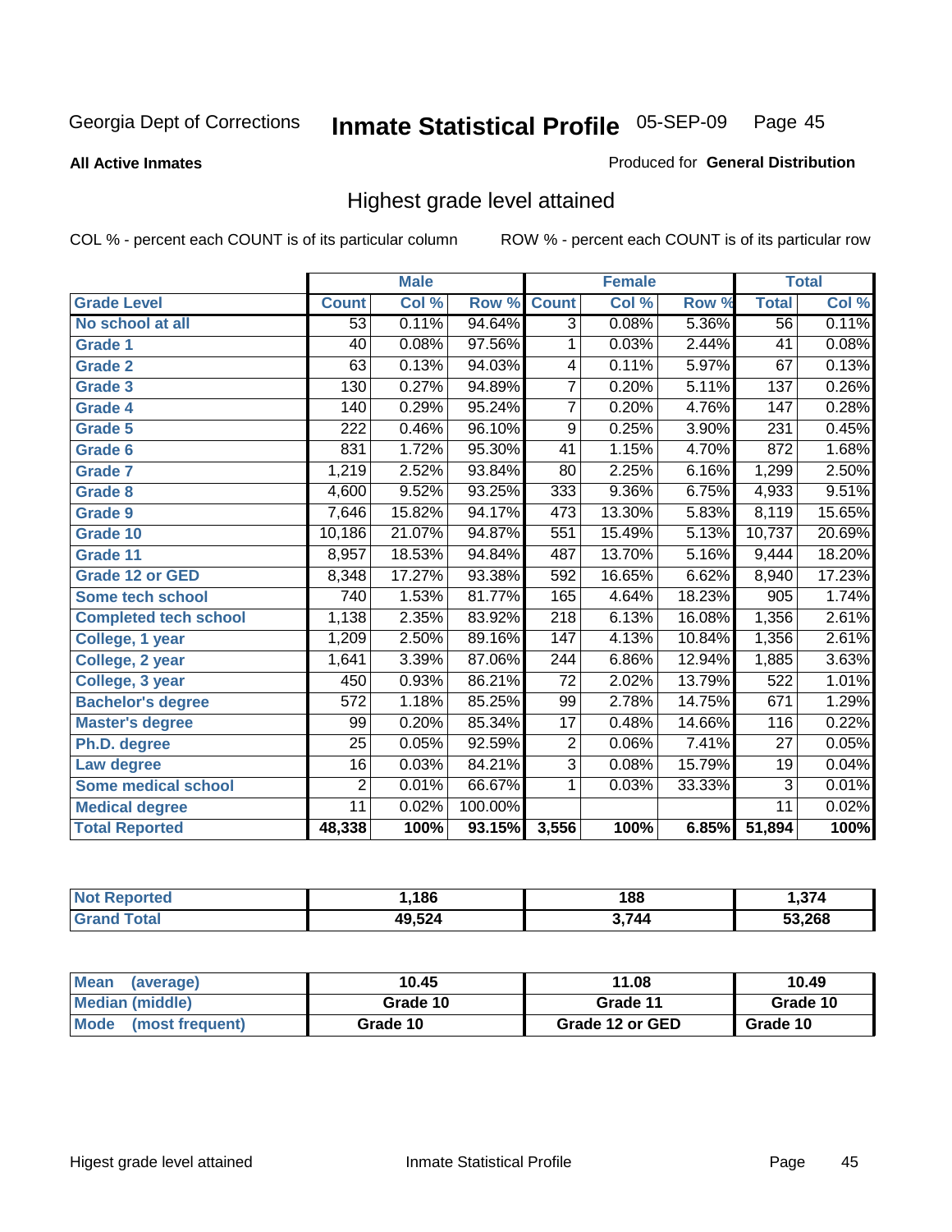Georgia Dept of Corrections **Inmate Statistical Profile** 05-SEP-09

**All Active Inmates**

Produced for **General Distribution**

## Highest grade level attained

COL % - percent each COUNT is of its particular column    ROW % - percent each COUNT is of its particular row

| | Male | | | Female | | | Total | |
|---|---|---|---|---|---|---|---|---|
| **Grade Level** | **Count** | **Col %** | **Row %** | **Count** | **Col %** | **Row %** | **Total** | **Col %** |
| No school at all | 53 | 0.11% | 94.64% | 3 | 0.08% | 5.36% | 56 | 0.11% |
| Grade 1 | 40 | 0.08% | 97.56% | 1 | 0.03% | 2.44% | 41 | 0.08% |
| Grade 2 | 63 | 0.13% | 94.03% | 4 | 0.11% | 5.97% | 67 | 0.13% |
| Grade 3 | 130 | 0.27% | 94.89% | 7 | 0.20% | 5.11% | 137 | 0.26% |
| Grade 4 | 140 | 0.29% | 95.24% | 7 | 0.20% | 4.76% | 147 | 0.28% |
| Grade 5 | 222 | 0.46% | 96.10% | 9 | 0.25% | 3.90% | 231 | 0.45% |
| Grade 6 | 831 | 1.72% | 95.30% | 41 | 1.15% | 4.70% | 872 | 1.68% |
| Grade 7 | 1,219 | 2.52% | 93.84% | 80 | 2.25% | 6.16% | 1,299 | 2.50% |
| Grade 8 | 4,600 | 9.52% | 93.25% | 333 | 9.36% | 6.75% | 4,933 | 9.51% |
| Grade 9 | 7,646 | 15.82% | 94.17% | 473 | 13.30% | 5.83% | 8,119 | 15.65% |
| Grade 10 | 10,186 | 21.07% | 94.87% | 551 | 15.49% | 5.13% | 10,737 | 20.69% |
| Grade 11 | 8,957 | 18.53% | 94.84% | 487 | 13.70% | 5.16% | 9,444 | 18.20% |
| Grade 12 or GED | 8,348 | 17.27% | 93.38% | 592 | 16.65% | 6.62% | 8,940 | 17.23% |
| Some tech school | 740 | 1.53% | 81.77% | 165 | 4.64% | 18.23% | 905 | 1.74% |
| Completed tech school | 1,138 | 2.35% | 83.92% | 218 | 6.13% | 16.08% | 1,356 | 2.61% |
| College, 1 year | 1,209 | 2.50% | 89.16% | 147 | 4.13% | 10.84% | 1,356 | 2.61% |
| College, 2 year | 1,641 | 3.39% | 87.06% | 244 | 6.86% | 12.94% | 1,885 | 3.63% |
| College, 3 year | 450 | 0.93% | 86.21% | 72 | 2.02% | 13.79% | 522 | 1.01% |
| Bachelor's degree | 572 | 1.18% | 85.25% | 99 | 2.78% | 14.75% | 671 | 1.29% |
| Master's degree | 99 | 0.20% | 85.34% | 17 | 0.48% | 14.66% | 116 | 0.22% |
| Ph.D. degree | 25 | 0.05% | 92.59% | 2 | 0.06% | 7.41% | 27 | 0.05% |
| Law degree | 16 | 0.03% | 84.21% | 3 | 0.08% | 15.79% | 19 | 0.04% |
| Some medical school | 2 | 0.01% | 66.67% | 1 | 0.03% | 33.33% | 3 | 0.01% |
| Medical degree | 11 | 0.02% | 100.00% | | | | 11 | 0.02% |
| **Total Reported** | **48,338** | **100%** | **93.15%** | **3,556** | **100%** | **6.85%** | **51,894** | **100%** |

| | Male | Female | Total |
|---|---|---|---|
| Not Reported | 1,186 | 188 | 1,374 |
| Grand Total | 49,524 | 3,744 | 53,268 |

| | Male | Female | Total |
|---|---|---|---|
| Mean (average) | 10.45 | 11.08 | 10.49 |
| Median (middle) | Grade 10 | Grade 11 | Grade 10 |
| Mode (most frequent) | Grade 10 | Grade 12 or GED | Grade 10 |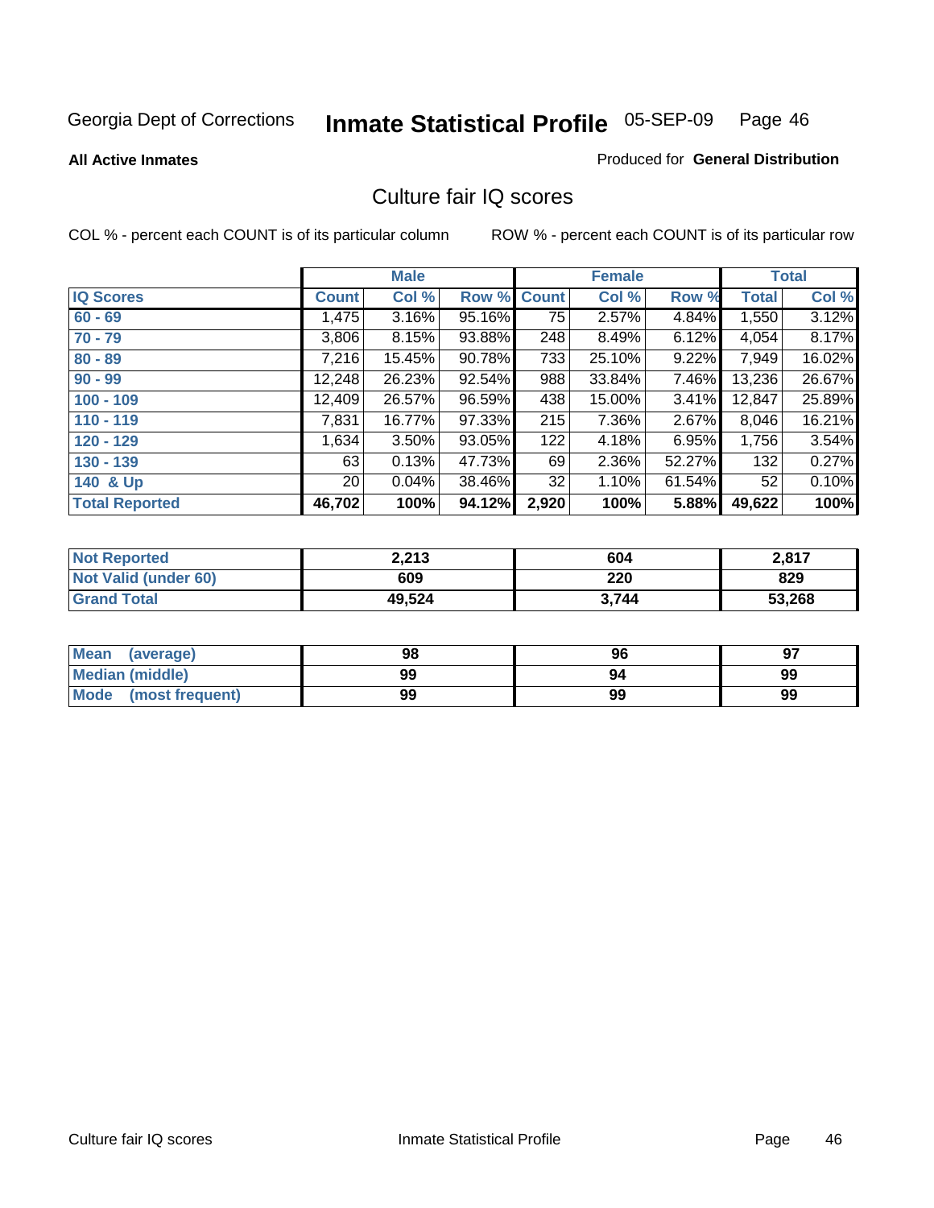Georgia Dept of Corrections **Inmate Statistical Profile** 05-SEP-09

**All Active Inmates** Produced for **General Distribution**

## Culture fair IQ scores

COL % - percent each COUNT is of its particular column ROW % - percent each COUNT is of its particular row

| | Male | | | Female | | | Total | |
|---|---|---|---|---|---|---|---|---|
| **IQ Scores** | **Count** | **Col %** | **Row %** | **Count** | **Col %** | **Row %** | **Total** | **Col %** |
| 60 - 69 | 1,475 | 3.16% | 95.16% | 75 | 2.57% | 4.84% | 1,550 | 3.12% |
| 70 - 79 | 3,806 | 8.15% | 93.88% | 248 | 8.49% | 6.12% | 4,054 | 8.17% |
| 80 - 89 | 7,216 | 15.45% | 90.78% | 733 | 25.10% | 9.22% | 7,949 | 16.02% |
| 90 - 99 | 12,248 | 26.23% | 92.54% | 988 | 33.84% | 7.46% | 13,236 | 26.67% |
| 100 - 109 | 12,409 | 26.57% | 96.59% | 438 | 15.00% | 3.41% | 12,847 | 25.89% |
| 110 - 119 | 7,831 | 16.77% | 97.33% | 215 | 7.36% | 2.67% | 8,046 | 16.21% |
| 120 - 129 | 1,634 | 3.50% | 93.05% | 122 | 4.18% | 6.95% | 1,756 | 3.54% |
| 130 - 139 | 63 | 0.13% | 47.73% | 69 | 2.36% | 52.27% | 132 | 0.27% |
| 140 & Up | 20 | 0.04% | 38.46% | 32 | 1.10% | 61.54% | 52 | 0.10% |
| **Total Reported** | **46,702** | **100%** | **94.12%** | **2,920** | **100%** | **5.88%** | **49,622** | **100%** |

| | Male | Female | Total |
|---|---|---|---|
| **Not Reported** | **2,213** | **604** | **2,817** |
| **Not Valid (under 60)** | **609** | **220** | **829** |
| **Grand Total** | **49,524** | **3,744** | **53,268** |

| | Male | Female | Total |
|---|---|---|---|
| **Mean (average)** | **98** | **96** | **97** |
| **Median (middle)** | **99** | **94** | **99** |
| **Mode (most frequent)** | **99** | **99** | **99** |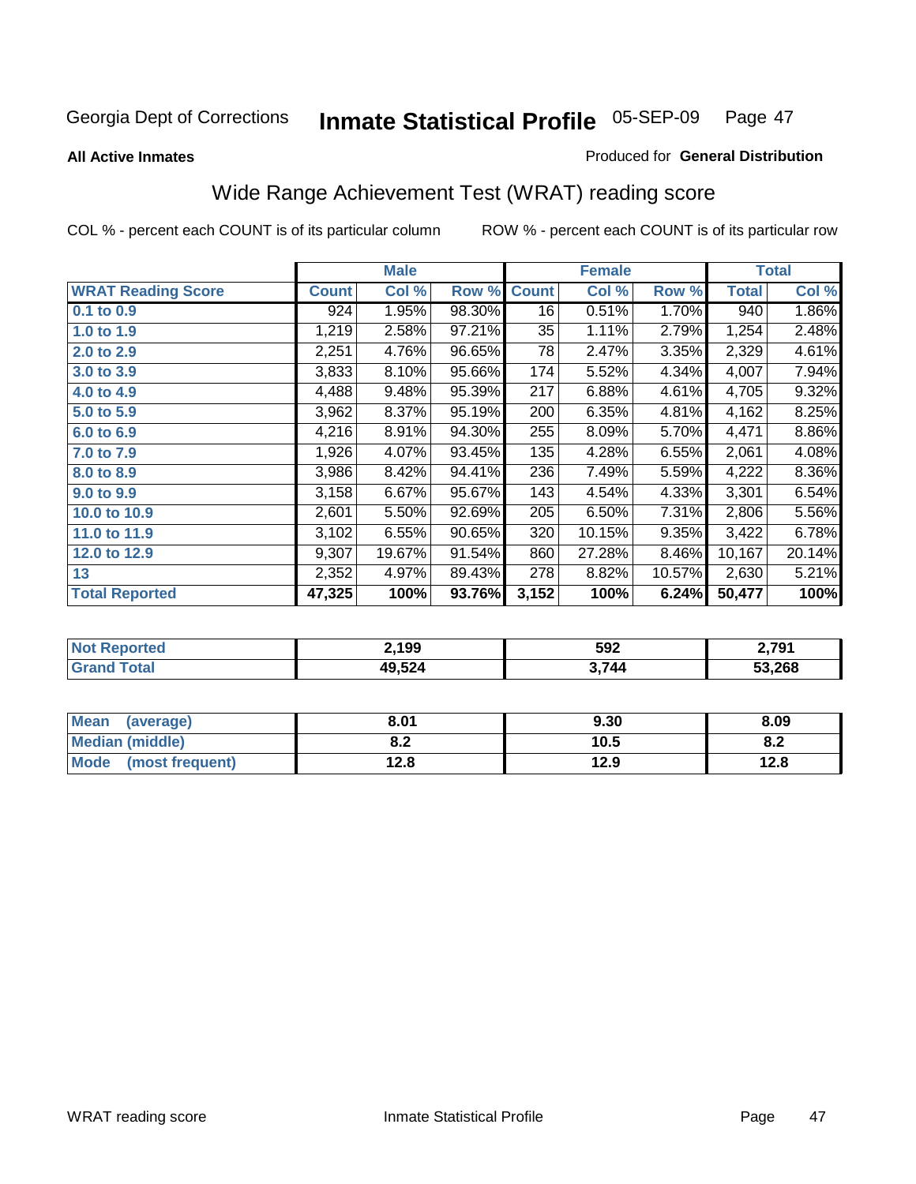Georgia Dept of Corrections **Inmate Statistical Profile** 05-SEP-09

**All Active Inmates**

Produced for **General Distribution**

## Wide Range Achievement Test (WRAT) reading score

COL % - percent each COUNT is of its particular column ROW % - percent each COUNT is of its particular row

| | Male | | | Female | | | Total | |
|---|---|---|---|---|---|---|---|---|
| **WRAT Reading Score** | **Count** | **Col %** | **Row %** | **Count** | **Col %** | **Row %** | **Total** | **Col %** |
| **0.1 to 0.9** | 924 | 1.95% | 98.30% | 16 | 0.51% | 1.70% | 940 | 1.86% |
| **1.0 to 1.9** | 1,219 | 2.58% | 97.21% | 35 | 1.11% | 2.79% | 1,254 | 2.48% |
| **2.0 to 2.9** | 2,251 | 4.76% | 96.65% | 78 | 2.47% | 3.35% | 2,329 | 4.61% |
| **3.0 to 3.9** | 3,833 | 8.10% | 95.66% | 174 | 5.52% | 4.34% | 4,007 | 7.94% |
| **4.0 to 4.9** | 4,488 | 9.48% | 95.39% | 217 | 6.88% | 4.61% | 4,705 | 9.32% |
| **5.0 to 5.9** | 3,962 | 8.37% | 95.19% | 200 | 6.35% | 4.81% | 4,162 | 8.25% |
| **6.0 to 6.9** | 4,216 | 8.91% | 94.30% | 255 | 8.09% | 5.70% | 4,471 | 8.86% |
| **7.0 to 7.9** | 1,926 | 4.07% | 93.45% | 135 | 4.28% | 6.55% | 2,061 | 4.08% |
| **8.0 to 8.9** | 3,986 | 8.42% | 94.41% | 236 | 7.49% | 5.59% | 4,222 | 8.36% |
| **9.0 to 9.9** | 3,158 | 6.67% | 95.67% | 143 | 4.54% | 4.33% | 3,301 | 6.54% |
| **10.0 to 10.9** | 2,601 | 5.50% | 92.69% | 205 | 6.50% | 7.31% | 2,806 | 5.56% |
| **11.0 to 11.9** | 3,102 | 6.55% | 90.65% | 320 | 10.15% | 9.35% | 3,422 | 6.78% |
| **12.0 to 12.9** | 9,307 | 19.67% | 91.54% | 860 | 27.28% | 8.46% | 10,167 | 20.14% |
| **13** | 2,352 | 4.97% | 89.43% | 278 | 8.82% | 10.57% | 2,630 | 5.21% |
| **Total Reported** | **47,325** | **100%** | **93.76%** | **3,152** | **100%** | **6.24%** | **50,477** | **100%** |

| | Male | Female | Total |
|---|---|---|---|
| **Not Reported** | **2,199** | **592** | **2,791** |
| **Grand Total** | **49,524** | **3,744** | **53,268** |

| | Male | Female | Total |
|---|---|---|---|
| **Mean (average)** | **8.01** | **9.30** | **8.09** |
| **Median (middle)** | **8.2** | **10.5** | **8.2** |
| **Mode (most frequent)** | **12.8** | **12.9** | **12.8** |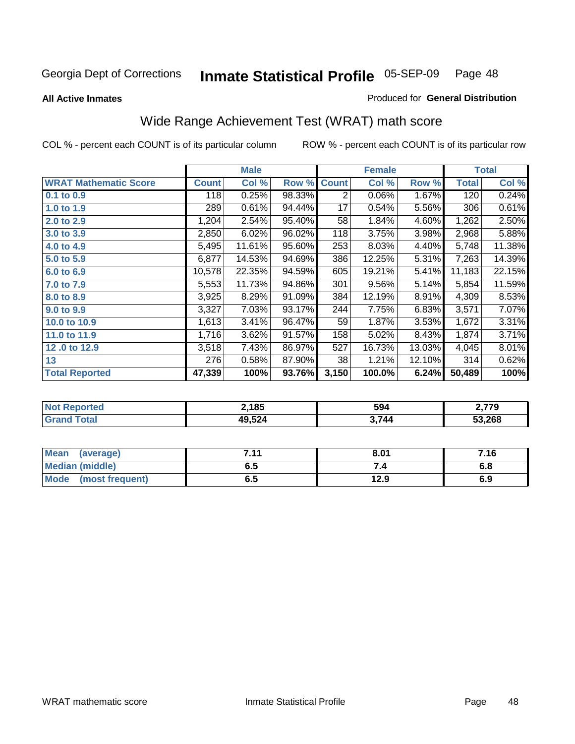Georgia Dept of Corrections **Inmate Statistical Profile** 05-SEP-09

**All Active Inmates**

Produced for **General Distribution**

## Wide Range Achievement Test (WRAT) math score

COL % - percent each COUNT is of its particular column ROW % - percent each COUNT is of its particular row

| | Male | | | Female | | | Total | |
|---|---|---|---|---|---|---|---|---|
| **WRAT Mathematic Score** | **Count** | **Col %** | **Row %** | **Count** | **Col %** | **Row %** | **Total** | **Col %** |
| 0.1 to 0.9 | 118 | 0.25% | 98.33% | 2 | 0.06% | 1.67% | 120 | 0.24% |
| 1.0 to 1.9 | 289 | 0.61% | 94.44% | 17 | 0.54% | 5.56% | 306 | 0.61% |
| 2.0 to 2.9 | 1,204 | 2.54% | 95.40% | 58 | 1.84% | 4.60% | 1,262 | 2.50% |
| 3.0 to 3.9 | 2,850 | 6.02% | 96.02% | 118 | 3.75% | 3.98% | 2,968 | 5.88% |
| 4.0 to 4.9 | 5,495 | 11.61% | 95.60% | 253 | 8.03% | 4.40% | 5,748 | 11.38% |
| 5.0 to 5.9 | 6,877 | 14.53% | 94.69% | 386 | 12.25% | 5.31% | 7,263 | 14.39% |
| 6.0 to 6.9 | 10,578 | 22.35% | 94.59% | 605 | 19.21% | 5.41% | 11,183 | 22.15% |
| 7.0 to 7.9 | 5,553 | 11.73% | 94.86% | 301 | 9.56% | 5.14% | 5,854 | 11.59% |
| 8.0 to 8.9 | 3,925 | 8.29% | 91.09% | 384 | 12.19% | 8.91% | 4,309 | 8.53% |
| 9.0 to 9.9 | 3,327 | 7.03% | 93.17% | 244 | 7.75% | 6.83% | 3,571 | 7.07% |
| 10.0 to 10.9 | 1,613 | 3.41% | 96.47% | 59 | 1.87% | 3.53% | 1,672 | 3.31% |
| 11.0 to 11.9 | 1,716 | 3.62% | 91.57% | 158 | 5.02% | 8.43% | 1,874 | 3.71% |
| 12 .0 to 12.9 | 3,518 | 7.43% | 86.97% | 527 | 16.73% | 13.03% | 4,045 | 8.01% |
| 13 | 276 | 0.58% | 87.90% | 38 | 1.21% | 12.10% | 314 | 0.62% |
| **Total Reported** | **47,339** | **100%** | **93.76%** | **3,150** | **100.0%** | **6.24%** | **50,489** | **100%** |

| | Male | Female | Total |
|---|---|---|---|
| **Not Reported** | **2,185** | **594** | **2,779** |
| **Grand Total** | **49,524** | **3,744** | **53,268** |

| | Male | Female | Total |
|---|---|---|---|
| **Mean (average)** | **7.11** | **8.01** | **7.16** |
| **Median (middle)** | **6.5** | **7.4** | **6.8** |
| **Mode (most frequent)** | **6.5** | **12.9** | **6.9** |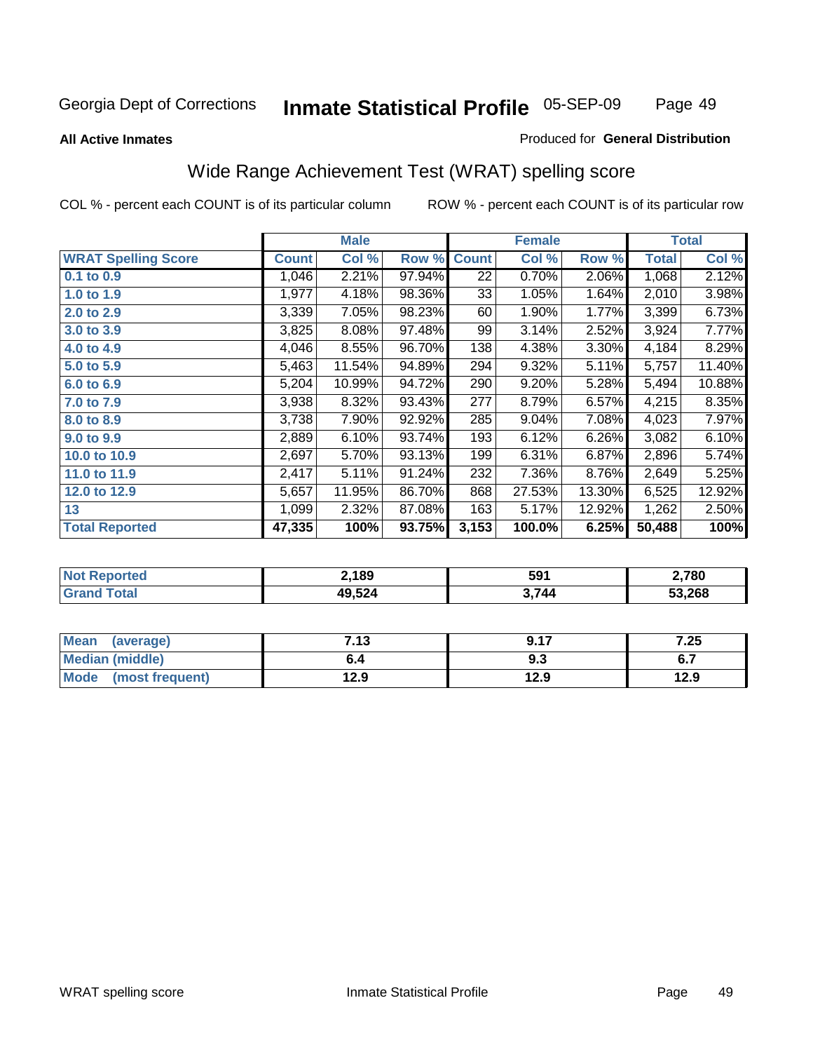Georgia Dept of Corrections **Inmate Statistical Profile** 05-SEP-09

**All Active Inmates**

Produced for **General Distribution**

## Wide Range Achievement Test (WRAT) spelling score

COL % - percent each COUNT is of its particular column

ROW % - percent each COUNT is of its particular row

| | Male | | | Female | | | Total | |
|---|---|---|---|---|---|---|---|---|
| **WRAT Spelling Score** | **Count** | **Col %** | **Row %** | **Count** | **Col %** | **Row %** | **Total** | **Col %** |
| **0.1 to 0.9** | 1,046 | 2.21% | 97.94% | 22 | 0.70% | 2.06% | 1,068 | 2.12% |
| **1.0 to 1.9** | 1,977 | 4.18% | 98.36% | 33 | 1.05% | 1.64% | 2,010 | 3.98% |
| **2.0 to 2.9** | 3,339 | 7.05% | 98.23% | 60 | 1.90% | 1.77% | 3,399 | 6.73% |
| **3.0 to 3.9** | 3,825 | 8.08% | 97.48% | 99 | 3.14% | 2.52% | 3,924 | 7.77% |
| **4.0 to 4.9** | 4,046 | 8.55% | 96.70% | 138 | 4.38% | 3.30% | 4,184 | 8.29% |
| **5.0 to 5.9** | 5,463 | 11.54% | 94.89% | 294 | 9.32% | 5.11% | 5,757 | 11.40% |
| **6.0 to 6.9** | 5,204 | 10.99% | 94.72% | 290 | 9.20% | 5.28% | 5,494 | 10.88% |
| **7.0 to 7.9** | 3,938 | 8.32% | 93.43% | 277 | 8.79% | 6.57% | 4,215 | 8.35% |
| **8.0 to 8.9** | 3,738 | 7.90% | 92.92% | 285 | 9.04% | 7.08% | 4,023 | 7.97% |
| **9.0 to 9.9** | 2,889 | 6.10% | 93.74% | 193 | 6.12% | 6.26% | 3,082 | 6.10% |
| **10.0 to 10.9** | 2,697 | 5.70% | 93.13% | 199 | 6.31% | 6.87% | 2,896 | 5.74% |
| **11.0 to 11.9** | 2,417 | 5.11% | 91.24% | 232 | 7.36% | 8.76% | 2,649 | 5.25% |
| **12.0 to 12.9** | 5,657 | 11.95% | 86.70% | 868 | 27.53% | 13.30% | 6,525 | 12.92% |
| **13** | 1,099 | 2.32% | 87.08% | 163 | 5.17% | 12.92% | 1,262 | 2.50% |
| **Total Reported** | **47,335** | **100%** | **93.75%** | **3,153** | **100.0%** | **6.25%** | **50,488** | **100%** |

| | Male | Female | Total |
|---|---|---|---|
| **Not Reported** | **2,189** | **591** | **2,780** |
| **Grand Total** | **49,524** | **3,744** | **53,268** |

| | Male | Female | Total |
|---|---|---|---|
| **Mean (average)** | **7.13** | **9.17** | **7.25** |
| **Median (middle)** | **6.4** | **9.3** | **6.7** |
| **Mode (most frequent)** | **12.9** | **12.9** | **12.9** |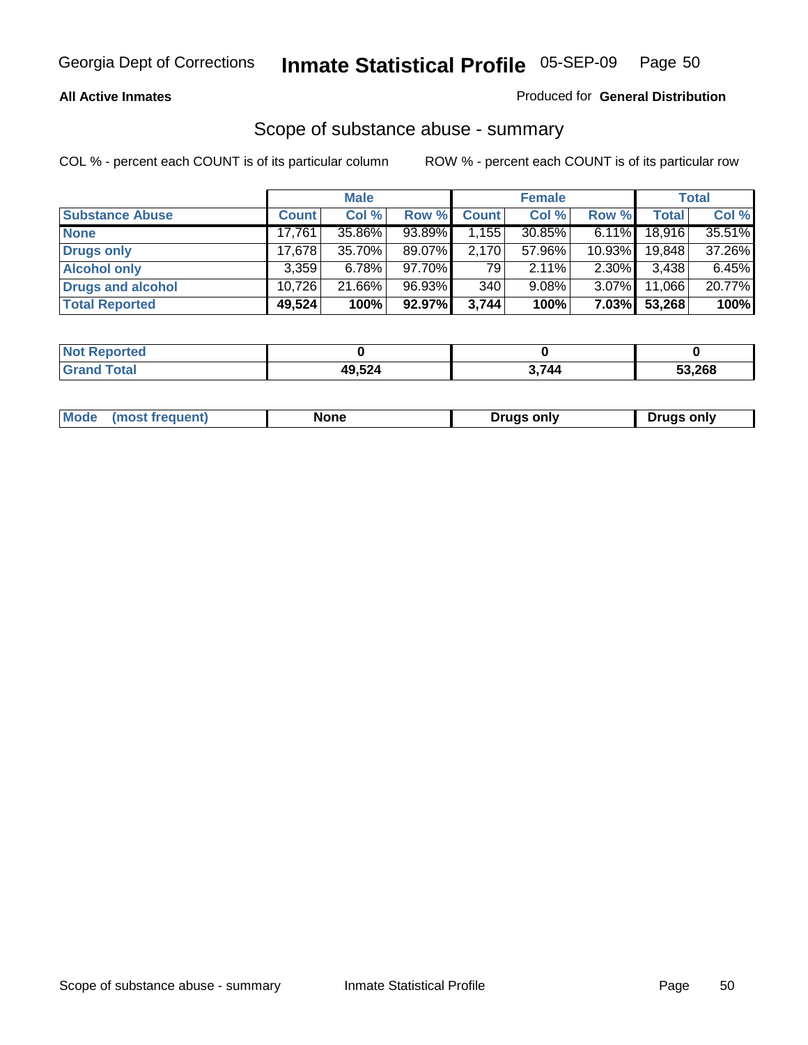**All Active Inmates** — Produced for **General Distribution**

## Scope of substance abuse - summary

COL % - percent each COUNT is of its particular column    ROW % - percent each COUNT is of its particular row

| | Male | | | Female | | | Total | |
|---|---|---|---|---|---|---|---|---|
| **Substance Abuse** | **Count** | **Col %** | **Row %** | **Count** | **Col %** | **Row %** | **Total** | **Col %** |
| **None** | 17,761 | 35.86% | 93.89% | 1,155 | 30.85% | 6.11% | 18,916 | 35.51% |
| **Drugs only** | 17,678 | 35.70% | 89.07% | 2,170 | 57.96% | 10.93% | 19,848 | 37.26% |
| **Alcohol only** | 3,359 | 6.78% | 97.70% | 79 | 2.11% | 2.30% | 3,438 | 6.45% |
| **Drugs and alcohol** | 10,726 | 21.66% | 96.93% | 340 | 9.08% | 3.07% | 11,066 | 20.77% |
| **Total Reported** | **49,524** | **100%** | **92.97%** | **3,744** | **100%** | **7.03%** | **53,268** | **100%** |

| | Male | Female | Total |
|---|---|---|---|
| **Not Reported** | **0** | **0** | **0** |
| **Grand Total** | **49,524** | **3,744** | **53,268** |

| | Male | Female | Total |
|---|---|---|---|
| **Mode (most frequent)** | **None** | **Drugs only** | **Drugs only** |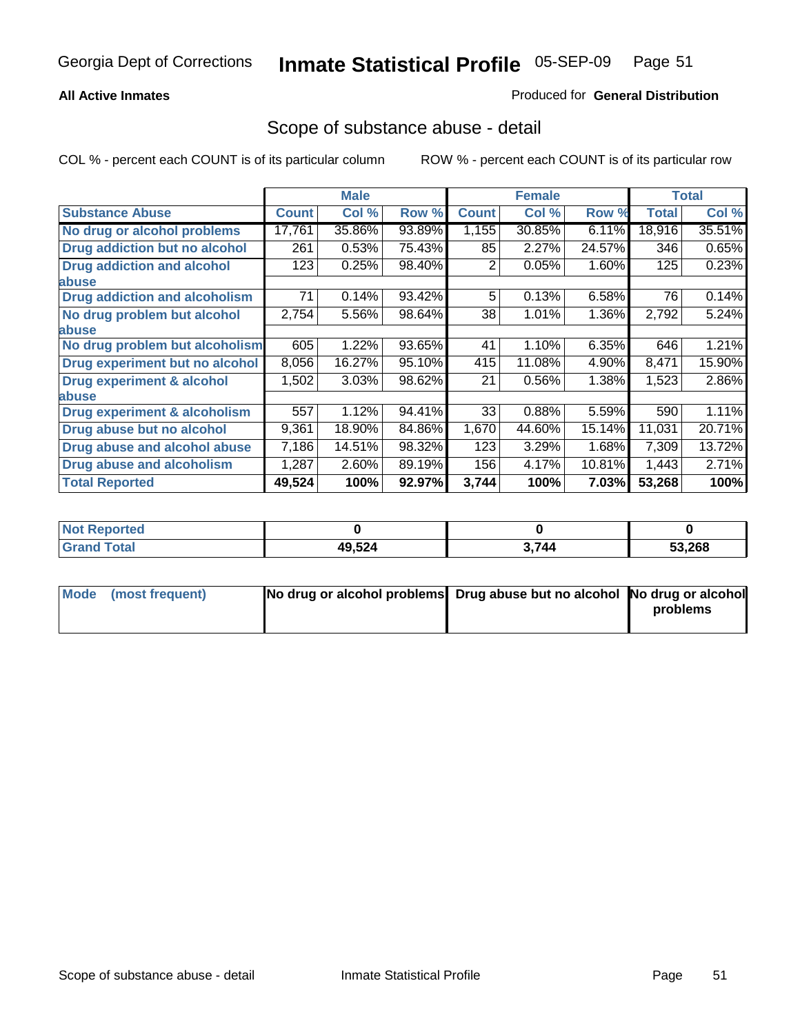Georgia Dept of Corrections **Inmate Statistical Profile** 05-SEP-09

**All Active Inmates**

Produced for **General Distribution**

## Scope of substance abuse - detail

COL % - percent each COUNT is of its particular column ROW % - percent each COUNT is of its particular row

| | Male | | | Female | | | Total | |
|---|---|---|---|---|---|---|---|---|
| **Substance Abuse** | **Count** | **Col %** | **Row %** | **Count** | **Col %** | **Row %** | **Total** | **Col %** |
| **No drug or alcohol problems** | 17,761 | 35.86% | 93.89% | 1,155 | 30.85% | 6.11% | 18,916 | 35.51% |
| **Drug addiction but no alcohol** | 261 | 0.53% | 75.43% | 85 | 2.27% | 24.57% | 346 | 0.65% |
| **Drug addiction and alcohol abuse** | 123 | 0.25% | 98.40% | 2 | 0.05% | 1.60% | 125 | 0.23% |
| **Drug addiction and alcoholism** | 71 | 0.14% | 93.42% | 5 | 0.13% | 6.58% | 76 | 0.14% |
| **No drug problem but alcohol abuse** | 2,754 | 5.56% | 98.64% | 38 | 1.01% | 1.36% | 2,792 | 5.24% |
| **No drug problem but alcoholism** | 605 | 1.22% | 93.65% | 41 | 1.10% | 6.35% | 646 | 1.21% |
| **Drug experiment but no alcohol** | 8,056 | 16.27% | 95.10% | 415 | 11.08% | 4.90% | 8,471 | 15.90% |
| **Drug experiment & alcohol abuse** | 1,502 | 3.03% | 98.62% | 21 | 0.56% | 1.38% | 1,523 | 2.86% |
| **Drug experiment & alcoholism** | 557 | 1.12% | 94.41% | 33 | 0.88% | 5.59% | 590 | 1.11% |
| **Drug abuse but no alcohol** | 9,361 | 18.90% | 84.86% | 1,670 | 44.60% | 15.14% | 11,031 | 20.71% |
| **Drug abuse and alcohol abuse** | 7,186 | 14.51% | 98.32% | 123 | 3.29% | 1.68% | 7,309 | 13.72% |
| **Drug abuse and alcoholism** | 1,287 | 2.60% | 89.19% | 156 | 4.17% | 10.81% | 1,443 | 2.71% |
| **Total Reported** | **49,524** | **100%** | **92.97%** | **3,744** | **100%** | **7.03%** | **53,268** | **100%** |

| | Male | Female | Total |
|---|---|---|---|
| **Not Reported** | **0** | **0** | **0** |
| **Grand Total** | **49,524** | **3,744** | **53,268** |

| | Male | Female | Total |
|---|---|---|---|
| **Mode (most frequent)** | **No drug or alcohol problems** | **Drug abuse but no alcohol** | **No drug or alcohol problems** |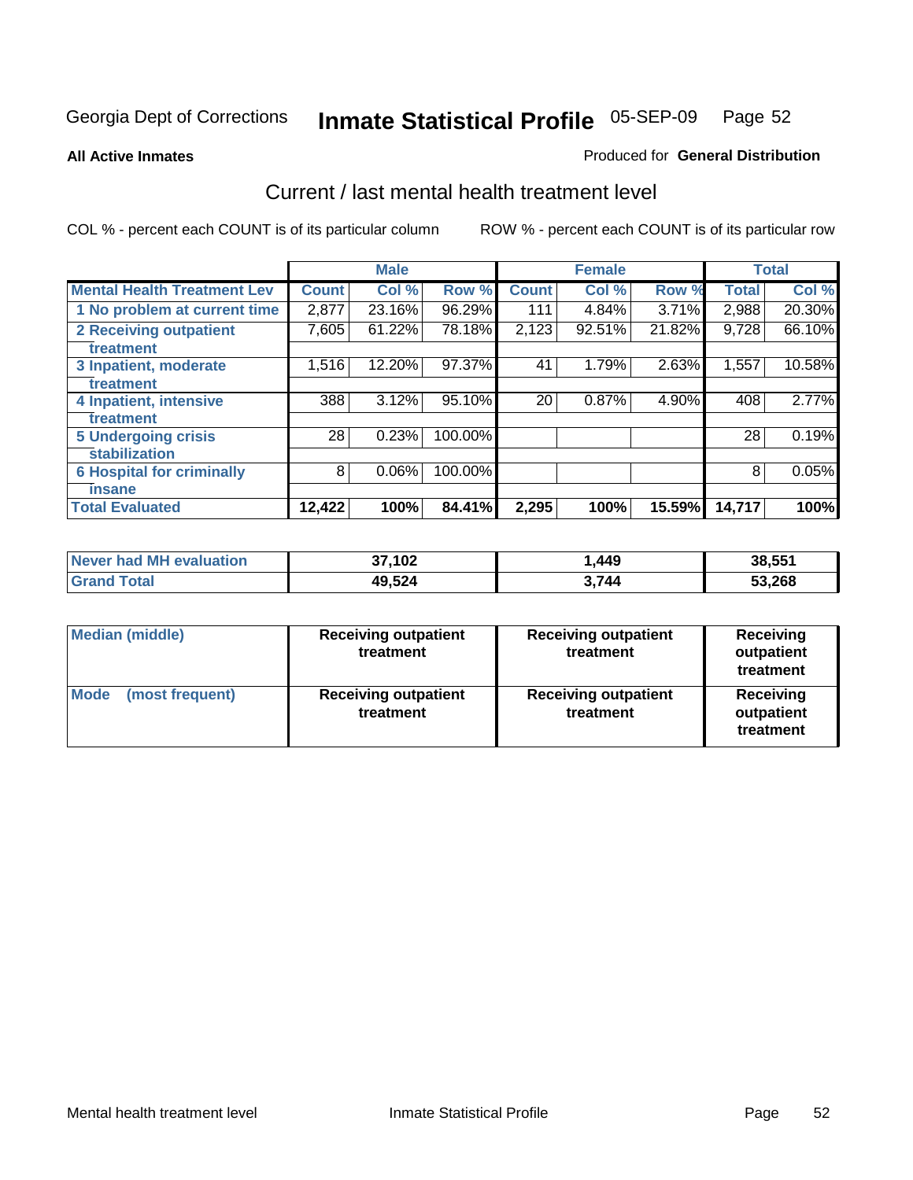Georgia Dept of Corrections **Inmate Statistical Profile** 05-SEP-09 Page 52

**All Active Inmates**

Produced for **General Distribution**

## Current / last mental health treatment level

COL % - percent each COUNT is of its particular column

ROW % - percent each COUNT is of its particular row

| | Male | | | Female | | | Total | |
|---|---|---|---|---|---|---|---|---|
| **Mental Health Treatment Lev** | **Count** | **Col %** | **Row %** | **Count** | **Col %** | **Row %** | **Total** | **Col %** |
| 1 No problem at current time | 2,877 | 23.16% | 96.29% | 111 | 4.84% | 3.71% | 2,988 | 20.30% |
| 2 Receiving outpatient treatment | 7,605 | 61.22% | 78.18% | 2,123 | 92.51% | 21.82% | 9,728 | 66.10% |
| 3 Inpatient, moderate treatment | 1,516 | 12.20% | 97.37% | 41 | 1.79% | 2.63% | 1,557 | 10.58% |
| 4 Inpatient, intensive treatment | 388 | 3.12% | 95.10% | 20 | 0.87% | 4.90% | 408 | 2.77% |
| 5 Undergoing crisis stabilization | 28 | 0.23% | 100.00% | | | | 28 | 0.19% |
| 6 Hospital for criminally insane | 8 | 0.06% | 100.00% | | | | 8 | 0.05% |
| **Total Evaluated** | **12,422** | **100%** | **84.41%** | **2,295** | **100%** | **15.59%** | **14,717** | **100%** |

| | Male | Female | Total |
|---|---|---|---|
| **Never had MH evaluation** | **37,102** | **1,449** | **38,551** |
| **Grand Total** | **49,524** | **3,744** | **53,268** |

| | Male | Female | Total |
|---|---|---|---|
| **Median (middle)** | **Receiving outpatient treatment** | **Receiving outpatient treatment** | **Receiving outpatient treatment** |
| **Mode (most frequent)** | **Receiving outpatient treatment** | **Receiving outpatient treatment** | **Receiving outpatient treatment** |

Mental health treatment level | Inmate Statistical Profile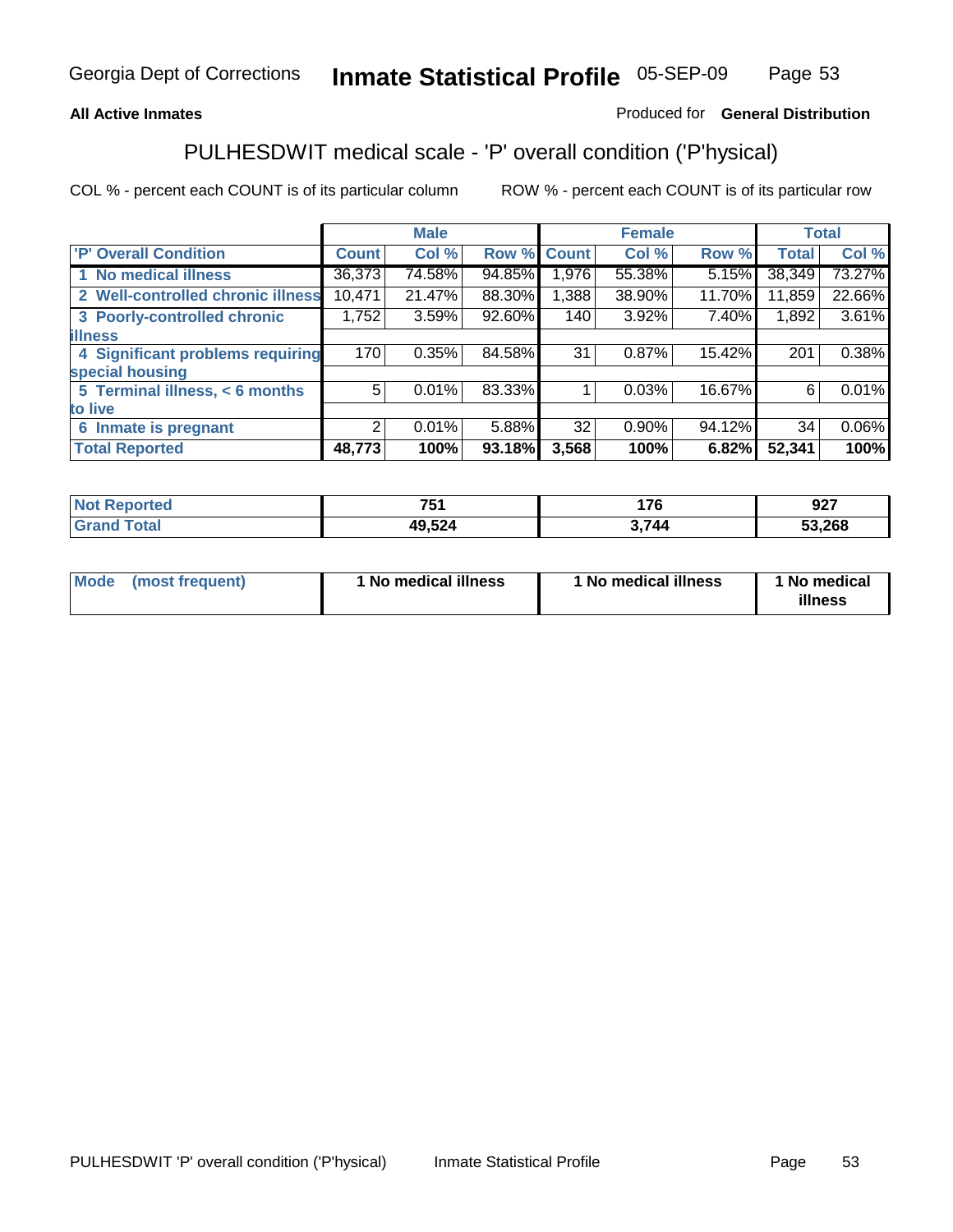Georgia Dept of Corrections **Inmate Statistical Profile** 05-SEP-09

**All Active Inmates** Produced for **General Distribution**

## PULHESDWIT medical scale - 'P' overall condition ('P'hysical)

COL % - percent each COUNT is of its particular column ROW % - percent each COUNT is of its particular row

| | Male | | | Female | | | Total | |
|---|---|---|---|---|---|---|---|---|
| 'P' Overall Condition | Count | Col % | Row % | Count | Col % | Row % | Total | Col % |
| 1 No medical illness | 36,373 | 74.58% | 94.85% | 1,976 | 55.38% | 5.15% | 38,349 | 73.27% |
| 2 Well-controlled chronic illness | 10,471 | 21.47% | 88.30% | 1,388 | 38.90% | 11.70% | 11,859 | 22.66% |
| 3 Poorly-controlled chronic illness | 1,752 | 3.59% | 92.60% | 140 | 3.92% | 7.40% | 1,892 | 3.61% |
| 4 Significant problems requiring special housing | 170 | 0.35% | 84.58% | 31 | 0.87% | 15.42% | 201 | 0.38% |
| 5 Terminal illness, < 6 months to live | 5 | 0.01% | 83.33% | 1 | 0.03% | 16.67% | 6 | 0.01% |
| 6 Inmate is pregnant | 2 | 0.01% | 5.88% | 32 | 0.90% | 94.12% | 34 | 0.06% |
| **Total Reported** | **48,773** | **100%** | **93.18%** | **3,568** | **100%** | **6.82%** | **52,341** | **100%** |

| | Male | Female | Total |
|---|---|---|---|
| Not Reported | 751 | 176 | 927 |
| Grand Total | 49,524 | 3,744 | 53,268 |

| | Male | Female | Total |
|---|---|---|---|
| Mode (most frequent) | 1 No medical illness | 1 No medical illness | 1 No medical illness |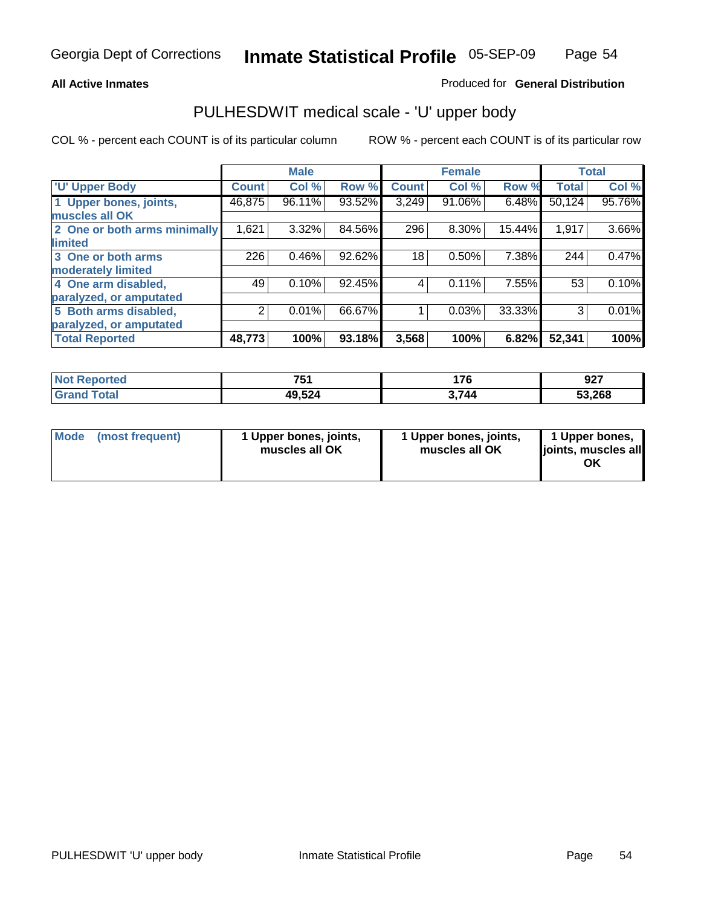Georgia Dept of Corrections **Inmate Statistical Profile** 05-SEP-09

**All Active Inmates**

Produced for **General Distribution**

## PULHESDWIT medical scale - 'U' upper body

COL % - percent each COUNT is of its particular column

ROW % - percent each COUNT is of its particular row

| | Male | | | Female | | | Total | |
|---|---|---|---|---|---|---|---|---|
| 'U' Upper Body | Count | Col % | Row % | Count | Col % | Row % | Total | Col % |
| 1 Upper bones, joints, muscles all OK | 46,875 | 96.11% | 93.52% | 3,249 | 91.06% | 6.48% | 50,124 | 95.76% |
| 2 One or both arms minimally limited | 1,621 | 3.32% | 84.56% | 296 | 8.30% | 15.44% | 1,917 | 3.66% |
| 3 One or both arms moderately limited | 226 | 0.46% | 92.62% | 18 | 0.50% | 7.38% | 244 | 0.47% |
| 4 One arm disabled, paralyzed, or amputated | 49 | 0.10% | 92.45% | 4 | 0.11% | 7.55% | 53 | 0.10% |
| 5 Both arms disabled, paralyzed, or amputated | 2 | 0.01% | 66.67% | 1 | 0.03% | 33.33% | 3 | 0.01% |
| **Total Reported** | **48,773** | **100%** | **93.18%** | **3,568** | **100%** | **6.82%** | **52,341** | **100%** |

| | Male | Female | Total |
|---|---|---|---|
| Not Reported | 751 | 176 | 927 |
| Grand Total | 49,524 | 3,744 | 53,268 |

| | Male | Female | Total |
|---|---|---|---|
| Mode (most frequent) | 1 Upper bones, joints, muscles all OK | 1 Upper bones, joints, muscles all OK | 1 Upper bones, joints, muscles all OK |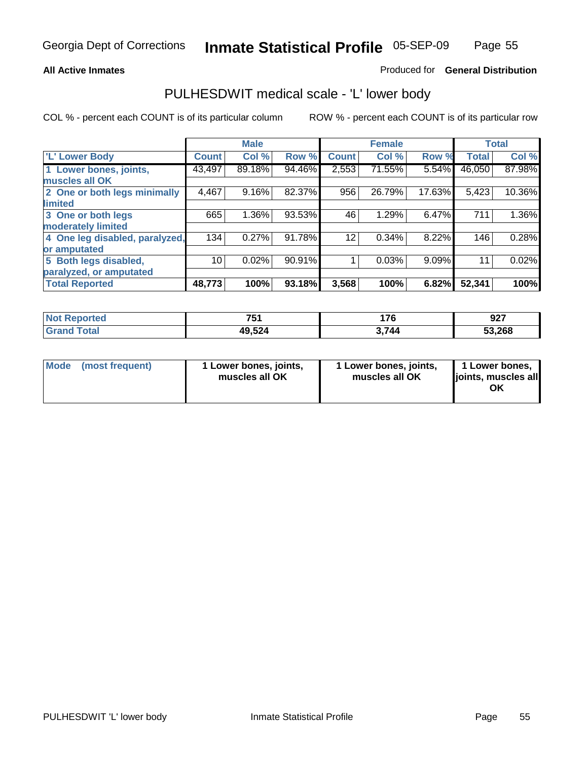**All Active Inmates**

Produced for **General Distribution**

# PULHESDWIT medical scale - 'L' lower body

COL % - percent each COUNT is of its particular column

ROW % - percent each COUNT is of its particular row

| | Male | | | Female | | | Total | |
|---|---|---|---|---|---|---|---|---|
| 'L' Lower Body | Count | Col % | Row % | Count | Col % | Row % | Total | Col % |
| 1 Lower bones, joints, muscles all OK | 43,497 | 89.18% | 94.46% | 2,553 | 71.55% | 5.54% | 46,050 | 87.98% |
| 2 One or both legs minimally limited | 4,467 | 9.16% | 82.37% | 956 | 26.79% | 17.63% | 5,423 | 10.36% |
| 3 One or both legs moderately limited | 665 | 1.36% | 93.53% | 46 | 1.29% | 6.47% | 711 | 1.36% |
| 4 One leg disabled, paralyzed, or amputated | 134 | 0.27% | 91.78% | 12 | 0.34% | 8.22% | 146 | 0.28% |
| 5 Both legs disabled, paralyzed, or amputated | 10 | 0.02% | 90.91% | 1 | 0.03% | 9.09% | 11 | 0.02% |
| **Total Reported** | **48,773** | **100%** | **93.18%** | **3,568** | **100%** | **6.82%** | **52,341** | **100%** |

| | Male | Female | Total |
|---|---|---|---|
| **Not Reported** | **751** | **176** | **927** |
| **Grand Total** | **49,524** | **3,744** | **53,268** |

| | Male | Female | Total |
|---|---|---|---|
| **Mode (most frequent)** | **1 Lower bones, joints, muscles all OK** | **1 Lower bones, joints, muscles all OK** | **1 Lower bones, joints, muscles all OK** |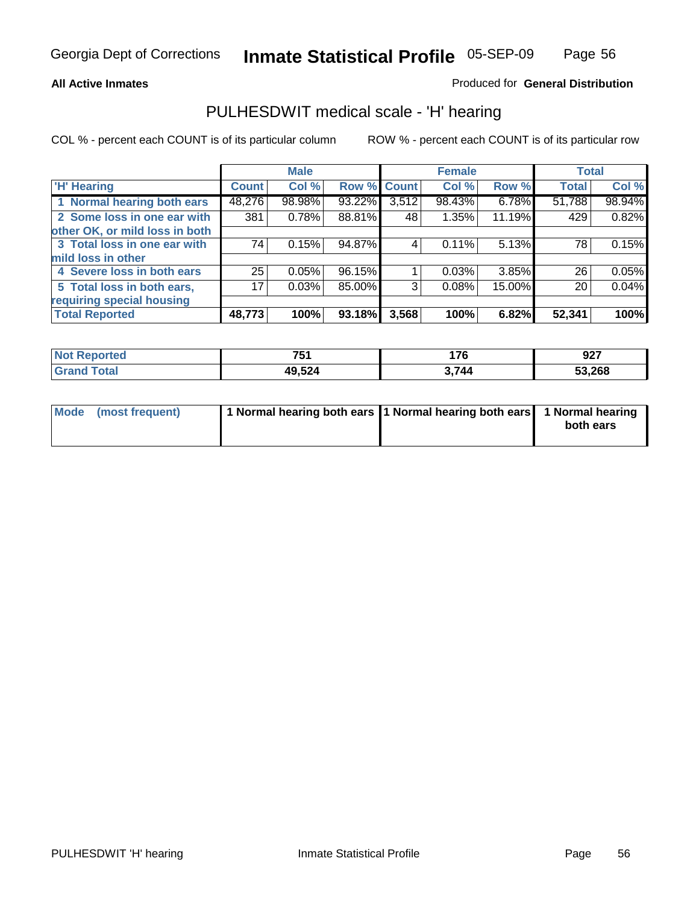Georgia Dept of Corrections **Inmate Statistical Profile** 05-SEP-09

**All Active Inmates** Produced for **General Distribution**

## PULHESDWIT medical scale - 'H' hearing

COL % - percent each COUNT is of its particular column ROW % - percent each COUNT is of its particular row

| | Male | | | Female | | | Total | |
|---|---|---|---|---|---|---|---|---|
| 'H' Hearing | Count | Col % | Row % | Count | Col % | Row % | Total | Col % |
| 1 Normal hearing both ears | 48,276 | 98.98% | 93.22% | 3,512 | 98.43% | 6.78% | 51,788 | 98.94% |
| 2 Some loss in one ear with other OK, or mild loss in both | 381 | 0.78% | 88.81% | 48 | 1.35% | 11.19% | 429 | 0.82% |
| 3 Total loss in one ear with mild loss in other | 74 | 0.15% | 94.87% | 4 | 0.11% | 5.13% | 78 | 0.15% |
| 4 Severe loss in both ears | 25 | 0.05% | 96.15% | 1 | 0.03% | 3.85% | 26 | 0.05% |
| 5 Total loss in both ears, requiring special housing | 17 | 0.03% | 85.00% | 3 | 0.08% | 15.00% | 20 | 0.04% |
| **Total Reported** | **48,773** | **100%** | **93.18%** | **3,568** | **100%** | **6.82%** | **52,341** | **100%** |

| | Male | Female | Total |
|---|---|---|---|
| Not Reported | 751 | 176 | 927 |
| Grand Total | 49,524 | 3,744 | 53,268 |

| | Male | Female | Total |
|---|---|---|---|
| Mode (most frequent) | 1 Normal hearing both ears | 1 Normal hearing both ears | 1 Normal hearing both ears |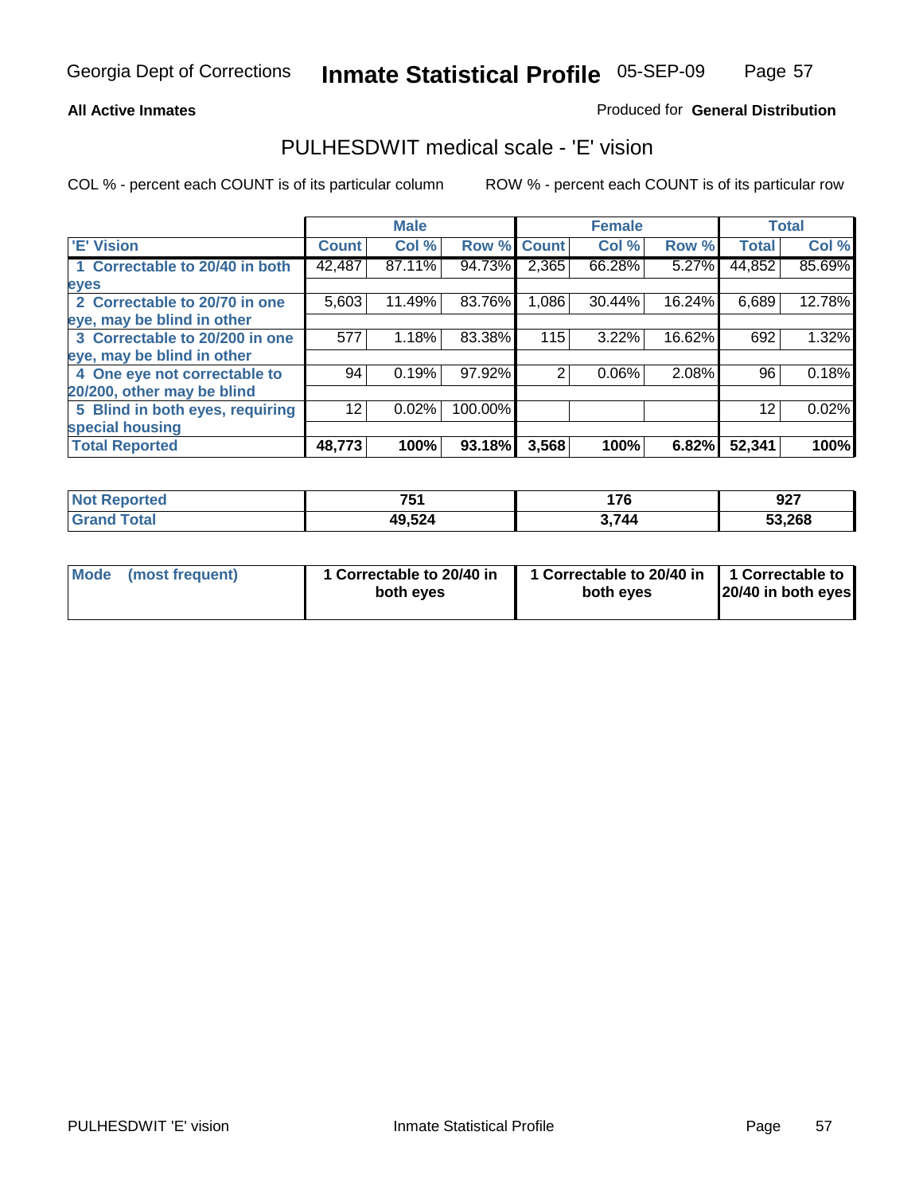Georgia Dept of Corrections **Inmate Statistical Profile** 05-SEP-09

**All Active Inmates**

Produced for **General Distribution**

## PULHESDWIT medical scale - 'E' vision

COL % - percent each COUNT is of its particular column

ROW % - percent each COUNT is of its particular row

| | Male | | | Female | | | Total | |
|---|---|---|---|---|---|---|---|---|
| **'E' Vision** | **Count** | **Col %** | **Row %** | **Count** | **Col %** | **Row %** | **Total** | **Col %** |
| 1 Correctable to 20/40 in both eyes | 42,487 | 87.11% | 94.73% | 2,365 | 66.28% | 5.27% | 44,852 | 85.69% |
| 2 Correctable to 20/70 in one eye, may be blind in other | 5,603 | 11.49% | 83.76% | 1,086 | 30.44% | 16.24% | 6,689 | 12.78% |
| 3 Correctable to 20/200 in one eye, may be blind in other | 577 | 1.18% | 83.38% | 115 | 3.22% | 16.62% | 692 | 1.32% |
| 4 One eye not correctable to 20/200, other may be blind | 94 | 0.19% | 97.92% | 2 | 0.06% | 2.08% | 96 | 0.18% |
| 5 Blind in both eyes, requiring special housing | 12 | 0.02% | 100.00% | | | | 12 | 0.02% |
| **Total Reported** | **48,773** | **100%** | **93.18%** | **3,568** | **100%** | **6.82%** | **52,341** | **100%** |

| | Male | Female | Total |
|---|---|---|---|
| **Not Reported** | **751** | **176** | **927** |
| **Grand Total** | **49,524** | **3,744** | **53,268** |

| | Male | Female | Total |
|---|---|---|---|
| **Mode (most frequent)** | **1 Correctable to 20/40 in both eyes** | **1 Correctable to 20/40 in both eyes** | **1 Correctable to 20/40 in both eyes** |

PULHESDWIT 'E' vision

Inmate Statistical Profile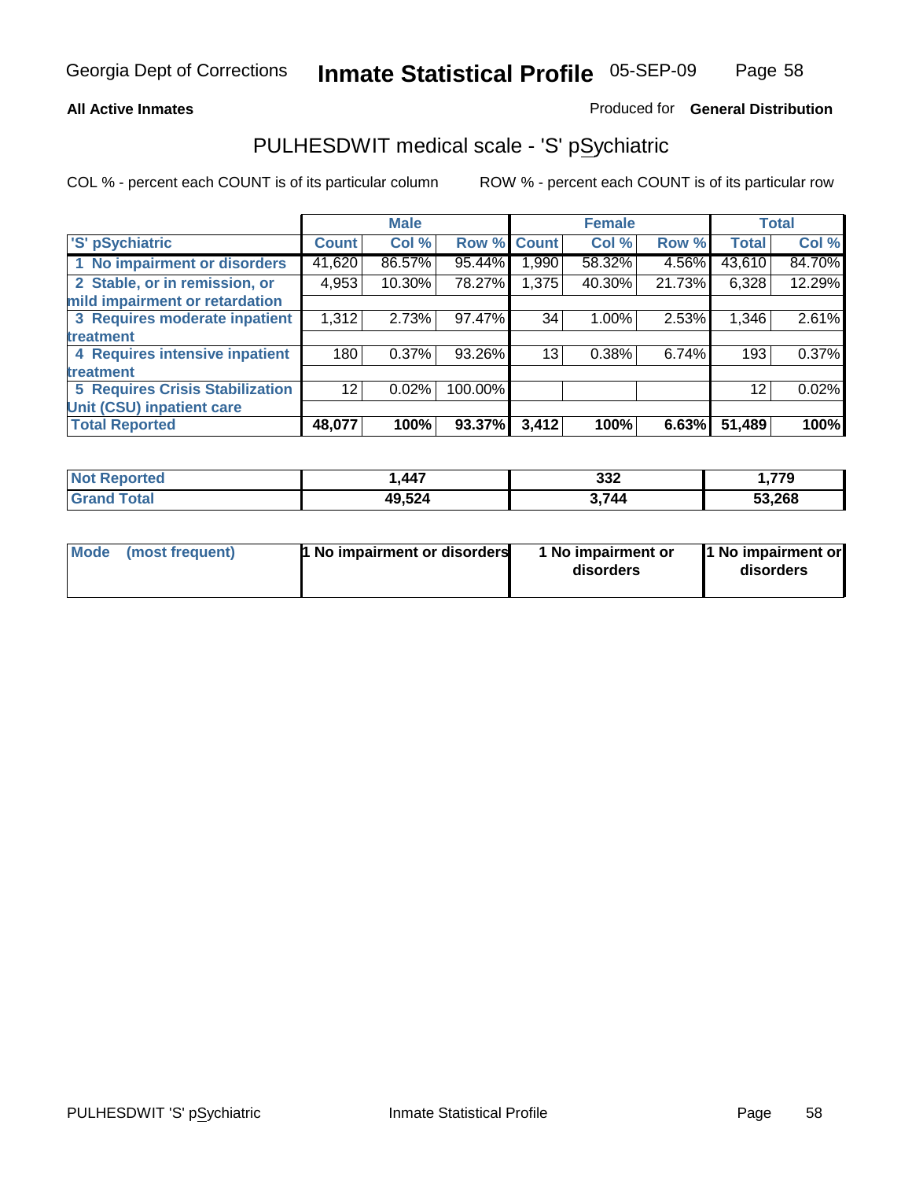Georgia Dept of Corrections **Inmate Statistical Profile** 05-SEP-09

**All Active Inmates** Produced for **General Distribution**

## PULHESDWIT medical scale - 'S' pSychiatric

COL % - percent each COUNT is of its particular column ROW % - percent each COUNT is of its particular row

| 'S' pSychiatric | Male | | | Female | | | Total | |
|---|---|---|---|---|---|---|---|---|
| | Count | Col % | Row % | Count | Col % | Row % | Total | Col % |
| 1 No impairment or disorders | 41,620 | 86.57% | 95.44% | 1,990 | 58.32% | 4.56% | 43,610 | 84.70% |
| 2 Stable, or in remission, or mild impairment or retardation | 4,953 | 10.30% | 78.27% | 1,375 | 40.30% | 21.73% | 6,328 | 12.29% |
| 3 Requires moderate inpatient treatment | 1,312 | 2.73% | 97.47% | 34 | 1.00% | 2.53% | 1,346 | 2.61% |
| 4 Requires intensive inpatient treatment | 180 | 0.37% | 93.26% | 13 | 0.38% | 6.74% | 193 | 0.37% |
| 5 Requires Crisis Stabilization Unit (CSU) inpatient care | 12 | 0.02% | 100.00% | | | | 12 | 0.02% |
| **Total Reported** | **48,077** | **100%** | **93.37%** | **3,412** | **100%** | **6.63%** | **51,489** | **100%** |

| | Male | Female | Total |
|---|---|---|---|
| Not Reported | 1,447 | 332 | 1,779 |
| Grand Total | 49,524 | 3,744 | 53,268 |

| | Male | Female | Total |
|---|---|---|---|
| Mode (most frequent) | 1 No impairment or disorders | 1 No impairment or disorders | 1 No impairment or disorders |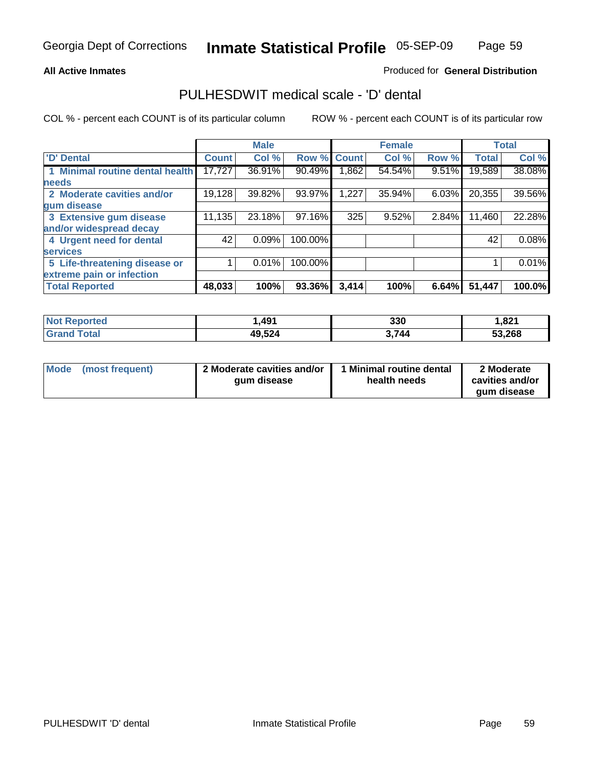Georgia Dept of Corrections **Inmate Statistical Profile** 05-SEP-09

**All Active Inmates**

Produced for **General Distribution**

## PULHESDWIT medical scale - 'D' dental

COL % - percent each COUNT is of its particular column

ROW % - percent each COUNT is of its particular row

| | Male | | | Female | | | Total | |
|---|---|---|---|---|---|---|---|---|
| 'D' Dental | Count | Col % | Row % | Count | Col % | Row % | Total | Col % |
| 1 Minimal routine dental health needs | 17,727 | 36.91% | 90.49% | 1,862 | 54.54% | 9.51% | 19,589 | 38.08% |
| 2 Moderate cavities and/or gum disease | 19,128 | 39.82% | 93.97% | 1,227 | 35.94% | 6.03% | 20,355 | 39.56% |
| 3 Extensive gum disease and/or widespread decay | 11,135 | 23.18% | 97.16% | 325 | 9.52% | 2.84% | 11,460 | 22.28% |
| 4 Urgent need for dental services | 42 | 0.09% | 100.00% | | | | 42 | 0.08% |
| 5 Life-threatening disease or extreme pain or infection | 1 | 0.01% | 100.00% | | | | 1 | 0.01% |
| **Total Reported** | **48,033** | **100%** | **93.36%** | **3,414** | **100%** | **6.64%** | **51,447** | **100.0%** |

| | Male | Female | Total |
|---|---|---|---|
| Not Reported | 1,491 | 330 | 1,821 |
| Grand Total | 49,524 | 3,744 | 53,268 |

| | Male | Female | Total |
|---|---|---|---|
| Mode (most frequent) | 2 Moderate cavities and/or gum disease | 1 Minimal routine dental health needs | 2 Moderate cavities and/or gum disease |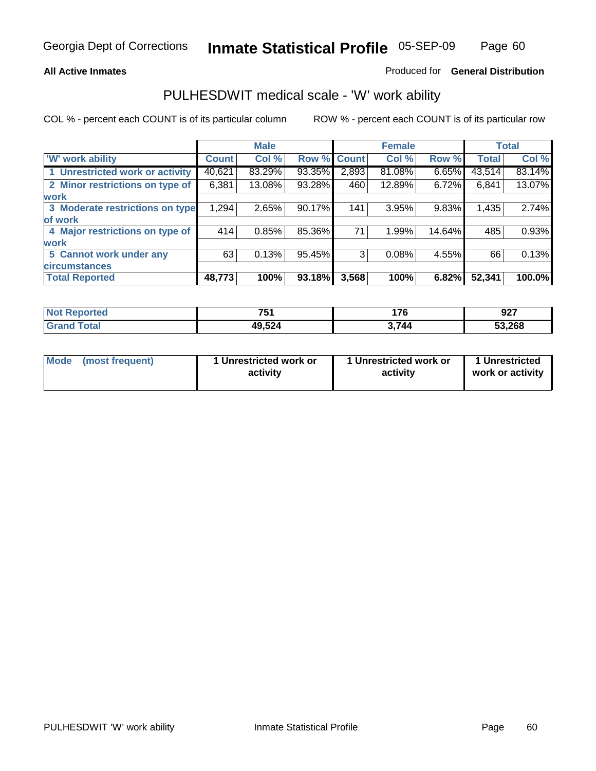Georgia Dept of Corrections **Inmate Statistical Profile** 05-SEP-09

**All Active Inmates**

Produced for **General Distribution**

## PULHESDWIT medical scale - 'W' work ability

COL % - percent each COUNT is of its particular column

ROW % - percent each COUNT is of its particular row

| | Male | | | Female | | | Total | |
|---|---|---|---|---|---|---|---|---|
| 'W' work ability | Count | Col % | Row % | Count | Col % | Row % | Total | Col % |
| 1 Unrestricted work or activity | 40,621 | 83.29% | 93.35% | 2,893 | 81.08% | 6.65% | 43,514 | 83.14% |
| 2 Minor restrictions on type of work | 6,381 | 13.08% | 93.28% | 460 | 12.89% | 6.72% | 6,841 | 13.07% |
| 3 Moderate restrictions on type of work | 1,294 | 2.65% | 90.17% | 141 | 3.95% | 9.83% | 1,435 | 2.74% |
| 4 Major restrictions on type of work | 414 | 0.85% | 85.36% | 71 | 1.99% | 14.64% | 485 | 0.93% |
| 5 Cannot work under any circumstances | 63 | 0.13% | 95.45% | 3 | 0.08% | 4.55% | 66 | 0.13% |
| **Total Reported** | **48,773** | **100%** | **93.18%** | **3,568** | **100%** | **6.82%** | **52,341** | **100.0%** |

| | Male | Female | Total |
|---|---|---|---|
| Not Reported | **751** | **176** | **927** |
| Grand Total | **49,524** | **3,744** | **53,268** |

| | Male | Female | Total |
|---|---|---|---|
| Mode (most frequent) | **1 Unrestricted work or activity** | **1 Unrestricted work or activity** | **1 Unrestricted work or activity** |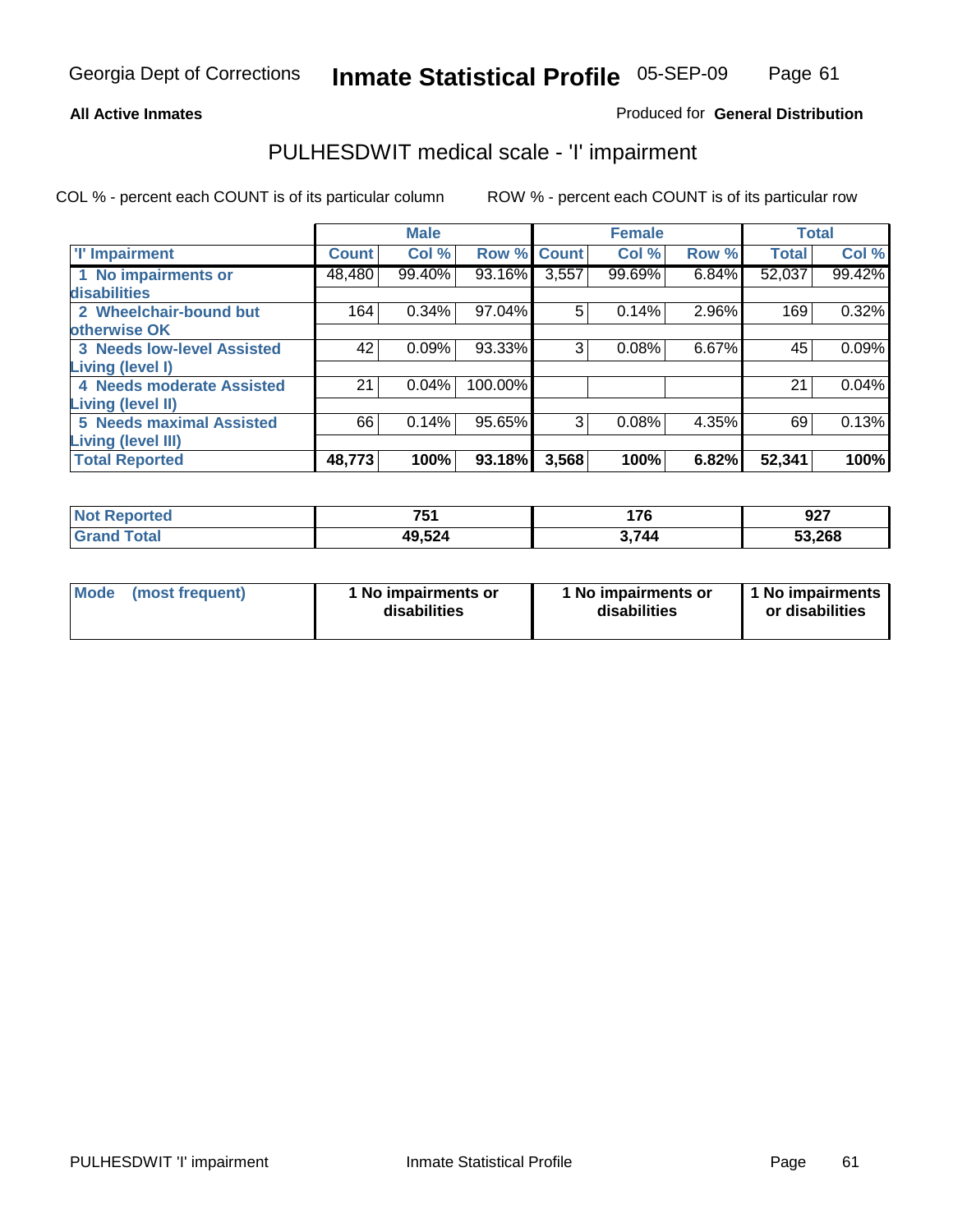Georgia Dept of Corrections **Inmate Statistical Profile** 05-SEP-09

**All Active Inmates**

Produced for **General Distribution**

## PULHESDWIT medical scale - 'I' impairment

COL % - percent each COUNT is of its particular column    ROW % - percent each COUNT is of its particular row

| | Male | | | Female | | | Total | |
|---|---|---|---|---|---|---|---|---|
| **'I' Impairment** | **Count** | **Col %** | **Row %** | **Count** | **Col %** | **Row %** | **Total** | **Col %** |
| 1 No impairments or disabilities | 48,480 | 99.40% | 93.16% | 3,557 | 99.69% | 6.84% | 52,037 | 99.42% |
| 2 Wheelchair-bound but otherwise OK | 164 | 0.34% | 97.04% | 5 | 0.14% | 2.96% | 169 | 0.32% |
| 3 Needs low-level Assisted Living (level I) | 42 | 0.09% | 93.33% | 3 | 0.08% | 6.67% | 45 | 0.09% |
| 4 Needs moderate Assisted Living (level II) | 21 | 0.04% | 100.00% | | | | 21 | 0.04% |
| 5 Needs maximal Assisted Living (level III) | 66 | 0.14% | 95.65% | 3 | 0.08% | 4.35% | 69 | 0.13% |
| **Total Reported** | **48,773** | **100%** | **93.18%** | **3,568** | **100%** | **6.82%** | **52,341** | **100%** |

| | Male | Female | Total |
|---|---|---|---|
| **Not Reported** | **751** | **176** | **927** |
| **Grand Total** | **49,524** | **3,744** | **53,268** |

| | Male | Female | Total |
|---|---|---|---|
| **Mode (most frequent)** | **1 No impairments or disabilities** | **1 No impairments or disabilities** | **1 No impairments or disabilities** |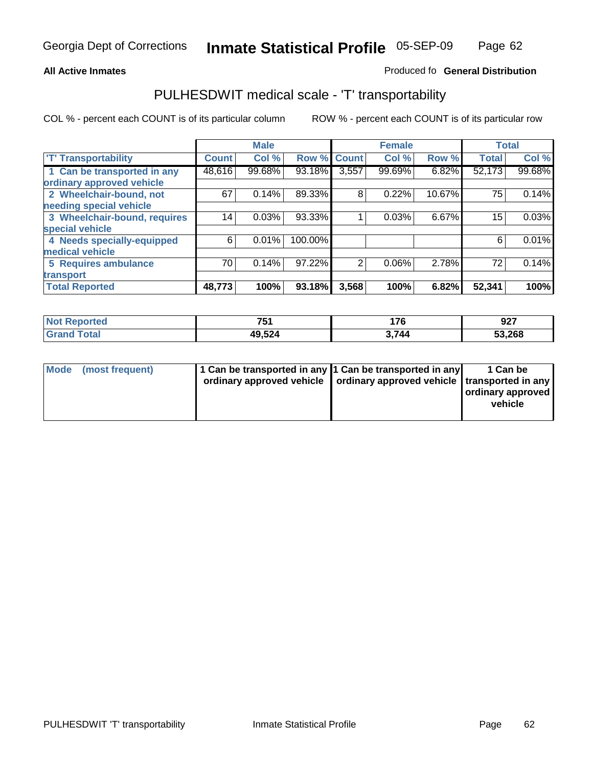Georgia Dept of Corrections **Inmate Statistical Profile** 05-SEP-09

**All Active Inmates** Produced fo **General Distribution**

## PULHESDWIT medical scale - 'T' transportability

COL % - percent each COUNT is of its particular column ROW % - percent each COUNT is of its particular row

| | Male | | | Female | | | Total | |
|---|---|---|---|---|---|---|---|---|
| 'T' Transportability | Count | Col % | Row % | Count | Col % | Row % | Total | Col % |
| 1 Can be transported in any ordinary approved vehicle | 48,616 | 99.68% | 93.18% | 3,557 | 99.69% | 6.82% | 52,173 | 99.68% |
| 2 Wheelchair-bound, not needing special vehicle | 67 | 0.14% | 89.33% | 8 | 0.22% | 10.67% | 75 | 0.14% |
| 3 Wheelchair-bound, requires special vehicle | 14 | 0.03% | 93.33% | 1 | 0.03% | 6.67% | 15 | 0.03% |
| 4 Needs specially-equipped medical vehicle | 6 | 0.01% | 100.00% | | | | 6 | 0.01% |
| 5 Requires ambulance transport | 70 | 0.14% | 97.22% | 2 | 0.06% | 2.78% | 72 | 0.14% |
| **Total Reported** | **48,773** | **100%** | **93.18%** | **3,568** | **100%** | **6.82%** | **52,341** | **100%** |

| | Male | Female | Total |
|---|---|---|---|
| Not Reported | 751 | 176 | 927 |
| Grand Total | 49,524 | 3,744 | 53,268 |

| | Male | Female | Total |
|---|---|---|---|
| Mode (most frequent) | 1 Can be transported in any ordinary approved vehicle | 1 Can be transported in any ordinary approved vehicle | 1 Can be transported in any ordinary approved vehicle |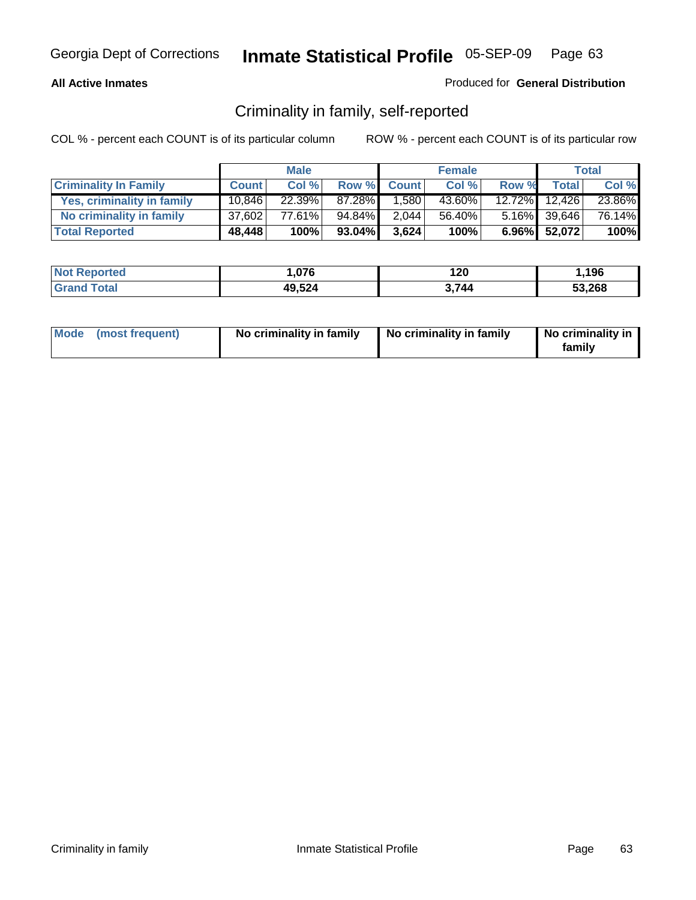**All Active Inmates**

Produced for **General Distribution**

## Criminality in family, self-reported

COL % - percent each COUNT is of its particular column

ROW % - percent each COUNT is of its particular row

| | Male | | | Female | | | Total | |
|---|---|---|---|---|---|---|---|---|
| **Criminality In Family** | **Count** | **Col %** | **Row %** | **Count** | **Col %** | **Row %** | **Total** | **Col %** |
| **Yes, criminality in family** | 10,846 | 22.39% | 87.28% | 1,580 | 43.60% | 12.72% | 12,426 | 23.86% |
| **No criminality in family** | 37,602 | 77.61% | 94.84% | 2,044 | 56.40% | 5.16% | 39,646 | 76.14% |
| **Total Reported** | **48,448** | **100%** | **93.04%** | **3,624** | **100%** | **6.96%** | **52,072** | **100%** |

| | Male | Female | Total |
|---|---|---|---|
| **Not Reported** | **1,076** | **120** | **1,196** |
| **Grand Total** | **49,524** | **3,744** | **53,268** |

| | Male | Female | Total |
|---|---|---|---|
| **Mode (most frequent)** | **No criminality in family** | **No criminality in family** | **No criminality in family** |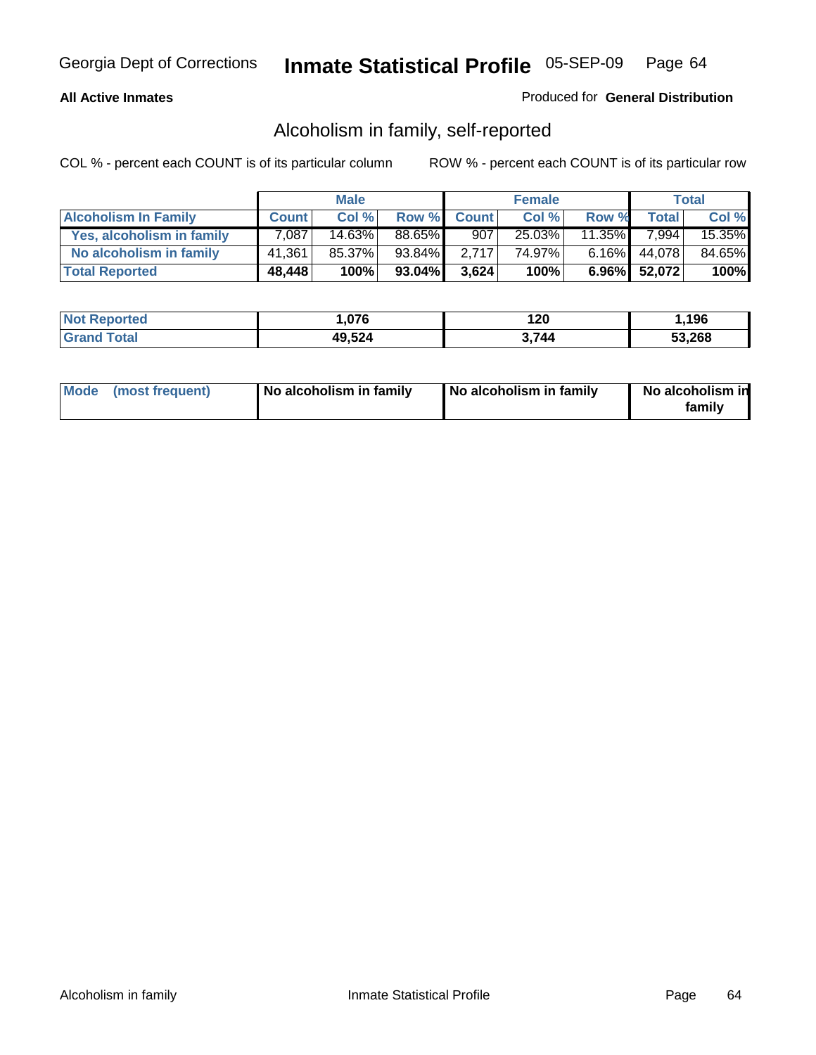**All Active Inmates** Produced for **General Distribution**

## Alcoholism in family, self-reported

COL % - percent each COUNT is of its particular column ROW % - percent each COUNT is of its particular row

| | Male | | | Female | | | Total | |
|---|---|---|---|---|---|---|---|---|
| **Alcoholism In Family** | **Count** | **Col %** | **Row %** | **Count** | **Col %** | **Row %** | **Total** | **Col %** |
| Yes, alcoholism in family | 7,087 | 14.63% | 88.65% | 907 | 25.03% | 11.35% | 7,994 | 15.35% |
| No alcoholism in family | 41,361 | 85.37% | 93.84% | 2,717 | 74.97% | 6.16% | 44,078 | 84.65% |
| **Total Reported** | **48,448** | **100%** | **93.04%** | **3,624** | **100%** | **6.96%** | **52,072** | **100%** |

| | Male | Female | Total |
|---|---|---|---|
| Not Reported | 1,076 | 120 | 1,196 |
| Grand Total | 49,524 | 3,744 | 53,268 |

| | Male | Female | Total |
|---|---|---|---|
| Mode (most frequent) | No alcoholism in family | No alcoholism in family | No alcoholism in family |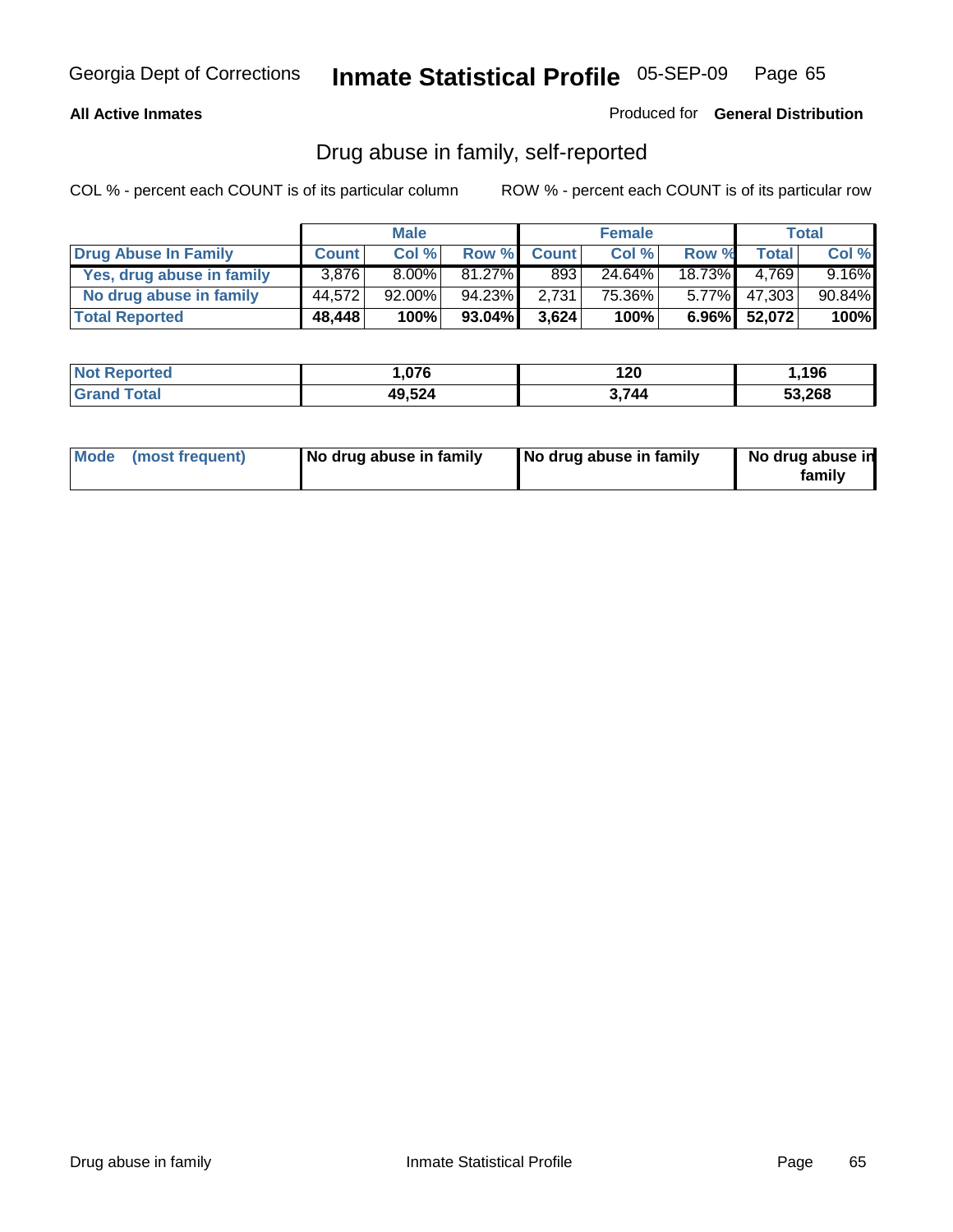Georgia Dept of Corrections **Inmate Statistical Profile** 05-SEP-09

**All Active Inmates**

Produced for **General Distribution**

## Drug abuse in family, self-reported

COL % - percent each COUNT is of its particular column ROW % - percent each COUNT is of its particular row

| | Male | | | Female | | | Total | |
|---|---|---|---|---|---|---|---|---|
| **Drug Abuse In Family** | **Count** | **Col %** | **Row %** | **Count** | **Col %** | **Row %** | **Total** | **Col %** |
| **Yes, drug abuse in family** | 3,876 | 8.00% | 81.27% | 893 | 24.64% | 18.73% | 4,769 | 9.16% |
| **No drug abuse in family** | 44,572 | 92.00% | 94.23% | 2,731 | 75.36% | 5.77% | 47,303 | 90.84% |
| **Total Reported** | **48,448** | **100%** | **93.04%** | **3,624** | **100%** | **6.96%** | **52,072** | **100%** |

| | Male | Female | Total |
|---|---|---|---|
| **Not Reported** | **1,076** | **120** | **1,196** |
| **Grand Total** | **49,524** | **3,744** | **53,268** |

| | Male | Female | Total |
|---|---|---|---|
| **Mode (most frequent)** | **No drug abuse in family** | **No drug abuse in family** | **No drug abuse in family** |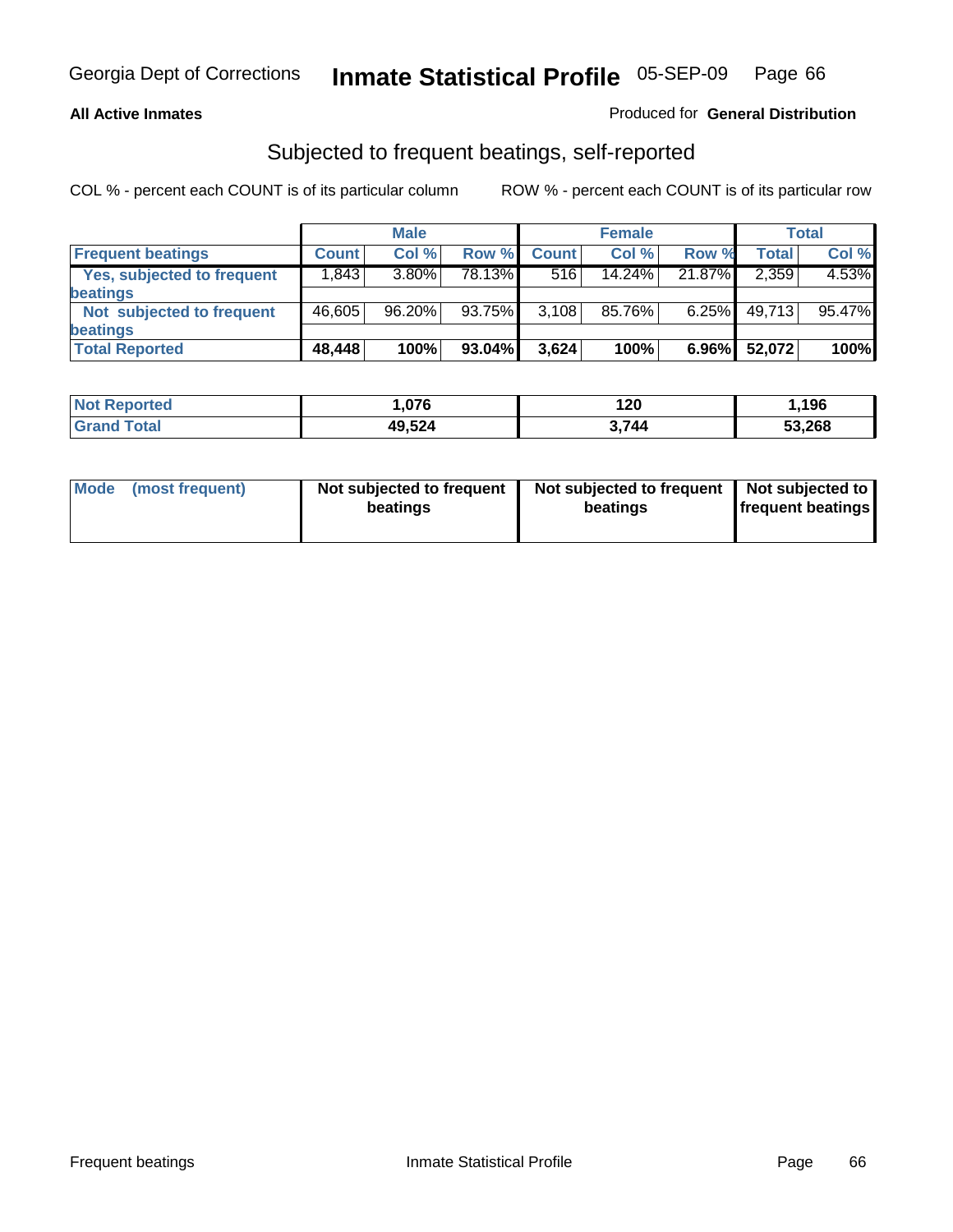Georgia Dept of Corrections **Inmate Statistical Profile** 05-SEP-09

**All Active Inmates**

Produced for **General Distribution**

## Subjected to frequent beatings, self-reported

COL % - percent each COUNT is of its particular column ROW % - percent each COUNT is of its particular row

| | Male | | | Female | | | Total | |
|---|---|---|---|---|---|---|---|---|
| **Frequent beatings** | **Count** | **Col %** | **Row %** | **Count** | **Col %** | **Row %** | **Total** | **Col %** |
| **Yes, subjected to frequent beatings** | 1,843 | 3.80% | 78.13% | 516 | 14.24% | 21.87% | 2,359 | 4.53% |
| **Not subjected to frequent beatings** | 46,605 | 96.20% | 93.75% | 3,108 | 85.76% | 6.25% | 49,713 | 95.47% |
| **Total Reported** | **48,448** | **100%** | **93.04%** | **3,624** | **100%** | **6.96%** | **52,072** | **100%** |

| | Male | Female | Total |
|---|---|---|---|
| **Not Reported** | **1,076** | **120** | **1,196** |
| **Grand Total** | **49,524** | **3,744** | **53,268** |

| | Male | Female | Total |
|---|---|---|---|
| **Mode (most frequent)** | **Not subjected to frequent beatings** | **Not subjected to frequent beatings** | **Not subjected to frequent beatings** |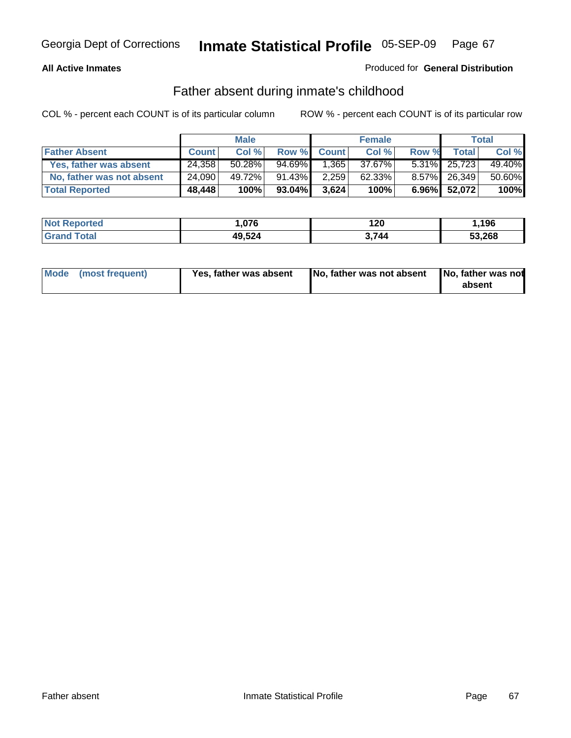Georgia Dept of Corrections **Inmate Statistical Profile** 05-SEP-09

**All Active Inmates**

Produced for **General Distribution**

## Father absent during inmate's childhood

COL % - percent each COUNT is of its particular column

ROW % - percent each COUNT is of its particular row

| | Male | | | Female | | | Total | |
|---|---|---|---|---|---|---|---|---|
| **Father Absent** | **Count** | **Col %** | **Row %** | **Count** | **Col %** | **Row %** | **Total** | **Col %** |
| Yes, father was absent | 24,358 | 50.28% | 94.69% | 1,365 | 37.67% | 5.31% | 25,723 | 49.40% |
| No, father was not absent | 24,090 | 49.72% | 91.43% | 2,259 | 62.33% | 8.57% | 26,349 | 50.60% |
| **Total Reported** | **48,448** | **100%** | **93.04%** | **3,624** | **100%** | **6.96%** | **52,072** | **100%** |

| | Male | Female | Total |
|---|---|---|---|
| **Not Reported** | **1,076** | **120** | **1,196** |
| **Grand Total** | **49,524** | **3,744** | **53,268** |

| | Male | Female | Total |
|---|---|---|---|
| **Mode (most frequent)** | **Yes, father was absent** | **No, father was not absent** | **No, father was not absent** |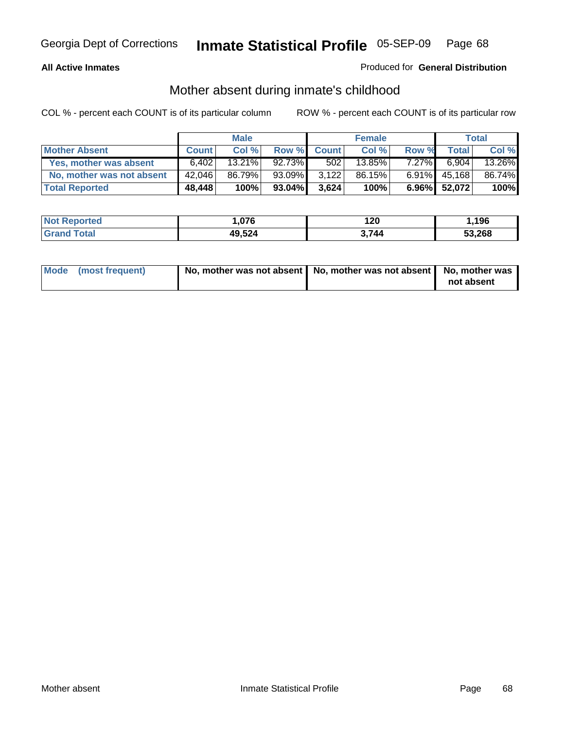Georgia Dept of Corrections **Inmate Statistical Profile** 05-SEP-09 Page 68

**All Active Inmates**

Produced for **General Distribution**

## Mother absent during inmate's childhood

COL % - percent each COUNT is of its particular column

ROW % - percent each COUNT is of its particular row

| | Male | | | Female | | | Total | |
|---|---|---|---|---|---|---|---|---|
| **Mother Absent** | **Count** | **Col %** | **Row %** | **Count** | **Col %** | **Row %** | **Total** | **Col %** |
| **Yes, mother was absent** | 6,402 | 13.21% | 92.73% | 502 | 13.85% | 7.27% | 6,904 | 13.26% |
| **No, mother was not absent** | 42,046 | 86.79% | 93.09% | 3,122 | 86.15% | 6.91% | 45,168 | 86.74% |
| **Total Reported** | **48,448** | **100%** | **93.04%** | **3,624** | **100%** | **6.96%** | **52,072** | **100%** |

| | Male | Female | Total |
|---|---|---|---|
| **Not Reported** | **1,076** | **120** | **1,196** |
| **Grand Total** | **49,524** | **3,744** | **53,268** |

| | Male | Female | Total |
|---|---|---|---|
| **Mode (most frequent)** | **No, mother was not absent** | **No, mother was not absent** | **No, mother was not absent** |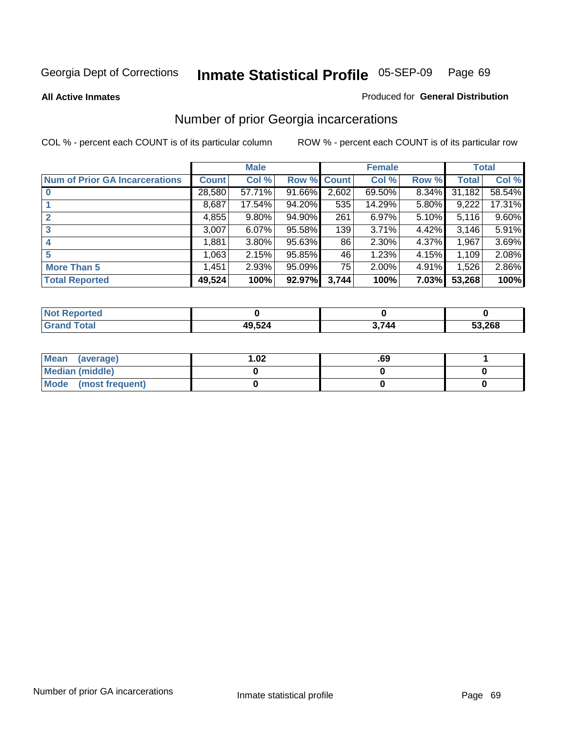Georgia Dept of Corrections **Inmate Statistical Profile** 05-SEP-09

**All Active Inmates**

Produced for **General Distribution**

## Number of prior Georgia incarcerations

COL % - percent each COUNT is of its particular column

ROW % - percent each COUNT is of its particular row

| | Male | | | Female | | | Total | |
|---|---|---|---|---|---|---|---|---|
| **Num of Prior GA Incarcerations** | **Count** | **Col %** | **Row %** | **Count** | **Col %** | **Row %** | **Total** | **Col %** |
| **0** | 28,580 | 57.71% | 91.66% | 2,602 | 69.50% | 8.34% | 31,182 | 58.54% |
| **1** | 8,687 | 17.54% | 94.20% | 535 | 14.29% | 5.80% | 9,222 | 17.31% |
| **2** | 4,855 | 9.80% | 94.90% | 261 | 6.97% | 5.10% | 5,116 | 9.60% |
| **3** | 3,007 | 6.07% | 95.58% | 139 | 3.71% | 4.42% | 3,146 | 5.91% |
| **4** | 1,881 | 3.80% | 95.63% | 86 | 2.30% | 4.37% | 1,967 | 3.69% |
| **5** | 1,063 | 2.15% | 95.85% | 46 | 1.23% | 4.15% | 1,109 | 2.08% |
| **More Than 5** | 1,451 | 2.93% | 95.09% | 75 | 2.00% | 4.91% | 1,526 | 2.86% |
| **Total Reported** | **49,524** | **100%** | **92.97%** | **3,744** | **100%** | **7.03%** | **53,268** | **100%** |

| | Male | Female | Total |
|---|---|---|---|
| **Not Reported** | **0** | **0** | **0** |
| **Grand Total** | **49,524** | **3,744** | **53,268** |

| | Male | Female | Total |
|---|---|---|---|
| **Mean (average)** | **1.02** | **.69** | **1** |
| **Median (middle)** | **0** | **0** | **0** |
| **Mode (most frequent)** | **0** | **0** | **0** |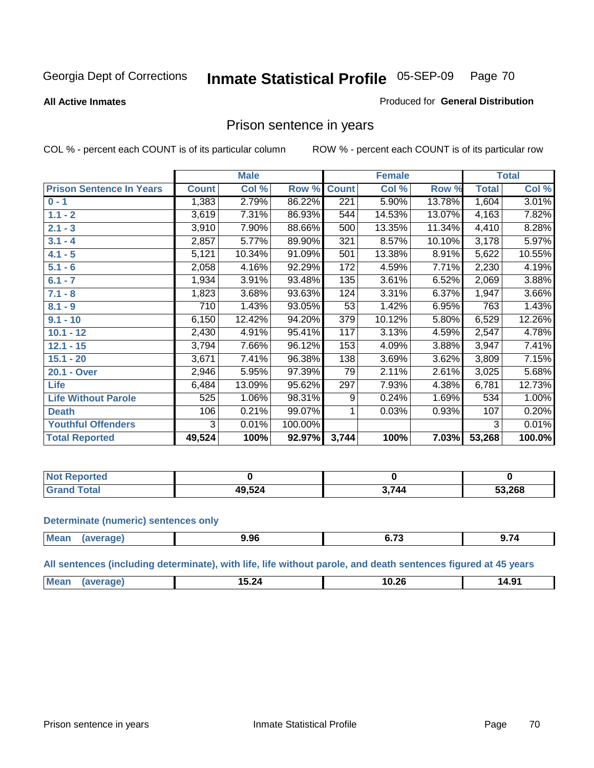Georgia Dept of Corrections **Inmate Statistical Profile** 05-SEP-09

**All Active Inmates**

Produced for **General Distribution**

## Prison sentence in years

COL % - percent each COUNT is of its particular column

ROW % - percent each COUNT is of its particular row

| | Male | | | Female | | | Total | |
|---|---|---|---|---|---|---|---|---|
| **Prison Sentence In Years** | **Count** | **Col %** | **Row %** | **Count** | **Col %** | **Row %** | **Total** | **Col %** |
| **0 - 1** | 1,383 | 2.79% | 86.22% | 221 | 5.90% | 13.78% | 1,604 | 3.01% |
| **1.1 - 2** | 3,619 | 7.31% | 86.93% | 544 | 14.53% | 13.07% | 4,163 | 7.82% |
| **2.1 - 3** | 3,910 | 7.90% | 88.66% | 500 | 13.35% | 11.34% | 4,410 | 8.28% |
| **3.1 - 4** | 2,857 | 5.77% | 89.90% | 321 | 8.57% | 10.10% | 3,178 | 5.97% |
| **4.1 - 5** | 5,121 | 10.34% | 91.09% | 501 | 13.38% | 8.91% | 5,622 | 10.55% |
| **5.1 - 6** | 2,058 | 4.16% | 92.29% | 172 | 4.59% | 7.71% | 2,230 | 4.19% |
| **6.1 - 7** | 1,934 | 3.91% | 93.48% | 135 | 3.61% | 6.52% | 2,069 | 3.88% |
| **7.1 - 8** | 1,823 | 3.68% | 93.63% | 124 | 3.31% | 6.37% | 1,947 | 3.66% |
| **8.1 - 9** | 710 | 1.43% | 93.05% | 53 | 1.42% | 6.95% | 763 | 1.43% |
| **9.1 - 10** | 6,150 | 12.42% | 94.20% | 379 | 10.12% | 5.80% | 6,529 | 12.26% |
| **10.1 - 12** | 2,430 | 4.91% | 95.41% | 117 | 3.13% | 4.59% | 2,547 | 4.78% |
| **12.1 - 15** | 3,794 | 7.66% | 96.12% | 153 | 4.09% | 3.88% | 3,947 | 7.41% |
| **15.1 - 20** | 3,671 | 7.41% | 96.38% | 138 | 3.69% | 3.62% | 3,809 | 7.15% |
| **20.1 - Over** | 2,946 | 5.95% | 97.39% | 79 | 2.11% | 2.61% | 3,025 | 5.68% |
| **Life** | 6,484 | 13.09% | 95.62% | 297 | 7.93% | 4.38% | 6,781 | 12.73% |
| **Life Without Parole** | 525 | 1.06% | 98.31% | 9 | 0.24% | 1.69% | 534 | 1.00% |
| **Death** | 106 | 0.21% | 99.07% | 1 | 0.03% | 0.93% | 107 | 0.20% |
| **Youthful Offenders** | 3 | 0.01% | 100.00% | | | | 3 | 0.01% |
| **Total Reported** | **49,524** | **100%** | **92.97%** | **3,744** | **100%** | **7.03%** | **53,268** | **100.0%** |

| | Male | Female | Total |
|---|---|---|---|
| **Not Reported** | **0** | **0** | **0** |
| **Grand Total** | **49,524** | **3,744** | **53,268** |

**Determinate (numeric) sentences only**

| | Male | Female | Total |
|---|---|---|---|
| **Mean (average)** | **9.96** | **6.73** | **9.74** |

**All sentences (including determinate), with life, life without parole, and death sentences figured at 45 years**

| | Male | Female | Total |
|---|---|---|---|
| **Mean (average)** | **15.24** | **10.26** | **14.91** |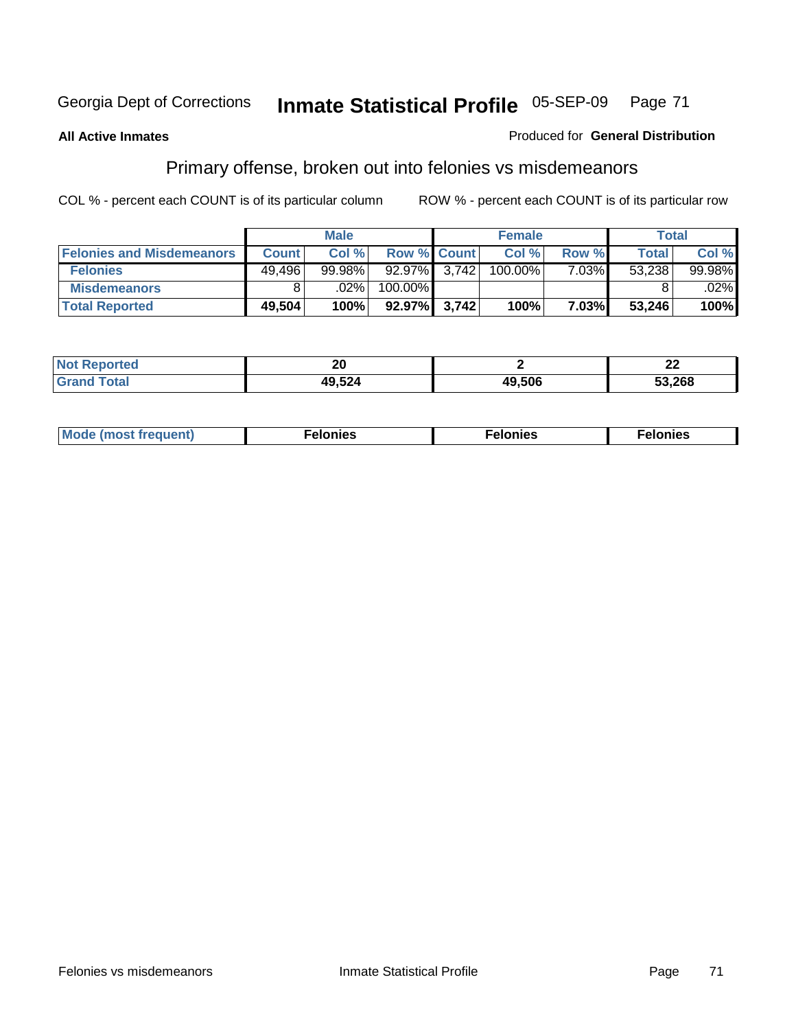Georgia Dept of Corrections **Inmate Statistical Profile** 05-SEP-09 Page 71

**All Active Inmates**

Produced for **General Distribution**

## Primary offense, broken out into felonies vs misdemeanors

COL % - percent each COUNT is of its particular column

ROW % - percent each COUNT is of its particular row

| | Male | | | Female | | | Total | |
|---|---|---|---|---|---|---|---|---|
| **Felonies and Misdemeanors** | **Count** | **Col %** | **Row %** | **Count** | **Col %** | **Row %** | **Total** | **Col %** |
| **Felonies** | 49,496 | 99.98% | 92.97% | 3,742 | 100.00% | 7.03% | 53,238 | 99.98% |
| **Misdemeanors** | 8 | .02% | 100.00% | | | | 8 | .02% |
| **Total Reported** | **49,504** | **100%** | **92.97%** | **3,742** | **100%** | **7.03%** | **53,246** | **100%** |

| | Male | Female | Total |
|---|---|---|---|
| **Not Reported** | **20** | **2** | **22** |
| **Grand Total** | **49,524** | **49,506** | **53,268** |

| | Male | Female | Total |
|---|---|---|---|
| **Mode (most frequent)** | **Felonies** | **Felonies** | **Felonies** |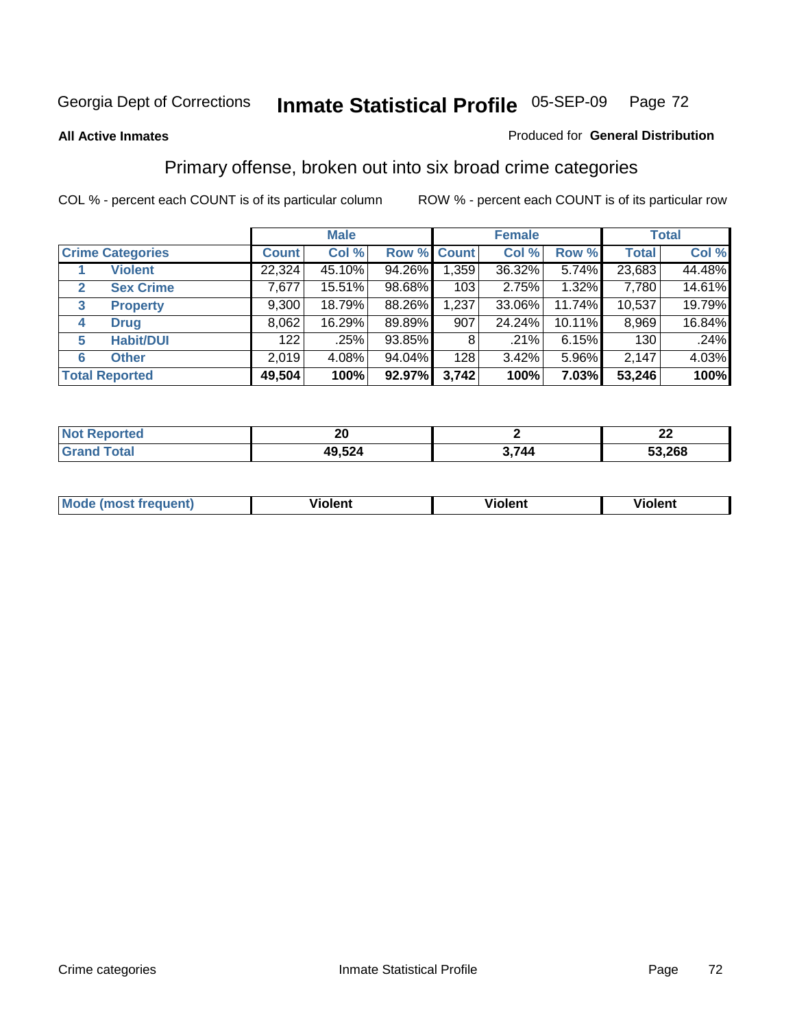Georgia Dept of Corrections **Inmate Statistical Profile** 05-SEP-09

**All Active Inmates**

Produced for **General Distribution**

## Primary offense, broken out into six broad crime categories

COL % - percent each COUNT is of its particular column

ROW % - percent each COUNT is of its particular row

| | | Male | | | Female | | | Total | |
|---|---|---|---|---|---|---|---|---|---|
| **Crime Categories** | | **Count** | **Col %** | **Row %** | **Count** | **Col %** | **Row %** | **Total** | **Col %** |
| 1 | **Violent** | 22,324 | 45.10% | 94.26% | 1,359 | 36.32% | 5.74% | 23,683 | 44.48% |
| 2 | **Sex Crime** | 7,677 | 15.51% | 98.68% | 103 | 2.75% | 1.32% | 7,780 | 14.61% |
| 3 | **Property** | 9,300 | 18.79% | 88.26% | 1,237 | 33.06% | 11.74% | 10,537 | 19.79% |
| 4 | **Drug** | 8,062 | 16.29% | 89.89% | 907 | 24.24% | 10.11% | 8,969 | 16.84% |
| 5 | **Habit/DUI** | 122 | .25% | 93.85% | 8 | .21% | 6.15% | 130 | .24% |
| 6 | **Other** | 2,019 | 4.08% | 94.04% | 128 | 3.42% | 5.96% | 2,147 | 4.03% |
| **Total Reported** | | **49,504** | **100%** | **92.97%** | **3,742** | **100%** | **7.03%** | **53,246** | **100%** |

| | Male | Female | Total |
|---|---|---|---|
| **Not Reported** | **20** | **2** | **22** |
| **Grand Total** | **49,524** | **3,744** | **53,268** |

| | Male | Female | Total |
|---|---|---|---|
| **Mode (most frequent)** | **Violent** | **Violent** | **Violent** |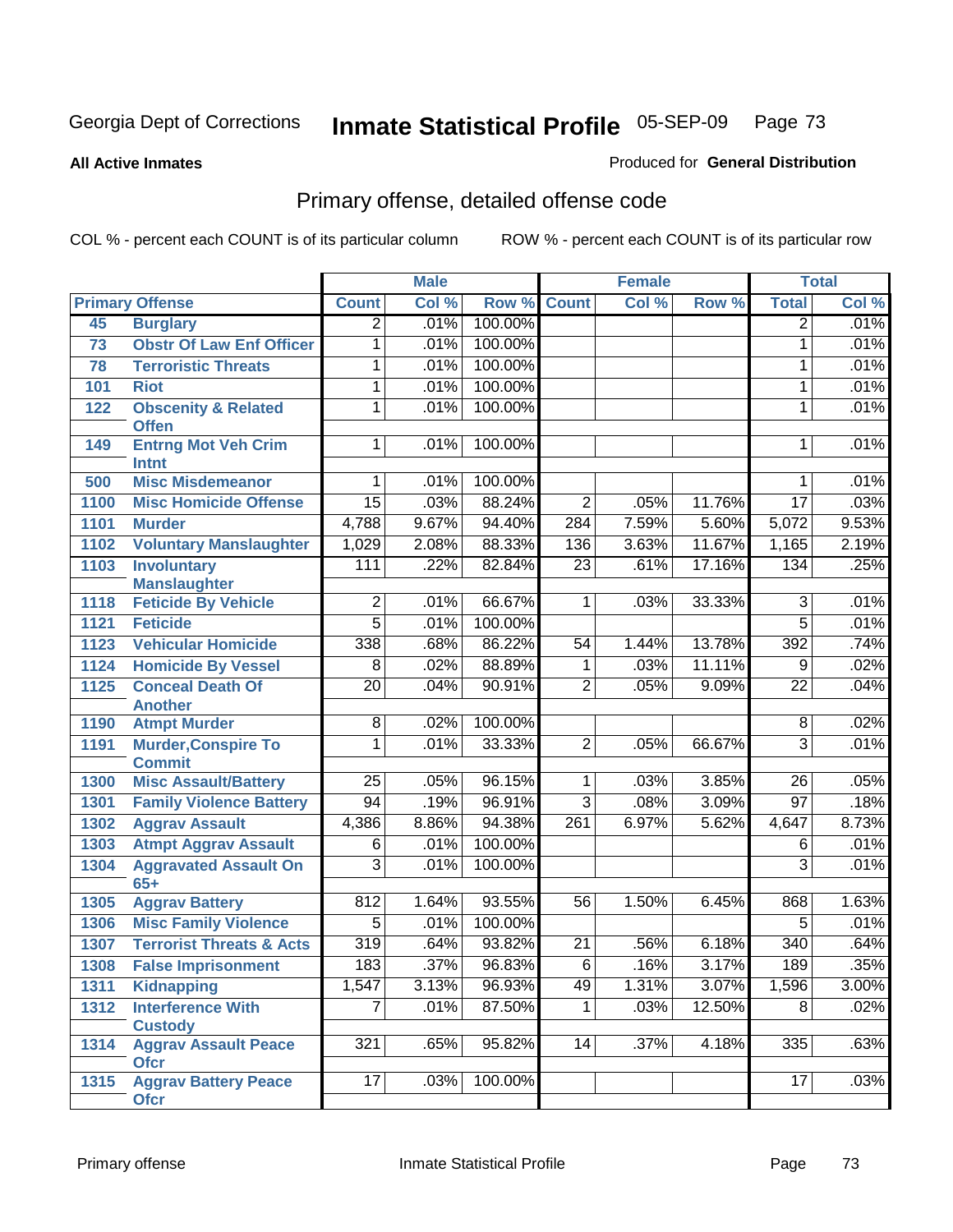Georgia Dept of Corrections **Inmate Statistical Profile** 05-SEP-09

**All Active Inmates**

Produced for **General Distribution**

## Primary offense, detailed offense code

COL % - percent each COUNT is of its particular column

ROW % - percent each COUNT is of its particular row

| Primary Offense | | Male | | | Female | | | Total | |
|---|---|---|---|---|---|---|---|---|---|
| | | Count | Col % | Row % | Count | Col % | Row % | Total | Col % |
| 45 | Burglary | 2 | .01% | 100.00% | | | | 2 | .01% |
| 73 | Obstr Of Law Enf Officer | 1 | .01% | 100.00% | | | | 1 | .01% |
| 78 | Terroristic Threats | 1 | .01% | 100.00% | | | | 1 | .01% |
| 101 | Riot | 1 | .01% | 100.00% | | | | 1 | .01% |
| 122 | Obscenity & Related Offen | 1 | .01% | 100.00% | | | | 1 | .01% |
| 149 | Entrng Mot Veh Crim Intnt | 1 | .01% | 100.00% | | | | 1 | .01% |
| 500 | Misc Misdemeanor | 1 | .01% | 100.00% | | | | 1 | .01% |
| 1100 | Misc Homicide Offense | 15 | .03% | 88.24% | 2 | .05% | 11.76% | 17 | .03% |
| 1101 | Murder | 4,788 | 9.67% | 94.40% | 284 | 7.59% | 5.60% | 5,072 | 9.53% |
| 1102 | Voluntary Manslaughter | 1,029 | 2.08% | 88.33% | 136 | 3.63% | 11.67% | 1,165 | 2.19% |
| 1103 | Involuntary Manslaughter | 111 | .22% | 82.84% | 23 | .61% | 17.16% | 134 | .25% |
| 1118 | Feticide By Vehicle | 2 | .01% | 66.67% | 1 | .03% | 33.33% | 3 | .01% |
| 1121 | Feticide | 5 | .01% | 100.00% | | | | 5 | .01% |
| 1123 | Vehicular Homicide | 338 | .68% | 86.22% | 54 | 1.44% | 13.78% | 392 | .74% |
| 1124 | Homicide By Vessel | 8 | .02% | 88.89% | 1 | .03% | 11.11% | 9 | .02% |
| 1125 | Conceal Death Of Another | 20 | .04% | 90.91% | 2 | .05% | 9.09% | 22 | .04% |
| 1190 | Atmpt Murder | 8 | .02% | 100.00% | | | | 8 | .02% |
| 1191 | Murder,Conspire To Commit | 1 | .01% | 33.33% | 2 | .05% | 66.67% | 3 | .01% |
| 1300 | Misc Assault/Battery | 25 | .05% | 96.15% | 1 | .03% | 3.85% | 26 | .05% |
| 1301 | Family Violence Battery | 94 | .19% | 96.91% | 3 | .08% | 3.09% | 97 | .18% |
| 1302 | Aggrav Assault | 4,386 | 8.86% | 94.38% | 261 | 6.97% | 5.62% | 4,647 | 8.73% |
| 1303 | Atmpt Aggrav Assault | 6 | .01% | 100.00% | | | | 6 | .01% |
| 1304 | Aggravated Assault On 65+ | 3 | .01% | 100.00% | | | | 3 | .01% |
| 1305 | Aggrav Battery | 812 | 1.64% | 93.55% | 56 | 1.50% | 6.45% | 868 | 1.63% |
| 1306 | Misc Family Violence | 5 | .01% | 100.00% | | | | 5 | .01% |
| 1307 | Terrorist Threats & Acts | 319 | .64% | 93.82% | 21 | .56% | 6.18% | 340 | .64% |
| 1308 | False Imprisonment | 183 | .37% | 96.83% | 6 | .16% | 3.17% | 189 | .35% |
| 1311 | Kidnapping | 1,547 | 3.13% | 96.93% | 49 | 1.31% | 3.07% | 1,596 | 3.00% |
| 1312 | Interference With Custody | 7 | .01% | 87.50% | 1 | .03% | 12.50% | 8 | .02% |
| 1314 | Aggrav Assault Peace Ofcr | 321 | .65% | 95.82% | 14 | .37% | 4.18% | 335 | .63% |
| 1315 | Aggrav Battery Peace Ofcr | 17 | .03% | 100.00% | | | | 17 | .03% |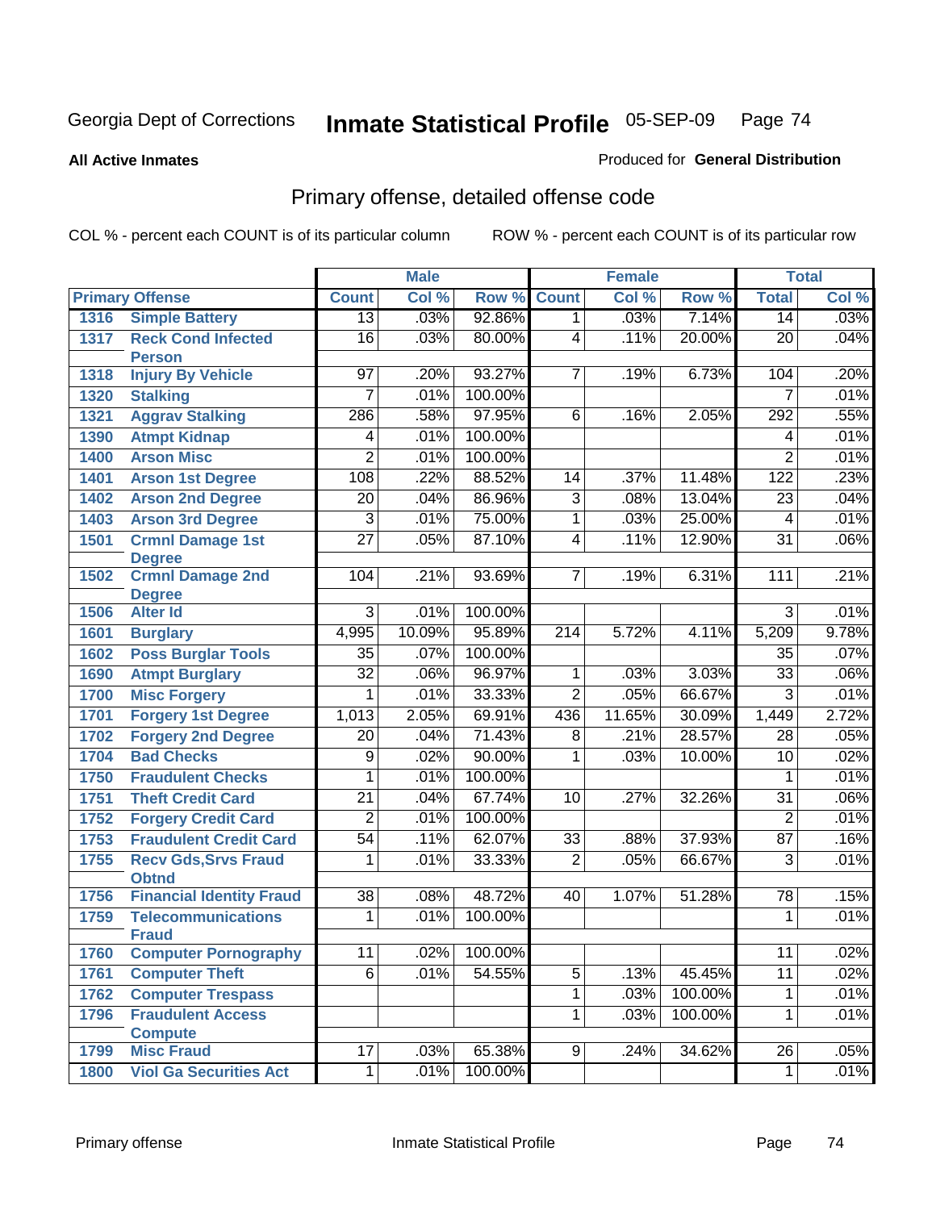Georgia Dept of Corrections **Inmate Statistical Profile** 05-SEP-09

**All Active Inmates** Produced for **General Distribution**

## Primary offense, detailed offense code

COL % - percent each COUNT is of its particular column ROW % - percent each COUNT is of its particular row

| Primary Offense | | Male | | | Female | | | Total | |
|---|---|---|---|---|---|---|---|---|---|
| | | Count | Col % | Row % | Count | Col % | Row % | Total | Col % |
| 1316 | Simple Battery | 13 | .03% | 92.86% | 1 | .03% | 7.14% | 14 | .03% |
| 1317 | Reck Cond Infected Person | 16 | .03% | 80.00% | 4 | .11% | 20.00% | 20 | .04% |
| 1318 | Injury By Vehicle | 97 | .20% | 93.27% | 7 | .19% | 6.73% | 104 | .20% |
| 1320 | Stalking | 7 | .01% | 100.00% | | | | 7 | .01% |
| 1321 | Aggrav Stalking | 286 | .58% | 97.95% | 6 | .16% | 2.05% | 292 | .55% |
| 1390 | Atmpt Kidnap | 4 | .01% | 100.00% | | | | 4 | .01% |
| 1400 | Arson Misc | 2 | .01% | 100.00% | | | | 2 | .01% |
| 1401 | Arson 1st Degree | 108 | .22% | 88.52% | 14 | .37% | 11.48% | 122 | .23% |
| 1402 | Arson 2nd Degree | 20 | .04% | 86.96% | 3 | .08% | 13.04% | 23 | .04% |
| 1403 | Arson 3rd Degree | 3 | .01% | 75.00% | 1 | .03% | 25.00% | 4 | .01% |
| 1501 | Crmnl Damage 1st Degree | 27 | .05% | 87.10% | 4 | .11% | 12.90% | 31 | .06% |
| 1502 | Crmnl Damage 2nd Degree | 104 | .21% | 93.69% | 7 | .19% | 6.31% | 111 | .21% |
| 1506 | Alter Id | 3 | .01% | 100.00% | | | | 3 | .01% |
| 1601 | Burglary | 4,995 | 10.09% | 95.89% | 214 | 5.72% | 4.11% | 5,209 | 9.78% |
| 1602 | Poss Burglar Tools | 35 | .07% | 100.00% | | | | 35 | .07% |
| 1690 | Atmpt Burglary | 32 | .06% | 96.97% | 1 | .03% | 3.03% | 33 | .06% |
| 1700 | Misc Forgery | 1 | .01% | 33.33% | 2 | .05% | 66.67% | 3 | .01% |
| 1701 | Forgery 1st Degree | 1,013 | 2.05% | 69.91% | 436 | 11.65% | 30.09% | 1,449 | 2.72% |
| 1702 | Forgery 2nd Degree | 20 | .04% | 71.43% | 8 | .21% | 28.57% | 28 | .05% |
| 1704 | Bad Checks | 9 | .02% | 90.00% | 1 | .03% | 10.00% | 10 | .02% |
| 1750 | Fraudulent Checks | 1 | .01% | 100.00% | | | | 1 | .01% |
| 1751 | Theft Credit Card | 21 | .04% | 67.74% | 10 | .27% | 32.26% | 31 | .06% |
| 1752 | Forgery Credit Card | 2 | .01% | 100.00% | | | | 2 | .01% |
| 1753 | Fraudulent Credit Card | 54 | .11% | 62.07% | 33 | .88% | 37.93% | 87 | .16% |
| 1755 | Recv Gds,Srvs Fraud Obtnd | 1 | .01% | 33.33% | 2 | .05% | 66.67% | 3 | .01% |
| 1756 | Financial Identity Fraud | 38 | .08% | 48.72% | 40 | 1.07% | 51.28% | 78 | .15% |
| 1759 | Telecommunications Fraud | 1 | .01% | 100.00% | | | | 1 | .01% |
| 1760 | Computer Pornography | 11 | .02% | 100.00% | | | | 11 | .02% |
| 1761 | Computer Theft | 6 | .01% | 54.55% | 5 | .13% | 45.45% | 11 | .02% |
| 1762 | Computer Trespass | | | | 1 | .03% | 100.00% | 1 | .01% |
| 1796 | Fraudulent Access Compute | | | | 1 | .03% | 100.00% | 1 | .01% |
| 1799 | Misc Fraud | 17 | .03% | 65.38% | 9 | .24% | 34.62% | 26 | .05% |
| 1800 | Viol Ga Securities Act | 1 | .01% | 100.00% | | | | 1 | .01% |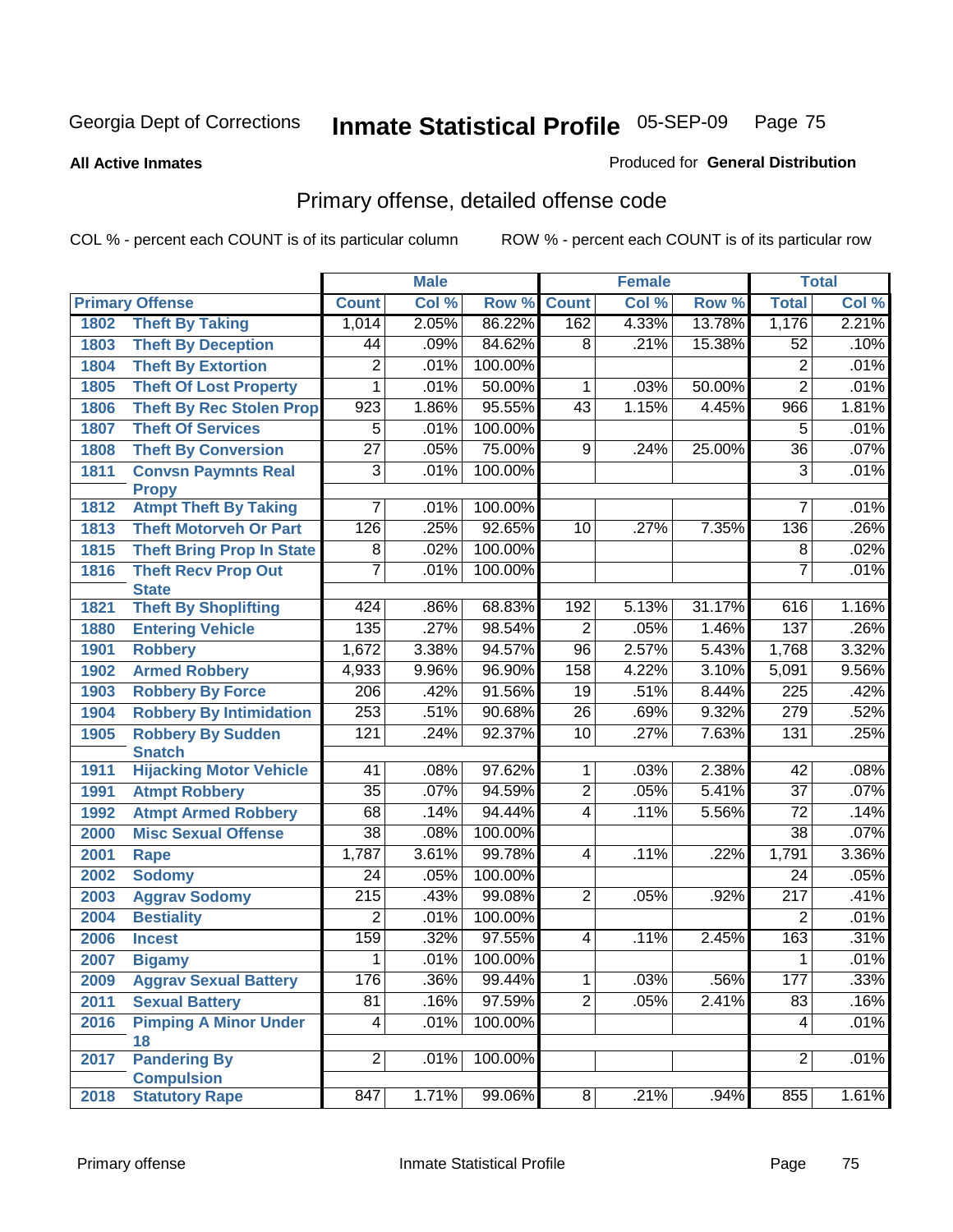Georgia Dept of Corrections **Inmate Statistical Profile** 05-SEP-09

**All Active Inmates**

Produced for **General Distribution**

## Primary offense, detailed offense code

COL % - percent each COUNT is of its particular column ROW % - percent each COUNT is of its particular row

| Primary Offense | | Male | | | Female | | | Total | |
|---|---|---|---|---|---|---|---|---|---|
| | | Count | Col % | Row % | Count | Col % | Row % | Total | Col % |
| 1802 | Theft By Taking | 1,014 | 2.05% | 86.22% | 162 | 4.33% | 13.78% | 1,176 | 2.21% |
| 1803 | Theft By Deception | 44 | .09% | 84.62% | 8 | .21% | 15.38% | 52 | .10% |
| 1804 | Theft By Extortion | 2 | .01% | 100.00% | | | | 2 | .01% |
| 1805 | Theft Of Lost Property | 1 | .01% | 50.00% | 1 | .03% | 50.00% | 2 | .01% |
| 1806 | Theft By Rec Stolen Prop | 923 | 1.86% | 95.55% | 43 | 1.15% | 4.45% | 966 | 1.81% |
| 1807 | Theft Of Services | 5 | .01% | 100.00% | | | | 5 | .01% |
| 1808 | Theft By Conversion | 27 | .05% | 75.00% | 9 | .24% | 25.00% | 36 | .07% |
| 1811 | Convsn Paymnts Real Propy | 3 | .01% | 100.00% | | | | 3 | .01% |
| 1812 | Atmpt Theft By Taking | 7 | .01% | 100.00% | | | | 7 | .01% |
| 1813 | Theft Motorveh Or Part | 126 | .25% | 92.65% | 10 | .27% | 7.35% | 136 | .26% |
| 1815 | Theft Bring Prop In State | 8 | .02% | 100.00% | | | | 8 | .02% |
| 1816 | Theft Recv Prop Out State | 7 | .01% | 100.00% | | | | 7 | .01% |
| 1821 | Theft By Shoplifting | 424 | .86% | 68.83% | 192 | 5.13% | 31.17% | 616 | 1.16% |
| 1880 | Entering Vehicle | 135 | .27% | 98.54% | 2 | .05% | 1.46% | 137 | .26% |
| 1901 | Robbery | 1,672 | 3.38% | 94.57% | 96 | 2.57% | 5.43% | 1,768 | 3.32% |
| 1902 | Armed Robbery | 4,933 | 9.96% | 96.90% | 158 | 4.22% | 3.10% | 5,091 | 9.56% |
| 1903 | Robbery By Force | 206 | .42% | 91.56% | 19 | .51% | 8.44% | 225 | .42% |
| 1904 | Robbery By Intimidation | 253 | .51% | 90.68% | 26 | .69% | 9.32% | 279 | .52% |
| 1905 | Robbery By Sudden Snatch | 121 | .24% | 92.37% | 10 | .27% | 7.63% | 131 | .25% |
| 1911 | Hijacking Motor Vehicle | 41 | .08% | 97.62% | 1 | .03% | 2.38% | 42 | .08% |
| 1991 | Atmpt Robbery | 35 | .07% | 94.59% | 2 | .05% | 5.41% | 37 | .07% |
| 1992 | Atmpt Armed Robbery | 68 | .14% | 94.44% | 4 | .11% | 5.56% | 72 | .14% |
| 2000 | Misc Sexual Offense | 38 | .08% | 100.00% | | | | 38 | .07% |
| 2001 | Rape | 1,787 | 3.61% | 99.78% | 4 | .11% | .22% | 1,791 | 3.36% |
| 2002 | Sodomy | 24 | .05% | 100.00% | | | | 24 | .05% |
| 2003 | Aggrav Sodomy | 215 | .43% | 99.08% | 2 | .05% | .92% | 217 | .41% |
| 2004 | Bestiality | 2 | .01% | 100.00% | | | | 2 | .01% |
| 2006 | Incest | 159 | .32% | 97.55% | 4 | .11% | 2.45% | 163 | .31% |
| 2007 | Bigamy | 1 | .01% | 100.00% | | | | 1 | .01% |
| 2009 | Aggrav Sexual Battery | 176 | .36% | 99.44% | 1 | .03% | .56% | 177 | .33% |
| 2011 | Sexual Battery | 81 | .16% | 97.59% | 2 | .05% | 2.41% | 83 | .16% |
| 2016 | Pimping A Minor Under 18 | 4 | .01% | 100.00% | | | | 4 | .01% |
| 2017 | Pandering By Compulsion | 2 | .01% | 100.00% | | | | 2 | .01% |
| 2018 | Statutory Rape | 847 | 1.71% | 99.06% | 8 | .21% | .94% | 855 | 1.61% |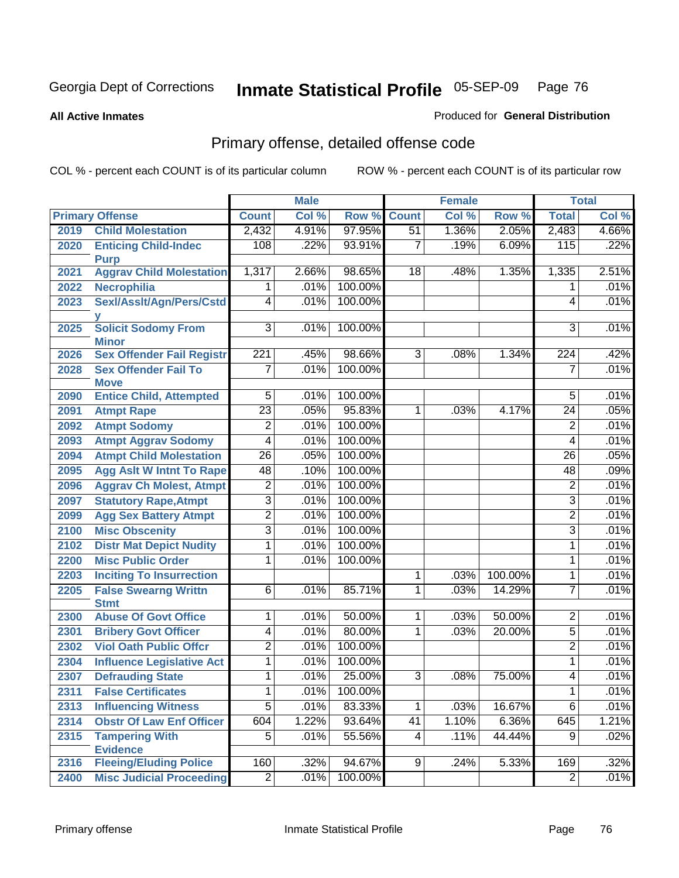Georgia Dept of Corrections

# Inmate Statistical Profile 05-SEP-09

**All Active Inmates**

Produced for **General Distribution**

## Primary offense, detailed offense code

COL % - percent each COUNT is of its particular column

ROW % - percent each COUNT is of its particular row

| Primary Offense | | Male | | | Female | | | Total | |
|---|---|---|---|---|---|---|---|---|---|
| | | Count | Col % | Row % | Count | Col % | Row % | Total | Col % |
| 2019 | Child Molestation | 2,432 | 4.91% | 97.95% | 51 | 1.36% | 2.05% | 2,483 | 4.66% |
| 2020 | Enticing Child-Indec Purp | 108 | .22% | 93.91% | 7 | .19% | 6.09% | 115 | .22% |
| 2021 | Aggrav Child Molestation | 1,317 | 2.66% | 98.65% | 18 | .48% | 1.35% | 1,335 | 2.51% |
| 2022 | Necrophilia | 1 | .01% | 100.00% | | | | 1 | .01% |
| 2023 | Sexl/Asslt/Agn/Pers/Cstdy | 4 | .01% | 100.00% | | | | 4 | .01% |
| 2025 | Solicit Sodomy From Minor | 3 | .01% | 100.00% | | | | 3 | .01% |
| 2026 | Sex Offender Fail Registr | 221 | .45% | 98.66% | 3 | .08% | 1.34% | 224 | .42% |
| 2028 | Sex Offender Fail To Move | 7 | .01% | 100.00% | | | | 7 | .01% |
| 2090 | Entice Child, Attempted | 5 | .01% | 100.00% | | | | 5 | .01% |
| 2091 | Atmpt Rape | 23 | .05% | 95.83% | 1 | .03% | 4.17% | 24 | .05% |
| 2092 | Atmpt Sodomy | 2 | .01% | 100.00% | | | | 2 | .01% |
| 2093 | Atmpt Aggrav Sodomy | 4 | .01% | 100.00% | | | | 4 | .01% |
| 2094 | Atmpt Child Molestation | 26 | .05% | 100.00% | | | | 26 | .05% |
| 2095 | Agg Aslt W Intnt To Rape | 48 | .10% | 100.00% | | | | 48 | .09% |
| 2096 | Aggrav Ch Molest, Atmpt | 2 | .01% | 100.00% | | | | 2 | .01% |
| 2097 | Statutory Rape,Atmpt | 3 | .01% | 100.00% | | | | 3 | .01% |
| 2099 | Agg Sex Battery Atmpt | 2 | .01% | 100.00% | | | | 2 | .01% |
| 2100 | Misc Obscenity | 3 | .01% | 100.00% | | | | 3 | .01% |
| 2102 | Distr Mat Depict Nudity | 1 | .01% | 100.00% | | | | 1 | .01% |
| 2200 | Misc Public Order | 1 | .01% | 100.00% | | | | 1 | .01% |
| 2203 | Inciting To Insurrection | | | | 1 | .03% | 100.00% | 1 | .01% |
| 2205 | False Swearng Writtn Stmt | 6 | .01% | 85.71% | 1 | .03% | 14.29% | 7 | .01% |
| 2300 | Abuse Of Govt Office | 1 | .01% | 50.00% | 1 | .03% | 50.00% | 2 | .01% |
| 2301 | Bribery Govt Officer | 4 | .01% | 80.00% | 1 | .03% | 20.00% | 5 | .01% |
| 2302 | Viol Oath Public Offcr | 2 | .01% | 100.00% | | | | 2 | .01% |
| 2304 | Influence Legislative Act | 1 | .01% | 100.00% | | | | 1 | .01% |
| 2307 | Defrauding State | 1 | .01% | 25.00% | 3 | .08% | 75.00% | 4 | .01% |
| 2311 | False Certificates | 1 | .01% | 100.00% | | | | 1 | .01% |
| 2313 | Influencing Witness | 5 | .01% | 83.33% | 1 | .03% | 16.67% | 6 | .01% |
| 2314 | Obstr Of Law Enf Officer | 604 | 1.22% | 93.64% | 41 | 1.10% | 6.36% | 645 | 1.21% |
| 2315 | Tampering With Evidence | 5 | .01% | 55.56% | 4 | .11% | 44.44% | 9 | .02% |
| 2316 | Fleeing/Eluding Police | 160 | .32% | 94.67% | 9 | .24% | 5.33% | 169 | .32% |
| 2400 | Misc Judicial Proceeding | 2 | .01% | 100.00% | | | | 2 | .01% |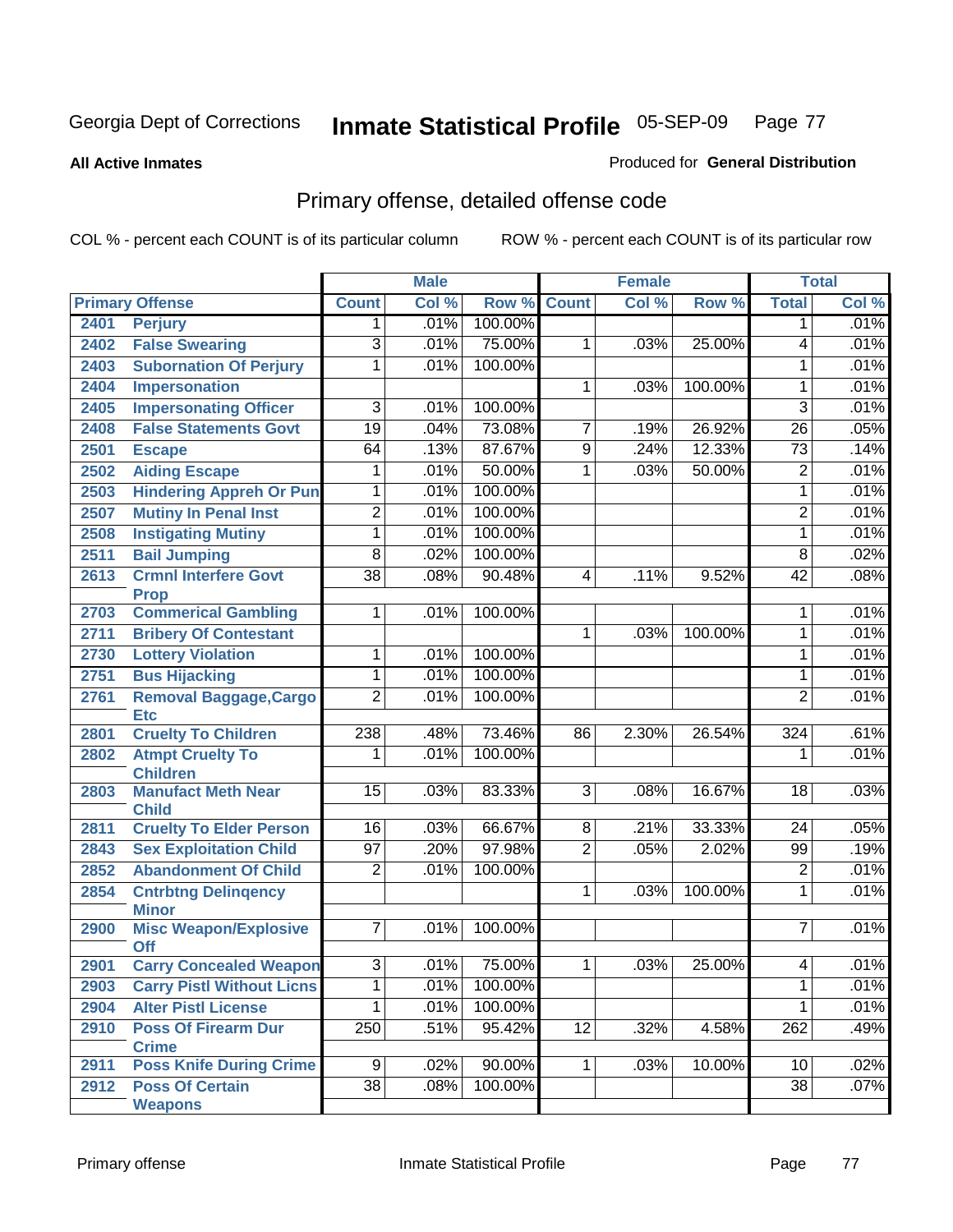Georgia Dept of Corrections

# Inmate Statistical Profile 05-SEP-09

**All Active Inmates**

Produced for **General Distribution**

## Primary offense, detailed offense code

COL % - percent each COUNT is of its particular column

ROW % - percent each COUNT is of its particular row

| Primary Offense | | Male | | | Female | | | Total | |
|---|---|---|---|---|---|---|---|---|---|
| | | Count | Col % | Row % | Count | Col % | Row % | Total | Col % |
| 2401 | Perjury | 1 | .01% | 100.00% | | | | 1 | .01% |
| 2402 | False Swearing | 3 | .01% | 75.00% | 1 | .03% | 25.00% | 4 | .01% |
| 2403 | Subornation Of Perjury | 1 | .01% | 100.00% | | | | 1 | .01% |
| 2404 | Impersonation | | | | 1 | .03% | 100.00% | 1 | .01% |
| 2405 | Impersonating Officer | 3 | .01% | 100.00% | | | | 3 | .01% |
| 2408 | False Statements Govt | 19 | .04% | 73.08% | 7 | .19% | 26.92% | 26 | .05% |
| 2501 | Escape | 64 | .13% | 87.67% | 9 | .24% | 12.33% | 73 | .14% |
| 2502 | Aiding Escape | 1 | .01% | 50.00% | 1 | .03% | 50.00% | 2 | .01% |
| 2503 | Hindering Appreh Or Pun | 1 | .01% | 100.00% | | | | 1 | .01% |
| 2507 | Mutiny In Penal Inst | 2 | .01% | 100.00% | | | | 2 | .01% |
| 2508 | Instigating Mutiny | 1 | .01% | 100.00% | | | | 1 | .01% |
| 2511 | Bail Jumping | 8 | .02% | 100.00% | | | | 8 | .02% |
| 2613 | Crmnl Interfere Govt Prop | 38 | .08% | 90.48% | 4 | .11% | 9.52% | 42 | .08% |
| 2703 | Commerical Gambling | 1 | .01% | 100.00% | | | | 1 | .01% |
| 2711 | Bribery Of Contestant | | | | 1 | .03% | 100.00% | 1 | .01% |
| 2730 | Lottery Violation | 1 | .01% | 100.00% | | | | 1 | .01% |
| 2751 | Bus Hijacking | 1 | .01% | 100.00% | | | | 1 | .01% |
| 2761 | Removal Baggage,Cargo Etc | 2 | .01% | 100.00% | | | | 2 | .01% |
| 2801 | Cruelty To Children | 238 | .48% | 73.46% | 86 | 2.30% | 26.54% | 324 | .61% |
| 2802 | Atmpt Cruelty To Children | 1 | .01% | 100.00% | | | | 1 | .01% |
| 2803 | Manufact Meth Near Child | 15 | .03% | 83.33% | 3 | .08% | 16.67% | 18 | .03% |
| 2811 | Cruelty To Elder Person | 16 | .03% | 66.67% | 8 | .21% | 33.33% | 24 | .05% |
| 2843 | Sex Exploitation Child | 97 | .20% | 97.98% | 2 | .05% | 2.02% | 99 | .19% |
| 2852 | Abandonment Of Child | 2 | .01% | 100.00% | | | | 2 | .01% |
| 2854 | Cntrbtng Delinqency Minor | | | | 1 | .03% | 100.00% | 1 | .01% |
| 2900 | Misc Weapon/Explosive Off | 7 | .01% | 100.00% | | | | 7 | .01% |
| 2901 | Carry Concealed Weapon | 3 | .01% | 75.00% | 1 | .03% | 25.00% | 4 | .01% |
| 2903 | Carry Pistl Without Licns | 1 | .01% | 100.00% | | | | 1 | .01% |
| 2904 | Alter Pistl License | 1 | .01% | 100.00% | | | | 1 | .01% |
| 2910 | Poss Of Firearm Dur Crime | 250 | .51% | 95.42% | 12 | .32% | 4.58% | 262 | .49% |
| 2911 | Poss Knife During Crime | 9 | .02% | 90.00% | 1 | .03% | 10.00% | 10 | .02% |
| 2912 | Poss Of Certain Weapons | 38 | .08% | 100.00% | | | | 38 | .07% |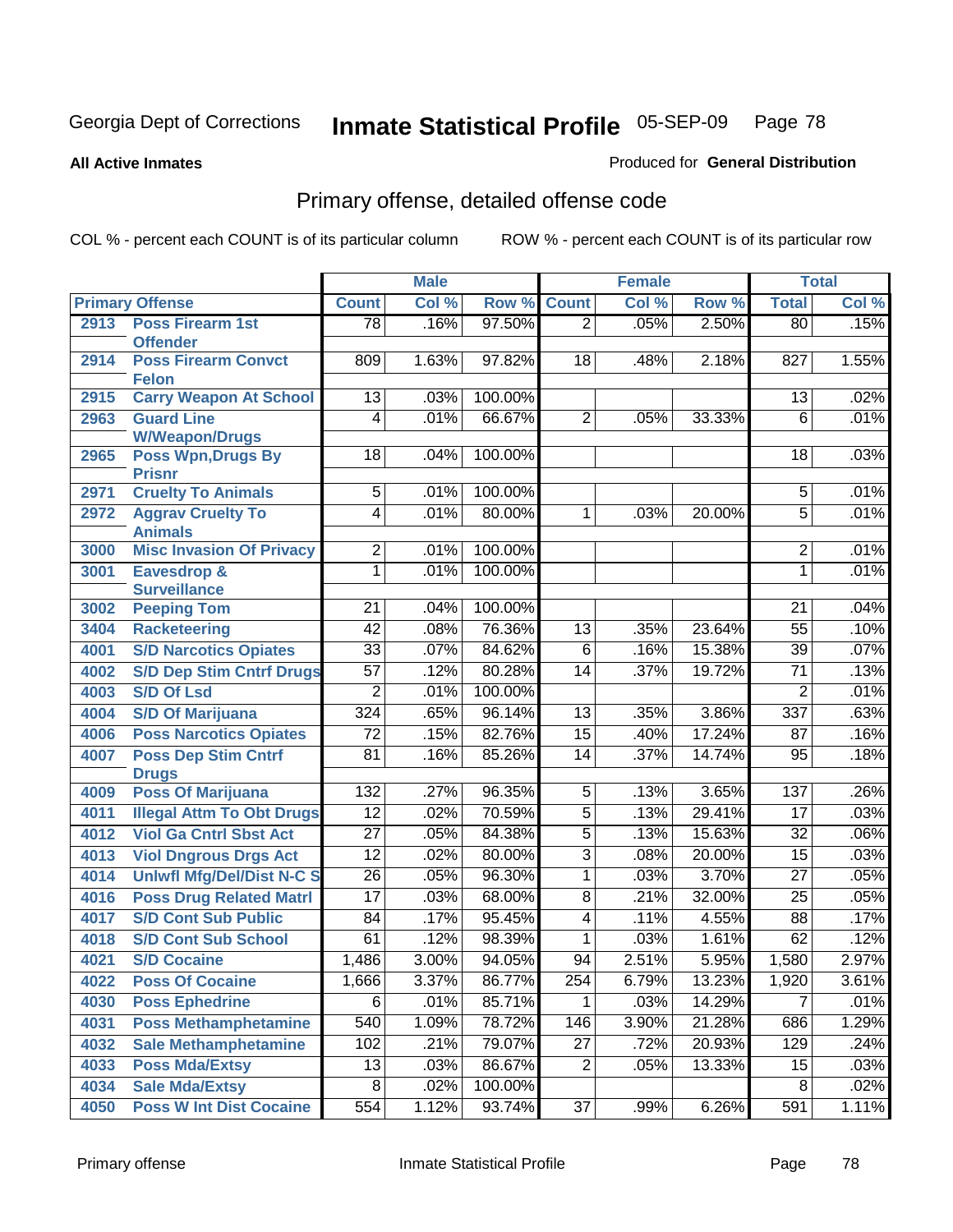Georgia Dept of Corrections **Inmate Statistical Profile** 05-SEP-09

**All Active Inmates** Produced for **General Distribution**

## Primary offense, detailed offense code

COL % - percent each COUNT is of its particular column ROW % - percent each COUNT is of its particular row

| Primary Offense | | Male | | | Female | | | Total | |
|---|---|---|---|---|---|---|---|---|---|
| | | Count | Col % | Row % | Count | Col % | Row % | Total | Col % |
| 2913 | Poss Firearm 1st Offender | 78 | .16% | 97.50% | 2 | .05% | 2.50% | 80 | .15% |
| 2914 | Poss Firearm Convct Felon | 809 | 1.63% | 97.82% | 18 | .48% | 2.18% | 827 | 1.55% |
| 2915 | Carry Weapon At School | 13 | .03% | 100.00% | | | | 13 | .02% |
| 2963 | Guard Line W/Weapon/Drugs | 4 | .01% | 66.67% | 2 | .05% | 33.33% | 6 | .01% |
| 2965 | Poss Wpn,Drugs By Prisnr | 18 | .04% | 100.00% | | | | 18 | .03% |
| 2971 | Cruelty To Animals | 5 | .01% | 100.00% | | | | 5 | .01% |
| 2972 | Aggrav Cruelty To Animals | 4 | .01% | 80.00% | 1 | .03% | 20.00% | 5 | .01% |
| 3000 | Misc Invasion Of Privacy | 2 | .01% | 100.00% | | | | 2 | .01% |
| 3001 | Eavesdrop & Surveillance | 1 | .01% | 100.00% | | | | 1 | .01% |
| 3002 | Peeping Tom | 21 | .04% | 100.00% | | | | 21 | .04% |
| 3404 | Racketeering | 42 | .08% | 76.36% | 13 | .35% | 23.64% | 55 | .10% |
| 4001 | S/D Narcotics Opiates | 33 | .07% | 84.62% | 6 | .16% | 15.38% | 39 | .07% |
| 4002 | S/D Dep Stim Cntrf Drugs | 57 | .12% | 80.28% | 14 | .37% | 19.72% | 71 | .13% |
| 4003 | S/D Of Lsd | 2 | .01% | 100.00% | | | | 2 | .01% |
| 4004 | S/D Of Marijuana | 324 | .65% | 96.14% | 13 | .35% | 3.86% | 337 | .63% |
| 4006 | Poss Narcotics Opiates | 72 | .15% | 82.76% | 15 | .40% | 17.24% | 87 | .16% |
| 4007 | Poss Dep Stim Cntrf Drugs | 81 | .16% | 85.26% | 14 | .37% | 14.74% | 95 | .18% |
| 4009 | Poss Of Marijuana | 132 | .27% | 96.35% | 5 | .13% | 3.65% | 137 | .26% |
| 4011 | Illegal Attm To Obt Drugs | 12 | .02% | 70.59% | 5 | .13% | 29.41% | 17 | .03% |
| 4012 | Viol Ga Cntrl Sbst Act | 27 | .05% | 84.38% | 5 | .13% | 15.63% | 32 | .06% |
| 4013 | Viol Dngrous Drgs Act | 12 | .02% | 80.00% | 3 | .08% | 20.00% | 15 | .03% |
| 4014 | Unlwfl Mfg/Del/Dist N-C S | 26 | .05% | 96.30% | 1 | .03% | 3.70% | 27 | .05% |
| 4016 | Poss Drug Related Matrl | 17 | .03% | 68.00% | 8 | .21% | 32.00% | 25 | .05% |
| 4017 | S/D Cont Sub Public | 84 | .17% | 95.45% | 4 | .11% | 4.55% | 88 | .17% |
| 4018 | S/D Cont Sub School | 61 | .12% | 98.39% | 1 | .03% | 1.61% | 62 | .12% |
| 4021 | S/D Cocaine | 1,486 | 3.00% | 94.05% | 94 | 2.51% | 5.95% | 1,580 | 2.97% |
| 4022 | Poss Of Cocaine | 1,666 | 3.37% | 86.77% | 254 | 6.79% | 13.23% | 1,920 | 3.61% |
| 4030 | Poss Ephedrine | 6 | .01% | 85.71% | 1 | .03% | 14.29% | 7 | .01% |
| 4031 | Poss Methamphetamine | 540 | 1.09% | 78.72% | 146 | 3.90% | 21.28% | 686 | 1.29% |
| 4032 | Sale Methamphetamine | 102 | .21% | 79.07% | 27 | .72% | 20.93% | 129 | .24% |
| 4033 | Poss Mda/Extsy | 13 | .03% | 86.67% | 2 | .05% | 13.33% | 15 | .03% |
| 4034 | Sale Mda/Extsy | 8 | .02% | 100.00% | | | | 8 | .02% |
| 4050 | Poss W Int Dist Cocaine | 554 | 1.12% | 93.74% | 37 | .99% | 6.26% | 591 | 1.11% |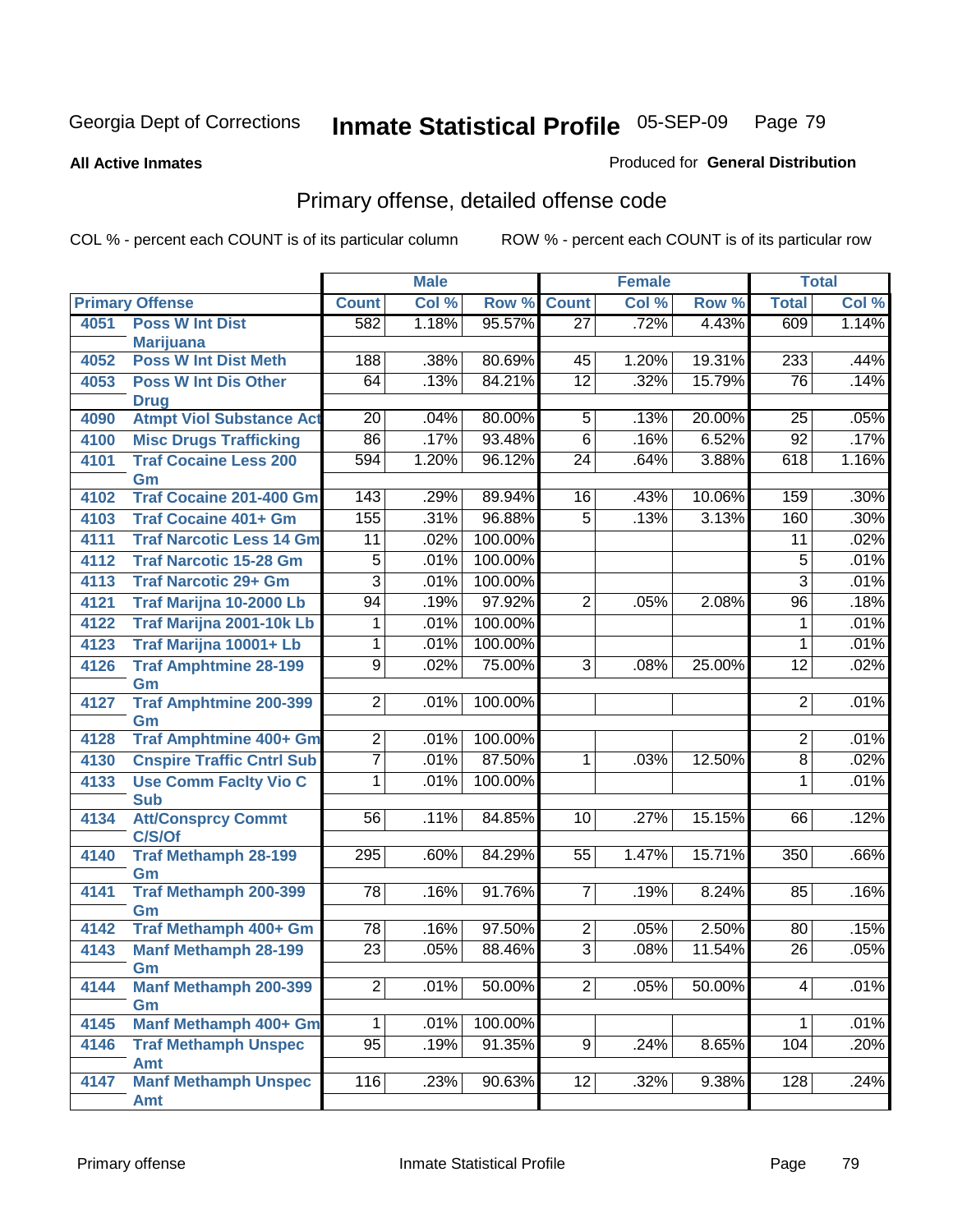Georgia Dept of Corrections **Inmate Statistical Profile** 05-SEP-09

**All Active Inmates**

Produced for **General Distribution**

## Primary offense, detailed offense code

COL % - percent each COUNT is of its particular column    ROW % - percent each COUNT is of its particular row

| Primary Offense | | Male | | | Female | | | Total | |
|---|---|---|---|---|---|---|---|---|---|
| | | Count | Col % | Row % | Count | Col % | Row % | Total | Col % |
| 4051 | Poss W Int Dist Marijuana | 582 | 1.18% | 95.57% | 27 | .72% | 4.43% | 609 | 1.14% |
| 4052 | Poss W Int Dist Meth | 188 | .38% | 80.69% | 45 | 1.20% | 19.31% | 233 | .44% |
| 4053 | Poss W Int Dis Other Drug | 64 | .13% | 84.21% | 12 | .32% | 15.79% | 76 | .14% |
| 4090 | Atmpt Viol Substance Act | 20 | .04% | 80.00% | 5 | .13% | 20.00% | 25 | .05% |
| 4100 | Misc Drugs Trafficking | 86 | .17% | 93.48% | 6 | .16% | 6.52% | 92 | .17% |
| 4101 | Traf Cocaine Less 200 Gm | 594 | 1.20% | 96.12% | 24 | .64% | 3.88% | 618 | 1.16% |
| 4102 | Traf Cocaine 201-400 Gm | 143 | .29% | 89.94% | 16 | .43% | 10.06% | 159 | .30% |
| 4103 | Traf Cocaine 401+ Gm | 155 | .31% | 96.88% | 5 | .13% | 3.13% | 160 | .30% |
| 4111 | Traf Narcotic Less 14 Gm | 11 | .02% | 100.00% | | | | 11 | .02% |
| 4112 | Traf Narcotic 15-28 Gm | 5 | .01% | 100.00% | | | | 5 | .01% |
| 4113 | Traf Narcotic 29+ Gm | 3 | .01% | 100.00% | | | | 3 | .01% |
| 4121 | Traf Marijna 10-2000 Lb | 94 | .19% | 97.92% | 2 | .05% | 2.08% | 96 | .18% |
| 4122 | Traf Marijna 2001-10k Lb | 1 | .01% | 100.00% | | | | 1 | .01% |
| 4123 | Traf Marijna 10001+ Lb | 1 | .01% | 100.00% | | | | 1 | .01% |
| 4126 | Traf Amphtmine 28-199 Gm | 9 | .02% | 75.00% | 3 | .08% | 25.00% | 12 | .02% |
| 4127 | Traf Amphtmine 200-399 Gm | 2 | .01% | 100.00% | | | | 2 | .01% |
| 4128 | Traf Amphtmine 400+ Gm | 2 | .01% | 100.00% | | | | 2 | .01% |
| 4130 | Cnspire Traffic Cntrl Sub | 7 | .01% | 87.50% | 1 | .03% | 12.50% | 8 | .02% |
| 4133 | Use Comm Faclty Vio C Sub | 1 | .01% | 100.00% | | | | 1 | .01% |
| 4134 | Att/Consprcy Commt C/S/Of | 56 | .11% | 84.85% | 10 | .27% | 15.15% | 66 | .12% |
| 4140 | Traf Methamph 28-199 Gm | 295 | .60% | 84.29% | 55 | 1.47% | 15.71% | 350 | .66% |
| 4141 | Traf Methamph 200-399 Gm | 78 | .16% | 91.76% | 7 | .19% | 8.24% | 85 | .16% |
| 4142 | Traf Methamph 400+ Gm | 78 | .16% | 97.50% | 2 | .05% | 2.50% | 80 | .15% |
| 4143 | Manf Methamph 28-199 Gm | 23 | .05% | 88.46% | 3 | .08% | 11.54% | 26 | .05% |
| 4144 | Manf Methamph 200-399 Gm | 2 | .01% | 50.00% | 2 | .05% | 50.00% | 4 | .01% |
| 4145 | Manf Methamph 400+ Gm | 1 | .01% | 100.00% | | | | 1 | .01% |
| 4146 | Traf Methamph Unspec Amt | 95 | .19% | 91.35% | 9 | .24% | 8.65% | 104 | .20% |
| 4147 | Manf Methamph Unspec Amt | 116 | .23% | 90.63% | 12 | .32% | 9.38% | 128 | .24% |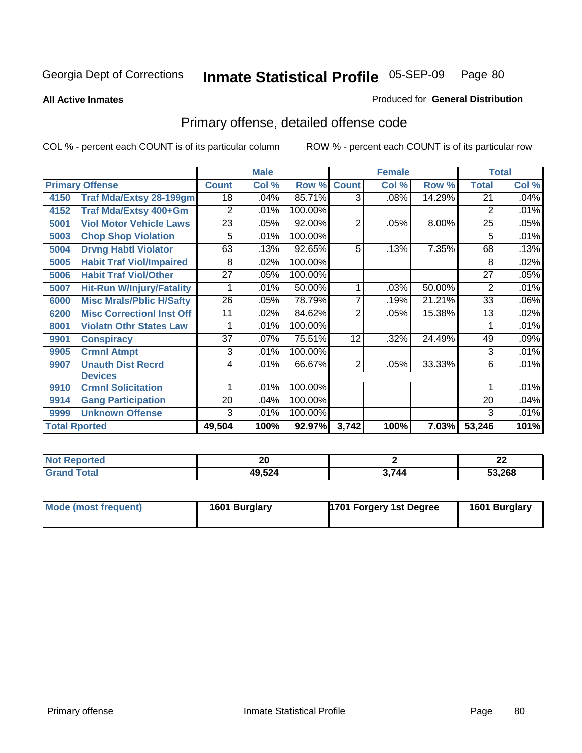Georgia Dept of Corrections

# Inmate Statistical Profile 05-SEP-09

**All Active Inmates**

Produced for **General Distribution**

## Primary offense, detailed offense code

COL % - percent each COUNT is of its particular column

ROW % - percent each COUNT is of its particular row

| Primary Offense | | Male | | | Female | | | Total | |
|---|---|---|---|---|---|---|---|---|---|
| | | Count | Col % | Row % | Count | Col % | Row % | Total | Col % |
| 4150 | Traf Mda/Extsy 28-199gm | 18 | .04% | 85.71% | 3 | .08% | 14.29% | 21 | .04% |
| 4152 | Traf Mda/Extsy 400+Gm | 2 | .01% | 100.00% | | | | 2 | .01% |
| 5001 | Viol Motor Vehicle Laws | 23 | .05% | 92.00% | 2 | .05% | 8.00% | 25 | .05% |
| 5003 | Chop Shop Violation | 5 | .01% | 100.00% | | | | 5 | .01% |
| 5004 | Drvng Habtl Violator | 63 | .13% | 92.65% | 5 | .13% | 7.35% | 68 | .13% |
| 5005 | Habit Traf Viol/Impaired | 8 | .02% | 100.00% | | | | 8 | .02% |
| 5006 | Habit Traf Viol/Other | 27 | .05% | 100.00% | | | | 27 | .05% |
| 5007 | Hit-Run W/Injury/Fatality | 1 | .01% | 50.00% | 1 | .03% | 50.00% | 2 | .01% |
| 6000 | Misc Mrals/Pblic H/Safty | 26 | .05% | 78.79% | 7 | .19% | 21.21% | 33 | .06% |
| 6200 | Misc Correctionl Inst Off | 11 | .02% | 84.62% | 2 | .05% | 15.38% | 13 | .02% |
| 8001 | Violatn Othr States Law | 1 | .01% | 100.00% | | | | 1 | .01% |
| 9901 | Conspiracy | 37 | .07% | 75.51% | 12 | .32% | 24.49% | 49 | .09% |
| 9905 | Crmnl Atmpt | 3 | .01% | 100.00% | | | | 3 | .01% |
| 9907 | Unauth Dist Recrd Devices | 4 | .01% | 66.67% | 2 | .05% | 33.33% | 6 | .01% |
| 9910 | Crmnl Solicitation | 1 | .01% | 100.00% | | | | 1 | .01% |
| 9914 | Gang Participation | 20 | .04% | 100.00% | | | | 20 | .04% |
| 9999 | Unknown Offense | 3 | .01% | 100.00% | | | | 3 | .01% |
| Total Rported | | 49,504 | 100% | 92.97% | 3,742 | 100% | 7.03% | 53,246 | 101% |

| | Male | Female | Total |
|---|---|---|---|
| Not Reported | 20 | 2 | 22 |
| Grand Total | 49,524 | 3,744 | 53,268 |

| | Male | Female | Total |
|---|---|---|---|
| Mode (most frequent) | 1601 Burglary | 1701 Forgery 1st Degree | 1601 Burglary |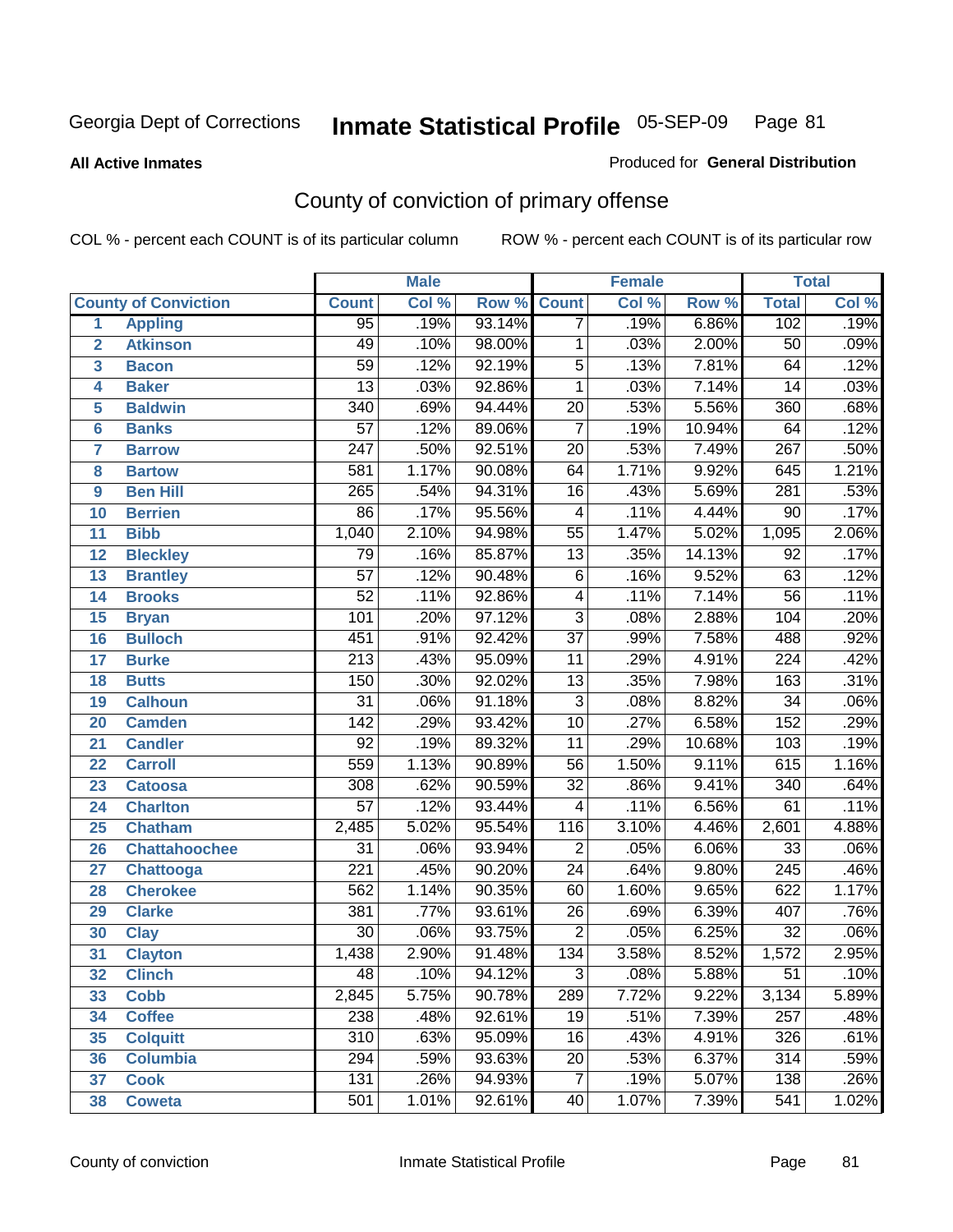# Georgia Dept of Corrections — Inmate Statistical Profile — 05-SEP-09

**All Active Inmates**

Produced for **General Distribution**

## County of conviction of primary offense

COL % - percent each COUNT is of its particular column

ROW % - percent each COUNT is of its particular row

| | | Male | | | Female | | | Total | |
|---|---|---|---|---|---|---|---|---|---|
| **County of Conviction** | | **Count** | **Col %** | **Row %** | **Count** | **Col %** | **Row %** | **Total** | **Col %** |
| 1 | Appling | 95 | .19% | 93.14% | 7 | .19% | 6.86% | 102 | .19% |
| 2 | Atkinson | 49 | .10% | 98.00% | 1 | .03% | 2.00% | 50 | .09% |
| 3 | Bacon | 59 | .12% | 92.19% | 5 | .13% | 7.81% | 64 | .12% |
| 4 | Baker | 13 | .03% | 92.86% | 1 | .03% | 7.14% | 14 | .03% |
| 5 | Baldwin | 340 | .69% | 94.44% | 20 | .53% | 5.56% | 360 | .68% |
| 6 | Banks | 57 | .12% | 89.06% | 7 | .19% | 10.94% | 64 | .12% |
| 7 | Barrow | 247 | .50% | 92.51% | 20 | .53% | 7.49% | 267 | .50% |
| 8 | Bartow | 581 | 1.17% | 90.08% | 64 | 1.71% | 9.92% | 645 | 1.21% |
| 9 | Ben Hill | 265 | .54% | 94.31% | 16 | .43% | 5.69% | 281 | .53% |
| 10 | Berrien | 86 | .17% | 95.56% | 4 | .11% | 4.44% | 90 | .17% |
| 11 | Bibb | 1,040 | 2.10% | 94.98% | 55 | 1.47% | 5.02% | 1,095 | 2.06% |
| 12 | Bleckley | 79 | .16% | 85.87% | 13 | .35% | 14.13% | 92 | .17% |
| 13 | Brantley | 57 | .12% | 90.48% | 6 | .16% | 9.52% | 63 | .12% |
| 14 | Brooks | 52 | .11% | 92.86% | 4 | .11% | 7.14% | 56 | .11% |
| 15 | Bryan | 101 | .20% | 97.12% | 3 | .08% | 2.88% | 104 | .20% |
| 16 | Bulloch | 451 | .91% | 92.42% | 37 | .99% | 7.58% | 488 | .92% |
| 17 | Burke | 213 | .43% | 95.09% | 11 | .29% | 4.91% | 224 | .42% |
| 18 | Butts | 150 | .30% | 92.02% | 13 | .35% | 7.98% | 163 | .31% |
| 19 | Calhoun | 31 | .06% | 91.18% | 3 | .08% | 8.82% | 34 | .06% |
| 20 | Camden | 142 | .29% | 93.42% | 10 | .27% | 6.58% | 152 | .29% |
| 21 | Candler | 92 | .19% | 89.32% | 11 | .29% | 10.68% | 103 | .19% |
| 22 | Carroll | 559 | 1.13% | 90.89% | 56 | 1.50% | 9.11% | 615 | 1.16% |
| 23 | Catoosa | 308 | .62% | 90.59% | 32 | .86% | 9.41% | 340 | .64% |
| 24 | Charlton | 57 | .12% | 93.44% | 4 | .11% | 6.56% | 61 | .11% |
| 25 | Chatham | 2,485 | 5.02% | 95.54% | 116 | 3.10% | 4.46% | 2,601 | 4.88% |
| 26 | Chattahoochee | 31 | .06% | 93.94% | 2 | .05% | 6.06% | 33 | .06% |
| 27 | Chattooga | 221 | .45% | 90.20% | 24 | .64% | 9.80% | 245 | .46% |
| 28 | Cherokee | 562 | 1.14% | 90.35% | 60 | 1.60% | 9.65% | 622 | 1.17% |
| 29 | Clarke | 381 | .77% | 93.61% | 26 | .69% | 6.39% | 407 | .76% |
| 30 | Clay | 30 | .06% | 93.75% | 2 | .05% | 6.25% | 32 | .06% |
| 31 | Clayton | 1,438 | 2.90% | 91.48% | 134 | 3.58% | 8.52% | 1,572 | 2.95% |
| 32 | Clinch | 48 | .10% | 94.12% | 3 | .08% | 5.88% | 51 | .10% |
| 33 | Cobb | 2,845 | 5.75% | 90.78% | 289 | 7.72% | 9.22% | 3,134 | 5.89% |
| 34 | Coffee | 238 | .48% | 92.61% | 19 | .51% | 7.39% | 257 | .48% |
| 35 | Colquitt | 310 | .63% | 95.09% | 16 | .43% | 4.91% | 326 | .61% |
| 36 | Columbia | 294 | .59% | 93.63% | 20 | .53% | 6.37% | 314 | .59% |
| 37 | Cook | 131 | .26% | 94.93% | 7 | .19% | 5.07% | 138 | .26% |
| 38 | Coweta | 501 | 1.01% | 92.61% | 40 | 1.07% | 7.39% | 541 | 1.02% |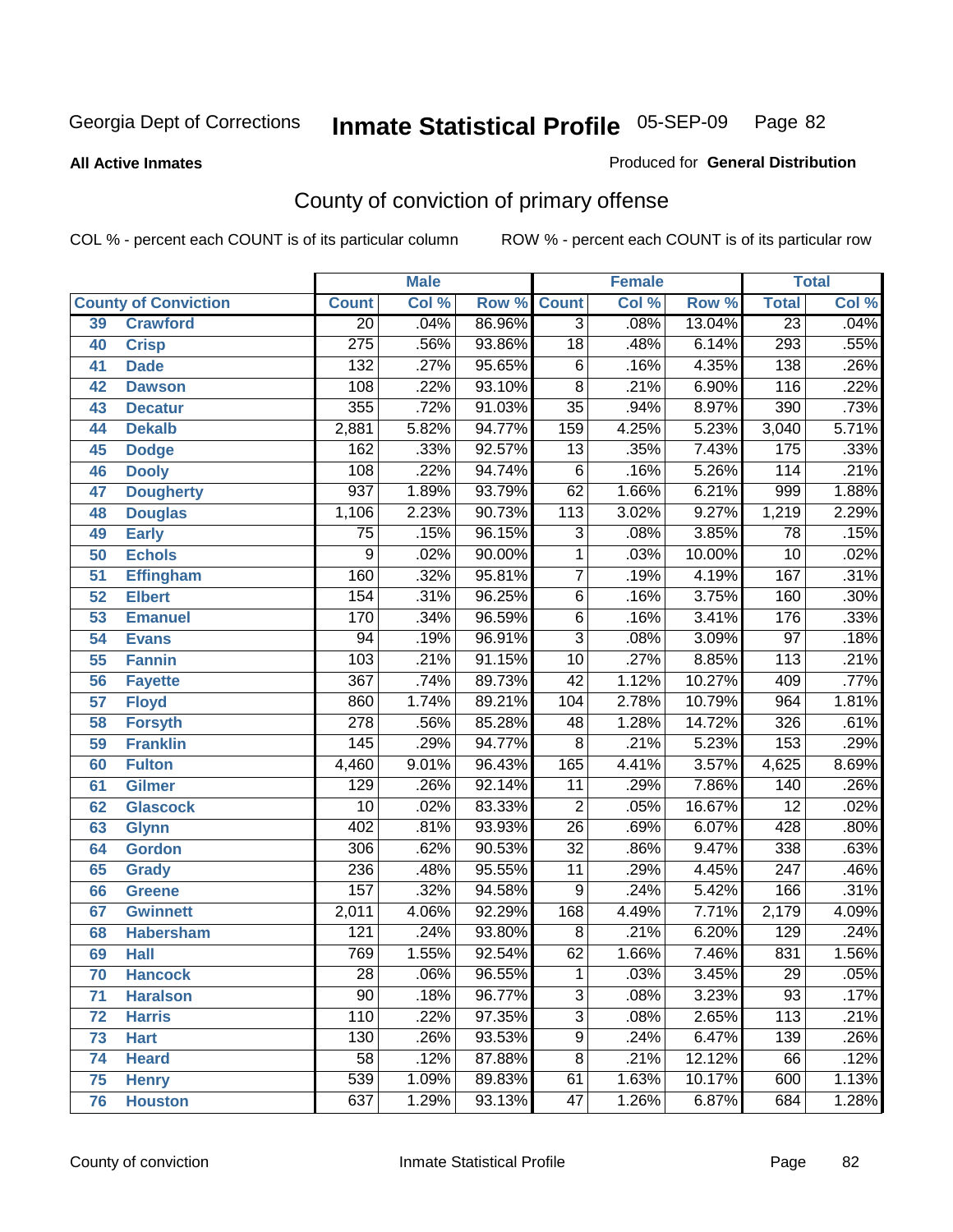Georgia Dept of Corrections **Inmate Statistical Profile** 05-SEP-09

**All Active Inmates**

Produced for **General Distribution**

## County of conviction of primary offense

COL % - percent each COUNT is of its particular column     ROW % - percent each COUNT is of its particular row

| County of Conviction | | Male | | | Female | | | Total | |
|---|---|---|---|---|---|---|---|---|---|
| | | Count | Col % | Row % | Count | Col % | Row % | Total | Col % |
| 39 | Crawford | 20 | .04% | 86.96% | 3 | .08% | 13.04% | 23 | .04% |
| 40 | Crisp | 275 | .56% | 93.86% | 18 | .48% | 6.14% | 293 | .55% |
| 41 | Dade | 132 | .27% | 95.65% | 6 | .16% | 4.35% | 138 | .26% |
| 42 | Dawson | 108 | .22% | 93.10% | 8 | .21% | 6.90% | 116 | .22% |
| 43 | Decatur | 355 | .72% | 91.03% | 35 | .94% | 8.97% | 390 | .73% |
| 44 | Dekalb | 2,881 | 5.82% | 94.77% | 159 | 4.25% | 5.23% | 3,040 | 5.71% |
| 45 | Dodge | 162 | .33% | 92.57% | 13 | .35% | 7.43% | 175 | .33% |
| 46 | Dooly | 108 | .22% | 94.74% | 6 | .16% | 5.26% | 114 | .21% |
| 47 | Dougherty | 937 | 1.89% | 93.79% | 62 | 1.66% | 6.21% | 999 | 1.88% |
| 48 | Douglas | 1,106 | 2.23% | 90.73% | 113 | 3.02% | 9.27% | 1,219 | 2.29% |
| 49 | Early | 75 | .15% | 96.15% | 3 | .08% | 3.85% | 78 | .15% |
| 50 | Echols | 9 | .02% | 90.00% | 1 | .03% | 10.00% | 10 | .02% |
| 51 | Effingham | 160 | .32% | 95.81% | 7 | .19% | 4.19% | 167 | .31% |
| 52 | Elbert | 154 | .31% | 96.25% | 6 | .16% | 3.75% | 160 | .30% |
| 53 | Emanuel | 170 | .34% | 96.59% | 6 | .16% | 3.41% | 176 | .33% |
| 54 | Evans | 94 | .19% | 96.91% | 3 | .08% | 3.09% | 97 | .18% |
| 55 | Fannin | 103 | .21% | 91.15% | 10 | .27% | 8.85% | 113 | .21% |
| 56 | Fayette | 367 | .74% | 89.73% | 42 | 1.12% | 10.27% | 409 | .77% |
| 57 | Floyd | 860 | 1.74% | 89.21% | 104 | 2.78% | 10.79% | 964 | 1.81% |
| 58 | Forsyth | 278 | .56% | 85.28% | 48 | 1.28% | 14.72% | 326 | .61% |
| 59 | Franklin | 145 | .29% | 94.77% | 8 | .21% | 5.23% | 153 | .29% |
| 60 | Fulton | 4,460 | 9.01% | 96.43% | 165 | 4.41% | 3.57% | 4,625 | 8.69% |
| 61 | Gilmer | 129 | .26% | 92.14% | 11 | .29% | 7.86% | 140 | .26% |
| 62 | Glascock | 10 | .02% | 83.33% | 2 | .05% | 16.67% | 12 | .02% |
| 63 | Glynn | 402 | .81% | 93.93% | 26 | .69% | 6.07% | 428 | .80% |
| 64 | Gordon | 306 | .62% | 90.53% | 32 | .86% | 9.47% | 338 | .63% |
| 65 | Grady | 236 | .48% | 95.55% | 11 | .29% | 4.45% | 247 | .46% |
| 66 | Greene | 157 | .32% | 94.58% | 9 | .24% | 5.42% | 166 | .31% |
| 67 | Gwinnett | 2,011 | 4.06% | 92.29% | 168 | 4.49% | 7.71% | 2,179 | 4.09% |
| 68 | Habersham | 121 | .24% | 93.80% | 8 | .21% | 6.20% | 129 | .24% |
| 69 | Hall | 769 | 1.55% | 92.54% | 62 | 1.66% | 7.46% | 831 | 1.56% |
| 70 | Hancock | 28 | .06% | 96.55% | 1 | .03% | 3.45% | 29 | .05% |
| 71 | Haralson | 90 | .18% | 96.77% | 3 | .08% | 3.23% | 93 | .17% |
| 72 | Harris | 110 | .22% | 97.35% | 3 | .08% | 2.65% | 113 | .21% |
| 73 | Hart | 130 | .26% | 93.53% | 9 | .24% | 6.47% | 139 | .26% |
| 74 | Heard | 58 | .12% | 87.88% | 8 | .21% | 12.12% | 66 | .12% |
| 75 | Henry | 539 | 1.09% | 89.83% | 61 | 1.63% | 10.17% | 600 | 1.13% |
| 76 | Houston | 637 | 1.29% | 93.13% | 47 | 1.26% | 6.87% | 684 | 1.28% |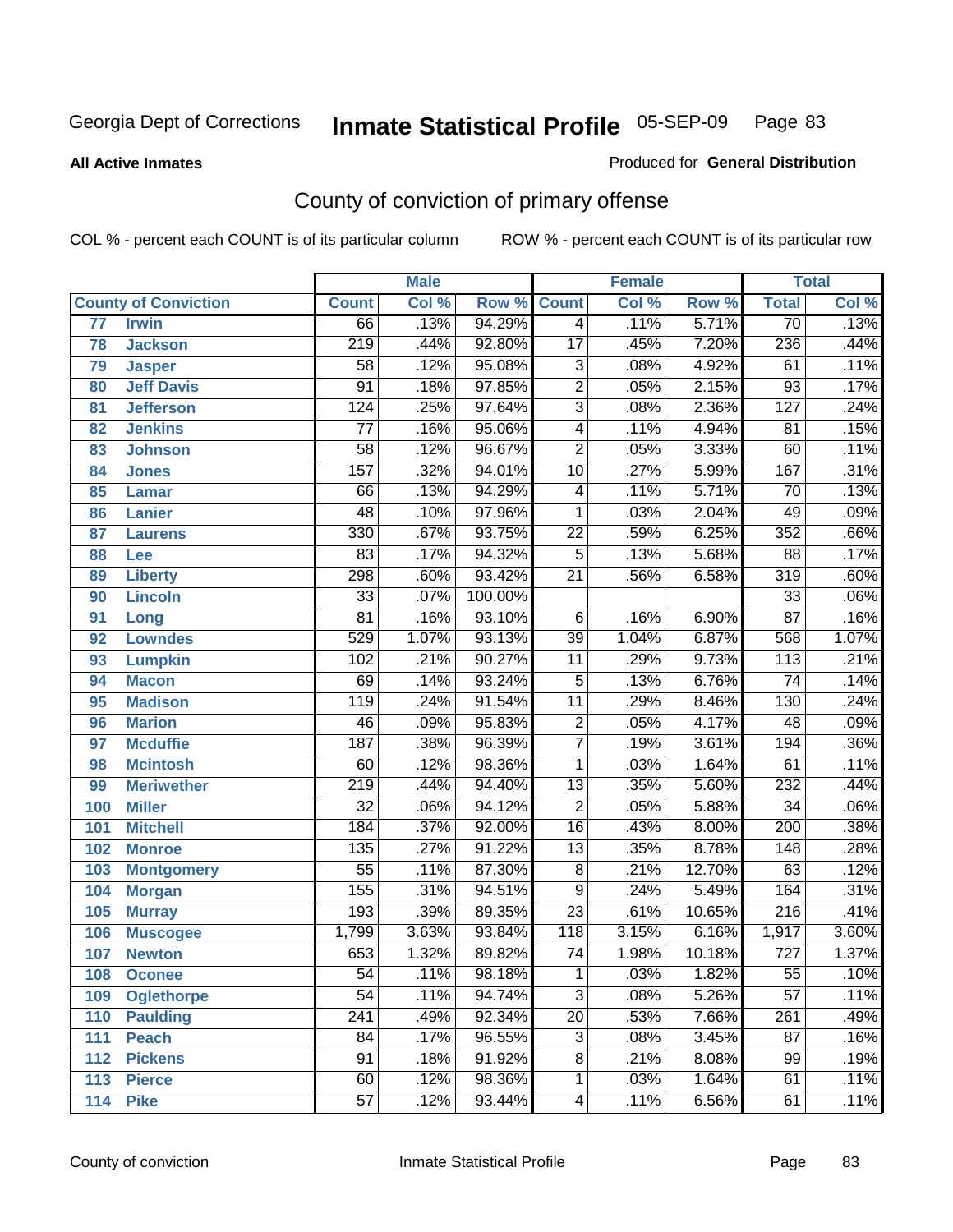Georgia Dept of Corrections **Inmate Statistical Profile** 05-SEP-09

**All Active Inmates**

Produced for **General Distribution**

## County of conviction of primary offense

COL % - percent each COUNT is of its particular column ROW % - percent each COUNT is of its particular row

| County of Conviction | | Male | | | Female | | | Total | |
|---|---|---|---|---|---|---|---|---|---|
| | | Count | Col % | Row % | Count | Col % | Row % | Total | Col % |
| 77 | Irwin | 66 | .13% | 94.29% | 4 | .11% | 5.71% | 70 | .13% |
| 78 | Jackson | 219 | .44% | 92.80% | 17 | .45% | 7.20% | 236 | .44% |
| 79 | Jasper | 58 | .12% | 95.08% | 3 | .08% | 4.92% | 61 | .11% |
| 80 | Jeff Davis | 91 | .18% | 97.85% | 2 | .05% | 2.15% | 93 | .17% |
| 81 | Jefferson | 124 | .25% | 97.64% | 3 | .08% | 2.36% | 127 | .24% |
| 82 | Jenkins | 77 | .16% | 95.06% | 4 | .11% | 4.94% | 81 | .15% |
| 83 | Johnson | 58 | .12% | 96.67% | 2 | .05% | 3.33% | 60 | .11% |
| 84 | Jones | 157 | .32% | 94.01% | 10 | .27% | 5.99% | 167 | .31% |
| 85 | Lamar | 66 | .13% | 94.29% | 4 | .11% | 5.71% | 70 | .13% |
| 86 | Lanier | 48 | .10% | 97.96% | 1 | .03% | 2.04% | 49 | .09% |
| 87 | Laurens | 330 | .67% | 93.75% | 22 | .59% | 6.25% | 352 | .66% |
| 88 | Lee | 83 | .17% | 94.32% | 5 | .13% | 5.68% | 88 | .17% |
| 89 | Liberty | 298 | .60% | 93.42% | 21 | .56% | 6.58% | 319 | .60% |
| 90 | Lincoln | 33 | .07% | 100.00% | | | | 33 | .06% |
| 91 | Long | 81 | .16% | 93.10% | 6 | .16% | 6.90% | 87 | .16% |
| 92 | Lowndes | 529 | 1.07% | 93.13% | 39 | 1.04% | 6.87% | 568 | 1.07% |
| 93 | Lumpkin | 102 | .21% | 90.27% | 11 | .29% | 9.73% | 113 | .21% |
| 94 | Macon | 69 | .14% | 93.24% | 5 | .13% | 6.76% | 74 | .14% |
| 95 | Madison | 119 | .24% | 91.54% | 11 | .29% | 8.46% | 130 | .24% |
| 96 | Marion | 46 | .09% | 95.83% | 2 | .05% | 4.17% | 48 | .09% |
| 97 | Mcduffie | 187 | .38% | 96.39% | 7 | .19% | 3.61% | 194 | .36% |
| 98 | Mcintosh | 60 | .12% | 98.36% | 1 | .03% | 1.64% | 61 | .11% |
| 99 | Meriwether | 219 | .44% | 94.40% | 13 | .35% | 5.60% | 232 | .44% |
| 100 | Miller | 32 | .06% | 94.12% | 2 | .05% | 5.88% | 34 | .06% |
| 101 | Mitchell | 184 | .37% | 92.00% | 16 | .43% | 8.00% | 200 | .38% |
| 102 | Monroe | 135 | .27% | 91.22% | 13 | .35% | 8.78% | 148 | .28% |
| 103 | Montgomery | 55 | .11% | 87.30% | 8 | .21% | 12.70% | 63 | .12% |
| 104 | Morgan | 155 | .31% | 94.51% | 9 | .24% | 5.49% | 164 | .31% |
| 105 | Murray | 193 | .39% | 89.35% | 23 | .61% | 10.65% | 216 | .41% |
| 106 | Muscogee | 1,799 | 3.63% | 93.84% | 118 | 3.15% | 6.16% | 1,917 | 3.60% |
| 107 | Newton | 653 | 1.32% | 89.82% | 74 | 1.98% | 10.18% | 727 | 1.37% |
| 108 | Oconee | 54 | .11% | 98.18% | 1 | .03% | 1.82% | 55 | .10% |
| 109 | Oglethorpe | 54 | .11% | 94.74% | 3 | .08% | 5.26% | 57 | .11% |
| 110 | Paulding | 241 | .49% | 92.34% | 20 | .53% | 7.66% | 261 | .49% |
| 111 | Peach | 84 | .17% | 96.55% | 3 | .08% | 3.45% | 87 | .16% |
| 112 | Pickens | 91 | .18% | 91.92% | 8 | .21% | 8.08% | 99 | .19% |
| 113 | Pierce | 60 | .12% | 98.36% | 1 | .03% | 1.64% | 61 | .11% |
| 114 | Pike | 57 | .12% | 93.44% | 4 | .11% | 6.56% | 61 | .11% |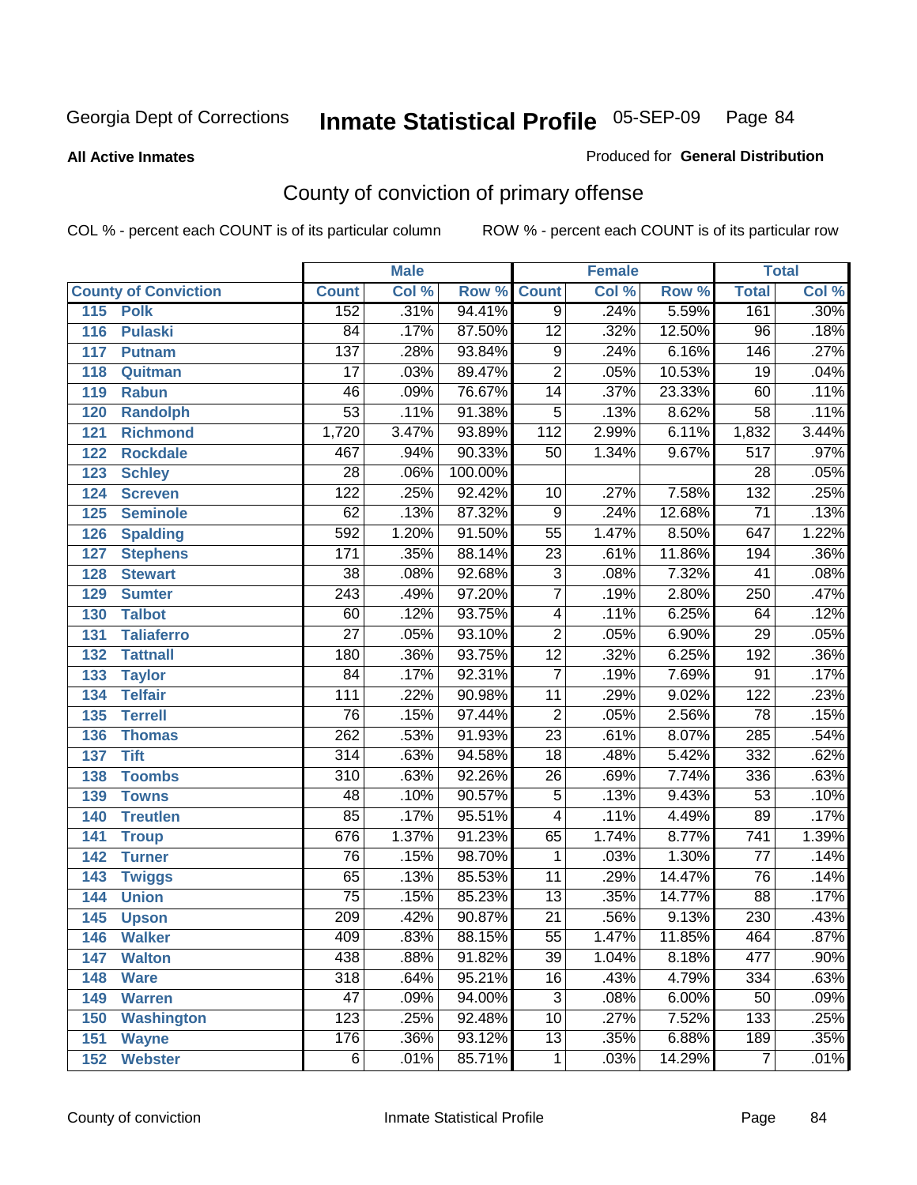Georgia Dept of Corrections **Inmate Statistical Profile** 05-SEP-09

**All Active Inmates** Produced for **General Distribution**

## County of conviction of primary offense

COL % - percent each COUNT is of its particular column ROW % - percent each COUNT is of its particular row

| County of Conviction | | Male | | | Female | | | Total | |
|---|---|---|---|---|---|---|---|---|---|
| | | Count | Col % | Row % | Count | Col % | Row % | Total | Col % |
| 115 | Polk | 152 | .31% | 94.41% | 9 | .24% | 5.59% | 161 | .30% |
| 116 | Pulaski | 84 | .17% | 87.50% | 12 | .32% | 12.50% | 96 | .18% |
| 117 | Putnam | 137 | .28% | 93.84% | 9 | .24% | 6.16% | 146 | .27% |
| 118 | Quitman | 17 | .03% | 89.47% | 2 | .05% | 10.53% | 19 | .04% |
| 119 | Rabun | 46 | .09% | 76.67% | 14 | .37% | 23.33% | 60 | .11% |
| 120 | Randolph | 53 | .11% | 91.38% | 5 | .13% | 8.62% | 58 | .11% |
| 121 | Richmond | 1,720 | 3.47% | 93.89% | 112 | 2.99% | 6.11% | 1,832 | 3.44% |
| 122 | Rockdale | 467 | .94% | 90.33% | 50 | 1.34% | 9.67% | 517 | .97% |
| 123 | Schley | 28 | .06% | 100.00% | | | | 28 | .05% |
| 124 | Screven | 122 | .25% | 92.42% | 10 | .27% | 7.58% | 132 | .25% |
| 125 | Seminole | 62 | .13% | 87.32% | 9 | .24% | 12.68% | 71 | .13% |
| 126 | Spalding | 592 | 1.20% | 91.50% | 55 | 1.47% | 8.50% | 647 | 1.22% |
| 127 | Stephens | 171 | .35% | 88.14% | 23 | .61% | 11.86% | 194 | .36% |
| 128 | Stewart | 38 | .08% | 92.68% | 3 | .08% | 7.32% | 41 | .08% |
| 129 | Sumter | 243 | .49% | 97.20% | 7 | .19% | 2.80% | 250 | .47% |
| 130 | Talbot | 60 | .12% | 93.75% | 4 | .11% | 6.25% | 64 | .12% |
| 131 | Taliaferro | 27 | .05% | 93.10% | 2 | .05% | 6.90% | 29 | .05% |
| 132 | Tattnall | 180 | .36% | 93.75% | 12 | .32% | 6.25% | 192 | .36% |
| 133 | Taylor | 84 | .17% | 92.31% | 7 | .19% | 7.69% | 91 | .17% |
| 134 | Telfair | 111 | .22% | 90.98% | 11 | .29% | 9.02% | 122 | .23% |
| 135 | Terrell | 76 | .15% | 97.44% | 2 | .05% | 2.56% | 78 | .15% |
| 136 | Thomas | 262 | .53% | 91.93% | 23 | .61% | 8.07% | 285 | .54% |
| 137 | Tift | 314 | .63% | 94.58% | 18 | .48% | 5.42% | 332 | .62% |
| 138 | Toombs | 310 | .63% | 92.26% | 26 | .69% | 7.74% | 336 | .63% |
| 139 | Towns | 48 | .10% | 90.57% | 5 | .13% | 9.43% | 53 | .10% |
| 140 | Treutlen | 85 | .17% | 95.51% | 4 | .11% | 4.49% | 89 | .17% |
| 141 | Troup | 676 | 1.37% | 91.23% | 65 | 1.74% | 8.77% | 741 | 1.39% |
| 142 | Turner | 76 | .15% | 98.70% | 1 | .03% | 1.30% | 77 | .14% |
| 143 | Twiggs | 65 | .13% | 85.53% | 11 | .29% | 14.47% | 76 | .14% |
| 144 | Union | 75 | .15% | 85.23% | 13 | .35% | 14.77% | 88 | .17% |
| 145 | Upson | 209 | .42% | 90.87% | 21 | .56% | 9.13% | 230 | .43% |
| 146 | Walker | 409 | .83% | 88.15% | 55 | 1.47% | 11.85% | 464 | .87% |
| 147 | Walton | 438 | .88% | 91.82% | 39 | 1.04% | 8.18% | 477 | .90% |
| 148 | Ware | 318 | .64% | 95.21% | 16 | .43% | 4.79% | 334 | .63% |
| 149 | Warren | 47 | .09% | 94.00% | 3 | .08% | 6.00% | 50 | .09% |
| 150 | Washington | 123 | .25% | 92.48% | 10 | .27% | 7.52% | 133 | .25% |
| 151 | Wayne | 176 | .36% | 93.12% | 13 | .35% | 6.88% | 189 | .35% |
| 152 | Webster | 6 | .01% | 85.71% | 1 | .03% | 14.29% | 7 | .01% |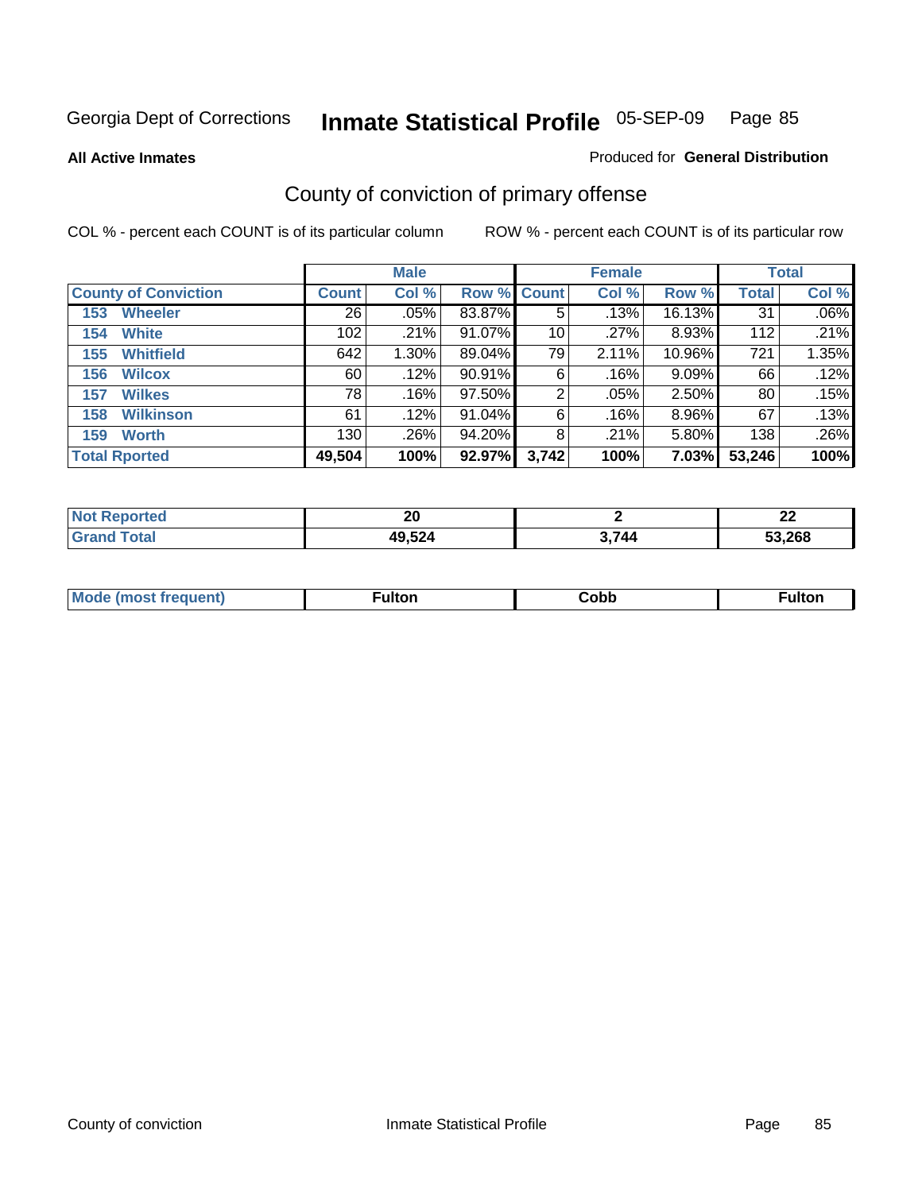Georgia Dept of Corrections **Inmate Statistical Profile** 05-SEP-09

**All Active Inmates**

Produced for **General Distribution**

## County of conviction of primary offense

COL % - percent each COUNT is of its particular column

ROW % - percent each COUNT is of its particular row

| | Male | | | Female | | | Total | |
|---|---|---|---|---|---|---|---|---|
| **County of Conviction** | **Count** | **Col %** | **Row %** | **Count** | **Col %** | **Row %** | **Total** | **Col %** |
| 153 Wheeler | 26 | .05% | 83.87% | 5 | .13% | 16.13% | 31 | .06% |
| 154 White | 102 | .21% | 91.07% | 10 | .27% | 8.93% | 112 | .21% |
| 155 Whitfield | 642 | 1.30% | 89.04% | 79 | 2.11% | 10.96% | 721 | 1.35% |
| 156 Wilcox | 60 | .12% | 90.91% | 6 | .16% | 9.09% | 66 | .12% |
| 157 Wilkes | 78 | .16% | 97.50% | 2 | .05% | 2.50% | 80 | .15% |
| 158 Wilkinson | 61 | .12% | 91.04% | 6 | .16% | 8.96% | 67 | .13% |
| 159 Worth | 130 | .26% | 94.20% | 8 | .21% | 5.80% | 138 | .26% |
| **Total Rported** | **49,504** | **100%** | **92.97%** | **3,742** | **100%** | **7.03%** | **53,246** | **100%** |

| | Male | Female | Total |
|---|---|---|---|
| Not Reported | 20 | 2 | 22 |
| Grand Total | 49,524 | 3,744 | 53,268 |

| | Male | Female | Total |
|---|---|---|---|
| Mode (most frequent) | Fulton | Cobb | Fulton |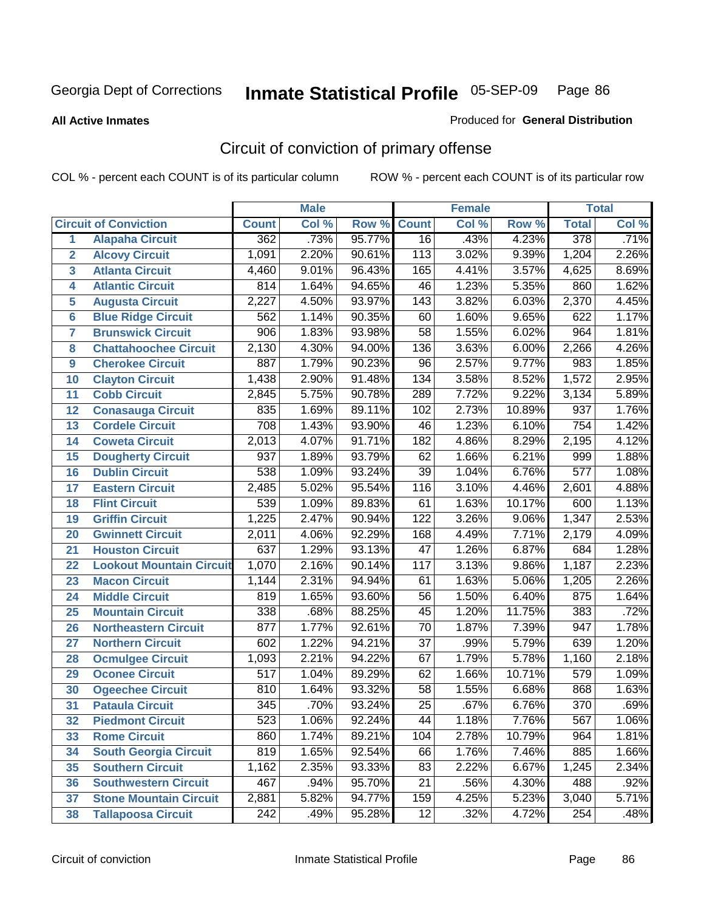Georgia Dept of Corrections **Inmate Statistical Profile** 05-SEP-09

**All Active Inmates**

Produced for **General Distribution**

## Circuit of conviction of primary offense

COL % - percent each COUNT is of its particular column ROW % - percent each COUNT is of its particular row

| | | Male | | | Female | | | Total | |
|---|---|---|---|---|---|---|---|---|---|
| **Circuit of Conviction** | | **Count** | **Col %** | **Row %** | **Count** | **Col %** | **Row %** | **Total** | **Col %** |
| 1 | Alapaha Circuit | 362 | .73% | 95.77% | 16 | .43% | 4.23% | 378 | .71% |
| 2 | Alcovy Circuit | 1,091 | 2.20% | 90.61% | 113 | 3.02% | 9.39% | 1,204 | 2.26% |
| 3 | Atlanta Circuit | 4,460 | 9.01% | 96.43% | 165 | 4.41% | 3.57% | 4,625 | 8.69% |
| 4 | Atlantic Circuit | 814 | 1.64% | 94.65% | 46 | 1.23% | 5.35% | 860 | 1.62% |
| 5 | Augusta Circuit | 2,227 | 4.50% | 93.97% | 143 | 3.82% | 6.03% | 2,370 | 4.45% |
| 6 | Blue Ridge Circuit | 562 | 1.14% | 90.35% | 60 | 1.60% | 9.65% | 622 | 1.17% |
| 7 | Brunswick Circuit | 906 | 1.83% | 93.98% | 58 | 1.55% | 6.02% | 964 | 1.81% |
| 8 | Chattahoochee Circuit | 2,130 | 4.30% | 94.00% | 136 | 3.63% | 6.00% | 2,266 | 4.26% |
| 9 | Cherokee Circuit | 887 | 1.79% | 90.23% | 96 | 2.57% | 9.77% | 983 | 1.85% |
| 10 | Clayton Circuit | 1,438 | 2.90% | 91.48% | 134 | 3.58% | 8.52% | 1,572 | 2.95% |
| 11 | Cobb Circuit | 2,845 | 5.75% | 90.78% | 289 | 7.72% | 9.22% | 3,134 | 5.89% |
| 12 | Conasauga Circuit | 835 | 1.69% | 89.11% | 102 | 2.73% | 10.89% | 937 | 1.76% |
| 13 | Cordele Circuit | 708 | 1.43% | 93.90% | 46 | 1.23% | 6.10% | 754 | 1.42% |
| 14 | Coweta Circuit | 2,013 | 4.07% | 91.71% | 182 | 4.86% | 8.29% | 2,195 | 4.12% |
| 15 | Dougherty Circuit | 937 | 1.89% | 93.79% | 62 | 1.66% | 6.21% | 999 | 1.88% |
| 16 | Dublin Circuit | 538 | 1.09% | 93.24% | 39 | 1.04% | 6.76% | 577 | 1.08% |
| 17 | Eastern Circuit | 2,485 | 5.02% | 95.54% | 116 | 3.10% | 4.46% | 2,601 | 4.88% |
| 18 | Flint Circuit | 539 | 1.09% | 89.83% | 61 | 1.63% | 10.17% | 600 | 1.13% |
| 19 | Griffin Circuit | 1,225 | 2.47% | 90.94% | 122 | 3.26% | 9.06% | 1,347 | 2.53% |
| 20 | Gwinnett Circuit | 2,011 | 4.06% | 92.29% | 168 | 4.49% | 7.71% | 2,179 | 4.09% |
| 21 | Houston Circuit | 637 | 1.29% | 93.13% | 47 | 1.26% | 6.87% | 684 | 1.28% |
| 22 | Lookout Mountain Circuit | 1,070 | 2.16% | 90.14% | 117 | 3.13% | 9.86% | 1,187 | 2.23% |
| 23 | Macon Circuit | 1,144 | 2.31% | 94.94% | 61 | 1.63% | 5.06% | 1,205 | 2.26% |
| 24 | Middle Circuit | 819 | 1.65% | 93.60% | 56 | 1.50% | 6.40% | 875 | 1.64% |
| 25 | Mountain Circuit | 338 | .68% | 88.25% | 45 | 1.20% | 11.75% | 383 | .72% |
| 26 | Northeastern Circuit | 877 | 1.77% | 92.61% | 70 | 1.87% | 7.39% | 947 | 1.78% |
| 27 | Northern Circuit | 602 | 1.22% | 94.21% | 37 | .99% | 5.79% | 639 | 1.20% |
| 28 | Ocmulgee Circuit | 1,093 | 2.21% | 94.22% | 67 | 1.79% | 5.78% | 1,160 | 2.18% |
| 29 | Oconee Circuit | 517 | 1.04% | 89.29% | 62 | 1.66% | 10.71% | 579 | 1.09% |
| 30 | Ogeechee Circuit | 810 | 1.64% | 93.32% | 58 | 1.55% | 6.68% | 868 | 1.63% |
| 31 | Pataula Circuit | 345 | .70% | 93.24% | 25 | .67% | 6.76% | 370 | .69% |
| 32 | Piedmont Circuit | 523 | 1.06% | 92.24% | 44 | 1.18% | 7.76% | 567 | 1.06% |
| 33 | Rome Circuit | 860 | 1.74% | 89.21% | 104 | 2.78% | 10.79% | 964 | 1.81% |
| 34 | South Georgia Circuit | 819 | 1.65% | 92.54% | 66 | 1.76% | 7.46% | 885 | 1.66% |
| 35 | Southern Circuit | 1,162 | 2.35% | 93.33% | 83 | 2.22% | 6.67% | 1,245 | 2.34% |
| 36 | Southwestern Circuit | 467 | .94% | 95.70% | 21 | .56% | 4.30% | 488 | .92% |
| 37 | Stone Mountain Circuit | 2,881 | 5.82% | 94.77% | 159 | 4.25% | 5.23% | 3,040 | 5.71% |
| 38 | Tallapoosa Circuit | 242 | .49% | 95.28% | 12 | .32% | 4.72% | 254 | .48% |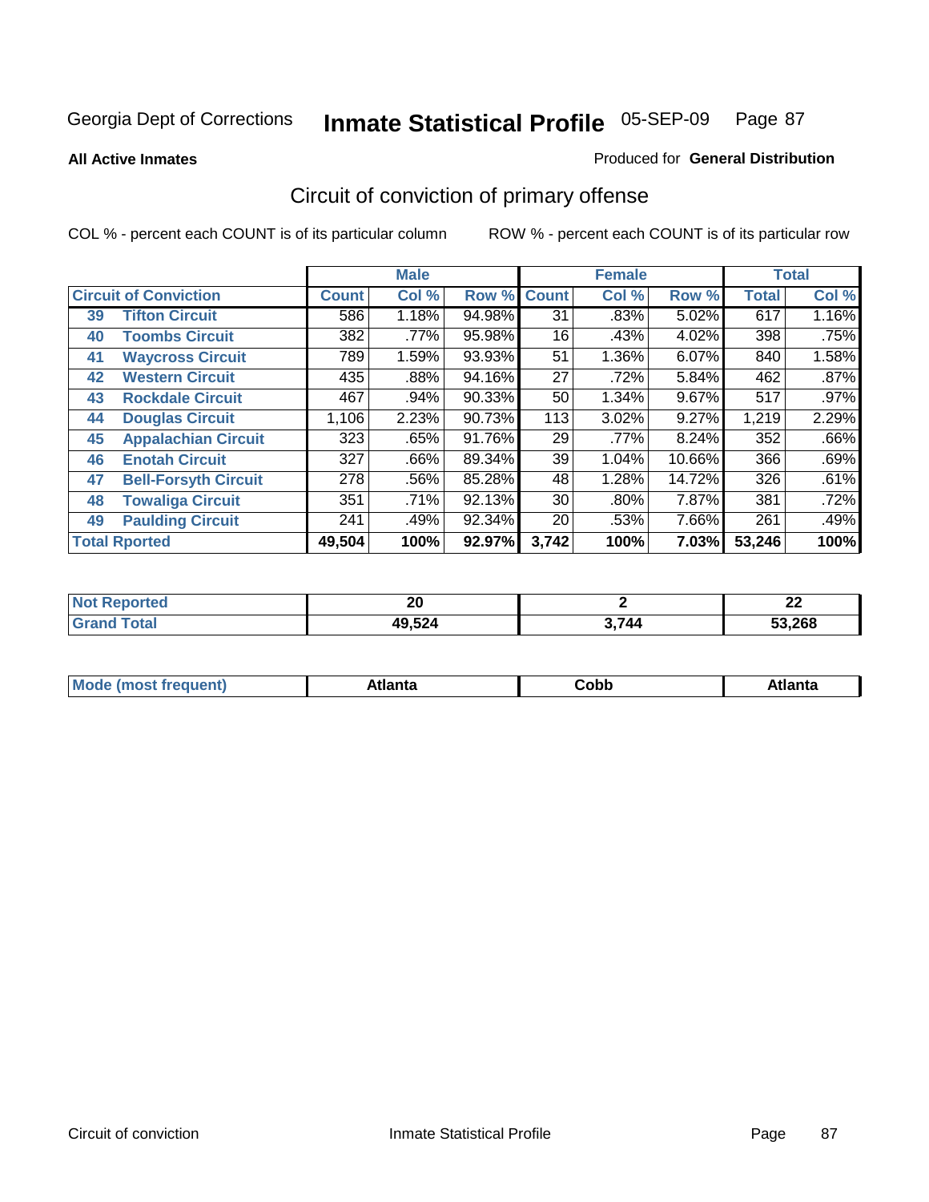Georgia Dept of Corrections **Inmate Statistical Profile** 05-SEP-09

**All Active Inmates**

Produced for **General Distribution**

## Circuit of conviction of primary offense

COL % - percent each COUNT is of its particular column ROW % - percent each COUNT is of its particular row

| | | Male | | | Female | | | Total | |
|---|---|---|---|---|---|---|---|---|---|
| **Circuit of Conviction** | | **Count** | **Col %** | **Row %** | **Count** | **Col %** | **Row %** | **Total** | **Col %** |
| 39 | **Tifton Circuit** | 586 | 1.18% | 94.98% | 31 | .83% | 5.02% | 617 | 1.16% |
| 40 | **Toombs Circuit** | 382 | .77% | 95.98% | 16 | .43% | 4.02% | 398 | .75% |
| 41 | **Waycross Circuit** | 789 | 1.59% | 93.93% | 51 | 1.36% | 6.07% | 840 | 1.58% |
| 42 | **Western Circuit** | 435 | .88% | 94.16% | 27 | .72% | 5.84% | 462 | .87% |
| 43 | **Rockdale Circuit** | 467 | .94% | 90.33% | 50 | 1.34% | 9.67% | 517 | .97% |
| 44 | **Douglas Circuit** | 1,106 | 2.23% | 90.73% | 113 | 3.02% | 9.27% | 1,219 | 2.29% |
| 45 | **Appalachian Circuit** | 323 | .65% | 91.76% | 29 | .77% | 8.24% | 352 | .66% |
| 46 | **Enotah Circuit** | 327 | .66% | 89.34% | 39 | 1.04% | 10.66% | 366 | .69% |
| 47 | **Bell-Forsyth Circuit** | 278 | .56% | 85.28% | 48 | 1.28% | 14.72% | 326 | .61% |
| 48 | **Towaliga Circuit** | 351 | .71% | 92.13% | 30 | .80% | 7.87% | 381 | .72% |
| 49 | **Paulding Circuit** | 241 | .49% | 92.34% | 20 | .53% | 7.66% | 261 | .49% |
| **Total Rported** | | **49,504** | **100%** | **92.97%** | **3,742** | **100%** | **7.03%** | **53,246** | **100%** |

| | Male | Female | Total |
|---|---|---|---|
| **Not Reported** | **20** | **2** | **22** |
| **Grand Total** | **49,524** | **3,744** | **53,268** |

| | Male | Female | Total |
|---|---|---|---|
| **Mode (most frequent)** | **Atlanta** | **Cobb** | **Atlanta** |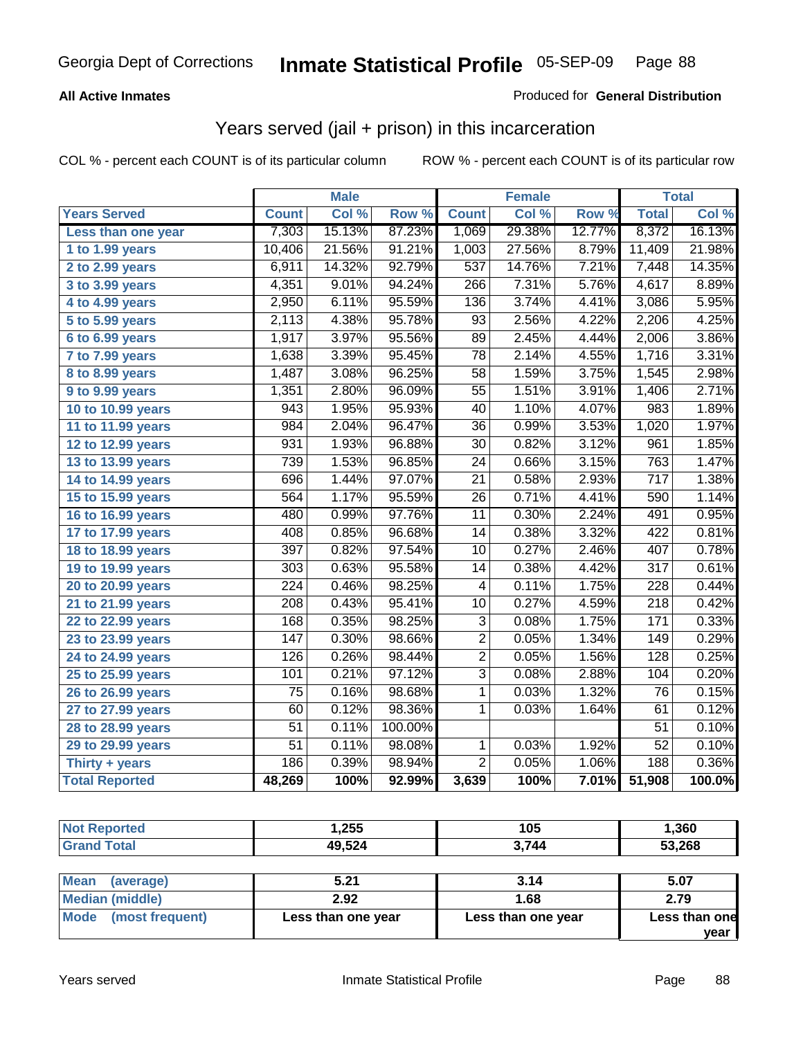Georgia Dept of Corrections **Inmate Statistical Profile** 05-SEP-09

**All Active Inmates**

Produced for **General Distribution**

## Years served (jail + prison) in this incarceration

COL % - percent each COUNT is of its particular column

ROW % - percent each COUNT is of its particular row

| | Male | | | Female | | | Total | |
|---|---|---|---|---|---|---|---|---|
| **Years Served** | **Count** | **Col %** | **Row %** | **Count** | **Col %** | **Row %** | **Total** | **Col %** |
| Less than one year | 7,303 | 15.13% | 87.23% | 1,069 | 29.38% | 12.77% | 8,372 | 16.13% |
| 1 to 1.99 years | 10,406 | 21.56% | 91.21% | 1,003 | 27.56% | 8.79% | 11,409 | 21.98% |
| 2 to 2.99 years | 6,911 | 14.32% | 92.79% | 537 | 14.76% | 7.21% | 7,448 | 14.35% |
| 3 to 3.99 years | 4,351 | 9.01% | 94.24% | 266 | 7.31% | 5.76% | 4,617 | 8.89% |
| 4 to 4.99 years | 2,950 | 6.11% | 95.59% | 136 | 3.74% | 4.41% | 3,086 | 5.95% |
| 5 to 5.99 years | 2,113 | 4.38% | 95.78% | 93 | 2.56% | 4.22% | 2,206 | 4.25% |
| 6 to 6.99 years | 1,917 | 3.97% | 95.56% | 89 | 2.45% | 4.44% | 2,006 | 3.86% |
| 7 to 7.99 years | 1,638 | 3.39% | 95.45% | 78 | 2.14% | 4.55% | 1,716 | 3.31% |
| 8 to 8.99 years | 1,487 | 3.08% | 96.25% | 58 | 1.59% | 3.75% | 1,545 | 2.98% |
| 9 to 9.99 years | 1,351 | 2.80% | 96.09% | 55 | 1.51% | 3.91% | 1,406 | 2.71% |
| 10 to 10.99 years | 943 | 1.95% | 95.93% | 40 | 1.10% | 4.07% | 983 | 1.89% |
| 11 to 11.99 years | 984 | 2.04% | 96.47% | 36 | 0.99% | 3.53% | 1,020 | 1.97% |
| 12 to 12.99 years | 931 | 1.93% | 96.88% | 30 | 0.82% | 3.12% | 961 | 1.85% |
| 13 to 13.99 years | 739 | 1.53% | 96.85% | 24 | 0.66% | 3.15% | 763 | 1.47% |
| 14 to 14.99 years | 696 | 1.44% | 97.07% | 21 | 0.58% | 2.93% | 717 | 1.38% |
| 15 to 15.99 years | 564 | 1.17% | 95.59% | 26 | 0.71% | 4.41% | 590 | 1.14% |
| 16 to 16.99 years | 480 | 0.99% | 97.76% | 11 | 0.30% | 2.24% | 491 | 0.95% |
| 17 to 17.99 years | 408 | 0.85% | 96.68% | 14 | 0.38% | 3.32% | 422 | 0.81% |
| 18 to 18.99 years | 397 | 0.82% | 97.54% | 10 | 0.27% | 2.46% | 407 | 0.78% |
| 19 to 19.99 years | 303 | 0.63% | 95.58% | 14 | 0.38% | 4.42% | 317 | 0.61% |
| 20 to 20.99 years | 224 | 0.46% | 98.25% | 4 | 0.11% | 1.75% | 228 | 0.44% |
| 21 to 21.99 years | 208 | 0.43% | 95.41% | 10 | 0.27% | 4.59% | 218 | 0.42% |
| 22 to 22.99 years | 168 | 0.35% | 98.25% | 3 | 0.08% | 1.75% | 171 | 0.33% |
| 23 to 23.99 years | 147 | 0.30% | 98.66% | 2 | 0.05% | 1.34% | 149 | 0.29% |
| 24 to 24.99 years | 126 | 0.26% | 98.44% | 2 | 0.05% | 1.56% | 128 | 0.25% |
| 25 to 25.99 years | 101 | 0.21% | 97.12% | 3 | 0.08% | 2.88% | 104 | 0.20% |
| 26 to 26.99 years | 75 | 0.16% | 98.68% | 1 | 0.03% | 1.32% | 76 | 0.15% |
| 27 to 27.99 years | 60 | 0.12% | 98.36% | 1 | 0.03% | 1.64% | 61 | 0.12% |
| 28 to 28.99 years | 51 | 0.11% | 100.00% | | | | 51 | 0.10% |
| 29 to 29.99 years | 51 | 0.11% | 98.08% | 1 | 0.03% | 1.92% | 52 | 0.10% |
| Thirty + years | 186 | 0.39% | 98.94% | 2 | 0.05% | 1.06% | 188 | 0.36% |
| **Total Reported** | **48,269** | **100%** | **92.99%** | **3,639** | **100%** | **7.01%** | **51,908** | **100.0%** |

| | Male | Female | Total |
|---|---|---|---|
| Not Reported | 1,255 | 105 | 1,360 |
| Grand Total | 49,524 | 3,744 | 53,268 |

| | Male | Female | Total |
|---|---|---|---|
| Mean (average) | 5.21 | 3.14 | 5.07 |
| Median (middle) | 2.92 | 1.68 | 2.79 |
| Mode (most frequent) | Less than one year | Less than one year | Less than one year |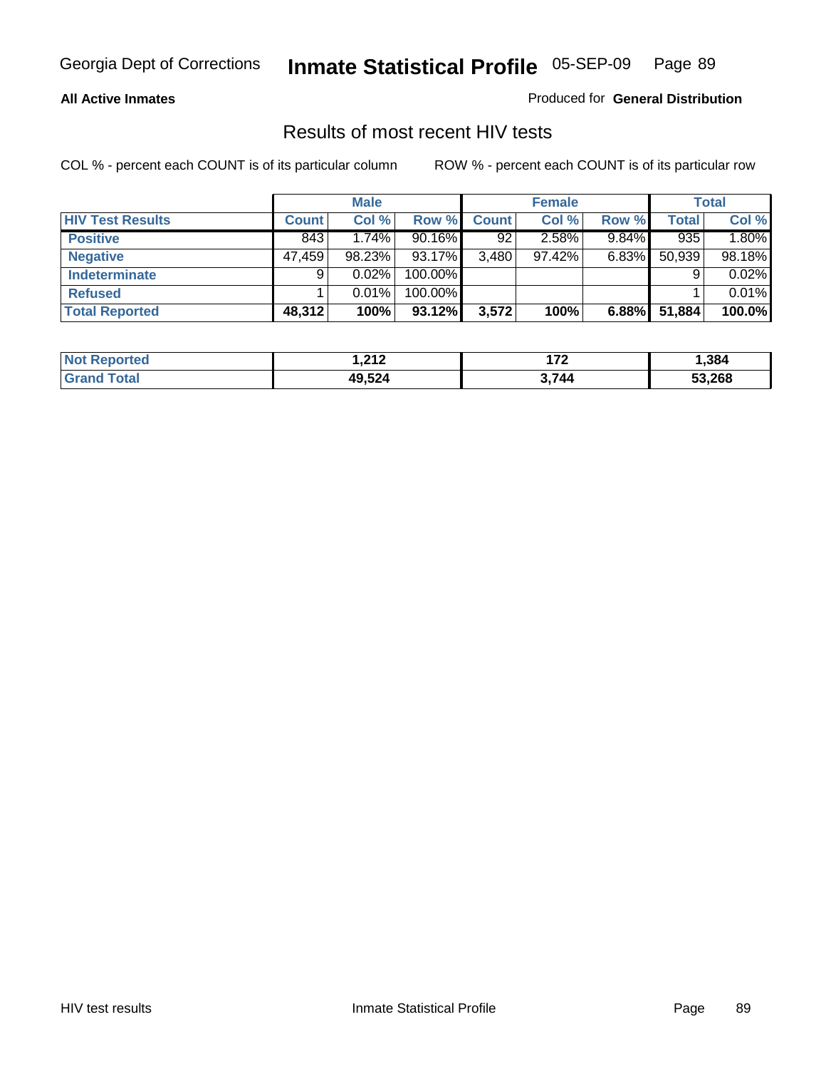**All Active Inmates**

Produced for **General Distribution**

## Results of most recent HIV tests

COL % - percent each COUNT is of its particular column

ROW % - percent each COUNT is of its particular row

| | Male | | | Female | | | Total | |
|---|---|---|---|---|---|---|---|---|
| **HIV Test Results** | **Count** | **Col %** | **Row %** | **Count** | **Col %** | **Row %** | **Total** | **Col %** |
| **Positive** | 843 | 1.74% | 90.16% | 92 | 2.58% | 9.84% | 935 | 1.80% |
| **Negative** | 47,459 | 98.23% | 93.17% | 3,480 | 97.42% | 6.83% | 50,939 | 98.18% |
| **Indeterminate** | 9 | 0.02% | 100.00% | | | | 9 | 0.02% |
| **Refused** | 1 | 0.01% | 100.00% | | | | 1 | 0.01% |
| **Total Reported** | **48,312** | **100%** | **93.12%** | **3,572** | **100%** | **6.88%** | **51,884** | **100.0%** |

| | Male | Female | Total |
|---|---|---|---|
| **Not Reported** | **1,212** | **172** | **1,384** |
| **Grand Total** | **49,524** | **3,744** | **53,268** |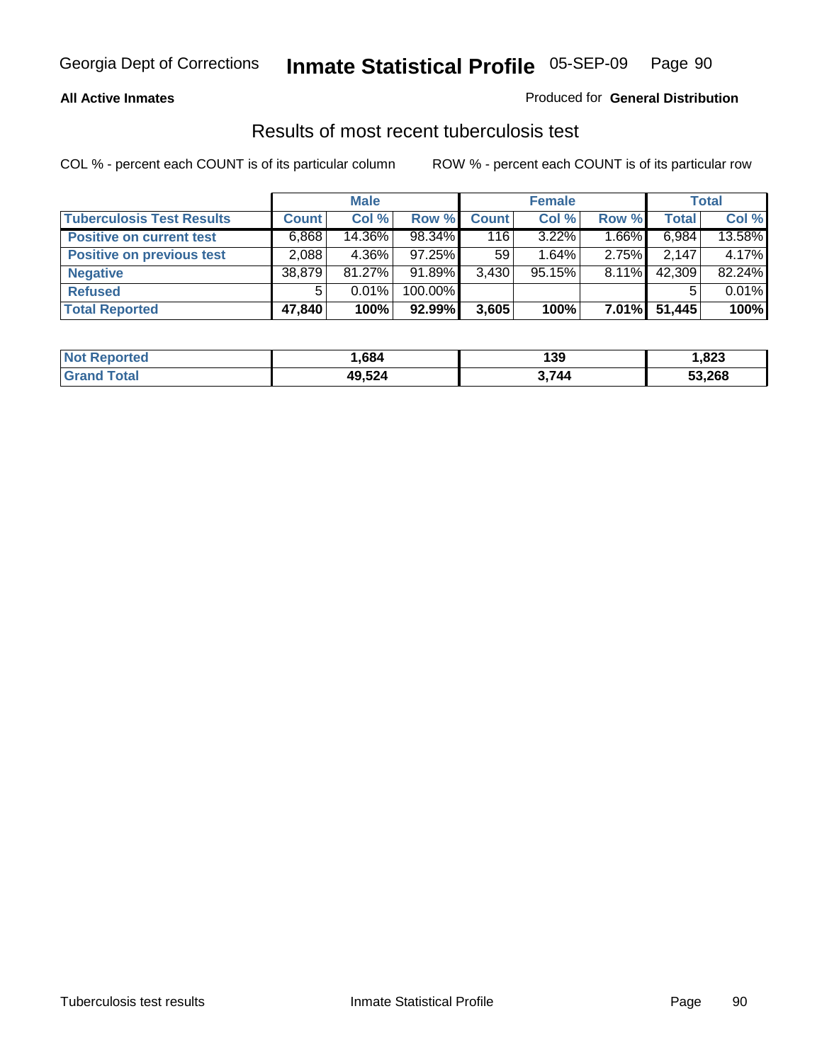Georgia Dept of Corrections **Inmate Statistical Profile** 05-SEP-09

**All Active Inmates**

Produced for **General Distribution**

## Results of most recent tuberculosis test

COL % - percent each COUNT is of its particular column ROW % - percent each COUNT is of its particular row

| | Male | | | Female | | | Total | |
|---|---|---|---|---|---|---|---|---|
| **Tuberculosis Test Results** | **Count** | **Col %** | **Row %** | **Count** | **Col %** | **Row %** | **Total** | **Col %** |
| **Positive on current test** | 6,868 | 14.36% | 98.34% | 116 | 3.22% | 1.66% | 6,984 | 13.58% |
| **Positive on previous test** | 2,088 | 4.36% | 97.25% | 59 | 1.64% | 2.75% | 2,147 | 4.17% |
| **Negative** | 38,879 | 81.27% | 91.89% | 3,430 | 95.15% | 8.11% | 42,309 | 82.24% |
| **Refused** | 5 | 0.01% | 100.00% | | | | 5 | 0.01% |
| **Total Reported** | **47,840** | **100%** | **92.99%** | **3,605** | **100%** | **7.01%** | **51,445** | **100%** |

| | Male | Female | Total |
|---|---|---|---|
| **Not Reported** | **1,684** | **139** | **1,823** |
| **Grand Total** | **49,524** | **3,744** | **53,268** |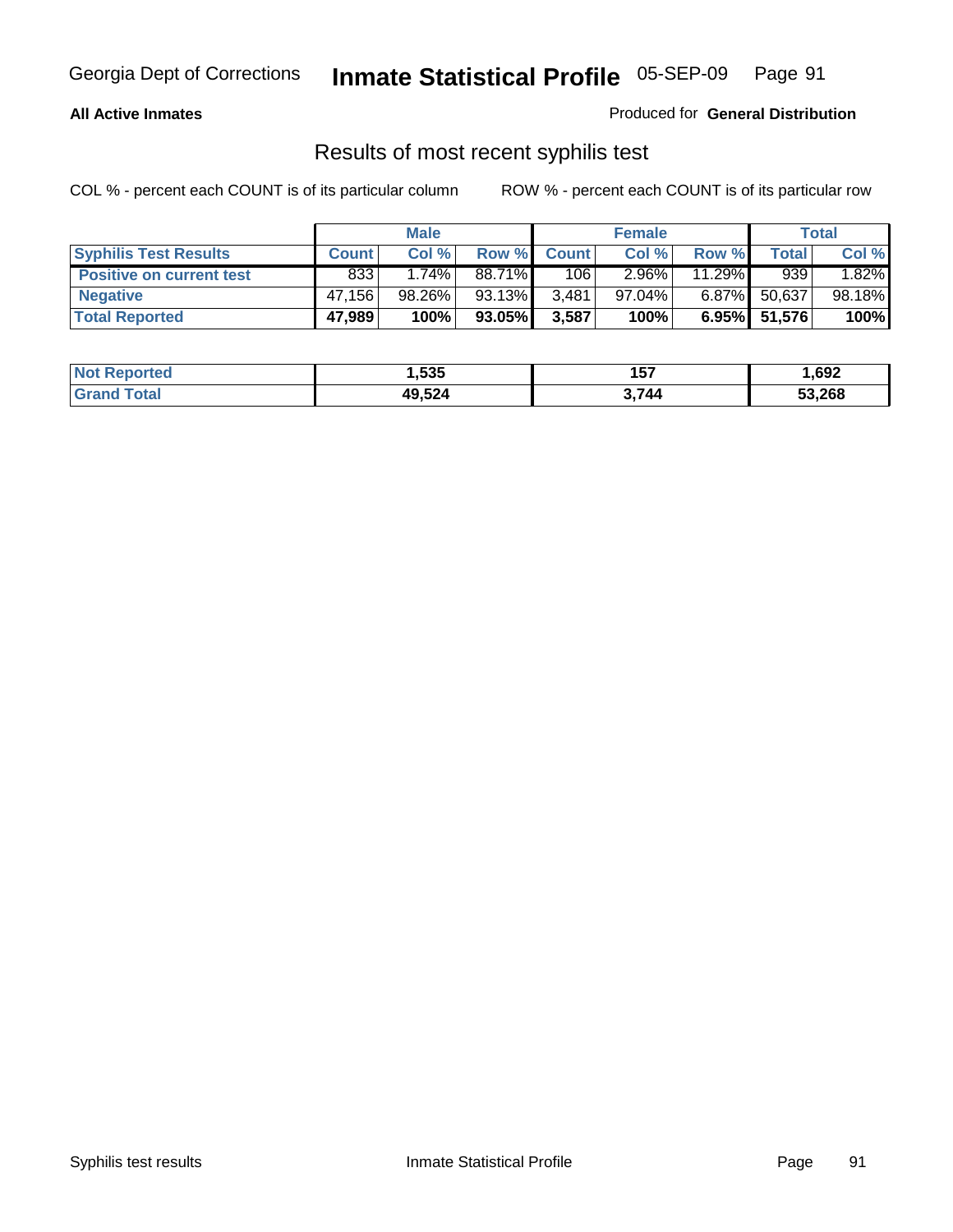Georgia Dept of Corrections **Inmate Statistical Profile** 05-SEP-09

**All Active Inmates**

Produced for **General Distribution**

## Results of most recent syphilis test

COL % - percent each COUNT is of its particular column ROW % - percent each COUNT is of its particular row

| | Male | | | Female | | | Total | |
|---|---|---|---|---|---|---|---|---|
| **Syphilis Test Results** | **Count** | **Col %** | **Row %** | **Count** | **Col %** | **Row %** | **Total** | **Col %** |
| **Positive on current test** | 833 | 1.74% | 88.71% | 106 | 2.96% | 11.29% | 939 | 1.82% |
| **Negative** | 47,156 | 98.26% | 93.13% | 3,481 | 97.04% | 6.87% | 50,637 | 98.18% |
| **Total Reported** | **47,989** | **100%** | **93.05%** | **3,587** | **100%** | **6.95%** | **51,576** | **100%** |

| | Male | Female | Total |
|---|---|---|---|
| **Not Reported** | **1,535** | **157** | **1,692** |
| **Grand Total** | **49,524** | **3,744** | **53,268** |

Syphilis test results Inmate Statistical Profile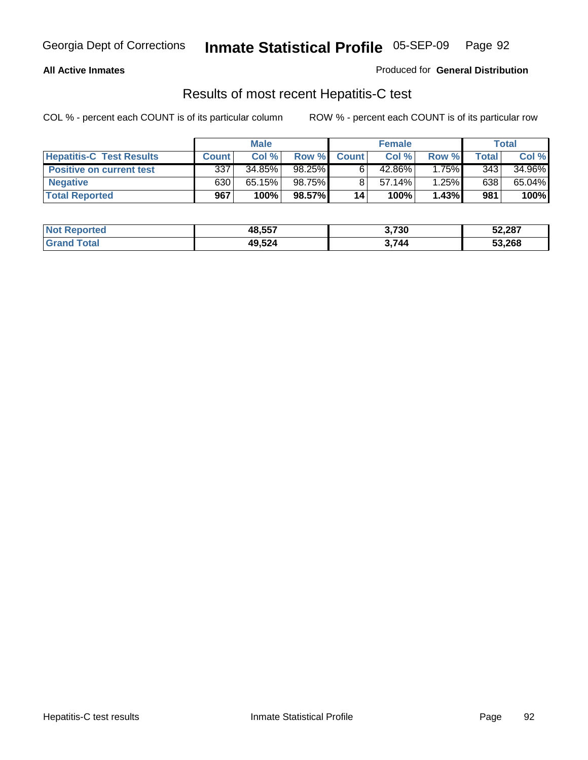**All Active Inmates**

Produced for **General Distribution**

## Results of most recent Hepatitis-C test

COL % - percent each COUNT is of its particular column ROW % - percent each COUNT is of its particular row

| | Male | | | Female | | | Total | |
|---|---|---|---|---|---|---|---|---|
| **Hepatitis-C Test Results** | **Count** | **Col %** | **Row %** | **Count** | **Col %** | **Row %** | **Total** | **Col %** |
| **Positive on current test** | 337 | 34.85% | 98.25% | 6 | 42.86% | 1.75% | 343 | 34.96% |
| **Negative** | 630 | 65.15% | 98.75% | 8 | 57.14% | 1.25% | 638 | 65.04% |
| **Total Reported** | **967** | **100%** | **98.57%** | **14** | **100%** | **1.43%** | **981** | **100%** |

| | Male | Female | Total |
|---|---|---|---|
| **Not Reported** | **48,557** | **3,730** | **52,287** |
| **Grand Total** | **49,524** | **3,744** | **53,268** |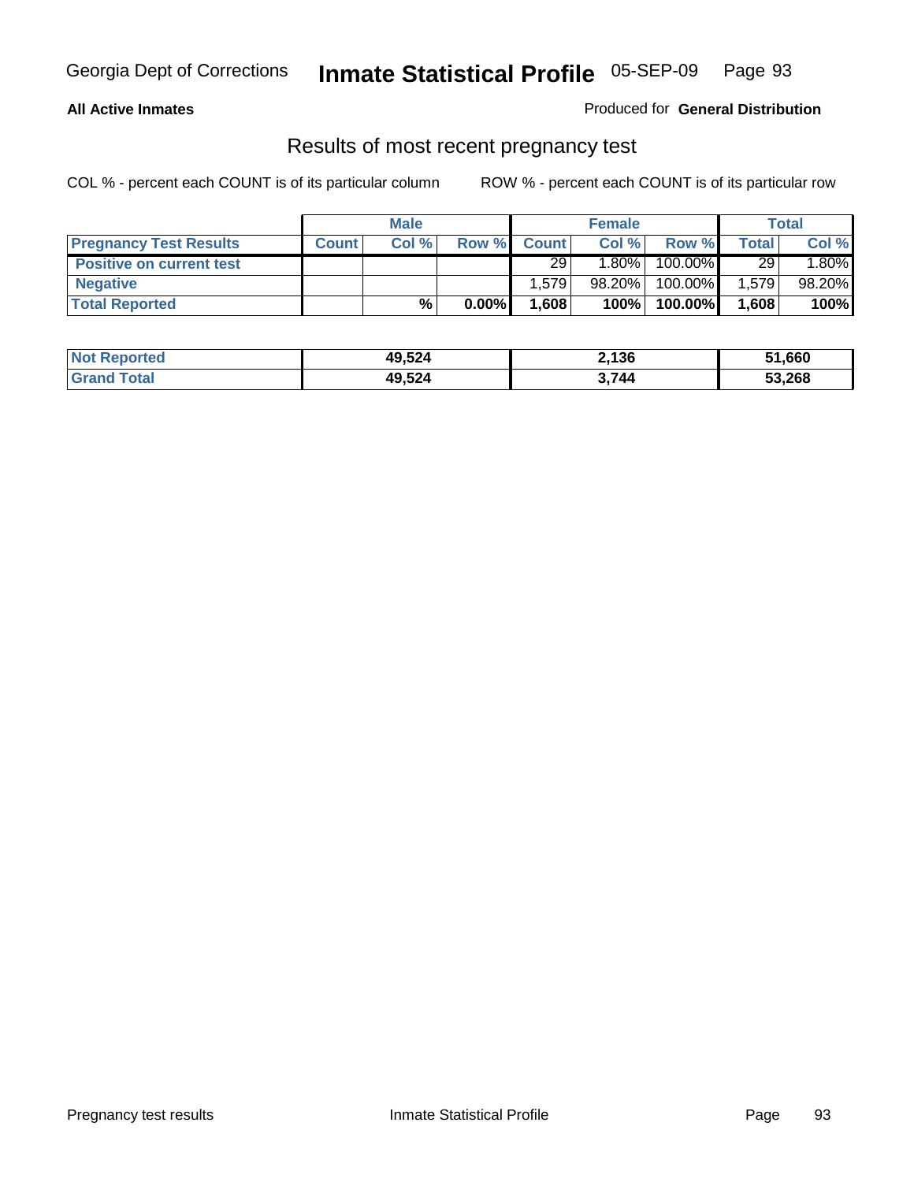Georgia Dept of Corrections **Inmate Statistical Profile** 05-SEP-09

**All Active Inmates**

Produced for **General Distribution**

## Results of most recent pregnancy test

COL % - percent each COUNT is of its particular column    ROW % - percent each COUNT is of its particular row

| | Male | | | Female | | | Total | |
|---|---|---|---|---|---|---|---|---|
| **Pregnancy Test Results** | **Count** | **Col %** | **Row %** | **Count** | **Col %** | **Row %** | **Total** | **Col %** |
| **Positive on current test** | | | | 29 | 1.80% | 100.00% | 29 | 1.80% |
| **Negative** | | | | 1,579 | 98.20% | 100.00% | 1,579 | 98.20% |
| **Total Reported** | | **%** | **0.00%** | **1,608** | **100%** | **100.00%** | **1,608** | **100%** |

| | Male | Female | Total |
|---|---|---|---|
| **Not Reported** | **49,524** | **2,136** | **51,660** |
| **Grand Total** | **49,524** | **3,744** | **53,268** |

Pregnancy test results    Inmate Statistical Profile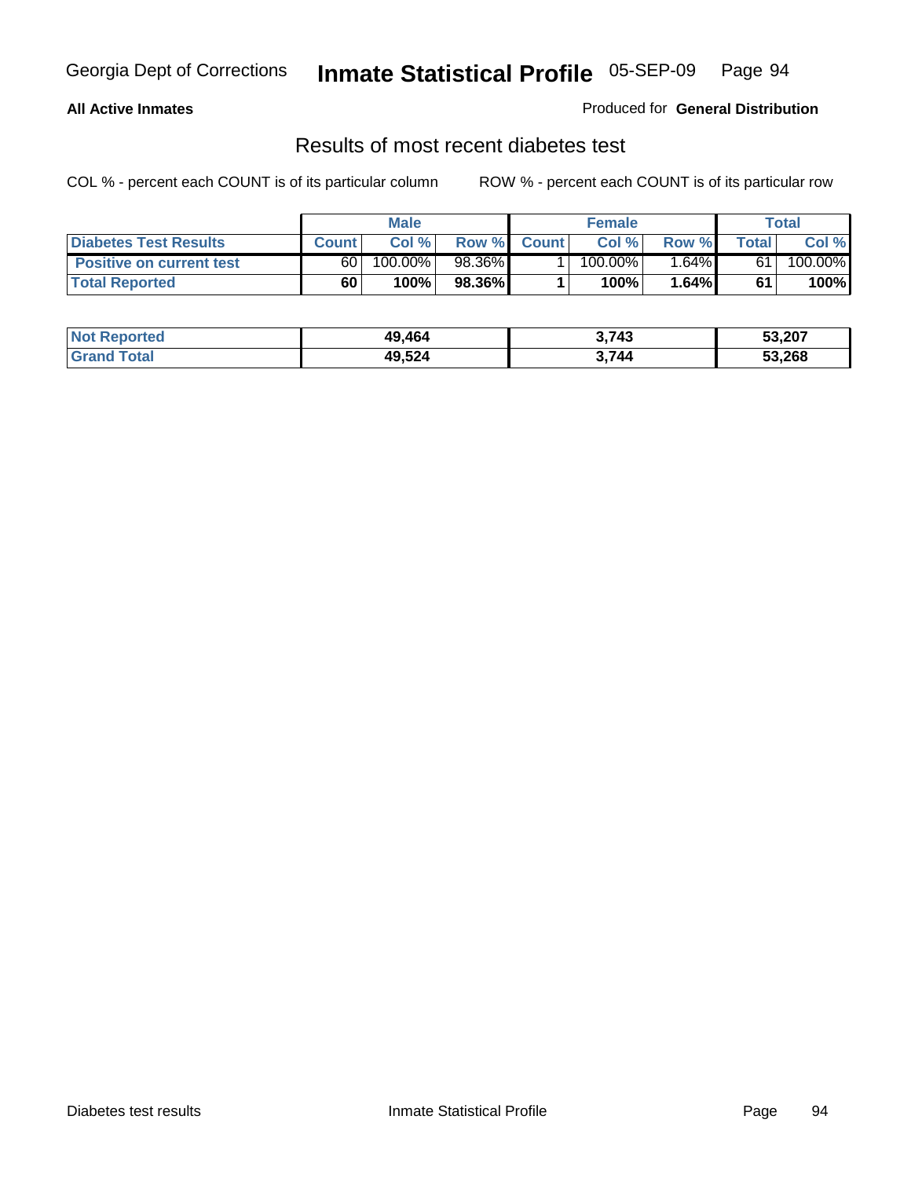**All Active Inmates**

Produced for **General Distribution**

## Results of most recent diabetes test

COL % - percent each COUNT is of its particular column

ROW % - percent each COUNT is of its particular row

| | Male | | | Female | | | Total | |
|---|---|---|---|---|---|---|---|---|
| **Diabetes Test Results** | **Count** | **Col %** | **Row %** | **Count** | **Col %** | **Row %** | **Total** | **Col %** |
| **Positive on current test** | 60 | 100.00% | 98.36% | 1 | 100.00% | 1.64% | 61 | 100.00% |
| **Total Reported** | **60** | **100%** | **98.36%** | **1** | **100%** | **1.64%** | **61** | **100%** |

| | Male | Female | Total |
|---|---|---|---|
| **Not Reported** | **49,464** | **3,743** | **53,207** |
| **Grand Total** | **49,524** | **3,744** | **53,268** |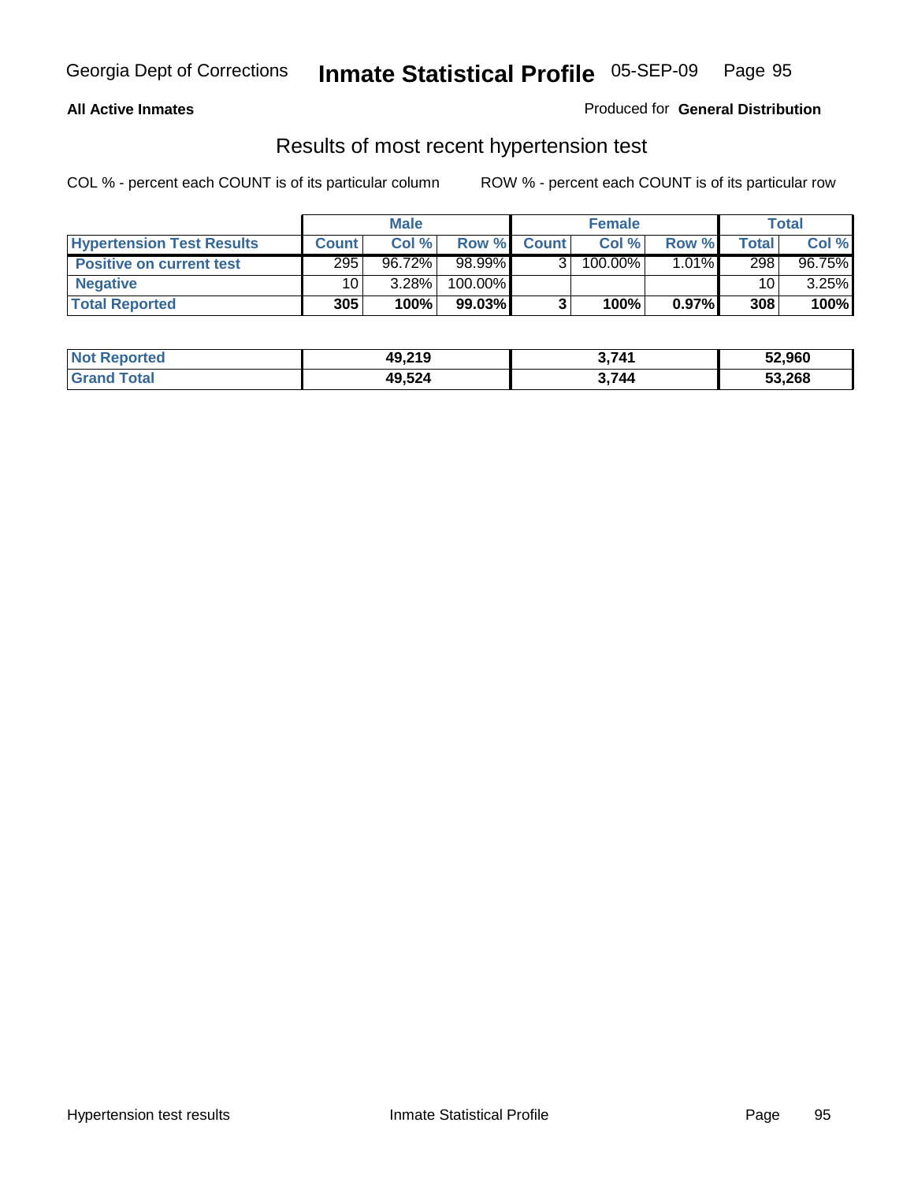**All Active Inmates** | Produced for **General Distribution**

## Results of most recent hypertension test

COL % - percent each COUNT is of its particular column    ROW % - percent each COUNT is of its particular row

| | Male | | | Female | | | Total | |
|---|---|---|---|---|---|---|---|---|
| **Hypertension Test Results** | **Count** | **Col %** | **Row %** | **Count** | **Col %** | **Row %** | **Total** | **Col %** |
| **Positive on current test** | 295 | 96.72% | 98.99% | 3 | 100.00% | 1.01% | 298 | 96.75% |
| **Negative** | 10 | 3.28% | 100.00% | | | | 10 | 3.25% |
| **Total Reported** | **305** | **100%** | **99.03%** | **3** | **100%** | **0.97%** | **308** | **100%** |

| | Male | Female | Total |
|---|---|---|---|
| **Not Reported** | **49,219** | **3,741** | **52,960** |
| **Grand Total** | **49,524** | **3,744** | **53,268** |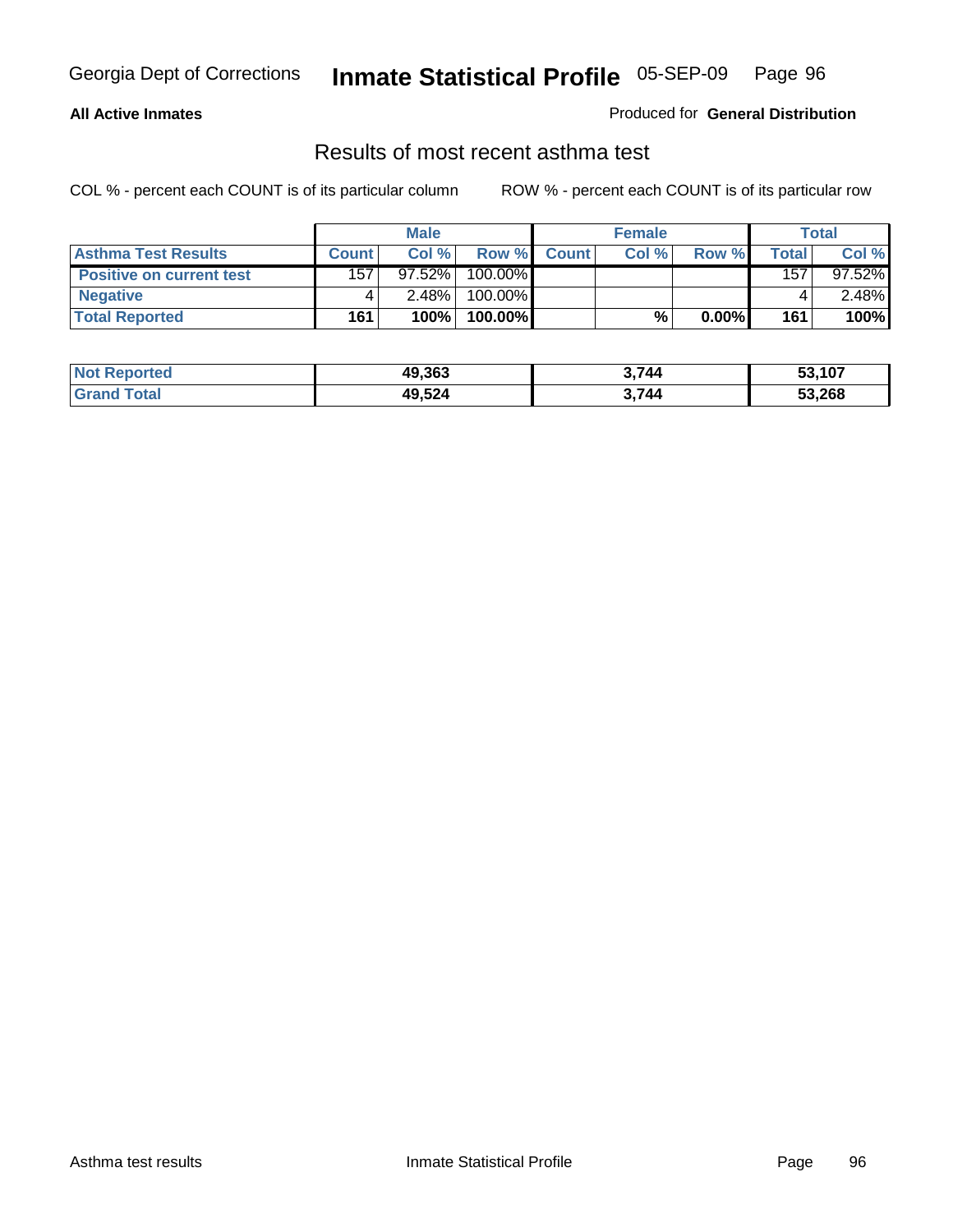Georgia Dept of Corrections **Inmate Statistical Profile** 05-SEP-09

**All Active Inmates**

Produced for **General Distribution**

## Results of most recent asthma test

COL % - percent each COUNT is of its particular column     ROW % - percent each COUNT is of its particular row

| | Male | | | Female | | | Total | |
|---|---|---|---|---|---|---|---|---|
| **Asthma Test Results** | **Count** | **Col %** | **Row %** | **Count** | **Col %** | **Row %** | **Total** | **Col %** |
| **Positive on current test** | 157 | 97.52% | 100.00% | | | | 157 | 97.52% |
| **Negative** | 4 | 2.48% | 100.00% | | | | 4 | 2.48% |
| **Total Reported** | **161** | **100%** | **100.00%** | | **%** | **0.00%** | **161** | **100%** |

| | Male | Female | Total |
|---|---|---|---|
| **Not Reported** | **49,363** | **3,744** | **53,107** |
| **Grand Total** | **49,524** | **3,744** | **53,268** |

Asthma test results     Inmate Statistical Profile